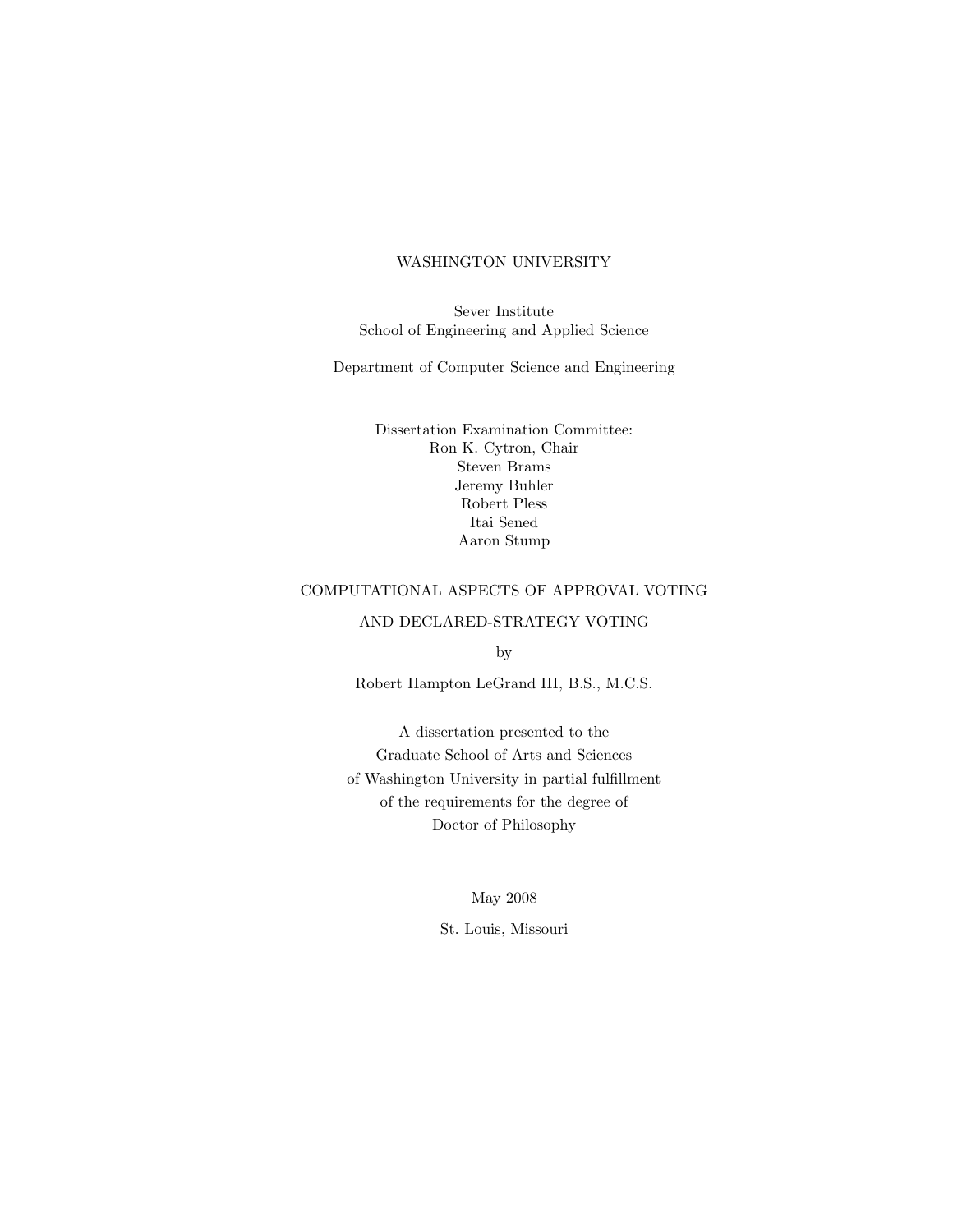WASHINGTON UNIVERSITY

Sever Institute
School of Engineering and Applied Science

Department of Computer Science and Engineering

Dissertation Examination Committee:
Ron K. Cytron, Chair
Steven Brams
Jeremy Buhler
Robert Pless
Itai Sened
Aaron Stump

# COMPUTATIONAL ASPECTS OF APPROVAL VOTING AND DECLARED-STRATEGY VOTING

by

Robert Hampton LeGrand III, B.S., M.C.S.

A dissertation presented to the
Graduate School of Arts and Sciences
of Washington University in partial fulfillment
of the requirements for the degree of
Doctor of Philosophy

May 2008

St. Louis, Missouri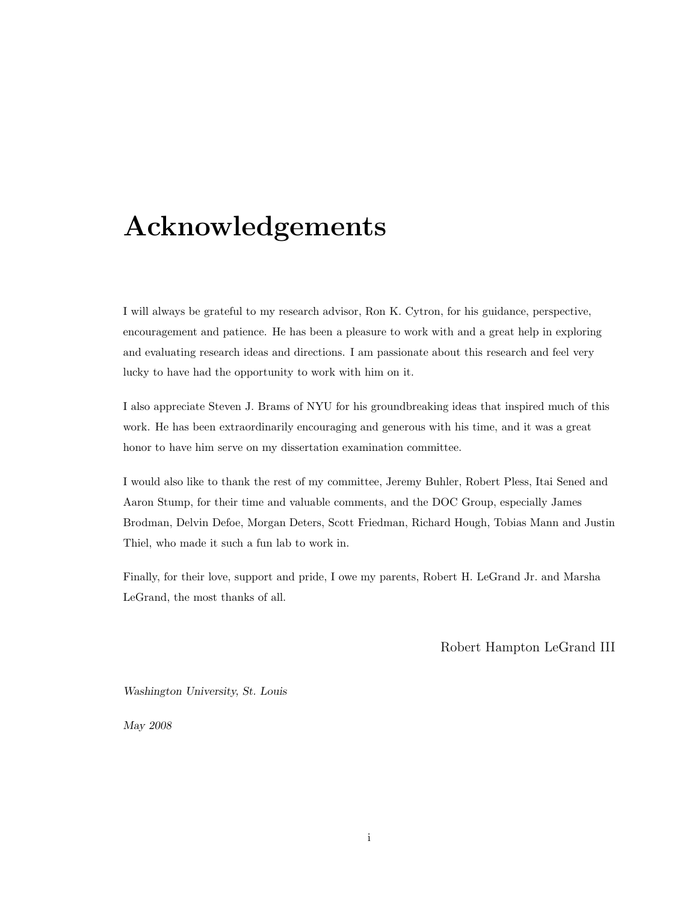# Acknowledgements

I will always be grateful to my research advisor, Ron K. Cytron, for his guidance, perspective, encouragement and patience. He has been a pleasure to work with and a great help in exploring and evaluating research ideas and directions. I am passionate about this research and feel very lucky to have had the opportunity to work with him on it.

I also appreciate Steven J. Brams of NYU for his groundbreaking ideas that inspired much of this work. He has been extraordinarily encouraging and generous with his time, and it was a great honor to have him serve on my dissertation examination committee.

I would also like to thank the rest of my committee, Jeremy Buhler, Robert Pless, Itai Sened and Aaron Stump, for their time and valuable comments, and the DOC Group, especially James Brodman, Delvin Defoe, Morgan Deters, Scott Friedman, Richard Hough, Tobias Mann and Justin Thiel, who made it such a fun lab to work in.

Finally, for their love, support and pride, I owe my parents, Robert H. LeGrand Jr. and Marsha LeGrand, the most thanks of all.

Robert Hampton LeGrand III

*Washington University, St. Louis*

*May 2008*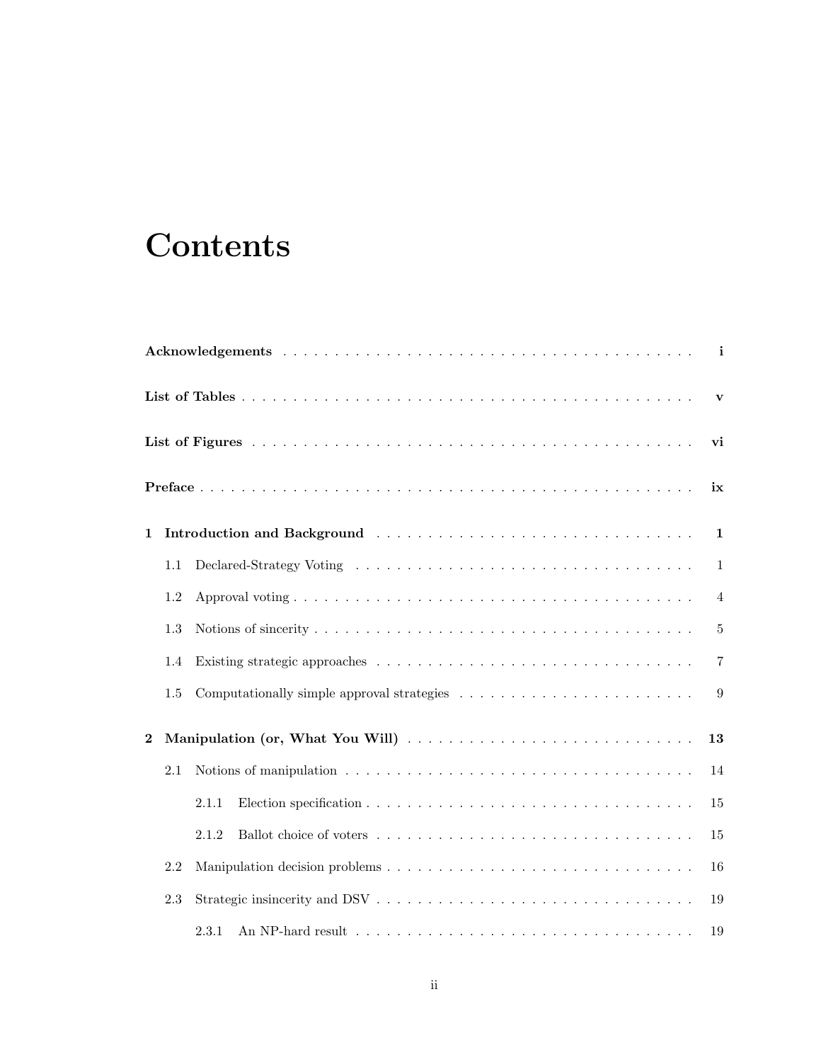# Contents

**Acknowledgements** . . . . . . . . . . . . . . . . . . . . . . . . . . . . . . . . . . . . . . . . **i**

**List of Tables** . . . . . . . . . . . . . . . . . . . . . . . . . . . . . . . . . . . . . . . . . . **v**

**List of Figures** . . . . . . . . . . . . . . . . . . . . . . . . . . . . . . . . . . . . . . . . . **vi**

**Preface** . . . . . . . . . . . . . . . . . . . . . . . . . . . . . . . . . . . . . . . . . . . . . **ix**

**1 Introduction and Background** . . . . . . . . . . . . . . . . . . . . . . . . . . . . . . **1**

1.1 Declared-Strategy Voting . . . . . . . . . . . . . . . . . . . . . . . . . . . . . . . . 1

1.2 Approval voting . . . . . . . . . . . . . . . . . . . . . . . . . . . . . . . . . . . . . 4

1.3 Notions of sincerity . . . . . . . . . . . . . . . . . . . . . . . . . . . . . . . . . . . 5

1.4 Existing strategic approaches . . . . . . . . . . . . . . . . . . . . . . . . . . . . . 7

1.5 Computationally simple approval strategies . . . . . . . . . . . . . . . . . . . . . 9

**2 Manipulation (or, What You Will)** . . . . . . . . . . . . . . . . . . . . . . . . . . . **13**

2.1 Notions of manipulation . . . . . . . . . . . . . . . . . . . . . . . . . . . . . . . . 14

2.1.1 Election specification . . . . . . . . . . . . . . . . . . . . . . . . . . . . . . . 15

2.1.2 Ballot choice of voters . . . . . . . . . . . . . . . . . . . . . . . . . . . . . . 15

2.2 Manipulation decision problems . . . . . . . . . . . . . . . . . . . . . . . . . . . . 16

2.3 Strategic insincerity and DSV . . . . . . . . . . . . . . . . . . . . . . . . . . . . . 19

2.3.1 An NP-hard result . . . . . . . . . . . . . . . . . . . . . . . . . . . . . . . . 19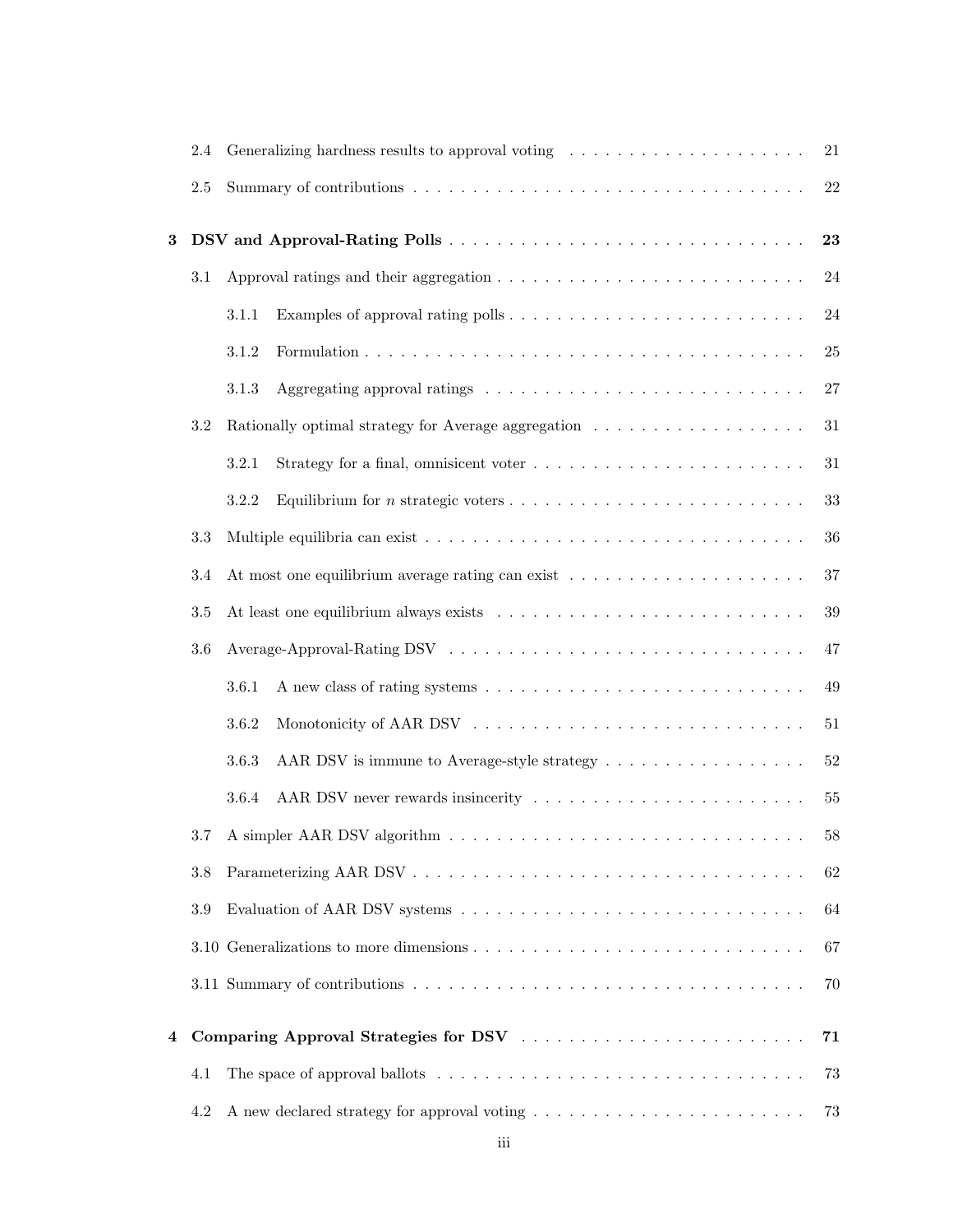2.4 Generalizing hardness results to approval voting . . . . . . . . . . . . . . . . . . . . 21

2.5 Summary of contributions . . . . . . . . . . . . . . . . . . . . . . . . . . . . . . . . . 22

**3 DSV and Approval-Rating Polls . . . . . . . . . . . . . . . . . . . . . . . . . . . . . . 23**

3.1 Approval ratings and their aggregation . . . . . . . . . . . . . . . . . . . . . . . . . . 24

3.1.1 Examples of approval rating polls . . . . . . . . . . . . . . . . . . . . . . . . . 24

3.1.2 Formulation . . . . . . . . . . . . . . . . . . . . . . . . . . . . . . . . . . . . . . 25

3.1.3 Aggregating approval ratings . . . . . . . . . . . . . . . . . . . . . . . . . . . . 27

3.2 Rationally optimal strategy for Average aggregation . . . . . . . . . . . . . . . . . . 31

3.2.1 Strategy for a final, omnisicent voter . . . . . . . . . . . . . . . . . . . . . . . . 31

3.2.2 Equilibrium for $n$ strategic voters . . . . . . . . . . . . . . . . . . . . . . . . . 33

3.3 Multiple equilibria can exist . . . . . . . . . . . . . . . . . . . . . . . . . . . . . . . . 36

3.4 At most one equilibrium average rating can exist . . . . . . . . . . . . . . . . . . . . 37

3.5 At least one equilibrium always exists . . . . . . . . . . . . . . . . . . . . . . . . . . 39

3.6 Average-Approval-Rating DSV . . . . . . . . . . . . . . . . . . . . . . . . . . . . . . 47

3.6.1 A new class of rating systems . . . . . . . . . . . . . . . . . . . . . . . . . . . . 49

3.6.2 Monotonicity of AAR DSV . . . . . . . . . . . . . . . . . . . . . . . . . . . . . 51

3.6.3 AAR DSV is immune to Average-style strategy . . . . . . . . . . . . . . . . . . 52

3.6.4 AAR DSV never rewards insincerity . . . . . . . . . . . . . . . . . . . . . . . . 55

3.7 A simpler AAR DSV algorithm . . . . . . . . . . . . . . . . . . . . . . . . . . . . . . 58

3.8 Parameterizing AAR DSV . . . . . . . . . . . . . . . . . . . . . . . . . . . . . . . . . 62

3.9 Evaluation of AAR DSV systems . . . . . . . . . . . . . . . . . . . . . . . . . . . . . 64

3.10 Generalizations to more dimensions . . . . . . . . . . . . . . . . . . . . . . . . . . . 67

3.11 Summary of contributions . . . . . . . . . . . . . . . . . . . . . . . . . . . . . . . . . 70

**4 Comparing Approval Strategies for DSV . . . . . . . . . . . . . . . . . . . . . . . . . 71**

4.1 The space of approval ballots . . . . . . . . . . . . . . . . . . . . . . . . . . . . . . . 73

4.2 A new declared strategy for approval voting . . . . . . . . . . . . . . . . . . . . . . . 73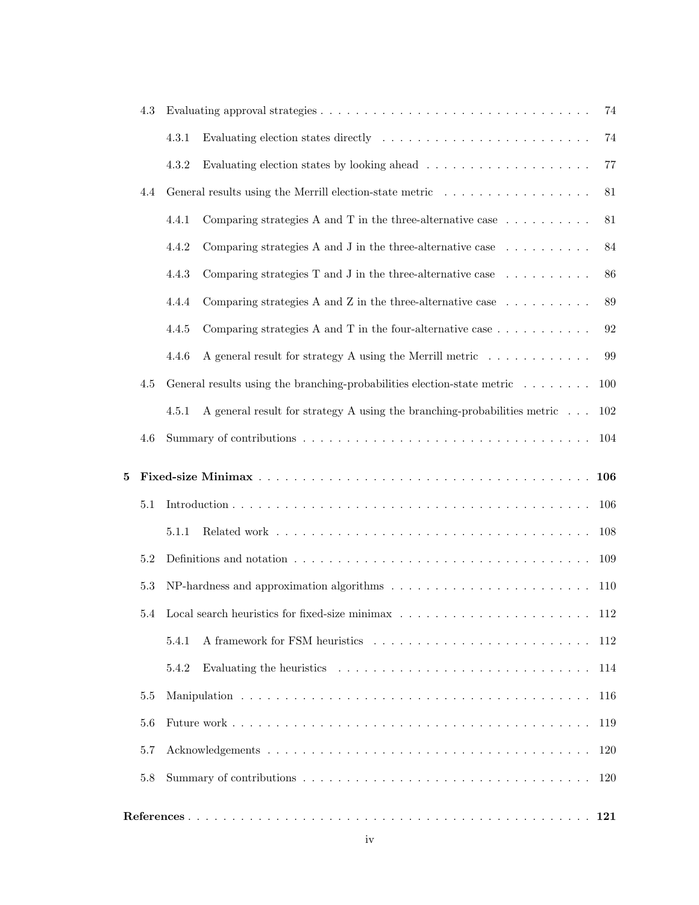4.3 Evaluating approval strategies . . . 74

4.3.1 Evaluating election states directly . . . 74

4.3.2 Evaluating election states by looking ahead . . . 77

4.4 General results using the Merrill election-state metric . . . 81

4.4.1 Comparing strategies A and T in the three-alternative case . . . 81

4.4.2 Comparing strategies A and J in the three-alternative case . . . 84

4.4.3 Comparing strategies T and J in the three-alternative case . . . 86

4.4.4 Comparing strategies A and Z in the three-alternative case . . . 89

4.4.5 Comparing strategies A and T in the four-alternative case . . . 92

4.4.6 A general result for strategy A using the Merrill metric . . . 99

4.5 General results using the branching-probabilities election-state metric . . . 100

4.5.1 A general result for strategy A using the branching-probabilities metric . . . 102

4.6 Summary of contributions . . . 104

**5 Fixed-size Minimax . . . 106**

5.1 Introduction . . . 106

5.1.1 Related work . . . 108

5.2 Definitions and notation . . . 109

5.3 NP-hardness and approximation algorithms . . . 110

5.4 Local search heuristics for fixed-size minimax . . . 112

5.4.1 A framework for FSM heuristics . . . 112

5.4.2 Evaluating the heuristics . . . 114

5.5 Manipulation . . . 116

5.6 Future work . . . 119

5.7 Acknowledgements . . . 120

5.8 Summary of contributions . . . 120

**References . . . 121**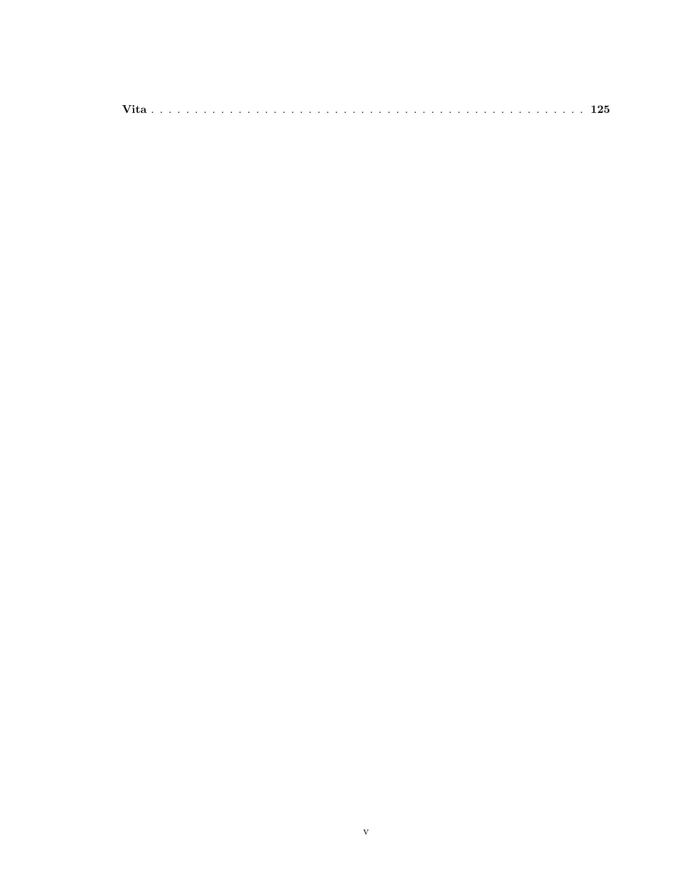**Vita** . . . . . . . . . . . . . . . . . . . . . . . . . . . . . . . . . . . . . . . . . . . . . . . . **125**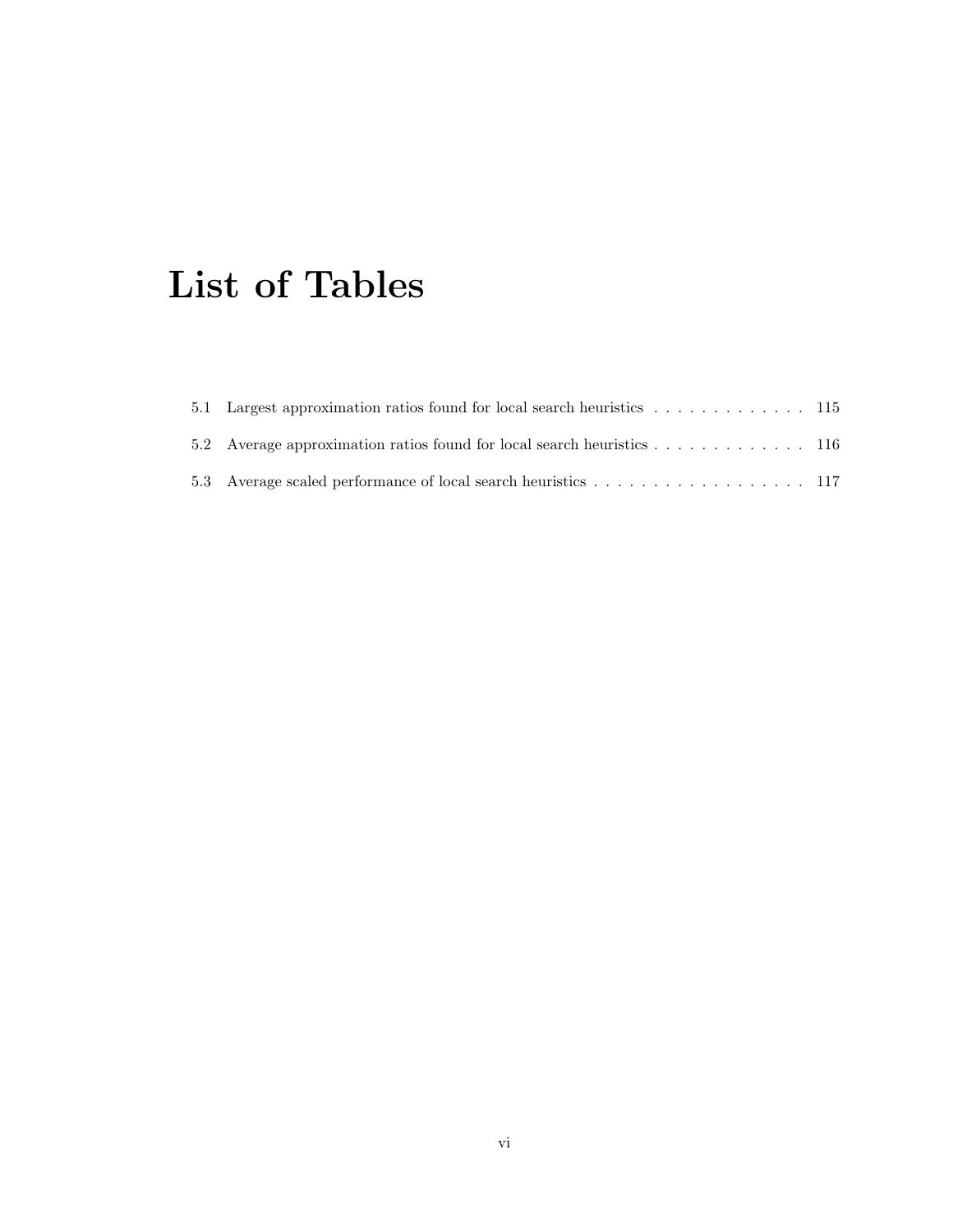# List of Tables

5.1 Largest approximation ratios found for local search heuristics . . . . . . . . . . . . . 115

5.2 Average approximation ratios found for local search heuristics . . . . . . . . . . . . . 116

5.3 Average scaled performance of local search heuristics . . . . . . . . . . . . . . . . . . 117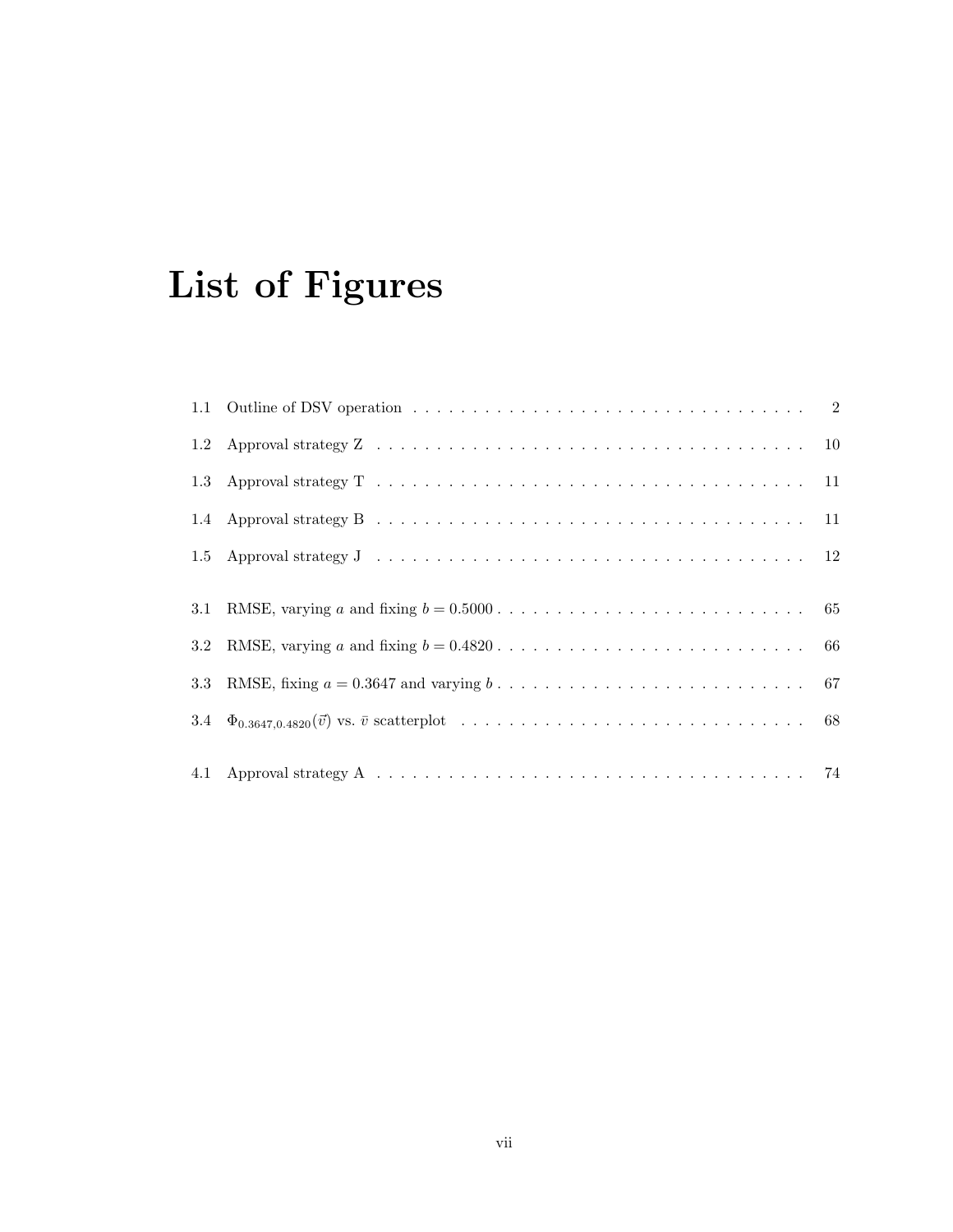# List of Figures

1.1 Outline of DSV operation . . . . . . . . . . . . . . . . . . . . . . . . . . . . . . . . . . 2

1.2 Approval strategy Z . . . . . . . . . . . . . . . . . . . . . . . . . . . . . . . . . . . . . 10

1.3 Approval strategy T . . . . . . . . . . . . . . . . . . . . . . . . . . . . . . . . . . . . . 11

1.4 Approval strategy B . . . . . . . . . . . . . . . . . . . . . . . . . . . . . . . . . . . . . 11

1.5 Approval strategy J . . . . . . . . . . . . . . . . . . . . . . . . . . . . . . . . . . . . . 12

3.1 RMSE, varying $a$ and fixing $b = 0.5000$ . . . . . . . . . . . . . . . . . . . . . . . . . . 65

3.2 RMSE, varying $a$ and fixing $b = 0.4820$ . . . . . . . . . . . . . . . . . . . . . . . . . . 66

3.3 RMSE, fixing $a = 0.3647$ and varying $b$ . . . . . . . . . . . . . . . . . . . . . . . . . . 67

3.4 $\Phi_{0.3647,0.4820}(\vec{v})$ vs. $\bar{v}$ scatterplot . . . . . . . . . . . . . . . . . . . . . . . . . . . . . . 68

4.1 Approval strategy A . . . . . . . . . . . . . . . . . . . . . . . . . . . . . . . . . . . . . 74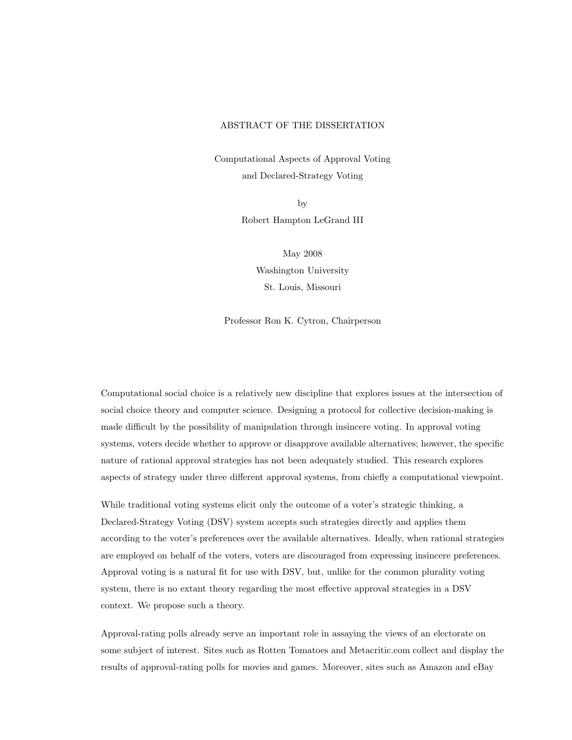## ABSTRACT OF THE DISSERTATION

Computational Aspects of Approval Voting
and Declared-Strategy Voting

by

Robert Hampton LeGrand III

May 2008
Washington University
St. Louis, Missouri

Professor Ron K. Cytron, Chairperson

Computational social choice is a relatively new discipline that explores issues at the intersection of social choice theory and computer science. Designing a protocol for collective decision-making is made difficult by the possibility of manipulation through insincere voting. In approval voting systems, voters decide whether to approve or disapprove available alternatives; however, the specific nature of rational approval strategies has not been adequately studied. This research explores aspects of strategy under three different approval systems, from chiefly a computational viewpoint.

While traditional voting systems elicit only the outcome of a voter's strategic thinking, a Declared-Strategy Voting (DSV) system accepts such strategies directly and applies them according to the voter's preferences over the available alternatives. Ideally, when rational strategies are employed on behalf of the voters, voters are discouraged from expressing insincere preferences. Approval voting is a natural fit for use with DSV, but, unlike for the common plurality voting system, there is no extant theory regarding the most effective approval strategies in a DSV context. We propose such a theory.

Approval-rating polls already serve an important role in assaying the views of an electorate on some subject of interest. Sites such as Rotten Tomatoes and Metacritic.com collect and display the results of approval-rating polls for movies and games. Moreover, sites such as Amazon and eBay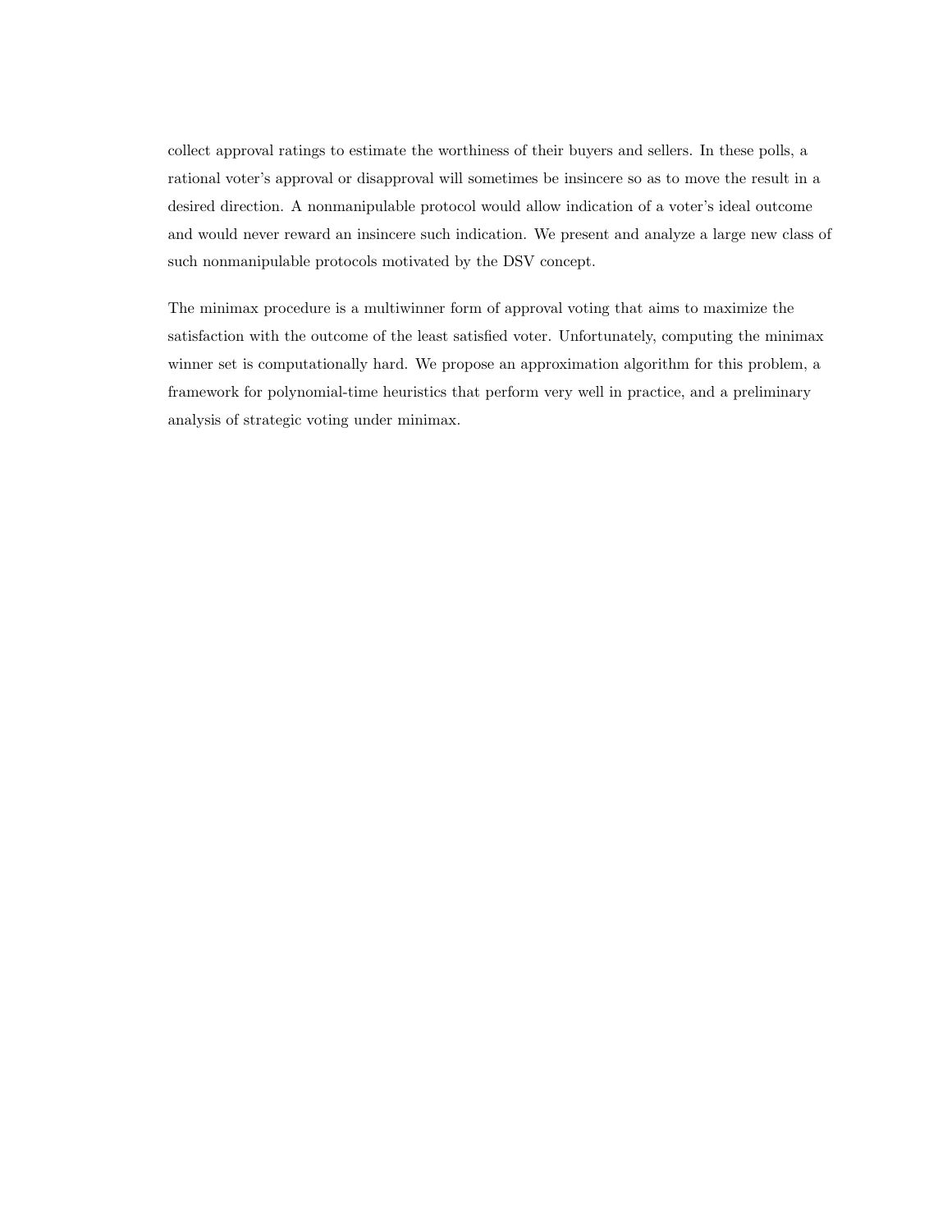collect approval ratings to estimate the worthiness of their buyers and sellers. In these polls, a rational voter's approval or disapproval will sometimes be insincere so as to move the result in a desired direction. A nonmanipulable protocol would allow indication of a voter's ideal outcome and would never reward an insincere such indication. We present and analyze a large new class of such nonmanipulable protocols motivated by the DSV concept.

The minimax procedure is a multiwinner form of approval voting that aims to maximize the satisfaction with the outcome of the least satisfied voter. Unfortunately, computing the minimax winner set is computationally hard. We propose an approximation algorithm for this problem, a framework for polynomial-time heuristics that perform very well in practice, and a preliminary analysis of strategic voting under minimax.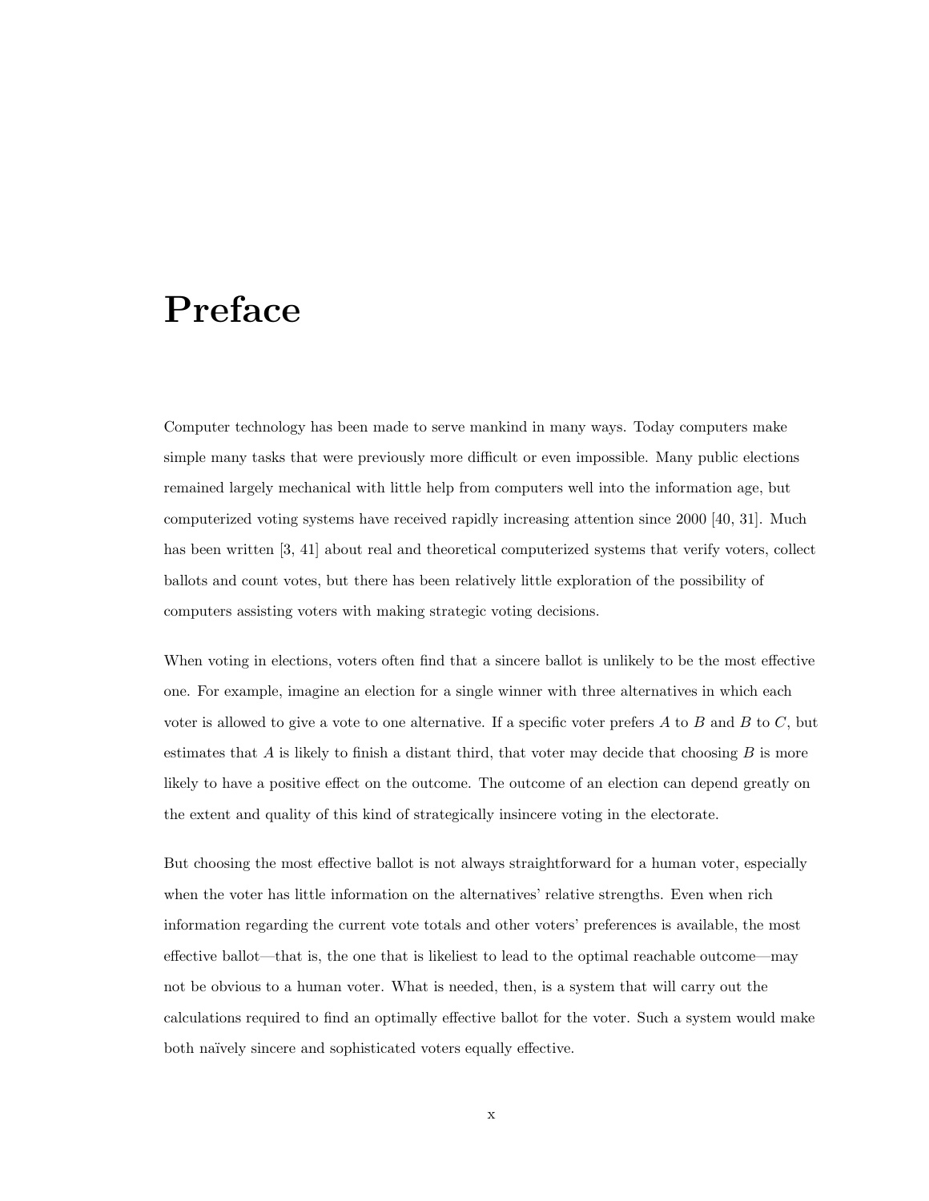# Preface

Computer technology has been made to serve mankind in many ways. Today computers make simple many tasks that were previously more difficult or even impossible. Many public elections remained largely mechanical with little help from computers well into the information age, but computerized voting systems have received rapidly increasing attention since 2000 [40, 31]. Much has been written [3, 41] about real and theoretical computerized systems that verify voters, collect ballots and count votes, but there has been relatively little exploration of the possibility of computers assisting voters with making strategic voting decisions.

When voting in elections, voters often find that a sincere ballot is unlikely to be the most effective one. For example, imagine an election for a single winner with three alternatives in which each voter is allowed to give a vote to one alternative. If a specific voter prefers $A$ to $B$ and $B$ to $C$, but estimates that $A$ is likely to finish a distant third, that voter may decide that choosing $B$ is more likely to have a positive effect on the outcome. The outcome of an election can depend greatly on the extent and quality of this kind of strategically insincere voting in the electorate.

But choosing the most effective ballot is not always straightforward for a human voter, especially when the voter has little information on the alternatives' relative strengths. Even when rich information regarding the current vote totals and other voters' preferences is available, the most effective ballot—that is, the one that is likeliest to lead to the optimal reachable outcome—may not be obvious to a human voter. What is needed, then, is a system that will carry out the calculations required to find an optimally effective ballot for the voter. Such a system would make both naïvely sincere and sophisticated voters equally effective.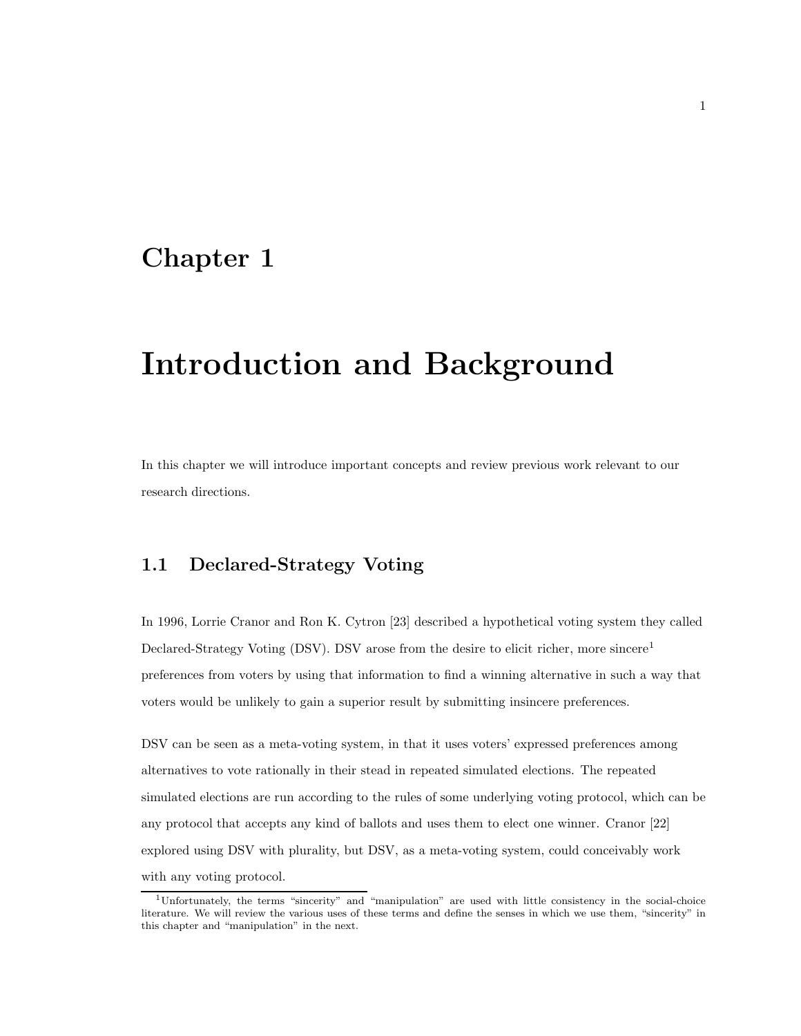# Chapter 1

# Introduction and Background

In this chapter we will introduce important concepts and review previous work relevant to our research directions.

## 1.1 Declared-Strategy Voting

In 1996, Lorrie Cranor and Ron K. Cytron [23] described a hypothetical voting system they called Declared-Strategy Voting (DSV). DSV arose from the desire to elicit richer, more sincere[1] preferences from voters by using that information to find a winning alternative in such a way that voters would be unlikely to gain a superior result by submitting insincere preferences.

DSV can be seen as a meta-voting system, in that it uses voters' expressed preferences among alternatives to vote rationally in their stead in repeated simulated elections. The repeated simulated elections are run according to the rules of some underlying voting protocol, which can be any protocol that accepts any kind of ballots and uses them to elect one winner. Cranor [22] explored using DSV with plurality, but DSV, as a meta-voting system, could conceivably work with any voting protocol.

[1] Unfortunately, the terms "sincerity" and "manipulation" are used with little consistency in the social-choice literature. We will review the various uses of these terms and define the senses in which we use them, "sincerity" in this chapter and "manipulation" in the next.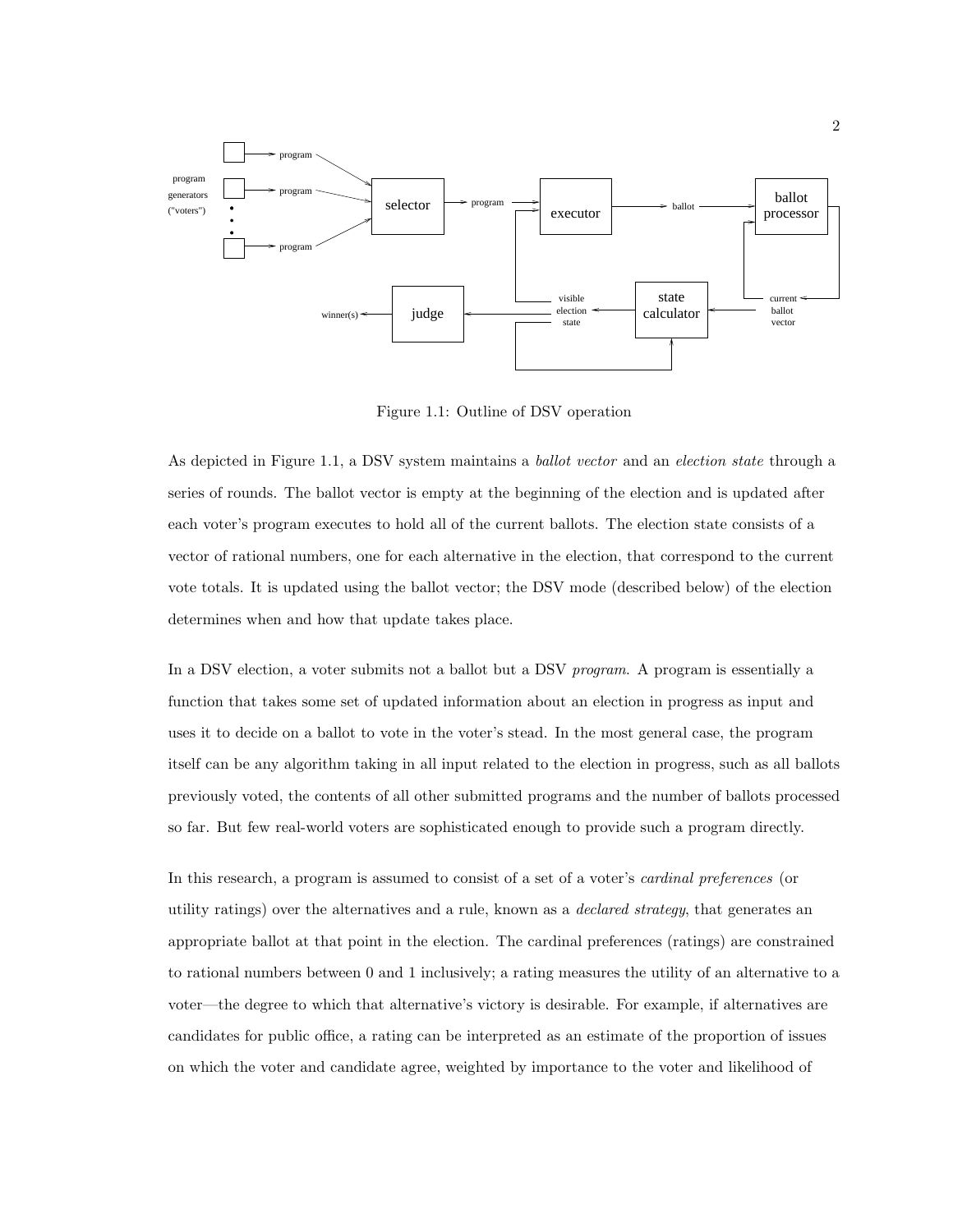program generators ("voters")

program

program

program

selector

program

executor

ballot

ballot processor

current ballot vector

state calculator

visible election state

judge

winner(s)

Figure 1.1: Outline of DSV operation

As depicted in Figure 1.1, a DSV system maintains a *ballot vector* and an *election state* through a series of rounds. The ballot vector is empty at the beginning of the election and is updated after each voter's program executes to hold all of the current ballots. The election state consists of a vector of rational numbers, one for each alternative in the election, that correspond to the current vote totals. It is updated using the ballot vector; the DSV mode (described below) of the election determines when and how that update takes place.

In a DSV election, a voter submits not a ballot but a DSV *program*. A program is essentially a function that takes some set of updated information about an election in progress as input and uses it to decide on a ballot to vote in the voter's stead. In the most general case, the program itself can be any algorithm taking in all input related to the election in progress, such as all ballots previously voted, the contents of all other submitted programs and the number of ballots processed so far. But few real-world voters are sophisticated enough to provide such a program directly.

In this research, a program is assumed to consist of a set of a voter's *cardinal preferences* (or utility ratings) over the alternatives and a rule, known as a *declared strategy*, that generates an appropriate ballot at that point in the election. The cardinal preferences (ratings) are constrained to rational numbers between 0 and 1 inclusively; a rating measures the utility of an alternative to a voter—the degree to which that alternative's victory is desirable. For example, if alternatives are candidates for public office, a rating can be interpreted as an estimate of the proportion of issues on which the voter and candidate agree, weighted by importance to the voter and likelihood of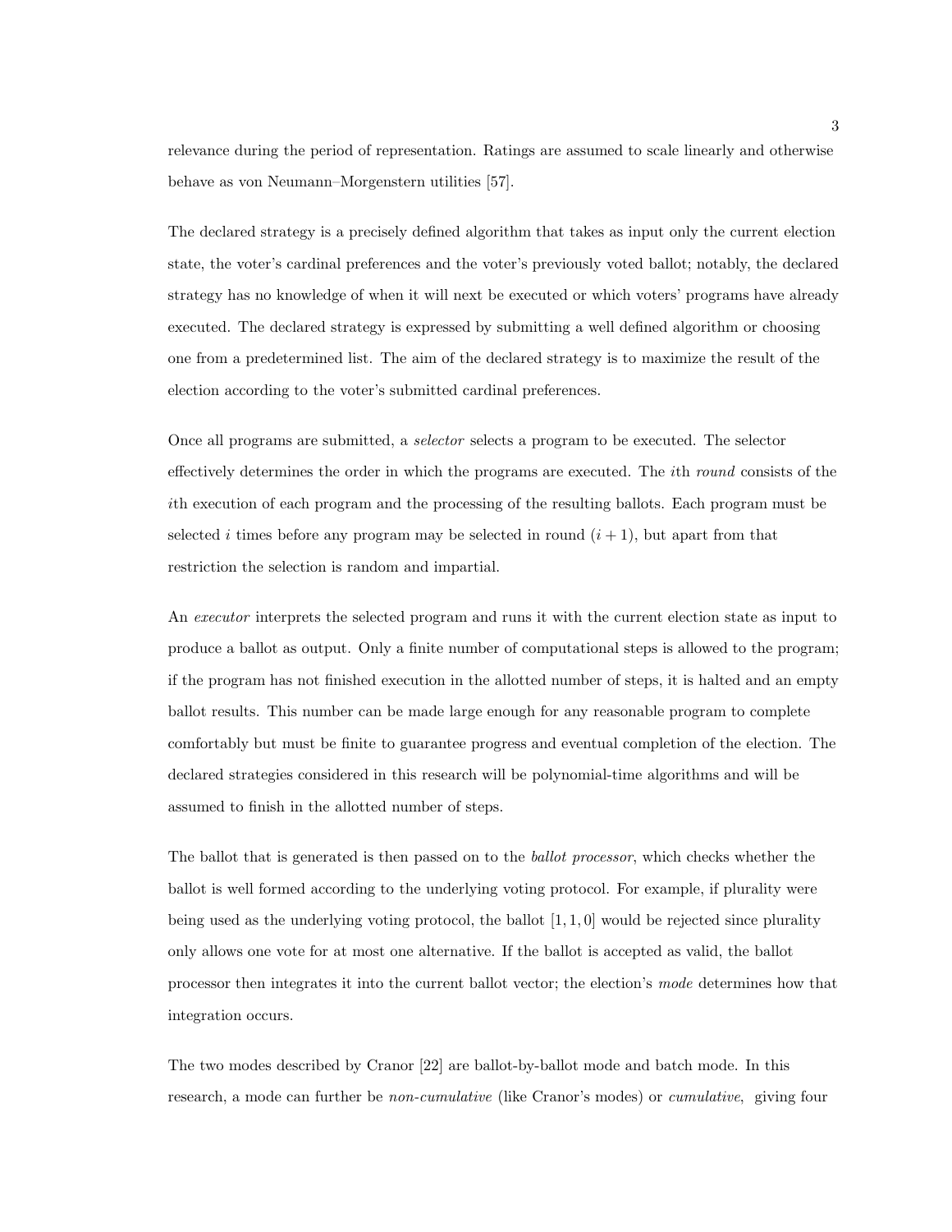relevance during the period of representation. Ratings are assumed to scale linearly and otherwise behave as von Neumann–Morgenstern utilities [57].

The declared strategy is a precisely defined algorithm that takes as input only the current election state, the voter's cardinal preferences and the voter's previously voted ballot; notably, the declared strategy has no knowledge of when it will next be executed or which voters' programs have already executed. The declared strategy is expressed by submitting a well defined algorithm or choosing one from a predetermined list. The aim of the declared strategy is to maximize the result of the election according to the voter's submitted cardinal preferences.

Once all programs are submitted, a *selector* selects a program to be executed. The selector effectively determines the order in which the programs are executed. The $i$th *round* consists of the $i$th execution of each program and the processing of the resulting ballots. Each program must be selected $i$ times before any program may be selected in round $(i + 1)$, but apart from that restriction the selection is random and impartial.

An *executor* interprets the selected program and runs it with the current election state as input to produce a ballot as output. Only a finite number of computational steps is allowed to the program; if the program has not finished execution in the allotted number of steps, it is halted and an empty ballot results. This number can be made large enough for any reasonable program to complete comfortably but must be finite to guarantee progress and eventual completion of the election. The declared strategies considered in this research will be polynomial-time algorithms and will be assumed to finish in the allotted number of steps.

The ballot that is generated is then passed on to the *ballot processor*, which checks whether the ballot is well formed according to the underlying voting protocol. For example, if plurality were being used as the underlying voting protocol, the ballot $[1, 1, 0]$ would be rejected since plurality only allows one vote for at most one alternative. If the ballot is accepted as valid, the ballot processor then integrates it into the current ballot vector; the election's *mode* determines how that integration occurs.

The two modes described by Cranor [22] are ballot-by-ballot mode and batch mode. In this research, a mode can further be *non-cumulative* (like Cranor's modes) or *cumulative*, giving four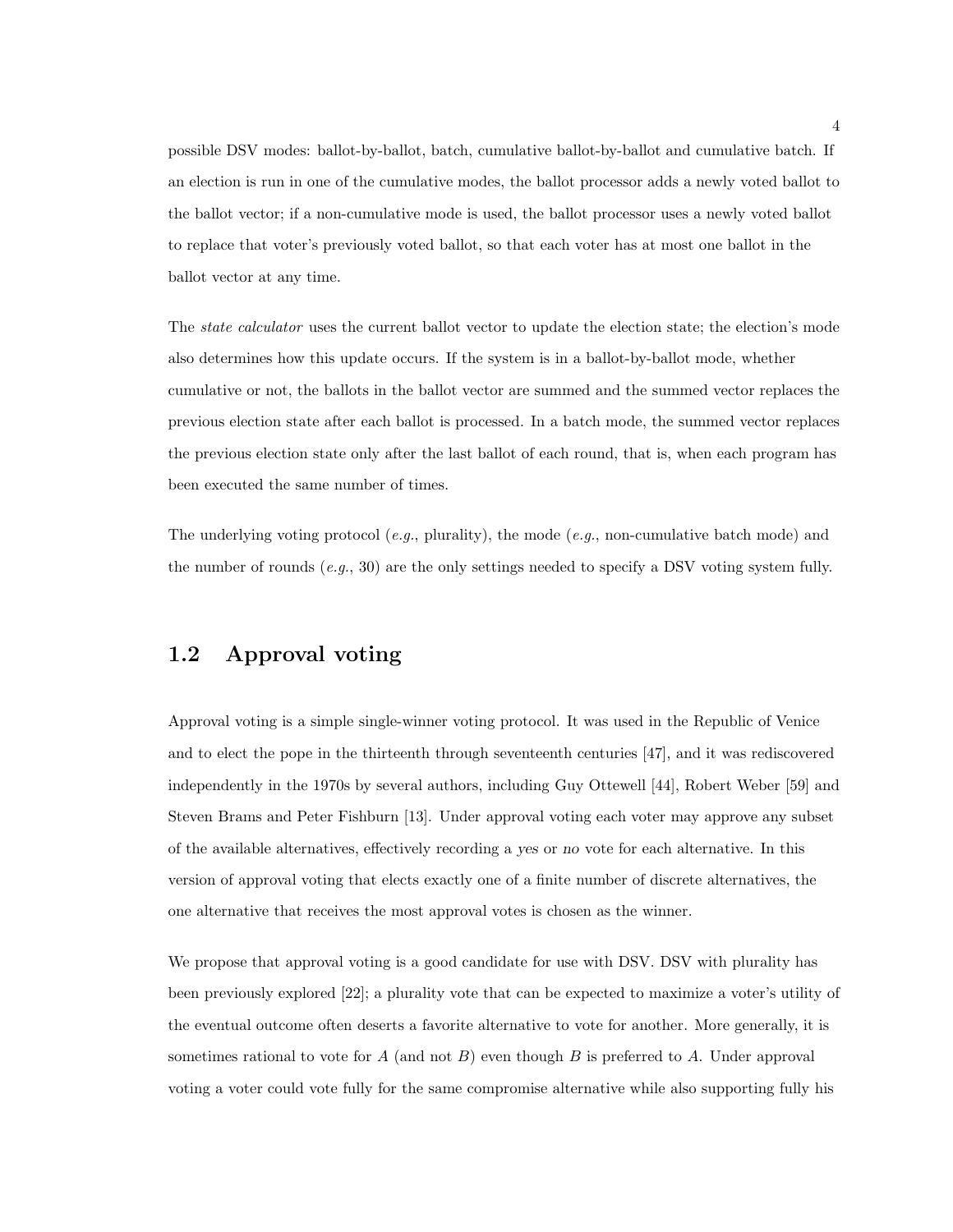possible DSV modes: ballot-by-ballot, batch, cumulative ballot-by-ballot and cumulative batch. If an election is run in one of the cumulative modes, the ballot processor adds a newly voted ballot to the ballot vector; if a non-cumulative mode is used, the ballot processor uses a newly voted ballot to replace that voter's previously voted ballot, so that each voter has at most one ballot in the ballot vector at any time.

The *state calculator* uses the current ballot vector to update the election state; the election's mode also determines how this update occurs. If the system is in a ballot-by-ballot mode, whether cumulative or not, the ballots in the ballot vector are summed and the summed vector replaces the previous election state after each ballot is processed. In a batch mode, the summed vector replaces the previous election state only after the last ballot of each round, that is, when each program has been executed the same number of times.

The underlying voting protocol (*e.g.*, plurality), the mode (*e.g.*, non-cumulative batch mode) and the number of rounds (*e.g.*, 30) are the only settings needed to specify a DSV voting system fully.

## 1.2 Approval voting

Approval voting is a simple single-winner voting protocol. It was used in the Republic of Venice and to elect the pope in the thirteenth through seventeenth centuries [47], and it was rediscovered independently in the 1970s by several authors, including Guy Ottewell [44], Robert Weber [59] and Steven Brams and Peter Fishburn [13]. Under approval voting each voter may approve any subset of the available alternatives, effectively recording a *yes* or *no* vote for each alternative. In this version of approval voting that elects exactly one of a finite number of discrete alternatives, the one alternative that receives the most approval votes is chosen as the winner.

We propose that approval voting is a good candidate for use with DSV. DSV with plurality has been previously explored [22]; a plurality vote that can be expected to maximize a voter's utility of the eventual outcome often deserts a favorite alternative to vote for another. More generally, it is sometimes rational to vote for $A$ (and not $B$) even though $B$ is preferred to $A$. Under approval voting a voter could vote fully for the same compromise alternative while also supporting fully his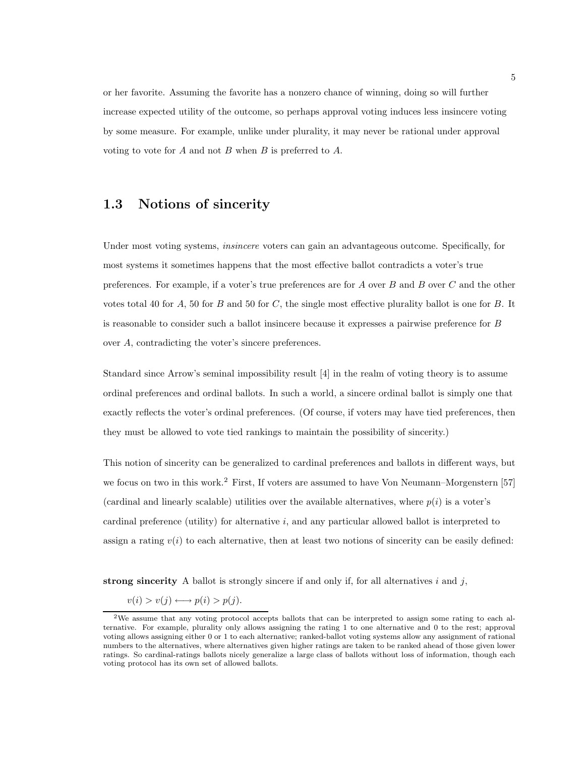or her favorite. Assuming the favorite has a nonzero chance of winning, doing so will further increase expected utility of the outcome, so perhaps approval voting induces less insincere voting by some measure. For example, unlike under plurality, it may never be rational under approval voting to vote for $A$ and not $B$ when $B$ is preferred to $A$.

## 1.3 Notions of sincerity

Under most voting systems, *insincere* voters can gain an advantageous outcome. Specifically, for most systems it sometimes happens that the most effective ballot contradicts a voter's true preferences. For example, if a voter's true preferences are for $A$ over $B$ and $B$ over $C$ and the other votes total 40 for $A$, 50 for $B$ and 50 for $C$, the single most effective plurality ballot is one for $B$. It is reasonable to consider such a ballot insincere because it expresses a pairwise preference for $B$ over $A$, contradicting the voter's sincere preferences.

Standard since Arrow's seminal impossibility result [4] in the realm of voting theory is to assume ordinal preferences and ordinal ballots. In such a world, a sincere ordinal ballot is simply one that exactly reflects the voter's ordinal preferences. (Of course, if voters may have tied preferences, then they must be allowed to vote tied rankings to maintain the possibility of sincerity.)

This notion of sincerity can be generalized to cardinal preferences and ballots in different ways, but we focus on two in this work.[2] First, If voters are assumed to have Von Neumann–Morgenstern [57] (cardinal and linearly scalable) utilities over the available alternatives, where $p(i)$ is a voter's cardinal preference (utility) for alternative $i$, and any particular allowed ballot is interpreted to assign a rating $v(i)$ to each alternative, then at least two notions of sincerity can be easily defined:

**strong sincerity** A ballot is strongly sincere if and only if, for all alternatives $i$ and $j$,

$v(i) > v(j) \longleftrightarrow p(i) > p(j)$.

[2] We assume that any voting protocol accepts ballots that can be interpreted to assign some rating to each alternative. For example, plurality only allows assigning the rating 1 to one alternative and 0 to the rest; approval voting allows assigning either 0 or 1 to each alternative; ranked-ballot voting systems allow any assignment of rational numbers to the alternatives, where alternatives given higher ratings are taken to be ranked ahead of those given lower ratings. So cardinal-ratings ballots nicely generalize a large class of ballots without loss of information, though each voting protocol has its own set of allowed ballots.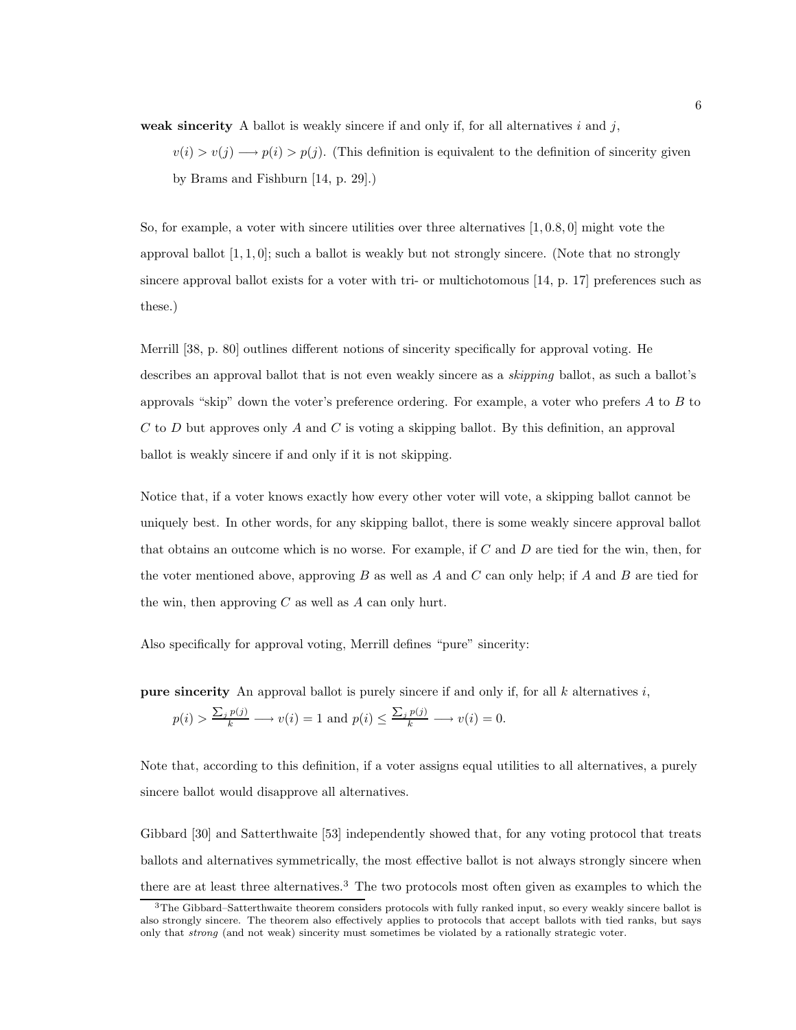**weak sincerity** A ballot is weakly sincere if and only if, for all alternatives $i$ and $j$,

$v(i) > v(j) \longrightarrow p(i) > p(j)$. (This definition is equivalent to the definition of sincerity given by Brams and Fishburn [14, p. 29].)

So, for example, a voter with sincere utilities over three alternatives $[1, 0.8, 0]$ might vote the approval ballot $[1, 1, 0]$; such a ballot is weakly but not strongly sincere. (Note that no strongly sincere approval ballot exists for a voter with tri- or multichotomous [14, p. 17] preferences such as these.)

Merrill [38, p. 80] outlines different notions of sincerity specifically for approval voting. He describes an approval ballot that is not even weakly sincere as a *skipping* ballot, as such a ballot's approvals "skip" down the voter's preference ordering. For example, a voter who prefers $A$ to $B$ to $C$ to $D$ but approves only $A$ and $C$ is voting a skipping ballot. By this definition, an approval ballot is weakly sincere if and only if it is not skipping.

Notice that, if a voter knows exactly how every other voter will vote, a skipping ballot cannot be uniquely best. In other words, for any skipping ballot, there is some weakly sincere approval ballot that obtains an outcome which is no worse. For example, if $C$ and $D$ are tied for the win, then, for the voter mentioned above, approving $B$ as well as $A$ and $C$ can only help; if $A$ and $B$ are tied for the win, then approving $C$ as well as $A$ can only hurt.

Also specifically for approval voting, Merrill defines "pure" sincerity:

**pure sincerity** An approval ballot is purely sincere if and only if, for all $k$ alternatives $i$,

$p(i) > \frac{\sum_j p(j)}{k} \longrightarrow v(i) = 1$ and $p(i) \leq \frac{\sum_j p(j)}{k} \longrightarrow v(i) = 0$.

Note that, according to this definition, if a voter assigns equal utilities to all alternatives, a purely sincere ballot would disapprove all alternatives.

Gibbard [30] and Satterthwaite [53] independently showed that, for any voting protocol that treats ballots and alternatives symmetrically, the most effective ballot is not always strongly sincere when there are at least three alternatives.[3] The two protocols most often given as examples to which the

[3] The Gibbard–Satterthwaite theorem considers protocols with fully ranked input, so every weakly sincere ballot is also strongly sincere. The theorem also effectively applies to protocols that accept ballots with tied ranks, but says only that *strong* (and not weak) sincerity must sometimes be violated by a rationally strategic voter.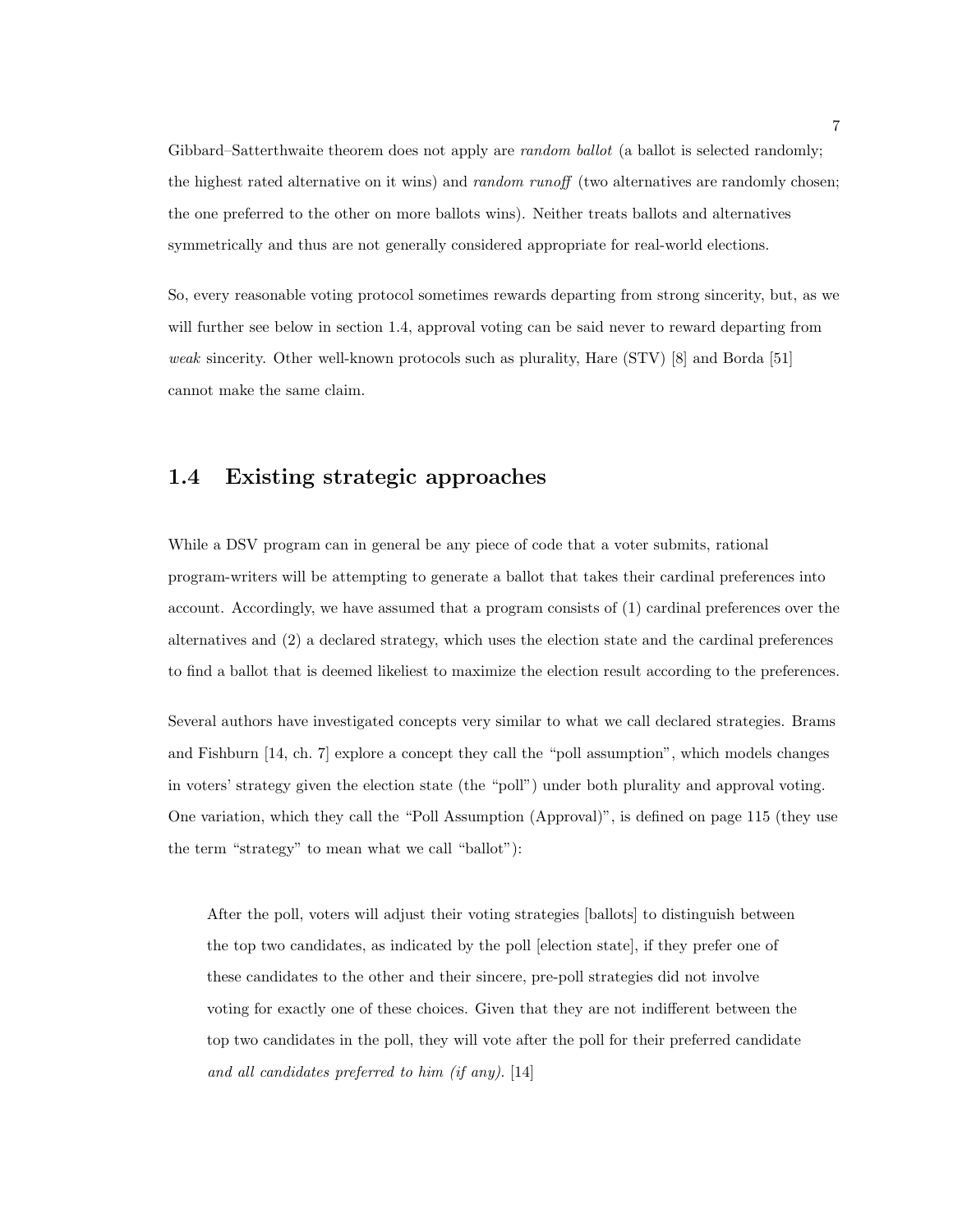Gibbard–Satterthwaite theorem does not apply are *random ballot* (a ballot is selected randomly; the highest rated alternative on it wins) and *random runoff* (two alternatives are randomly chosen; the one preferred to the other on more ballots wins). Neither treats ballots and alternatives symmetrically and thus are not generally considered appropriate for real-world elections.

So, every reasonable voting protocol sometimes rewards departing from strong sincerity, but, as we will further see below in section 1.4, approval voting can be said never to reward departing from *weak* sincerity. Other well-known protocols such as plurality, Hare (STV) [8] and Borda [51] cannot make the same claim.

## 1.4 Existing strategic approaches

While a DSV program can in general be any piece of code that a voter submits, rational program-writers will be attempting to generate a ballot that takes their cardinal preferences into account. Accordingly, we have assumed that a program consists of (1) cardinal preferences over the alternatives and (2) a declared strategy, which uses the election state and the cardinal preferences to find a ballot that is deemed likeliest to maximize the election result according to the preferences.

Several authors have investigated concepts very similar to what we call declared strategies. Brams and Fishburn [14, ch. 7] explore a concept they call the "poll assumption", which models changes in voters' strategy given the election state (the "poll") under both plurality and approval voting. One variation, which they call the "Poll Assumption (Approval)", is defined on page 115 (they use the term "strategy" to mean what we call "ballot"):

> After the poll, voters will adjust their voting strategies [ballots] to distinguish between the top two candidates, as indicated by the poll [election state], if they prefer one of these candidates to the other and their sincere, pre-poll strategies did not involve voting for exactly one of these choices. Given that they are not indifferent between the top two candidates in the poll, they will vote after the poll for their preferred candidate *and all candidates preferred to him (if any)*. [14]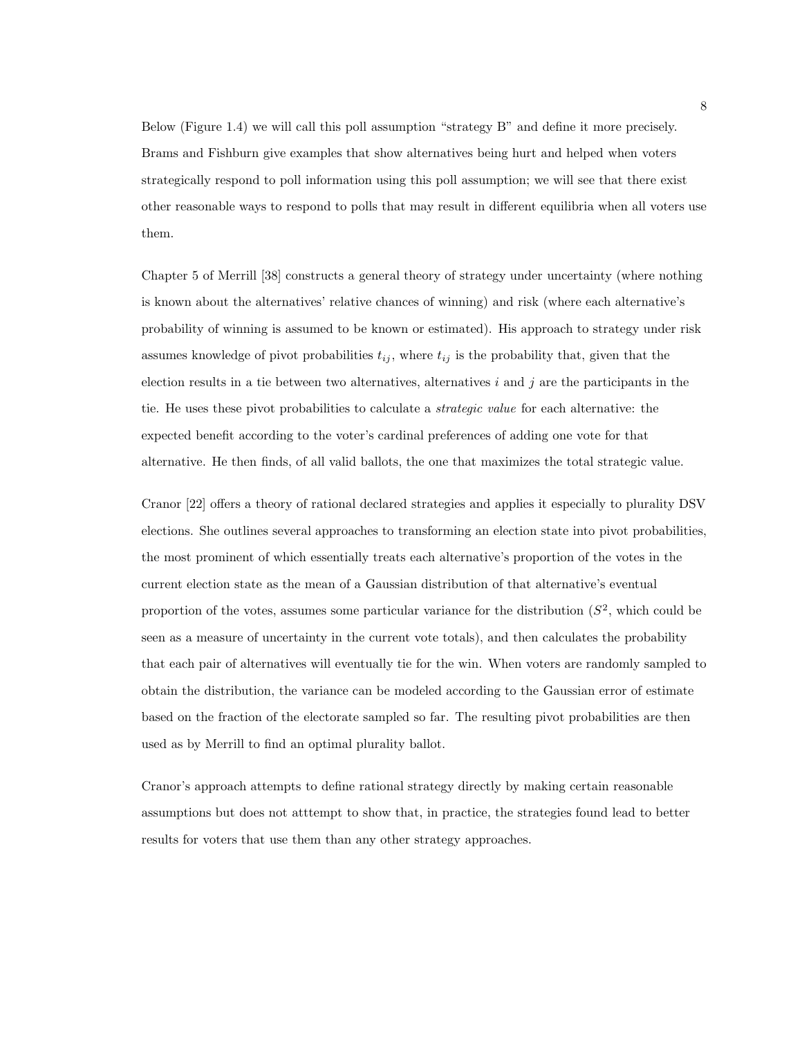Below (Figure 1.4) we will call this poll assumption "strategy B" and define it more precisely. Brams and Fishburn give examples that show alternatives being hurt and helped when voters strategically respond to poll information using this poll assumption; we will see that there exist other reasonable ways to respond to polls that may result in different equilibria when all voters use them.

Chapter 5 of Merrill [38] constructs a general theory of strategy under uncertainty (where nothing is known about the alternatives' relative chances of winning) and risk (where each alternative's probability of winning is assumed to be known or estimated). His approach to strategy under risk assumes knowledge of pivot probabilities $t_{ij}$, where $t_{ij}$ is the probability that, given that the election results in a tie between two alternatives, alternatives $i$ and $j$ are the participants in the tie. He uses these pivot probabilities to calculate a *strategic value* for each alternative: the expected benefit according to the voter's cardinal preferences of adding one vote for that alternative. He then finds, of all valid ballots, the one that maximizes the total strategic value.

Cranor [22] offers a theory of rational declared strategies and applies it especially to plurality DSV elections. She outlines several approaches to transforming an election state into pivot probabilities, the most prominent of which essentially treats each alternative's proportion of the votes in the current election state as the mean of a Gaussian distribution of that alternative's eventual proportion of the votes, assumes some particular variance for the distribution ($S^2$, which could be seen as a measure of uncertainty in the current vote totals), and then calculates the probability that each pair of alternatives will eventually tie for the win. When voters are randomly sampled to obtain the distribution, the variance can be modeled according to the Gaussian error of estimate based on the fraction of the electorate sampled so far. The resulting pivot probabilities are then used as by Merrill to find an optimal plurality ballot.

Cranor's approach attempts to define rational strategy directly by making certain reasonable assumptions but does not atttempt to show that, in practice, the strategies found lead to better results for voters that use them than any other strategy approaches.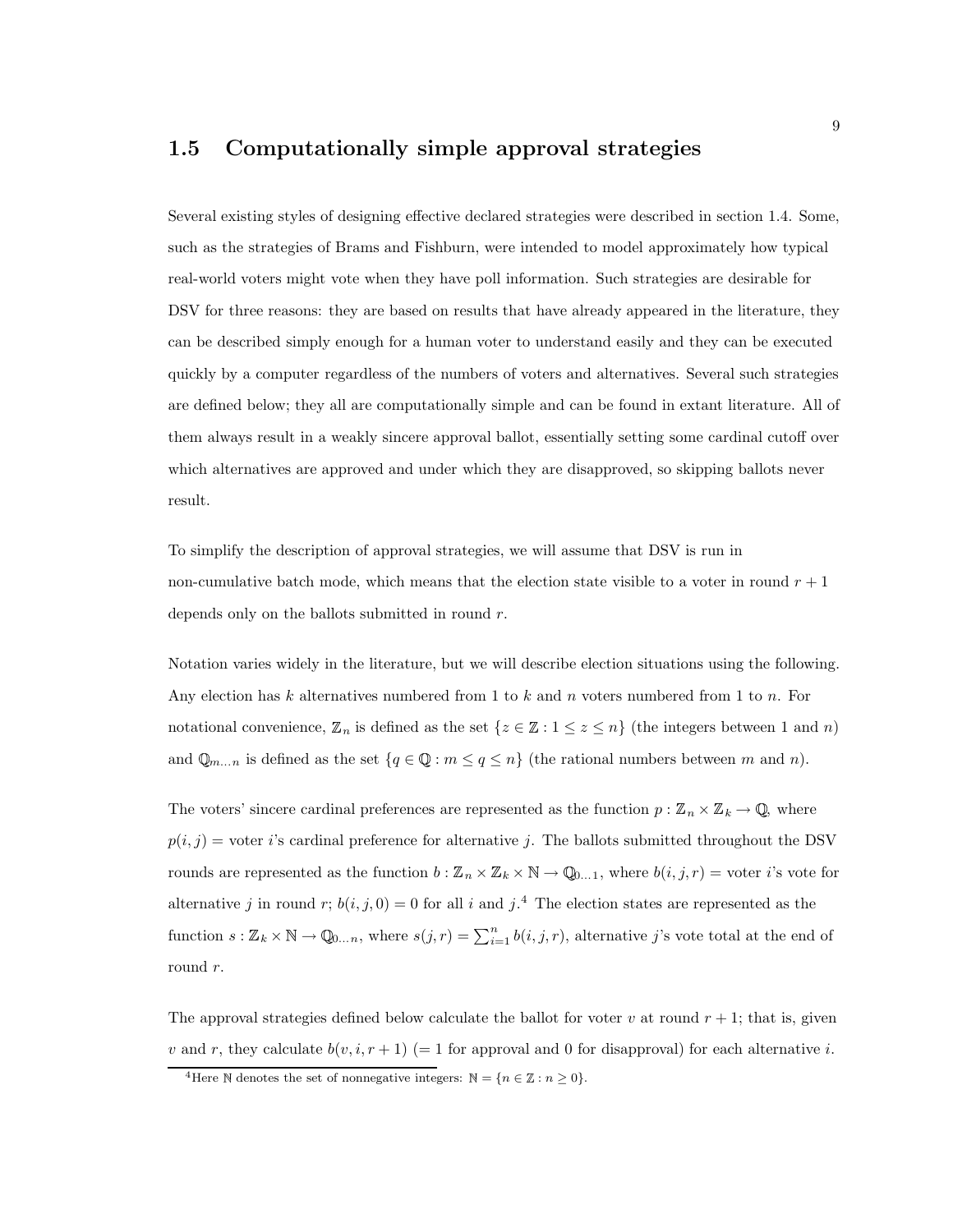## 1.5 Computationally simple approval strategies

Several existing styles of designing effective declared strategies were described in section 1.4. Some, such as the strategies of Brams and Fishburn, were intended to model approximately how typical real-world voters might vote when they have poll information. Such strategies are desirable for DSV for three reasons: they are based on results that have already appeared in the literature, they can be described simply enough for a human voter to understand easily and they can be executed quickly by a computer regardless of the numbers of voters and alternatives. Several such strategies are defined below; they all are computationally simple and can be found in extant literature. All of them always result in a weakly sincere approval ballot, essentially setting some cardinal cutoff over which alternatives are approved and under which they are disapproved, so skipping ballots never result.

To simplify the description of approval strategies, we will assume that DSV is run in non-cumulative batch mode, which means that the election state visible to a voter in round $r+1$ depends only on the ballots submitted in round $r$.

Notation varies widely in the literature, but we will describe election situations using the following. Any election has $k$ alternatives numbered from 1 to $k$ and $n$ voters numbered from 1 to $n$. For notational convenience, $\mathbb{Z}_n$ is defined as the set $\{z \in \mathbb{Z} : 1 \leq z \leq n\}$ (the integers between 1 and $n$) and $\mathbb{Q}_{m...n}$ is defined as the set $\{q \in \mathbb{Q} : m \leq q \leq n\}$ (the rational numbers between $m$ and $n$).

The voters' sincere cardinal preferences are represented as the function $p : \mathbb{Z}_n \times \mathbb{Z}_k \rightarrow \mathbb{Q}$, where $p(i, j) =$ voter $i$'s cardinal preference for alternative $j$. The ballots submitted throughout the DSV rounds are represented as the function $b : \mathbb{Z}_n \times \mathbb{Z}_k \times \mathbb{N} \rightarrow \mathbb{Q}_{0...1}$, where $b(i, j, r) =$ voter $i$'s vote for alternative $j$ in round $r$; $b(i, j, 0) = 0$ for all $i$ and $j$.[4] The election states are represented as the function $s : \mathbb{Z}_k \times \mathbb{N} \rightarrow \mathbb{Q}_{0...n}$, where $s(j, r) = \sum_{i=1}^{n} b(i, j, r)$, alternative $j$'s vote total at the end of round $r$.

The approval strategies defined below calculate the ballot for voter $v$ at round $r+1$; that is, given $v$ and $r$, they calculate $b(v, i, r+1)$ (= 1 for approval and 0 for disapproval) for each alternative $i$.

[4] Here $\mathbb{N}$ denotes the set of nonnegative integers: $\mathbb{N} = \{n \in \mathbb{Z} : n \geq 0\}$.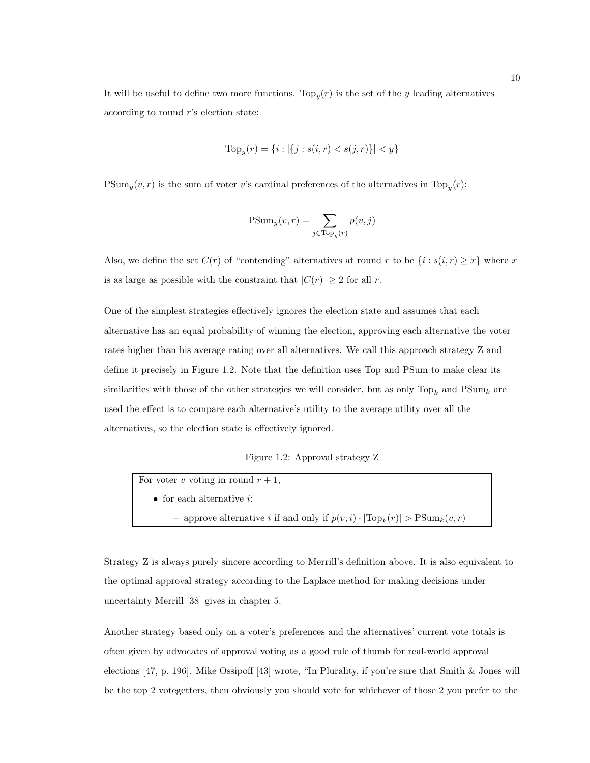It will be useful to define two more functions. $\text{Top}_y(r)$ is the set of the $y$ leading alternatives according to round $r$'s election state:

$$\text{Top}_y(r) = \{i : |\{j : s(i,r) < s(j,r)\}| < y\}$$

$\text{PSum}_y(v,r)$ is the sum of voter $v$'s cardinal preferences of the alternatives in $\text{Top}_y(r)$:

$$\text{PSum}_y(v,r) = \sum_{j \in \text{Top}_y(r)} p(v,j)$$

Also, we define the set $C(r)$ of "contending" alternatives at round $r$ to be $\{i : s(i,r) \geq x\}$ where $x$ is as large as possible with the constraint that $|C(r)| \geq 2$ for all $r$.

One of the simplest strategies effectively ignores the election state and assumes that each alternative has an equal probability of winning the election, approving each alternative the voter rates higher than his average rating over all alternatives. We call this approach strategy Z and define it precisely in Figure 1.2. Note that the definition uses Top and PSum to make clear its similarities with those of the other strategies we will consider, but as only $\text{Top}_k$ and $\text{PSum}_k$ are used the effect is to compare each alternative's utility to the average utility over all the alternatives, so the election state is effectively ignored.

Figure 1.2: Approval strategy Z

For voter $v$ voting in round $r+1$,

- for each alternative $i$:
  - approve alternative $i$ if and only if $p(v,i) \cdot |\text{Top}_k(r)| > \text{PSum}_k(v,r)$

Strategy Z is always purely sincere according to Merrill's definition above. It is also equivalent to the optimal approval strategy according to the Laplace method for making decisions under uncertainty Merrill [38] gives in chapter 5.

Another strategy based only on a voter's preferences and the alternatives' current vote totals is often given by advocates of approval voting as a good rule of thumb for real-world approval elections [47, p. 196]. Mike Ossipoff [43] wrote, "In Plurality, if you're sure that Smith & Jones will be the top 2 votegetters, then obviously you should vote for whichever of those 2 you prefer to the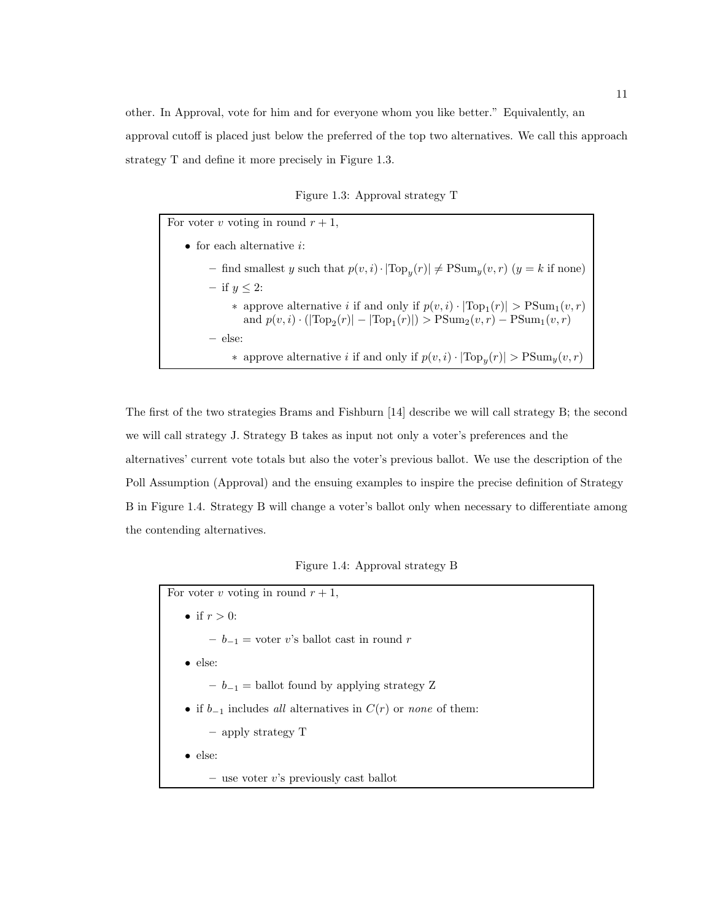other. In Approval, vote for him and for everyone whom you like better." Equivalently, an approval cutoff is placed just below the preferred of the top two alternatives. We call this approach strategy T and define it more precisely in Figure 1.3.

Figure 1.3: Approval strategy T

For voter $v$ voting in round $r+1$,

- for each alternative $i$:
  - find smallest $y$ such that $p(v,i) \cdot |\text{Top}_y(r)| \neq \text{PSum}_y(v,r)$ ($y = k$ if none)
  - if $y \leq 2$:
    - approve alternative $i$ if and only if $p(v,i) \cdot |\text{Top}_1(r)| > \text{PSum}_1(v,r)$ and $p(v,i) \cdot (|\text{Top}_2(r)| - |\text{Top}_1(r)|) > \text{PSum}_2(v,r) - \text{PSum}_1(v,r)$
  - else:
    - approve alternative $i$ if and only if $p(v,i) \cdot |\text{Top}_y(r)| > \text{PSum}_y(v,r)$

The first of the two strategies Brams and Fishburn [14] describe we will call strategy B; the second we will call strategy J. Strategy B takes as input not only a voter's preferences and the alternatives' current vote totals but also the voter's previous ballot. We use the description of the Poll Assumption (Approval) and the ensuing examples to inspire the precise definition of Strategy B in Figure 1.4. Strategy B will change a voter's ballot only when necessary to differentiate among the contending alternatives.

Figure 1.4: Approval strategy B

For voter $v$ voting in round $r+1$,

- if $r > 0$:
  - $b_{-1}$ = voter $v$'s ballot cast in round $r$
- else:
  - $b_{-1}$ = ballot found by applying strategy Z
- if $b_{-1}$ includes *all* alternatives in $C(r)$ or *none* of them:
  - apply strategy T
- else:
  - use voter $v$'s previously cast ballot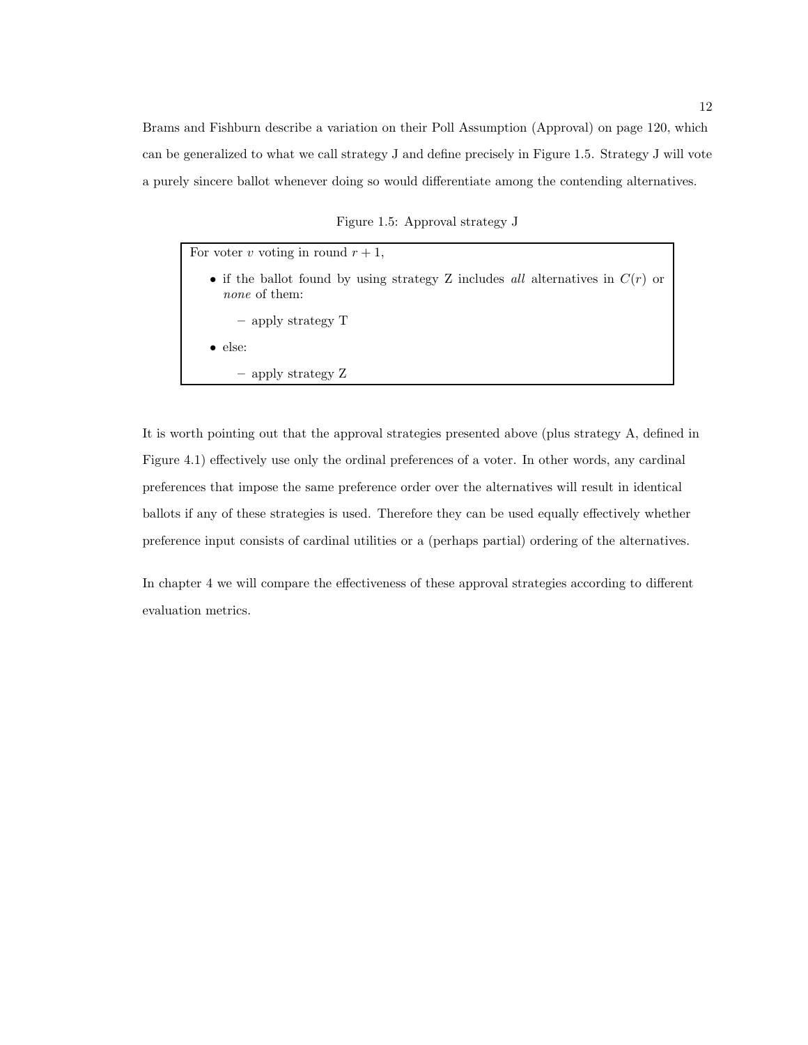Brams and Fishburn describe a variation on their Poll Assumption (Approval) on page 120, which can be generalized to what we call strategy J and define precisely in Figure 1.5. Strategy J will vote a purely sincere ballot whenever doing so would differentiate among the contending alternatives.

Figure 1.5: Approval strategy J

For voter $v$ voting in round $r + 1$,

- if the ballot found by using strategy Z includes *all* alternatives in $C(r)$ or *none* of them:
  - apply strategy T
- else:
  - apply strategy Z

It is worth pointing out that the approval strategies presented above (plus strategy A, defined in Figure 4.1) effectively use only the ordinal preferences of a voter. In other words, any cardinal preferences that impose the same preference order over the alternatives will result in identical ballots if any of these strategies is used. Therefore they can be used equally effectively whether preference input consists of cardinal utilities or a (perhaps partial) ordering of the alternatives.

In chapter 4 we will compare the effectiveness of these approval strategies according to different evaluation metrics.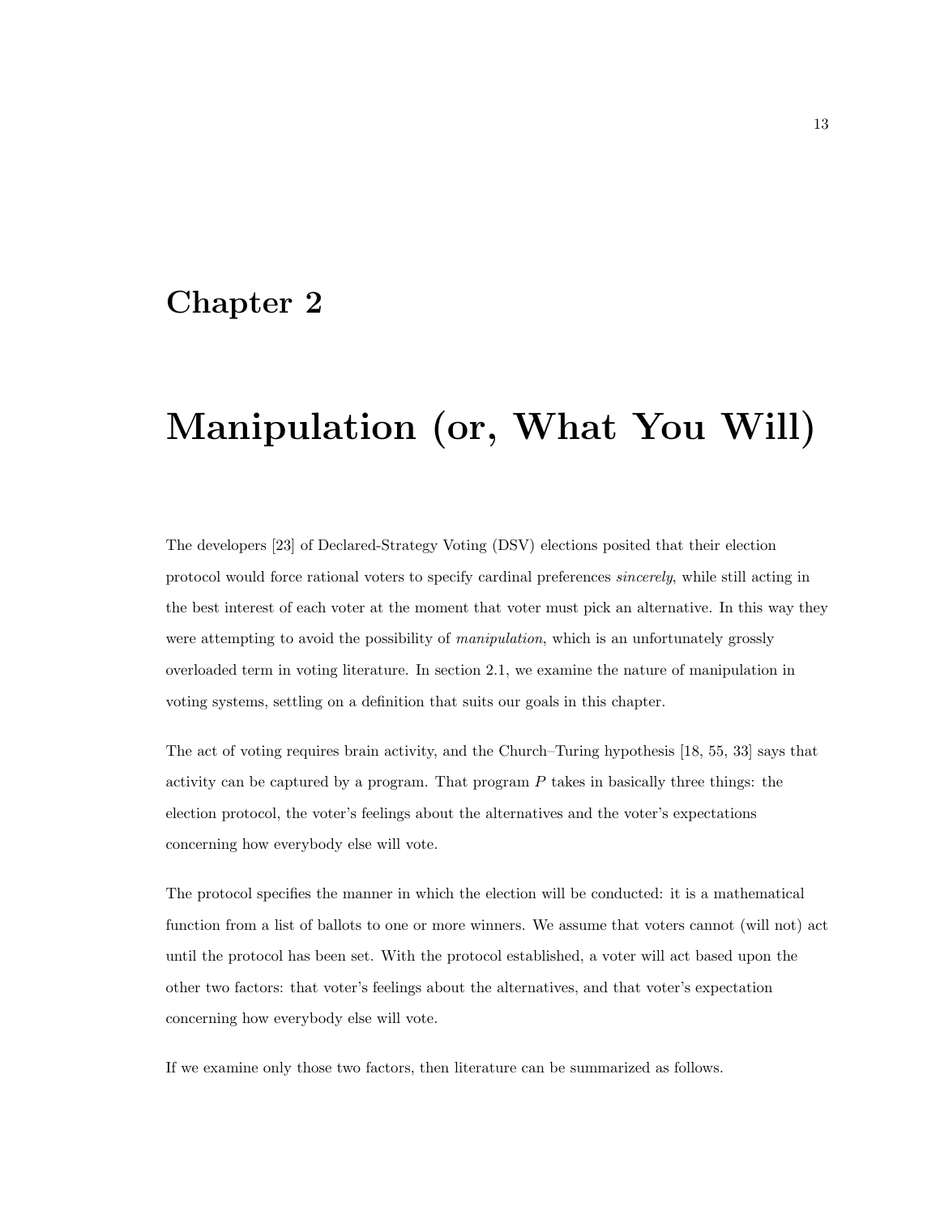# Chapter 2

# Manipulation (or, What You Will)

The developers [23] of Declared-Strategy Voting (DSV) elections posited that their election protocol would force rational voters to specify cardinal preferences *sincerely*, while still acting in the best interest of each voter at the moment that voter must pick an alternative. In this way they were attempting to avoid the possibility of *manipulation*, which is an unfortunately grossly overloaded term in voting literature. In section 2.1, we examine the nature of manipulation in voting systems, settling on a definition that suits our goals in this chapter.

The act of voting requires brain activity, and the Church–Turing hypothesis [18, 55, 33] says that activity can be captured by a program. That program $P$ takes in basically three things: the election protocol, the voter's feelings about the alternatives and the voter's expectations concerning how everybody else will vote.

The protocol specifies the manner in which the election will be conducted: it is a mathematical function from a list of ballots to one or more winners. We assume that voters cannot (will not) act until the protocol has been set. With the protocol established, a voter will act based upon the other two factors: that voter's feelings about the alternatives, and that voter's expectation concerning how everybody else will vote.

If we examine only those two factors, then literature can be summarized as follows.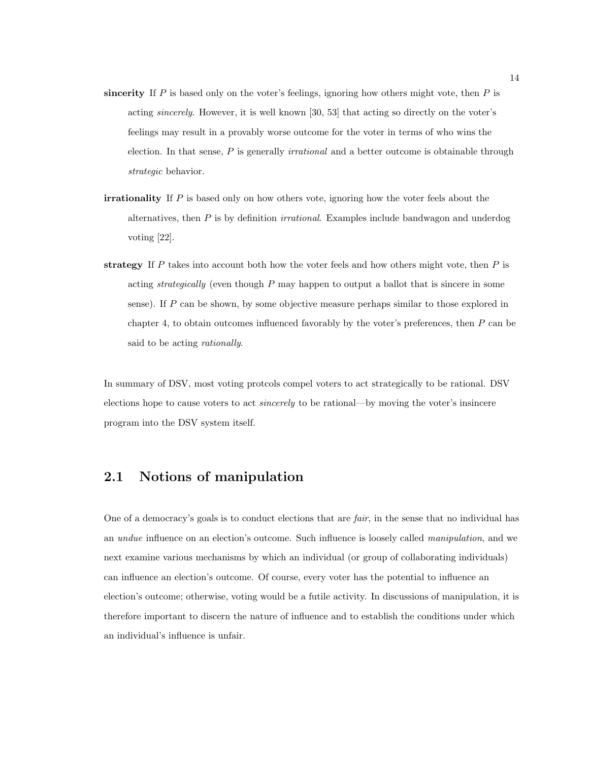**sincerity** If $P$ is based only on the voter's feelings, ignoring how others might vote, then $P$ is acting *sincerely*. However, it is well known [30, 53] that acting so directly on the voter's feelings may result in a provably worse outcome for the voter in terms of who wins the election. In that sense, $P$ is generally *irrational* and a better outcome is obtainable through *strategic* behavior.

**irrationality** If $P$ is based only on how others vote, ignoring how the voter feels about the alternatives, then $P$ is by definition *irrational*. Examples include bandwagon and underdog voting [22].

**strategy** If $P$ takes into account both how the voter feels and how others might vote, then $P$ is acting *strategically* (even though $P$ may happen to output a ballot that is sincere in some sense). If $P$ can be shown, by some objective measure perhaps similar to those explored in chapter 4, to obtain outcomes influenced favorably by the voter's preferences, then $P$ can be said to be acting *rationally*.

In summary of DSV, most voting protcols compel voters to act strategically to be rational. DSV elections hope to cause voters to act *sincerely* to be rational—by moving the voter's insincere program into the DSV system itself.

## 2.1 Notions of manipulation

One of a democracy's goals is to conduct elections that are *fair*, in the sense that no individual has an *undue* influence on an election's outcome. Such influence is loosely called *manipulation*, and we next examine various mechanisms by which an individual (or group of collaborating individuals) can influence an election's outcome. Of course, every voter has the potential to influence an election's outcome; otherwise, voting would be a futile activity. In discussions of manipulation, it is therefore important to discern the nature of influence and to establish the conditions under which an individual's influence is unfair.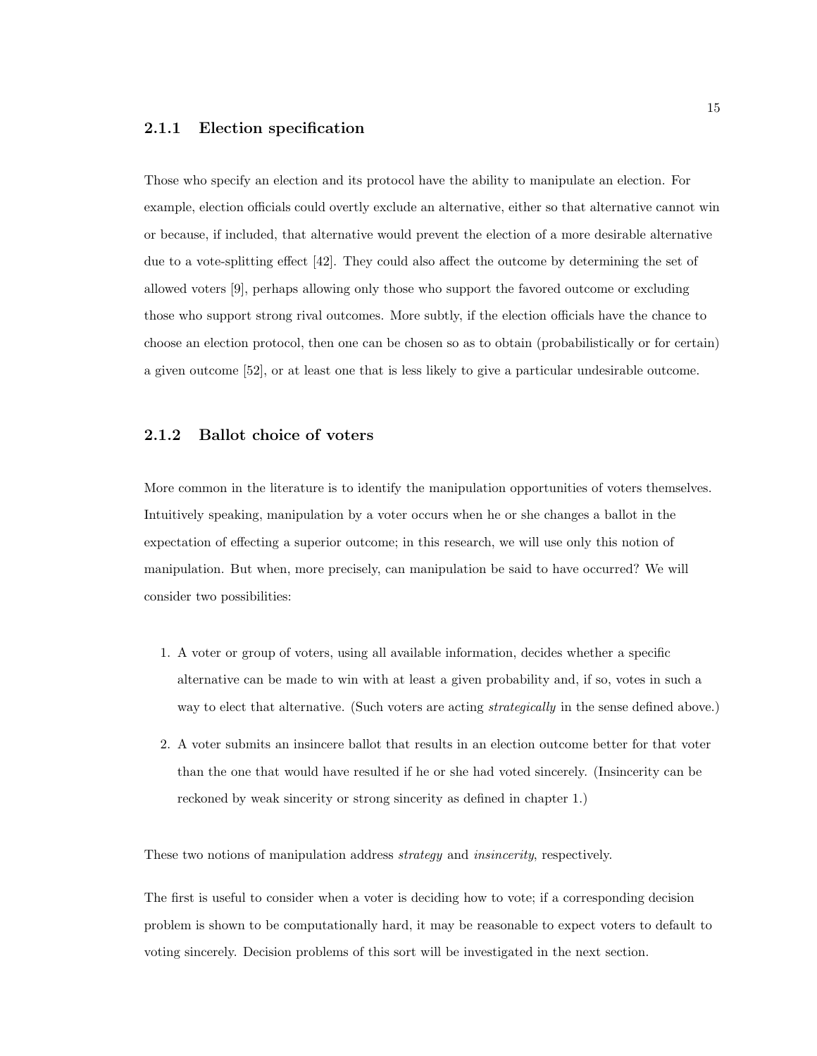### 2.1.1 Election specification

Those who specify an election and its protocol have the ability to manipulate an election. For example, election officials could overtly exclude an alternative, either so that alternative cannot win or because, if included, that alternative would prevent the election of a more desirable alternative due to a vote-splitting effect [42]. They could also affect the outcome by determining the set of allowed voters [9], perhaps allowing only those who support the favored outcome or excluding those who support strong rival outcomes. More subtly, if the election officials have the chance to choose an election protocol, then one can be chosen so as to obtain (probabilistically or for certain) a given outcome [52], or at least one that is less likely to give a particular undesirable outcome.

### 2.1.2 Ballot choice of voters

More common in the literature is to identify the manipulation opportunities of voters themselves. Intuitively speaking, manipulation by a voter occurs when he or she changes a ballot in the expectation of effecting a superior outcome; in this research, we will use only this notion of manipulation. But when, more precisely, can manipulation be said to have occurred? We will consider two possibilities:

1. A voter or group of voters, using all available information, decides whether a specific alternative can be made to win with at least a given probability and, if so, votes in such a way to elect that alternative. (Such voters are acting *strategically* in the sense defined above.)
2. A voter submits an insincere ballot that results in an election outcome better for that voter than the one that would have resulted if he or she had voted sincerely. (Insincerity can be reckoned by weak sincerity or strong sincerity as defined in chapter 1.)

These two notions of manipulation address *strategy* and *insincerity*, respectively.

The first is useful to consider when a voter is deciding how to vote; if a corresponding decision problem is shown to be computationally hard, it may be reasonable to expect voters to default to voting sincerely. Decision problems of this sort will be investigated in the next section.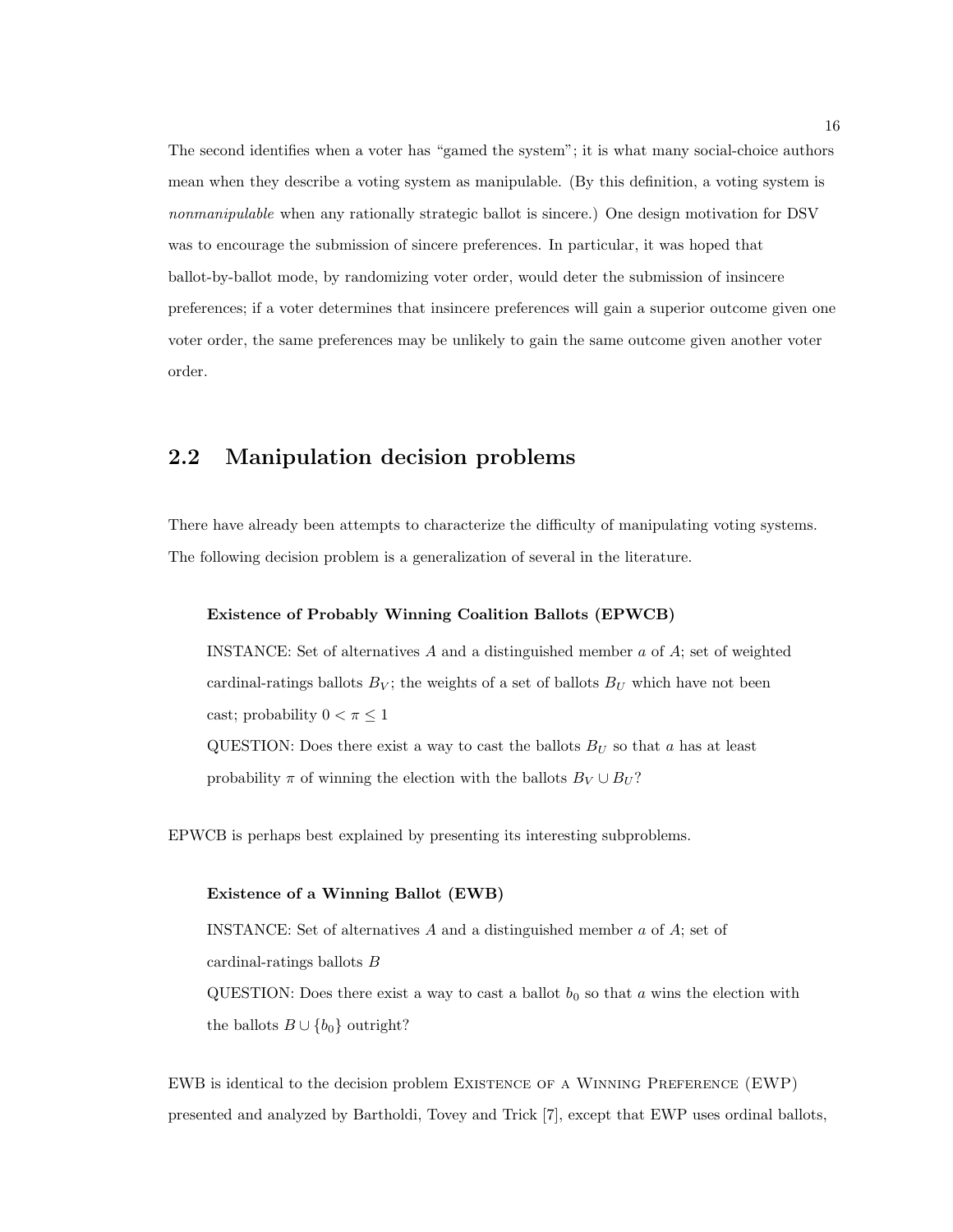The second identifies when a voter has "gamed the system"; it is what many social-choice authors mean when they describe a voting system as manipulable. (By this definition, a voting system is *nonmanipulable* when any rationally strategic ballot is sincere.) One design motivation for DSV was to encourage the submission of sincere preferences. In particular, it was hoped that ballot-by-ballot mode, by randomizing voter order, would deter the submission of insincere preferences; if a voter determines that insincere preferences will gain a superior outcome given one voter order, the same preferences may be unlikely to gain the same outcome given another voter order.

## 2.2 Manipulation decision problems

There have already been attempts to characterize the difficulty of manipulating voting systems. The following decision problem is a generalization of several in the literature.

> **Existence of Probably Winning Coalition Ballots (EPWCB)**
>
> INSTANCE: Set of alternatives $A$ and a distinguished member $a$ of $A$; set of weighted cardinal-ratings ballots $B_V$; the weights of a set of ballots $B_U$ which have not been cast; probability $0 < \pi \leq 1$
>
> QUESTION: Does there exist a way to cast the ballots $B_U$ so that $a$ has at least probability $\pi$ of winning the election with the ballots $B_V \cup B_U$?

EPWCB is perhaps best explained by presenting its interesting subproblems.

> **Existence of a Winning Ballot (EWB)**
>
> INSTANCE: Set of alternatives $A$ and a distinguished member $a$ of $A$; set of cardinal-ratings ballots $B$
>
> QUESTION: Does there exist a way to cast a ballot $b_0$ so that $a$ wins the election with the ballots $B \cup \{b_0\}$ outright?

EWB is identical to the decision problem Existence of a Winning Preference (EWP) presented and analyzed by Bartholdi, Tovey and Trick [7], except that EWP uses ordinal ballots,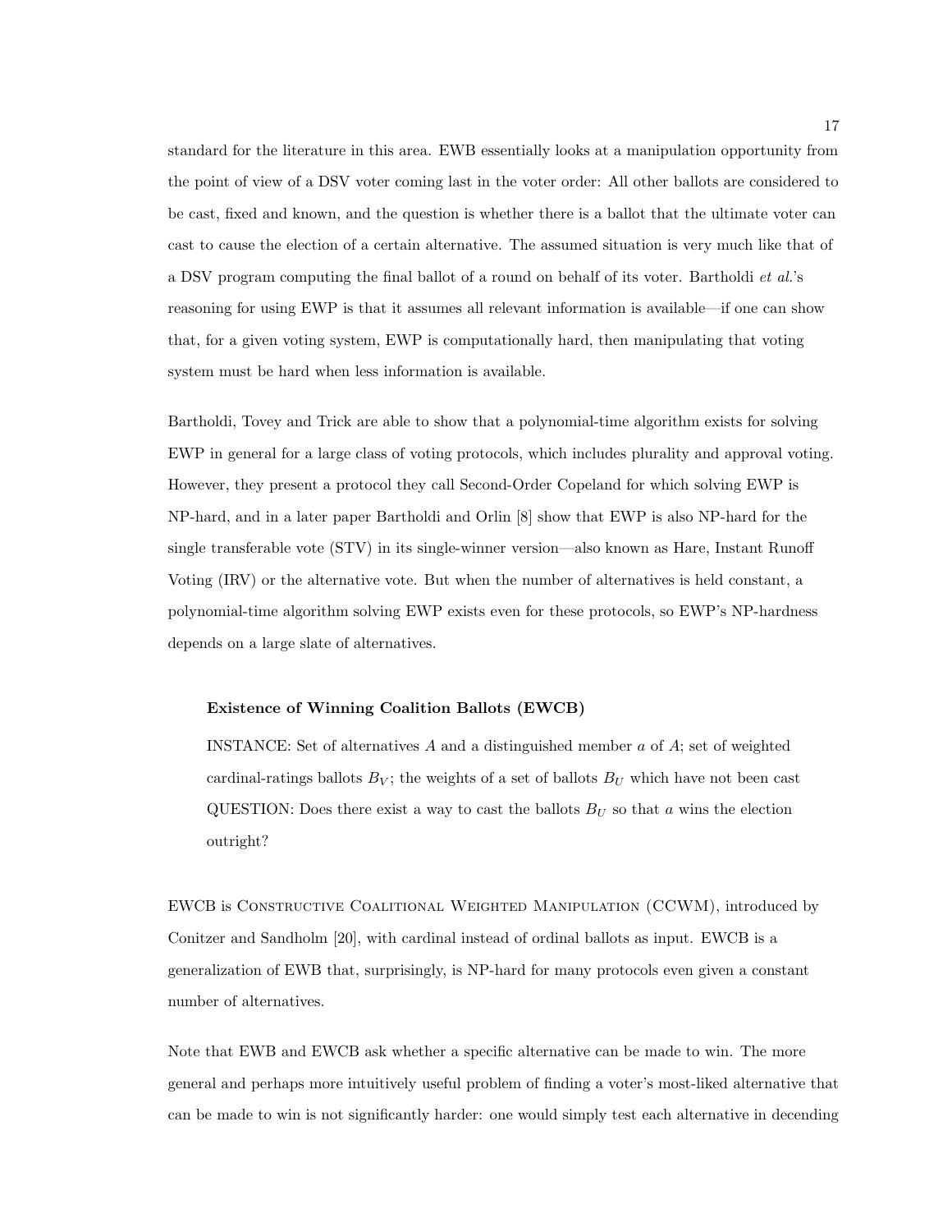standard for the literature in this area. EWB essentially looks at a manipulation opportunity from the point of view of a DSV voter coming last in the voter order: All other ballots are considered to be cast, fixed and known, and the question is whether there is a ballot that the ultimate voter can cast to cause the election of a certain alternative. The assumed situation is very much like that of a DSV program computing the final ballot of a round on behalf of its voter. Bartholdi *et al.*'s reasoning for using EWP is that it assumes all relevant information is available—if one can show that, for a given voting system, EWP is computationally hard, then manipulating that voting system must be hard when less information is available.

Bartholdi, Tovey and Trick are able to show that a polynomial-time algorithm exists for solving EWP in general for a large class of voting protocols, which includes plurality and approval voting. However, they present a protocol they call Second-Order Copeland for which solving EWP is NP-hard, and in a later paper Bartholdi and Orlin [8] show that EWP is also NP-hard for the single transferable vote (STV) in its single-winner version—also known as Hare, Instant Runoff Voting (IRV) or the alternative vote. But when the number of alternatives is held constant, a polynomial-time algorithm solving EWP exists even for these protocols, so EWP's NP-hardness depends on a large slate of alternatives.

> **Existence of Winning Coalition Ballots (EWCB)**
>
> INSTANCE: Set of alternatives $A$ and a distinguished member $a$ of $A$; set of weighted cardinal-ratings ballots $B_V$; the weights of a set of ballots $B_U$ which have not been cast
>
> QUESTION: Does there exist a way to cast the ballots $B_U$ so that $a$ wins the election outright?

EWCB is Constructive Coalitional Weighted Manipulation (CCWM), introduced by Conitzer and Sandholm [20], with cardinal instead of ordinal ballots as input. EWCB is a generalization of EWB that, surprisingly, is NP-hard for many protocols even given a constant number of alternatives.

Note that EWB and EWCB ask whether a specific alternative can be made to win. The more general and perhaps more intuitively useful problem of finding a voter's most-liked alternative that can be made to win is not significantly harder: one would simply test each alternative in decending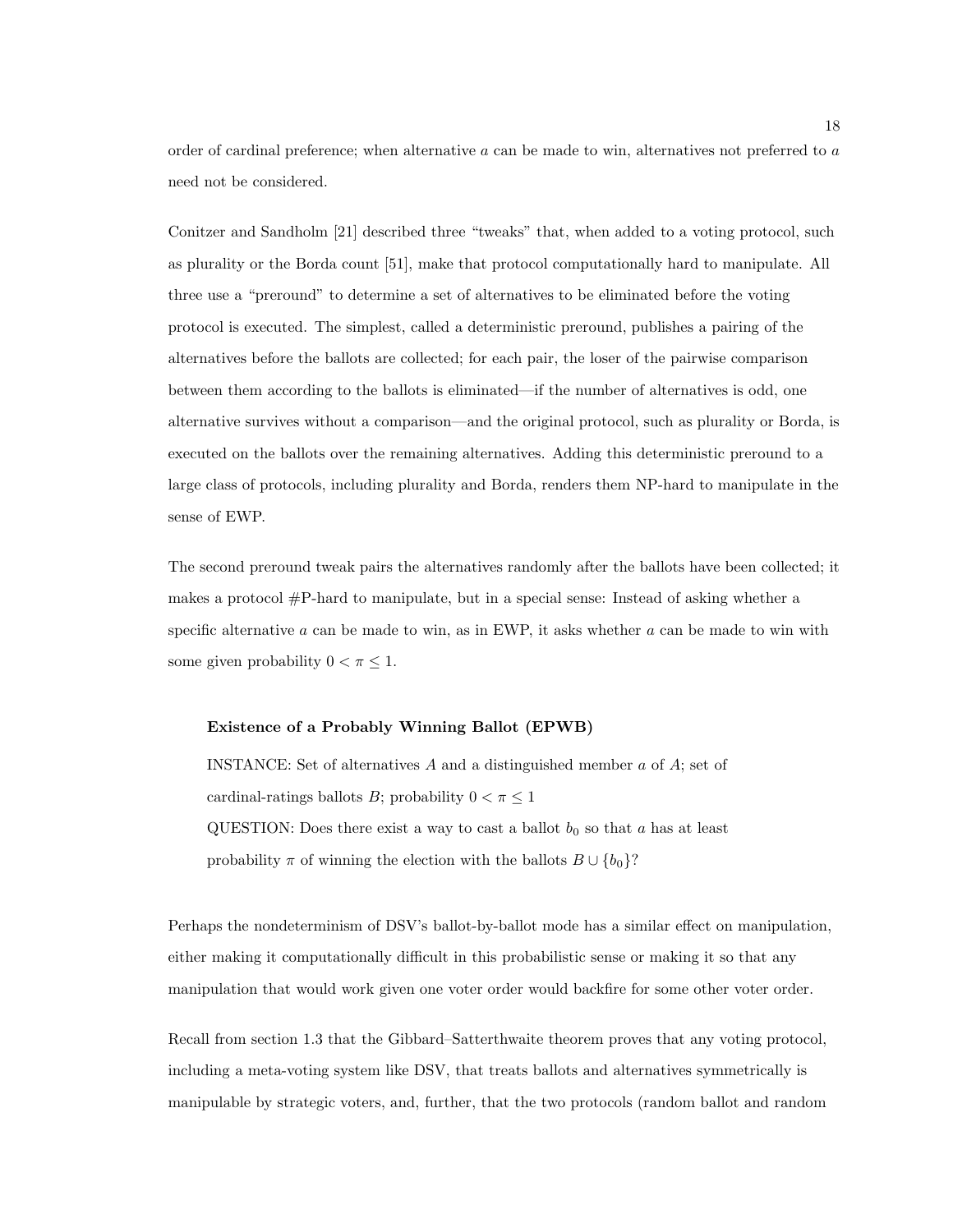order of cardinal preference; when alternative $a$ can be made to win, alternatives not preferred to $a$ need not be considered.

Conitzer and Sandholm [21] described three "tweaks" that, when added to a voting protocol, such as plurality or the Borda count [51], make that protocol computationally hard to manipulate. All three use a "preround" to determine a set of alternatives to be eliminated before the voting protocol is executed. The simplest, called a deterministic preround, publishes a pairing of the alternatives before the ballots are collected; for each pair, the loser of the pairwise comparison between them according to the ballots is eliminated—if the number of alternatives is odd, one alternative survives without a comparison—and the original protocol, such as plurality or Borda, is executed on the ballots over the remaining alternatives. Adding this deterministic preround to a large class of protocols, including plurality and Borda, renders them NP-hard to manipulate in the sense of EWP.

The second preround tweak pairs the alternatives randomly after the ballots have been collected; it makes a protocol #P-hard to manipulate, but in a special sense: Instead of asking whether a specific alternative $a$ can be made to win, as in EWP, it asks whether $a$ can be made to win with some given probability $0 < \pi \leq 1$.

> **Existence of a Probably Winning Ballot (EPWB)**
>
> INSTANCE: Set of alternatives $A$ and a distinguished member $a$ of $A$; set of cardinal-ratings ballots $B$; probability $0 < \pi \leq 1$
>
> QUESTION: Does there exist a way to cast a ballot $b_0$ so that $a$ has at least probability $\pi$ of winning the election with the ballots $B \cup \{b_0\}$?

Perhaps the nondeterminism of DSV's ballot-by-ballot mode has a similar effect on manipulation, either making it computationally difficult in this probabilistic sense or making it so that any manipulation that would work given one voter order would backfire for some other voter order.

Recall from section 1.3 that the Gibbard–Satterthwaite theorem proves that any voting protocol, including a meta-voting system like DSV, that treats ballots and alternatives symmetrically is manipulable by strategic voters, and, further, that the two protocols (random ballot and random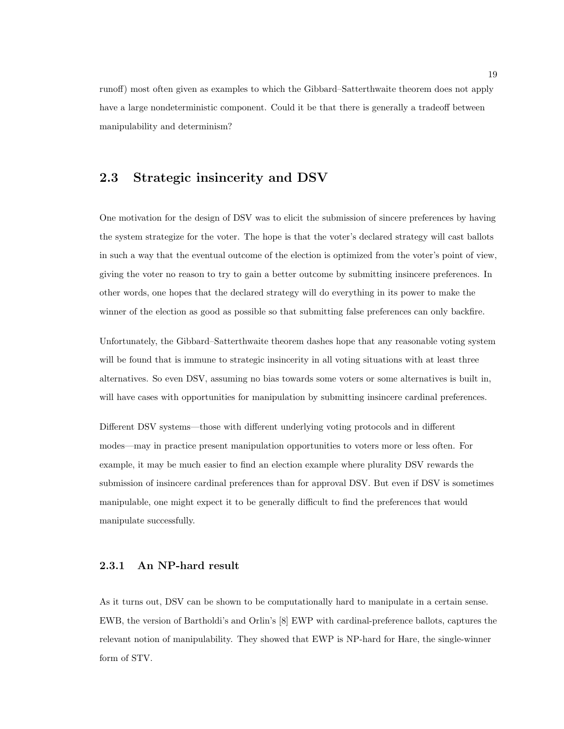runoff) most often given as examples to which the Gibbard–Satterthwaite theorem does not apply have a large nondeterministic component. Could it be that there is generally a tradeoff between manipulability and determinism?

## 2.3 Strategic insincerity and DSV

One motivation for the design of DSV was to elicit the submission of sincere preferences by having the system strategize for the voter. The hope is that the voter's declared strategy will cast ballots in such a way that the eventual outcome of the election is optimized from the voter's point of view, giving the voter no reason to try to gain a better outcome by submitting insincere preferences. In other words, one hopes that the declared strategy will do everything in its power to make the winner of the election as good as possible so that submitting false preferences can only backfire.

Unfortunately, the Gibbard–Satterthwaite theorem dashes hope that any reasonable voting system will be found that is immune to strategic insincerity in all voting situations with at least three alternatives. So even DSV, assuming no bias towards some voters or some alternatives is built in, will have cases with opportunities for manipulation by submitting insincere cardinal preferences.

Different DSV systems—those with different underlying voting protocols and in different modes—may in practice present manipulation opportunities to voters more or less often. For example, it may be much easier to find an election example where plurality DSV rewards the submission of insincere cardinal preferences than for approval DSV. But even if DSV is sometimes manipulable, one might expect it to be generally difficult to find the preferences that would manipulate successfully.

### 2.3.1 An NP-hard result

As it turns out, DSV can be shown to be computationally hard to manipulate in a certain sense. EWB, the version of Bartholdi's and Orlin's [8] EWP with cardinal-preference ballots, captures the relevant notion of manipulability. They showed that EWP is NP-hard for Hare, the single-winner form of STV.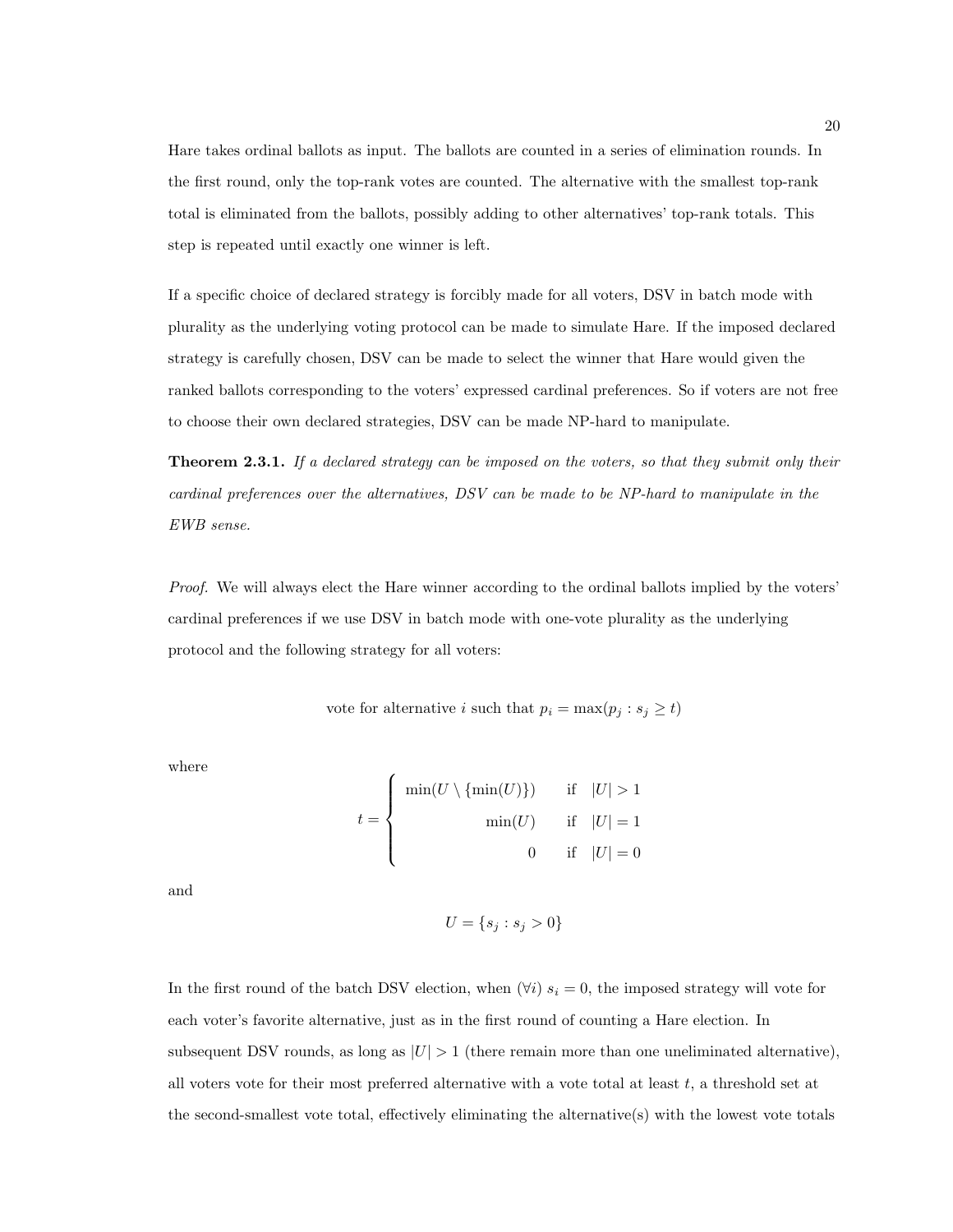Hare takes ordinal ballots as input. The ballots are counted in a series of elimination rounds. In the first round, only the top-rank votes are counted. The alternative with the smallest top-rank total is eliminated from the ballots, possibly adding to other alternatives' top-rank totals. This step is repeated until exactly one winner is left.

If a specific choice of declared strategy is forcibly made for all voters, DSV in batch mode with plurality as the underlying voting protocol can be made to simulate Hare. If the imposed declared strategy is carefully chosen, DSV can be made to select the winner that Hare would given the ranked ballots corresponding to the voters' expressed cardinal preferences. So if voters are not free to choose their own declared strategies, DSV can be made NP-hard to manipulate.

**Theorem 2.3.1.** *If a declared strategy can be imposed on the voters, so that they submit only their cardinal preferences over the alternatives, DSV can be made to be NP-hard to manipulate in the EWB sense.*

*Proof.* We will always elect the Hare winner according to the ordinal ballots implied by the voters' cardinal preferences if we use DSV in batch mode with one-vote plurality as the underlying protocol and the following strategy for all voters:

$$\text{vote for alternative } i \text{ such that } p_i = \max(p_j : s_j \geq t)$$

where

$$t = \begin{cases} \min(U \setminus \{\min(U)\}) & \text{if } \ |U| > 1 \\ \min(U) & \text{if } \ |U| = 1 \\ 0 & \text{if } \ |U| = 0 \end{cases}$$

and

$$U = \{s_j : s_j > 0\}$$

In the first round of the batch DSV election, when $(\forall i)\ s_i = 0$, the imposed strategy will vote for each voter's favorite alternative, just as in the first round of counting a Hare election. In subsequent DSV rounds, as long as $|U| > 1$ (there remain more than one uneliminated alternative), all voters vote for their most preferred alternative with a vote total at least $t$, a threshold set at the second-smallest vote total, effectively eliminating the alternative(s) with the lowest vote totals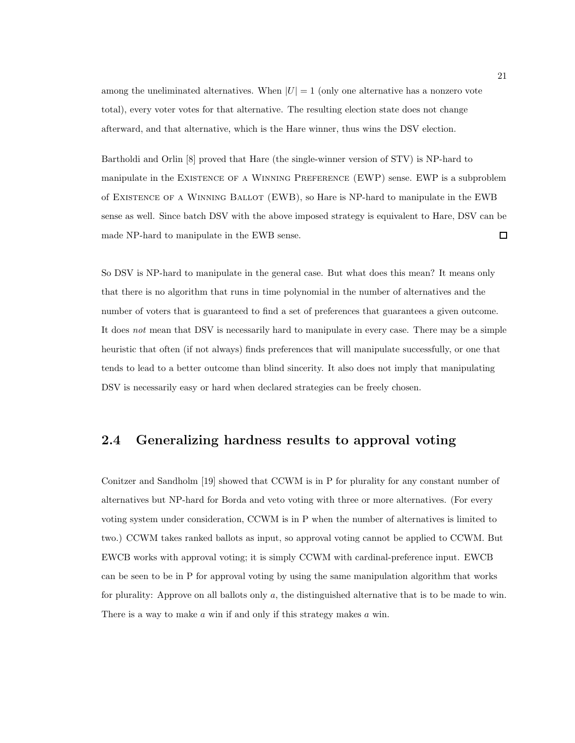among the uneliminated alternatives. When $|U| = 1$ (only one alternative has a nonzero vote total), every voter votes for that alternative. The resulting election state does not change afterward, and that alternative, which is the Hare winner, thus wins the DSV election.

Bartholdi and Orlin [8] proved that Hare (the single-winner version of STV) is NP-hard to manipulate in the Existence of a Winning Preference (EWP) sense. EWP is a subproblem of Existence of a Winning Ballot (EWB), so Hare is NP-hard to manipulate in the EWB sense as well. Since batch DSV with the above imposed strategy is equivalent to Hare, DSV can be made NP-hard to manipulate in the EWB sense. □

So DSV is NP-hard to manipulate in the general case. But what does this mean? It means only that there is no algorithm that runs in time polynomial in the number of alternatives and the number of voters that is guaranteed to find a set of preferences that guarantees a given outcome. It does *not* mean that DSV is necessarily hard to manipulate in every case. There may be a simple heuristic that often (if not always) finds preferences that will manipulate successfully, or one that tends to lead to a better outcome than blind sincerity. It also does not imply that manipulating DSV is necessarily easy or hard when declared strategies can be freely chosen.

## 2.4 Generalizing hardness results to approval voting

Conitzer and Sandholm [19] showed that CCWM is in P for plurality for any constant number of alternatives but NP-hard for Borda and veto voting with three or more alternatives. (For every voting system under consideration, CCWM is in P when the number of alternatives is limited to two.) CCWM takes ranked ballots as input, so approval voting cannot be applied to CCWM. But EWCB works with approval voting; it is simply CCWM with cardinal-preference input. EWCB can be seen to be in P for approval voting by using the same manipulation algorithm that works for plurality: Approve on all ballots only $a$, the distinguished alternative that is to be made to win. There is a way to make $a$ win if and only if this strategy makes $a$ win.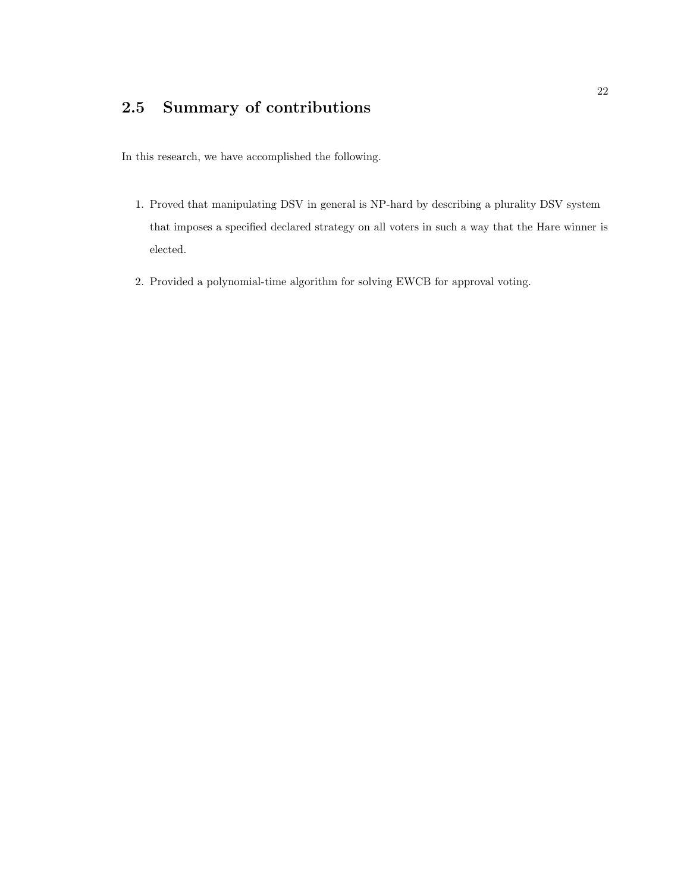## 2.5 Summary of contributions

In this research, we have accomplished the following.

1. Proved that manipulating DSV in general is NP-hard by describing a plurality DSV system that imposes a specified declared strategy on all voters in such a way that the Hare winner is elected.

2. Provided a polynomial-time algorithm for solving EWCB for approval voting.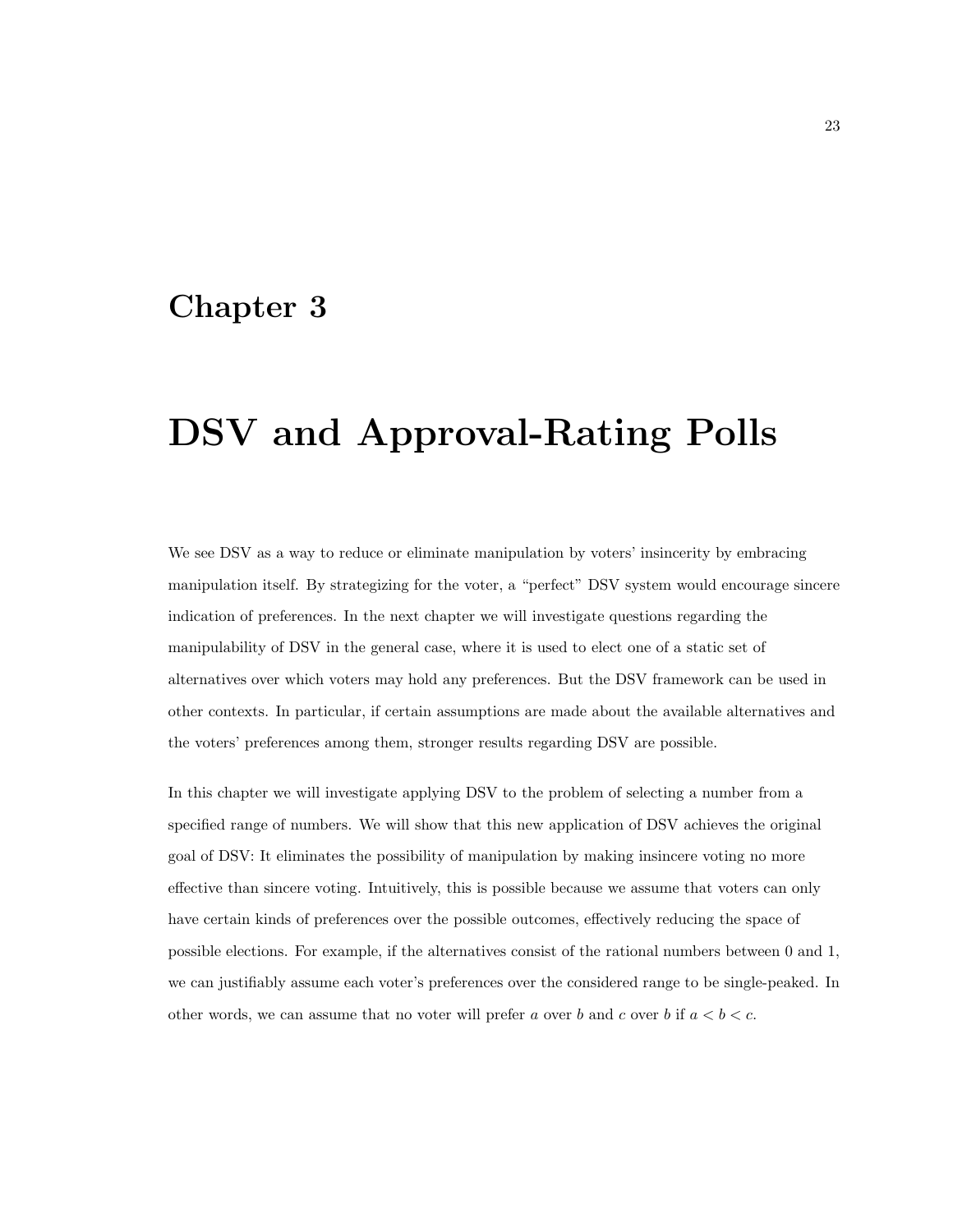# Chapter 3

# DSV and Approval-Rating Polls

We see DSV as a way to reduce or eliminate manipulation by voters' insincerity by embracing manipulation itself. By strategizing for the voter, a "perfect" DSV system would encourage sincere indication of preferences. In the next chapter we will investigate questions regarding the manipulability of DSV in the general case, where it is used to elect one of a static set of alternatives over which voters may hold any preferences. But the DSV framework can be used in other contexts. In particular, if certain assumptions are made about the available alternatives and the voters' preferences among them, stronger results regarding DSV are possible.

In this chapter we will investigate applying DSV to the problem of selecting a number from a specified range of numbers. We will show that this new application of DSV achieves the original goal of DSV: It eliminates the possibility of manipulation by making insincere voting no more effective than sincere voting. Intuitively, this is possible because we assume that voters can only have certain kinds of preferences over the possible outcomes, effectively reducing the space of possible elections. For example, if the alternatives consist of the rational numbers between 0 and 1, we can justifiably assume each voter's preferences over the considered range to be single-peaked. In other words, we can assume that no voter will prefer $a$ over $b$ and $c$ over $b$ if $a < b < c$.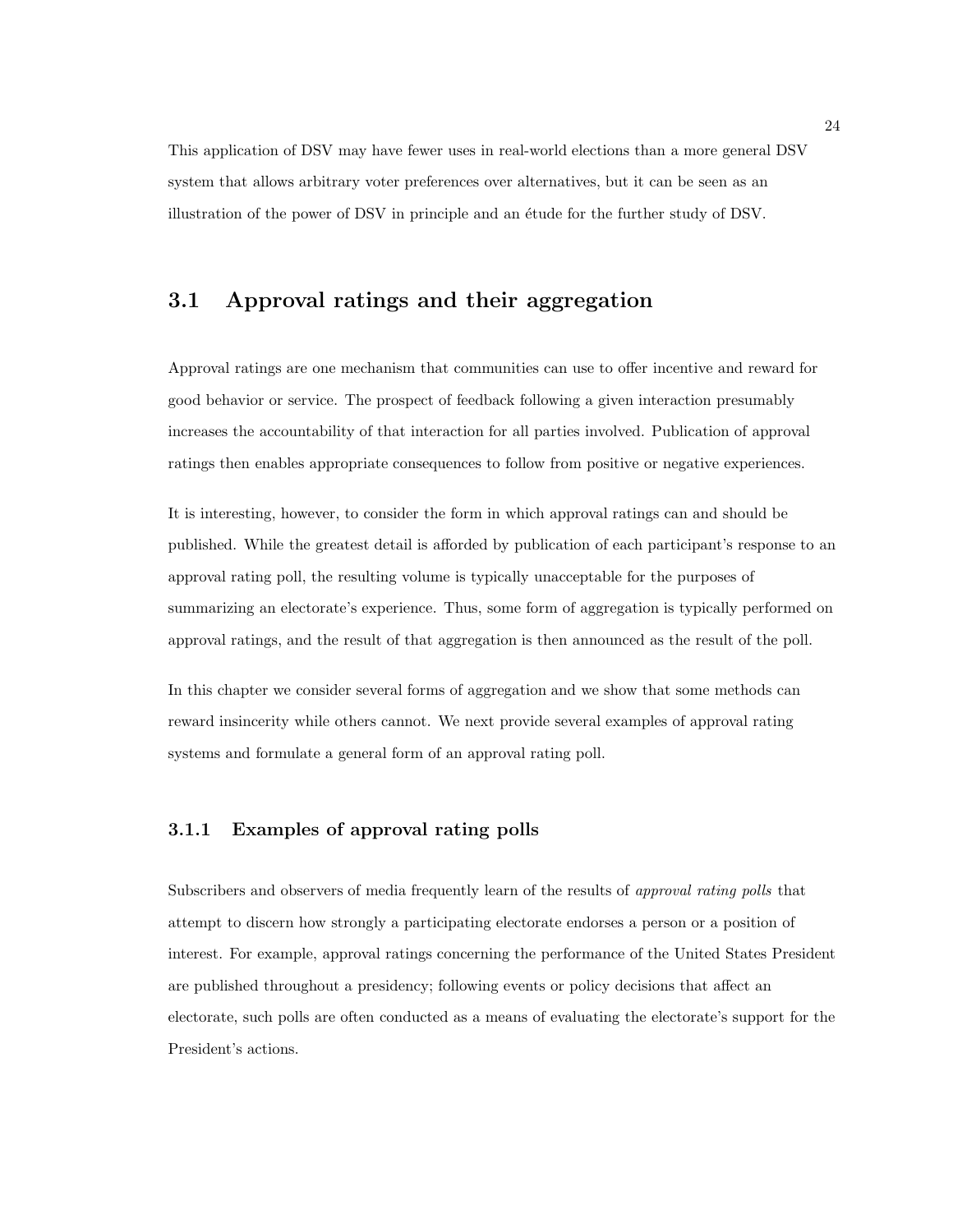This application of DSV may have fewer uses in real-world elections than a more general DSV system that allows arbitrary voter preferences over alternatives, but it can be seen as an illustration of the power of DSV in principle and an étude for the further study of DSV.

## 3.1 Approval ratings and their aggregation

Approval ratings are one mechanism that communities can use to offer incentive and reward for good behavior or service. The prospect of feedback following a given interaction presumably increases the accountability of that interaction for all parties involved. Publication of approval ratings then enables appropriate consequences to follow from positive or negative experiences.

It is interesting, however, to consider the form in which approval ratings can and should be published. While the greatest detail is afforded by publication of each participant's response to an approval rating poll, the resulting volume is typically unacceptable for the purposes of summarizing an electorate's experience. Thus, some form of aggregation is typically performed on approval ratings, and the result of that aggregation is then announced as the result of the poll.

In this chapter we consider several forms of aggregation and we show that some methods can reward insincerity while others cannot. We next provide several examples of approval rating systems and formulate a general form of an approval rating poll.

### 3.1.1 Examples of approval rating polls

Subscribers and observers of media frequently learn of the results of *approval rating polls* that attempt to discern how strongly a participating electorate endorses a person or a position of interest. For example, approval ratings concerning the performance of the United States President are published throughout a presidency; following events or policy decisions that affect an electorate, such polls are often conducted as a means of evaluating the electorate's support for the President's actions.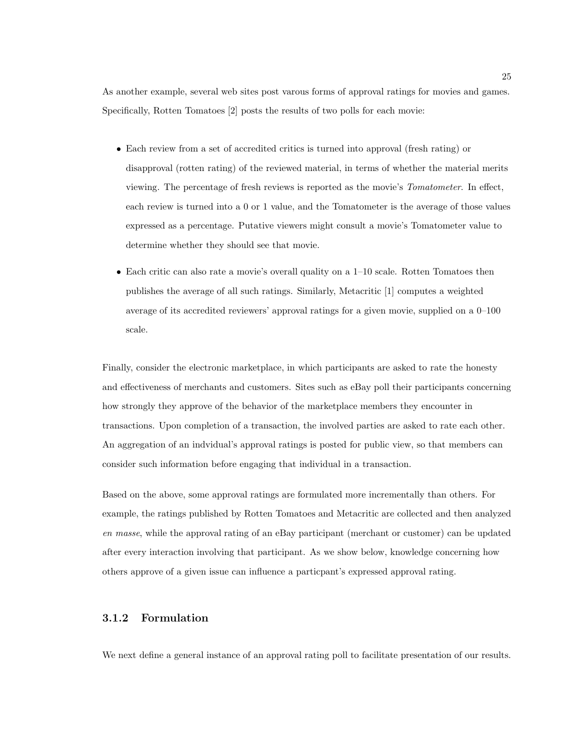As another example, several web sites post varous forms of approval ratings for movies and games. Specifically, Rotten Tomatoes [2] posts the results of two polls for each movie:

- Each review from a set of accredited critics is turned into approval (fresh rating) or disapproval (rotten rating) of the reviewed material, in terms of whether the material merits viewing. The percentage of fresh reviews is reported as the movie's *Tomatometer*. In effect, each review is turned into a 0 or 1 value, and the Tomatometer is the average of those values expressed as a percentage. Putative viewers might consult a movie's Tomatometer value to determine whether they should see that movie.
- Each critic can also rate a movie's overall quality on a 1–10 scale. Rotten Tomatoes then publishes the average of all such ratings. Similarly, Metacritic [1] computes a weighted average of its accredited reviewers' approval ratings for a given movie, supplied on a 0–100 scale.

Finally, consider the electronic marketplace, in which participants are asked to rate the honesty and effectiveness of merchants and customers. Sites such as eBay poll their participants concerning how strongly they approve of the behavior of the marketplace members they encounter in transactions. Upon completion of a transaction, the involved parties are asked to rate each other. An aggregation of an indvidual's approval ratings is posted for public view, so that members can consider such information before engaging that individual in a transaction.

Based on the above, some approval ratings are formulated more incrementally than others. For example, the ratings published by Rotten Tomatoes and Metacritic are collected and then analyzed *en masse*, while the approval rating of an eBay participant (merchant or customer) can be updated after every interaction involving that participant. As we show below, knowledge concerning how others approve of a given issue can influence a particpant's expressed approval rating.

### 3.1.2 Formulation

We next define a general instance of an approval rating poll to facilitate presentation of our results.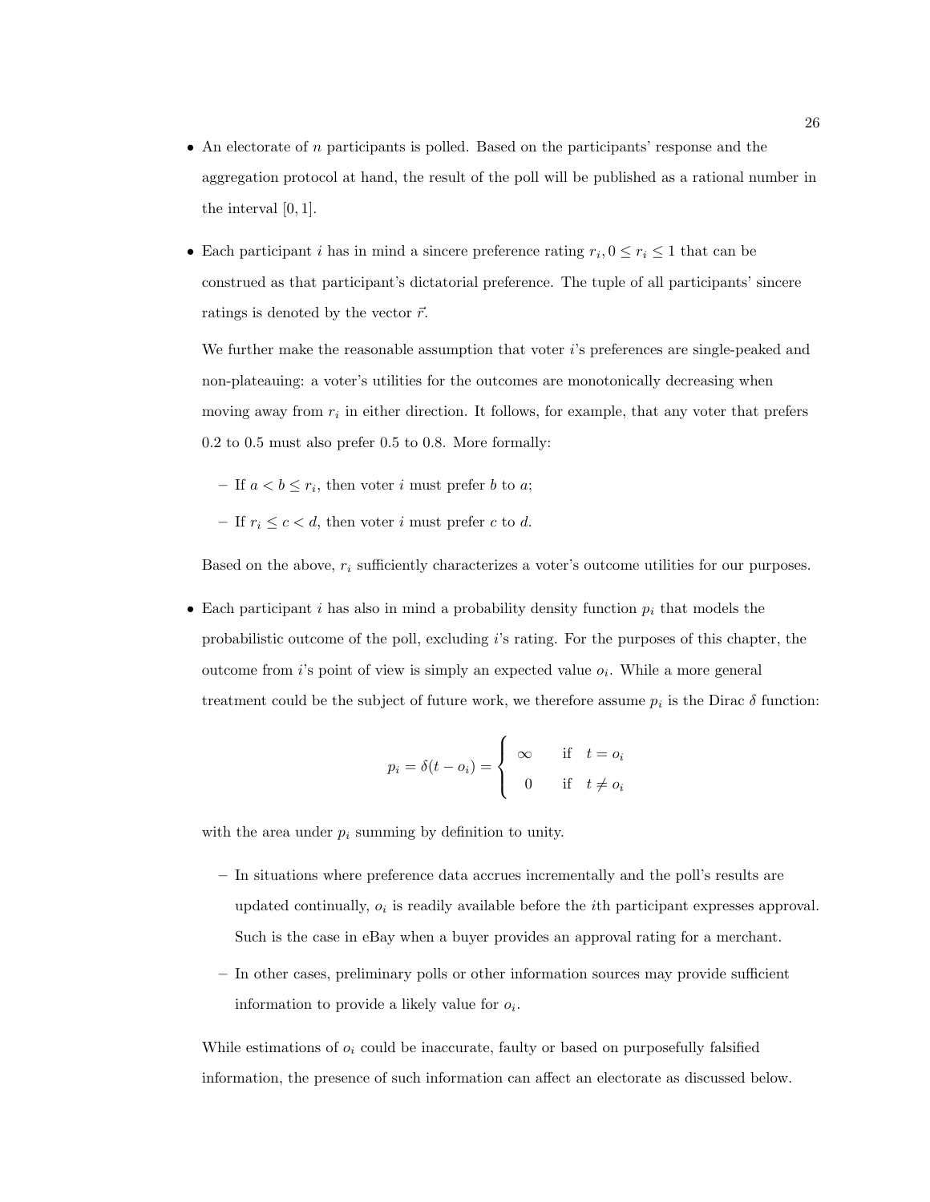- An electorate of $n$ participants is polled. Based on the participants' response and the aggregation protocol at hand, the result of the poll will be published as a rational number in the interval $[0, 1]$.

- Each participant $i$ has in mind a sincere preference rating $r_i, 0 \leq r_i \leq 1$ that can be construed as that participant's dictatorial preference. The tuple of all participants' sincere ratings is denoted by the vector $\vec{r}$.

  We further make the reasonable assumption that voter $i$'s preferences are single-peaked and non-plateauing: a voter's utilities for the outcomes are monotonically decreasing when moving away from $r_i$ in either direction. It follows, for example, that any voter that prefers 0.2 to 0.5 must also prefer 0.5 to 0.8. More formally:

  - If $a < b \leq r_i$, then voter $i$ must prefer $b$ to $a$;
  - If $r_i \leq c < d$, then voter $i$ must prefer $c$ to $d$.

  Based on the above, $r_i$ sufficiently characterizes a voter's outcome utilities for our purposes.

- Each participant $i$ has also in mind a probability density function $p_i$ that models the probabilistic outcome of the poll, excluding $i$'s rating. For the purposes of this chapter, the outcome from $i$'s point of view is simply an expected value $o_i$. While a more general treatment could be the subject of future work, we therefore assume $p_i$ is the Dirac $\delta$ function:

$$p_i = \delta(t - o_i) = \begin{cases} \infty & \text{if} \quad t = o_i \\ 0 & \text{if} \quad t \neq o_i \end{cases}$$

  with the area under $p_i$ summing by definition to unity.

  - In situations where preference data accrues incrementally and the poll's results are updated continually, $o_i$ is readily available before the $i$th participant expresses approval. Such is the case in eBay when a buyer provides an approval rating for a merchant.
  - In other cases, preliminary polls or other information sources may provide sufficient information to provide a likely value for $o_i$.

  While estimations of $o_i$ could be inaccurate, faulty or based on purposefully falsified information, the presence of such information can affect an electorate as discussed below.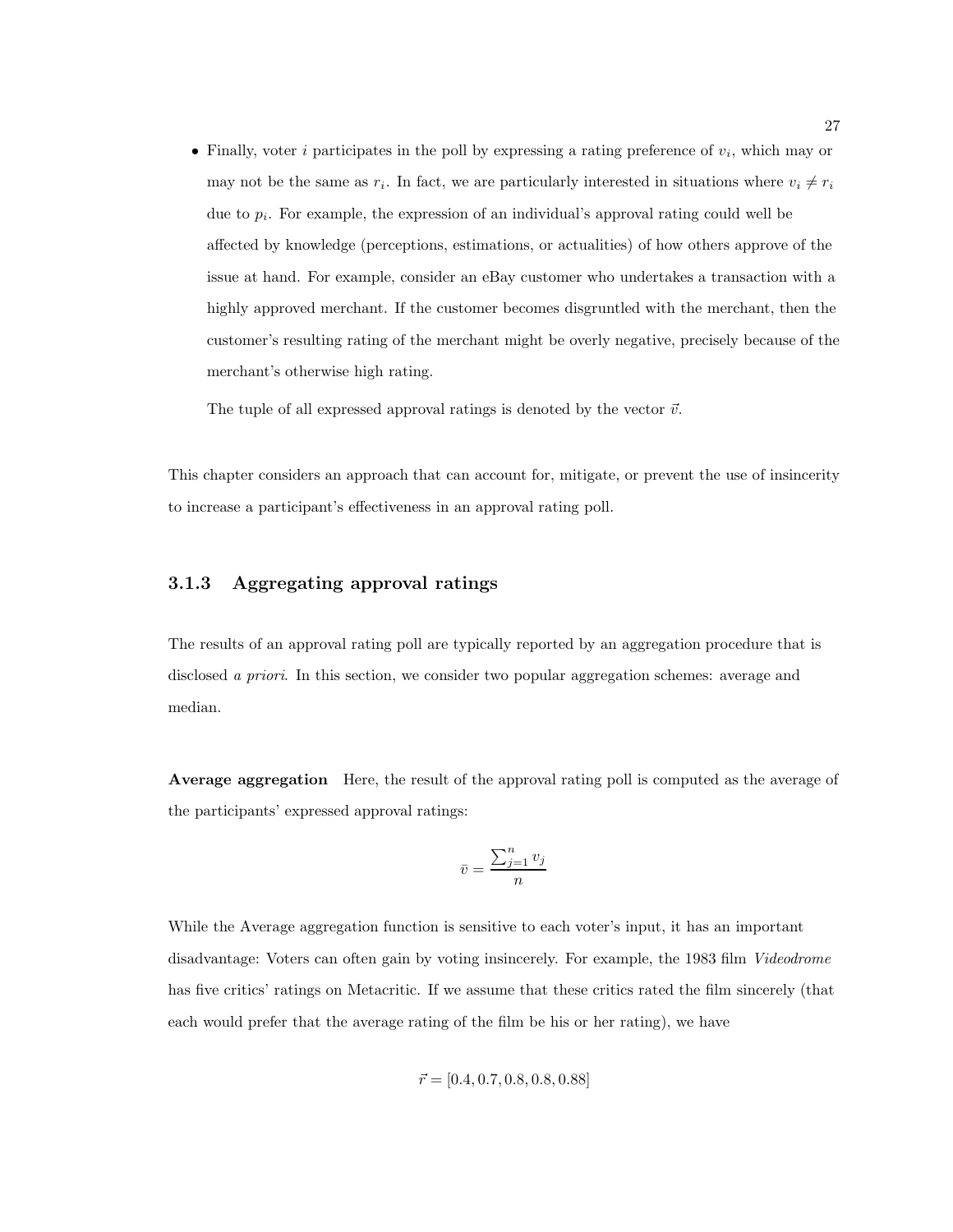- Finally, voter $i$ participates in the poll by expressing a rating preference of $v_i$, which may or may not be the same as $r_i$. In fact, we are particularly interested in situations where $v_i \neq r_i$ due to $p_i$. For example, the expression of an individual's approval rating could well be affected by knowledge (perceptions, estimations, or actualities) of how others approve of the issue at hand. For example, consider an eBay customer who undertakes a transaction with a highly approved merchant. If the customer becomes disgruntled with the merchant, then the customer's resulting rating of the merchant might be overly negative, precisely because of the merchant's otherwise high rating.

  The tuple of all expressed approval ratings is denoted by the vector $\vec{v}$.

This chapter considers an approach that can account for, mitigate, or prevent the use of insincerity to increase a participant's effectiveness in an approval rating poll.

### 3.1.3 Aggregating approval ratings

The results of an approval rating poll are typically reported by an aggregation procedure that is disclosed *a priori*. In this section, we consider two popular aggregation schemes: average and median.

**Average aggregation** Here, the result of the approval rating poll is computed as the average of the participants' expressed approval ratings:

$$\bar{v} = \frac{\sum_{j=1}^{n} v_j}{n}$$

While the Average aggregation function is sensitive to each voter's input, it has an important disadvantage: Voters can often gain by voting insincerely. For example, the 1983 film *Videodrome* has five critics' ratings on Metacritic. If we assume that these critics rated the film sincerely (that each would prefer that the average rating of the film be his or her rating), we have

$$\vec{r} = [0.4, 0.7, 0.8, 0.8, 0.88]$$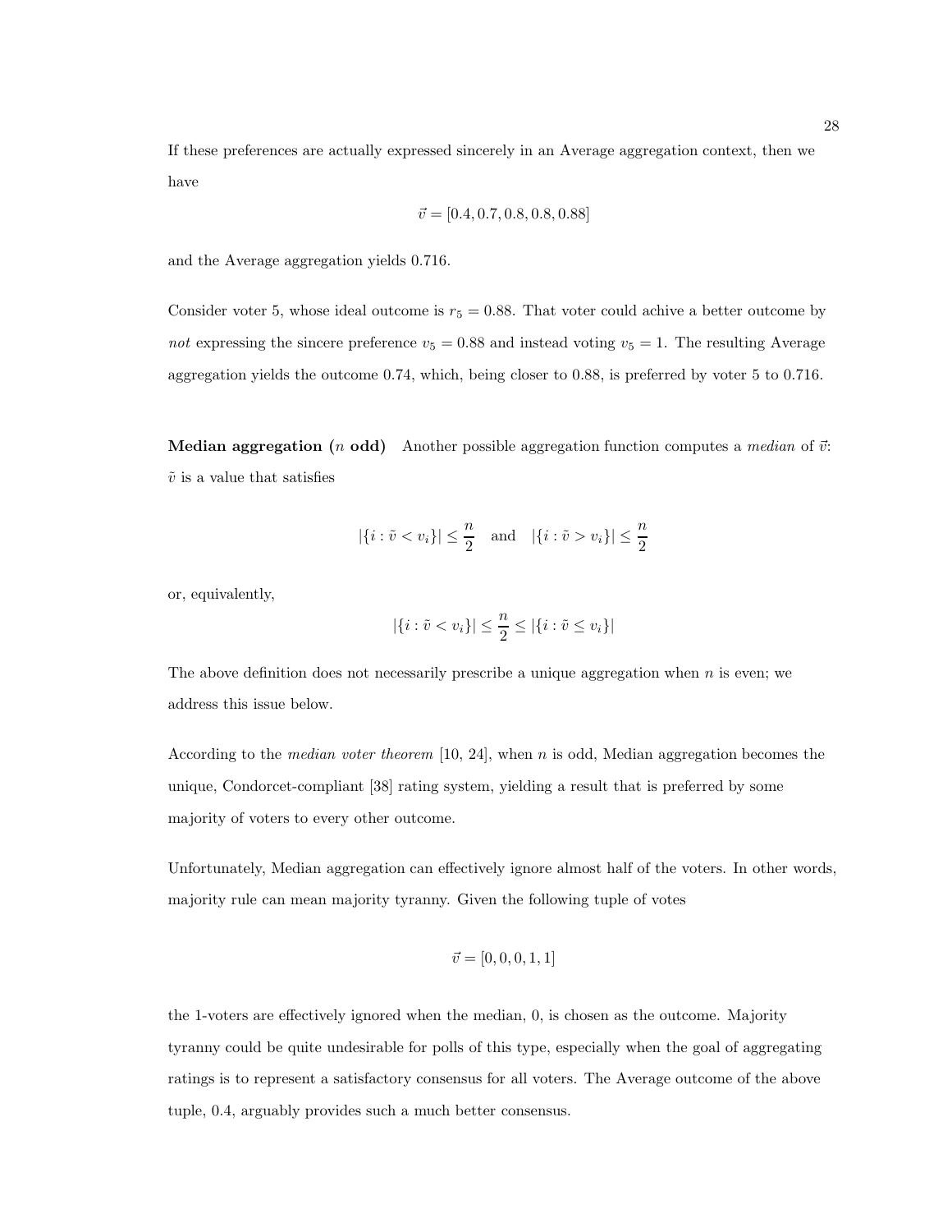If these preferences are actually expressed sincerely in an Average aggregation context, then we have

$$\vec{v} = [0.4, 0.7, 0.8, 0.8, 0.88]$$

and the Average aggregation yields 0.716.

Consider voter 5, whose ideal outcome is $r_5 = 0.88$. That voter could achive a better outcome by *not* expressing the sincere preference $v_5 = 0.88$ and instead voting $v_5 = 1$. The resulting Average aggregation yields the outcome 0.74, which, being closer to 0.88, is preferred by voter 5 to 0.716.

**Median aggregation ($n$ odd)** Another possible aggregation function computes a *median* of $\vec{v}$: $\tilde{v}$ is a value that satisfies

$$|\{i : \tilde{v} < v_i\}| \leq \frac{n}{2} \quad \text{and} \quad |\{i : \tilde{v} > v_i\}| \leq \frac{n}{2}$$

or, equivalently,

$$|\{i : \tilde{v} < v_i\}| \leq \frac{n}{2} \leq |\{i : \tilde{v} \leq v_i\}|$$

The above definition does not necessarily prescribe a unique aggregation when $n$ is even; we address this issue below.

According to the *median voter theorem* [10, 24], when $n$ is odd, Median aggregation becomes the unique, Condorcet-compliant [38] rating system, yielding a result that is preferred by some majority of voters to every other outcome.

Unfortunately, Median aggregation can effectively ignore almost half of the voters. In other words, majority rule can mean majority tyranny. Given the following tuple of votes

$$\vec{v} = [0, 0, 0, 1, 1]$$

the 1-voters are effectively ignored when the median, 0, is chosen as the outcome. Majority tyranny could be quite undesirable for polls of this type, especially when the goal of aggregating ratings is to represent a satisfactory consensus for all voters. The Average outcome of the above tuple, 0.4, arguably provides such a much better consensus.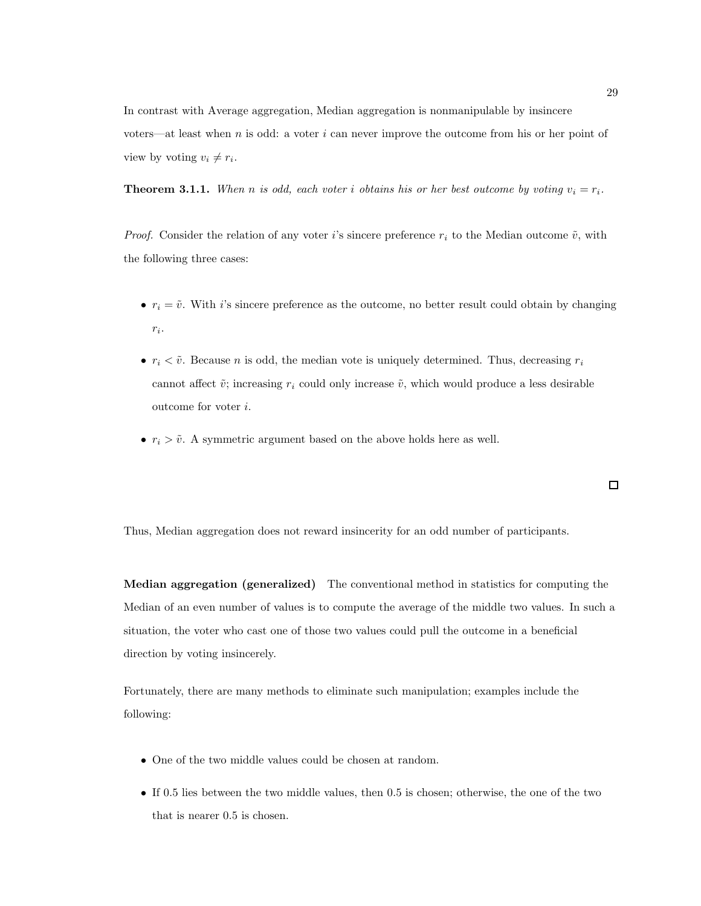In contrast with Average aggregation, Median aggregation is nonmanipulable by insincere voters—at least when $n$ is odd: a voter $i$ can never improve the outcome from his or her point of view by voting $v_i \neq r_i$.

**Theorem 3.1.1.** *When $n$ is odd, each voter $i$ obtains his or her best outcome by voting $v_i = r_i$.*

*Proof.* Consider the relation of any voter $i$'s sincere preference $r_i$ to the Median outcome $\tilde{v}$, with the following three cases:

- $r_i = \tilde{v}$. With $i$'s sincere preference as the outcome, no better result could obtain by changing $r_i$.
- $r_i < \tilde{v}$. Because $n$ is odd, the median vote is uniquely determined. Thus, decreasing $r_i$ cannot affect $\tilde{v}$; increasing $r_i$ could only increase $\tilde{v}$, which would produce a less desirable outcome for voter $i$.
- $r_i > \tilde{v}$. A symmetric argument based on the above holds here as well.

□

Thus, Median aggregation does not reward insincerity for an odd number of participants.

**Median aggregation (generalized)** The conventional method in statistics for computing the Median of an even number of values is to compute the average of the middle two values. In such a situation, the voter who cast one of those two values could pull the outcome in a beneficial direction by voting insincerely.

Fortunately, there are many methods to eliminate such manipulation; examples include the following:

- One of the two middle values could be chosen at random.
- If 0.5 lies between the two middle values, then 0.5 is chosen; otherwise, the one of the two that is nearer 0.5 is chosen.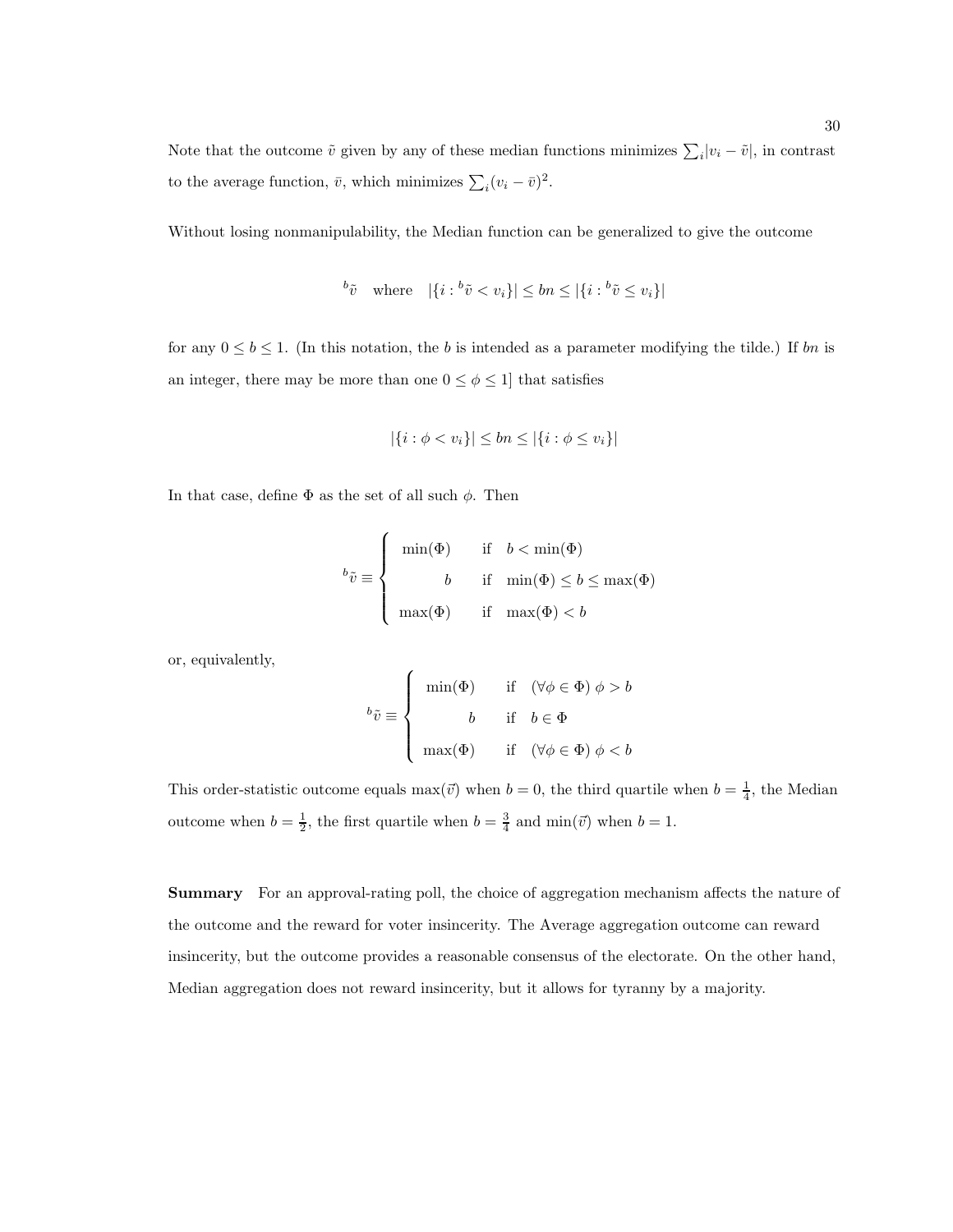Note that the outcome $\tilde{v}$ given by any of these median functions minimizes $\sum_i |v_i - \tilde{v}|$, in contrast to the average function, $\bar{v}$, which minimizes $\sum_i (v_i - \bar{v})^2$.

Without losing nonmanipulability, the Median function can be generalized to give the outcome

$$^{b}\tilde{v} \quad \text{where} \quad |\{i : {}^{b}\tilde{v} < v_i\}| \leq bn \leq |\{i : {}^{b}\tilde{v} \leq v_i\}|$$

for any $0 \leq b \leq 1$. (In this notation, the $b$ is intended as a parameter modifying the tilde.) If $bn$ is an integer, there may be more than one $0 \leq \phi \leq 1]$ that satisfies

$$|\{i : \phi < v_i\}| \leq bn \leq |\{i : \phi \leq v_i\}|$$

In that case, define $\Phi$ as the set of all such $\phi$. Then

$$^{b}\tilde{v} \equiv \begin{cases} \min(\Phi) & \text{if} \quad b < \min(\Phi) \\ b & \text{if} \quad \min(\Phi) \leq b \leq \max(\Phi) \\ \max(\Phi) & \text{if} \quad \max(\Phi) < b \end{cases}$$

or, equivalently,

$$^{b}\tilde{v} \equiv \begin{cases} \min(\Phi) & \text{if} \quad (\forall \phi \in \Phi) \; \phi > b \\ b & \text{if} \quad b \in \Phi \\ \max(\Phi) & \text{if} \quad (\forall \phi \in \Phi) \; \phi < b \end{cases}$$

This order-statistic outcome equals $\max(\vec{v})$ when $b = 0$, the third quartile when $b = \frac{1}{4}$, the Median outcome when $b = \frac{1}{2}$, the first quartile when $b = \frac{3}{4}$ and $\min(\vec{v})$ when $b = 1$.

**Summary** For an approval-rating poll, the choice of aggregation mechanism affects the nature of the outcome and the reward for voter insincerity. The Average aggregation outcome can reward insincerity, but the outcome provides a reasonable consensus of the electorate. On the other hand, Median aggregation does not reward insincerity, but it allows for tyranny by a majority.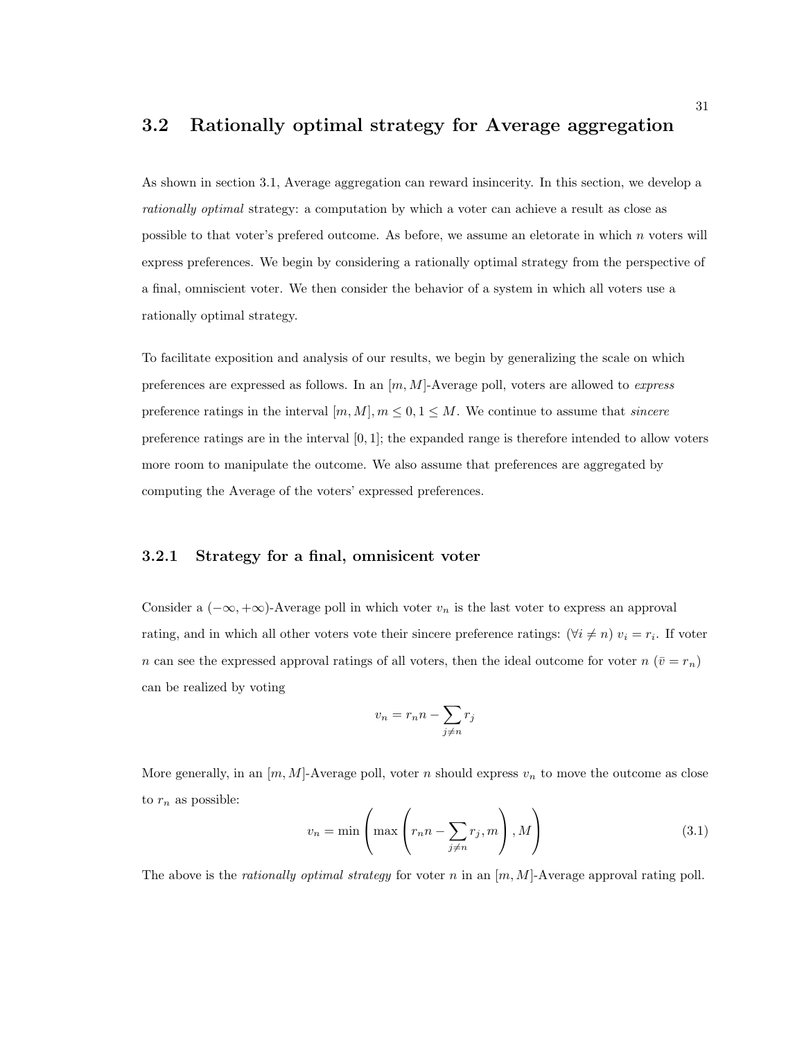## 3.2 Rationally optimal strategy for Average aggregation

As shown in section 3.1, Average aggregation can reward insincerity. In this section, we develop a *rationally optimal* strategy: a computation by which a voter can achieve a result as close as possible to that voter's prefered outcome. As before, we assume an eletorate in which $n$ voters will express preferences. We begin by considering a rationally optimal strategy from the perspective of a final, omniscient voter. We then consider the behavior of a system in which all voters use a rationally optimal strategy.

To facilitate exposition and analysis of our results, we begin by generalizing the scale on which preferences are expressed as follows. In an $[m, M]$-Average poll, voters are allowed to *express* preference ratings in the interval $[m, M], m \leq 0, 1 \leq M$. We continue to assume that *sincere* preference ratings are in the interval $[0, 1]$; the expanded range is therefore intended to allow voters more room to manipulate the outcome. We also assume that preferences are aggregated by computing the Average of the voters' expressed preferences.

### 3.2.1 Strategy for a final, omnisicent voter

Consider a $(-\infty, +\infty)$-Average poll in which voter $v_n$ is the last voter to express an approval rating, and in which all other voters vote their sincere preference ratings: $(\forall i \neq n)\ v_i = r_i$. If voter $n$ can see the expressed approval ratings of all voters, then the ideal outcome for voter $n$ ($\bar{v} = r_n$) can be realized by voting

$$v_n = r_n n - \sum_{j \neq n} r_j$$

More generally, in an $[m, M]$-Average poll, voter $n$ should express $v_n$ to move the outcome as close to $r_n$ as possible:

$$v_n = \min\left(\max\left(r_n n - \sum_{j \neq n} r_j, m\right), M\right) \tag{3.1}$$

The above is the *rationally optimal strategy* for voter $n$ in an $[m, M]$-Average approval rating poll.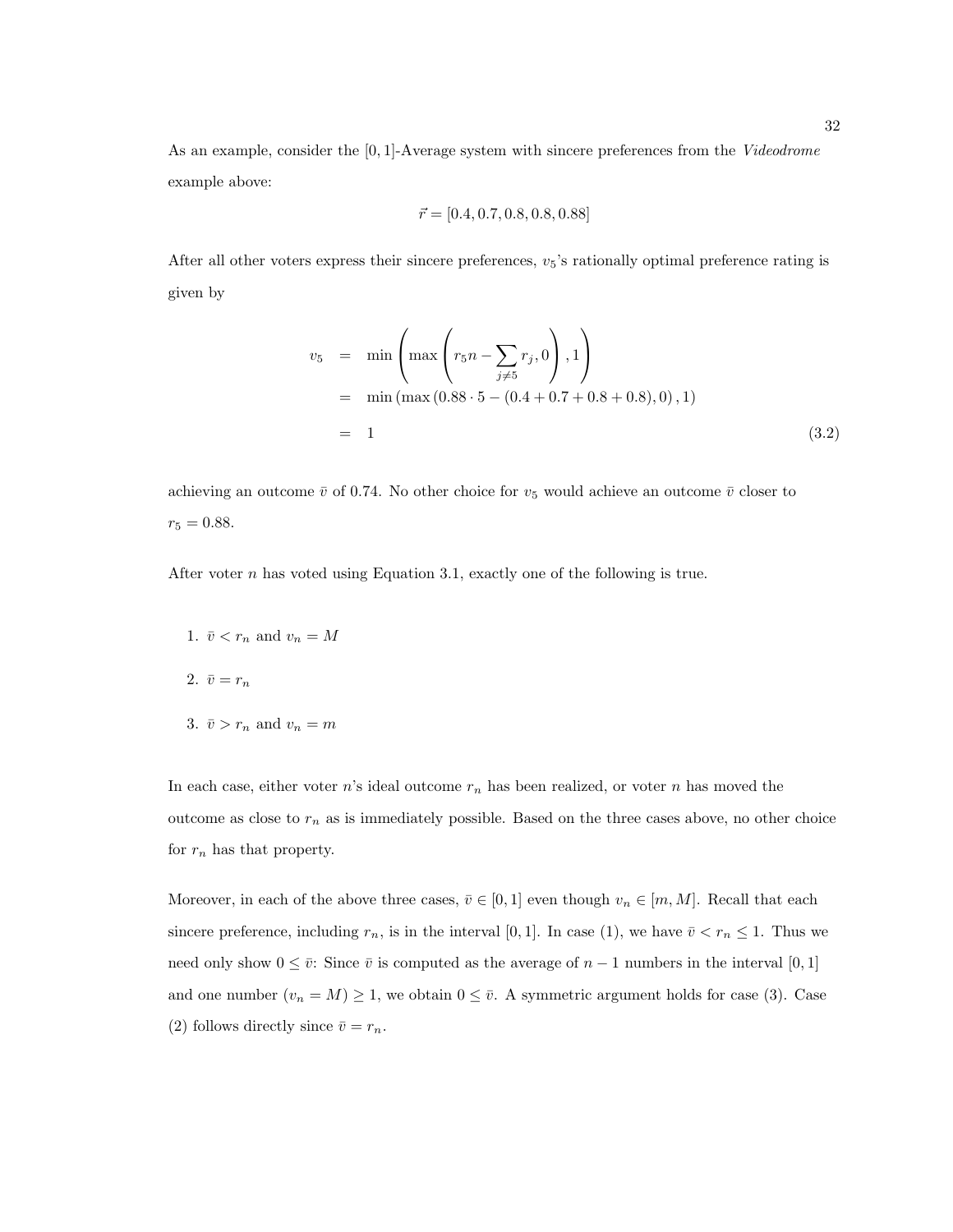As an example, consider the $[0,1]$-Average system with sincere preferences from the *Videodrome* example above:

$$\vec{r} = [0.4, 0.7, 0.8, 0.8, 0.88]$$

After all other voters express their sincere preferences, $v_5$'s rationally optimal preference rating is given by

$$\begin{aligned} v_5 &= \min\left(\max\left(r_5 n - \sum_{j \neq 5} r_j, 0\right), 1\right) \\ &= \min\left(\max\left(0.88 \cdot 5 - (0.4 + 0.7 + 0.8 + 0.8), 0\right), 1\right) \\ &= 1 \end{aligned} \tag{3.2}$$

achieving an outcome $\bar{v}$ of 0.74. No other choice for $v_5$ would achieve an outcome $\bar{v}$ closer to $r_5 = 0.88$.

After voter $n$ has voted using Equation 3.1, exactly one of the following is true.

1. $\bar{v} < r_n$ and $v_n = M$

2. $\bar{v} = r_n$

3. $\bar{v} > r_n$ and $v_n = m$

In each case, either voter $n$'s ideal outcome $r_n$ has been realized, or voter $n$ has moved the outcome as close to $r_n$ as is immediately possible. Based on the three cases above, no other choice for $r_n$ has that property.

Moreover, in each of the above three cases, $\bar{v} \in [0,1]$ even though $v_n \in [m, M]$. Recall that each sincere preference, including $r_n$, is in the interval $[0,1]$. In case (1), we have $\bar{v} < r_n \leq 1$. Thus we need only show $0 \leq \bar{v}$: Since $\bar{v}$ is computed as the average of $n-1$ numbers in the interval $[0,1]$ and one number $(v_n = M) \geq 1$, we obtain $0 \leq \bar{v}$. A symmetric argument holds for case (3). Case (2) follows directly since $\bar{v} = r_n$.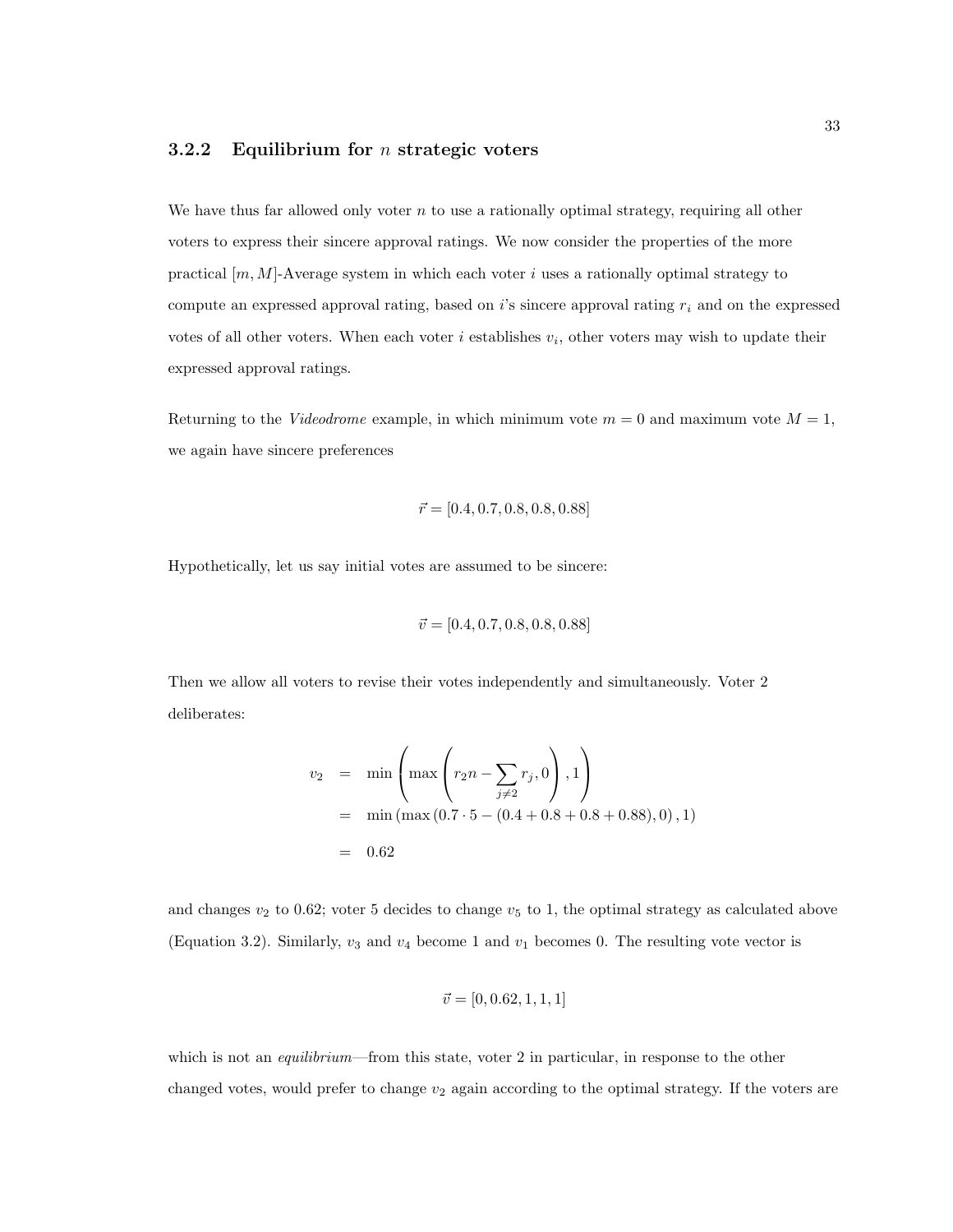### 3.2.2 Equilibrium for $n$ strategic voters

We have thus far allowed only voter $n$ to use a rationally optimal strategy, requiring all other voters to express their sincere approval ratings. We now consider the properties of the more practical $[m, M]$-Average system in which each voter $i$ uses a rationally optimal strategy to compute an expressed approval rating, based on $i$'s sincere approval rating $r_i$ and on the expressed votes of all other voters. When each voter $i$ establishes $v_i$, other voters may wish to update their expressed approval ratings.

Returning to the *Videodrome* example, in which minimum vote $m = 0$ and maximum vote $M = 1$, we again have sincere preferences

$$\vec{r} = [0.4, 0.7, 0.8, 0.8, 0.88]$$

Hypothetically, let us say initial votes are assumed to be sincere:

$$\vec{v} = [0.4, 0.7, 0.8, 0.8, 0.88]$$

Then we allow all voters to revise their votes independently and simultaneously. Voter 2 deliberates:

$$\begin{aligned} v_2 &= \min\left(\max\left(r_2 n - \sum_{j \neq 2} r_j, 0\right), 1\right) \\ &= \min\left(\max\left(0.7 \cdot 5 - (0.4 + 0.8 + 0.8 + 0.88), 0\right), 1\right) \\ &= 0.62 \end{aligned}$$

and changes $v_2$ to 0.62; voter 5 decides to change $v_5$ to 1, the optimal strategy as calculated above (Equation 3.2). Similarly, $v_3$ and $v_4$ become 1 and $v_1$ becomes 0. The resulting vote vector is

$$\vec{v} = [0, 0.62, 1, 1, 1]$$

which is not an *equilibrium*—from this state, voter 2 in particular, in response to the other changed votes, would prefer to change $v_2$ again according to the optimal strategy. If the voters are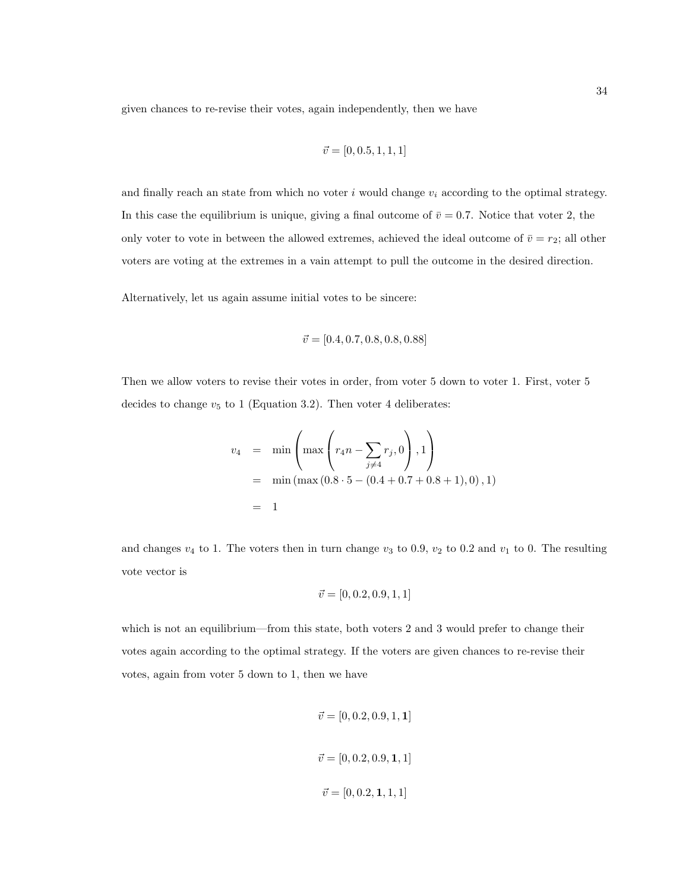given chances to re-revise their votes, again independently, then we have

$$\vec{v} = [0, 0.5, 1, 1, 1]$$

and finally reach an state from which no voter $i$ would change $v_i$ according to the optimal strategy. In this case the equilibrium is unique, giving a final outcome of $\bar{v} = 0.7$. Notice that voter 2, the only voter to vote in between the allowed extremes, achieved the ideal outcome of $\bar{v} = r_2$; all other voters are voting at the extremes in a vain attempt to pull the outcome in the desired direction.

Alternatively, let us again assume initial votes to be sincere:

$$\vec{v} = [0.4, 0.7, 0.8, 0.8, 0.88]$$

Then we allow voters to revise their votes in order, from voter 5 down to voter 1. First, voter 5 decides to change $v_5$ to 1 (Equation 3.2). Then voter 4 deliberates:

$$\begin{aligned}
v_4 &= \min\left(\max\left(r_4 n - \sum_{j \neq 4} r_j, 0\right), 1\right) \\
&= \min\left(\max\left(0.8 \cdot 5 - (0.4 + 0.7 + 0.8 + 1), 0\right), 1\right) \\
&= 1
\end{aligned}$$

and changes $v_4$ to 1. The voters then in turn change $v_3$ to 0.9, $v_2$ to 0.2 and $v_1$ to 0. The resulting vote vector is

$$\vec{v} = [0, 0.2, 0.9, 1, 1]$$

which is not an equilibrium—from this state, both voters 2 and 3 would prefer to change their votes again according to the optimal strategy. If the voters are given chances to re-revise their votes, again from voter 5 down to 1, then we have

$$\vec{v} = [0, 0.2, 0.9, 1, \mathbf{1}]$$

$$\vec{v} = [0, 0.2, 0.9, \mathbf{1}, 1]$$

$$\vec{v} = [0, 0.2, \mathbf{1}, 1, 1]$$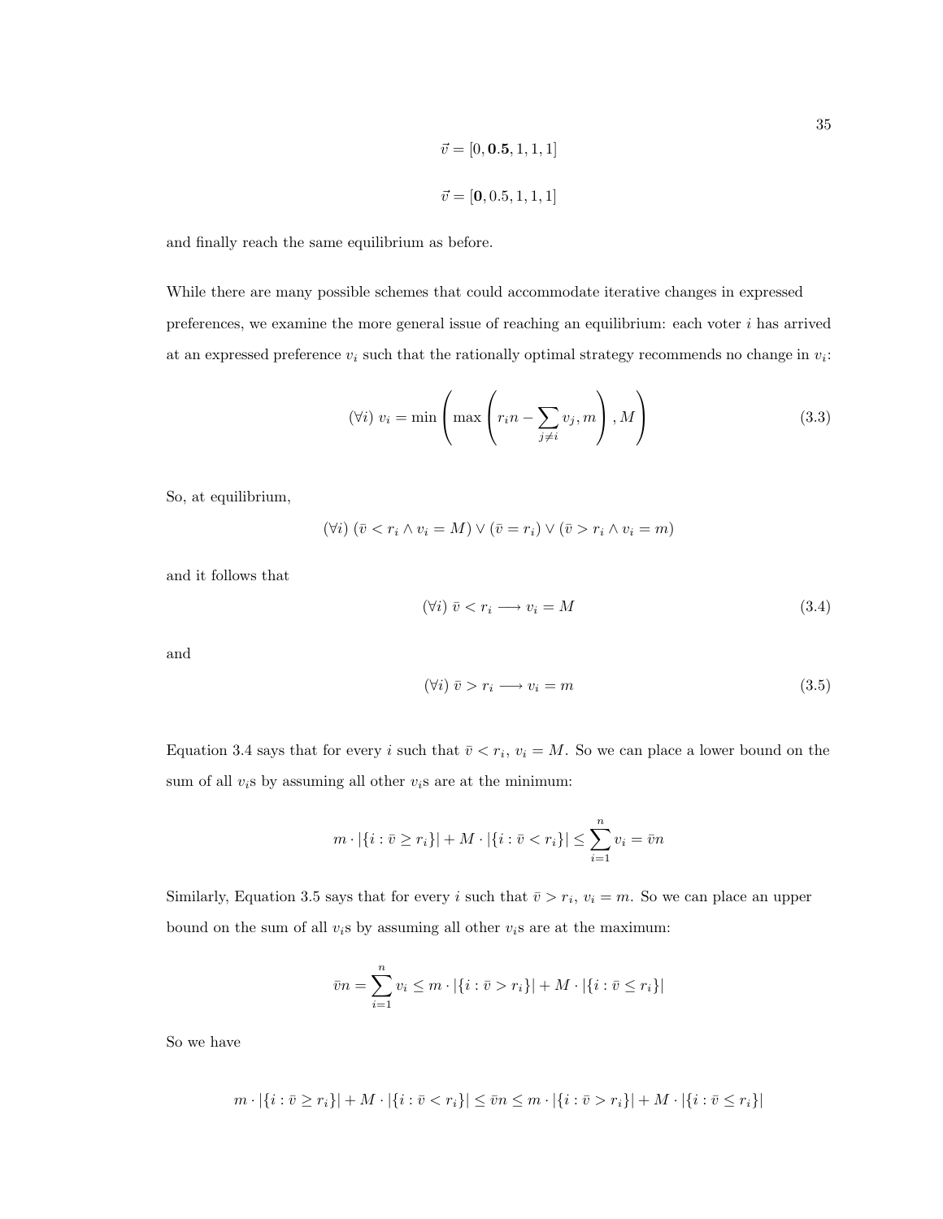$$\vec{v} = [0, \mathbf{0.5}, 1, 1, 1]$$

$$\vec{v} = [\mathbf{0}, 0.5, 1, 1, 1]$$

and finally reach the same equilibrium as before.

While there are many possible schemes that could accommodate iterative changes in expressed preferences, we examine the more general issue of reaching an equilibrium: each voter $i$ has arrived at an expressed preference $v_i$ such that the rationally optimal strategy recommends no change in $v_i$:

$$(\forall i)\ v_i = \min\left(\max\left(r_i n - \sum_{j \neq i} v_j, m\right), M\right) \tag{3.3}$$

So, at equilibrium,

$$(\forall i)\ (\bar{v} < r_i \wedge v_i = M) \vee (\bar{v} = r_i) \vee (\bar{v} > r_i \wedge v_i = m)$$

and it follows that

$$(\forall i)\ \bar{v} < r_i \longrightarrow v_i = M \tag{3.4}$$

and

$$(\forall i)\ \bar{v} > r_i \longrightarrow v_i = m \tag{3.5}$$

Equation 3.4 says that for every $i$ such that $\bar{v} < r_i$, $v_i = M$. So we can place a lower bound on the sum of all $v_i$s by assuming all other $v_i$s are at the minimum:

$$m \cdot |\{i : \bar{v} \geq r_i\}| + M \cdot |\{i : \bar{v} < r_i\}| \leq \sum_{i=1}^{n} v_i = \bar{v}n$$

Similarly, Equation 3.5 says that for every $i$ such that $\bar{v} > r_i$, $v_i = m$. So we can place an upper bound on the sum of all $v_i$s by assuming all other $v_i$s are at the maximum:

$$\bar{v}n = \sum_{i=1}^{n} v_i \leq m \cdot |\{i : \bar{v} > r_i\}| + M \cdot |\{i : \bar{v} \leq r_i\}|$$

So we have

$$m \cdot |\{i : \bar{v} \geq r_i\}| + M \cdot |\{i : \bar{v} < r_i\}| \leq \bar{v}n \leq m \cdot |\{i : \bar{v} > r_i\}| + M \cdot |\{i : \bar{v} \leq r_i\}|$$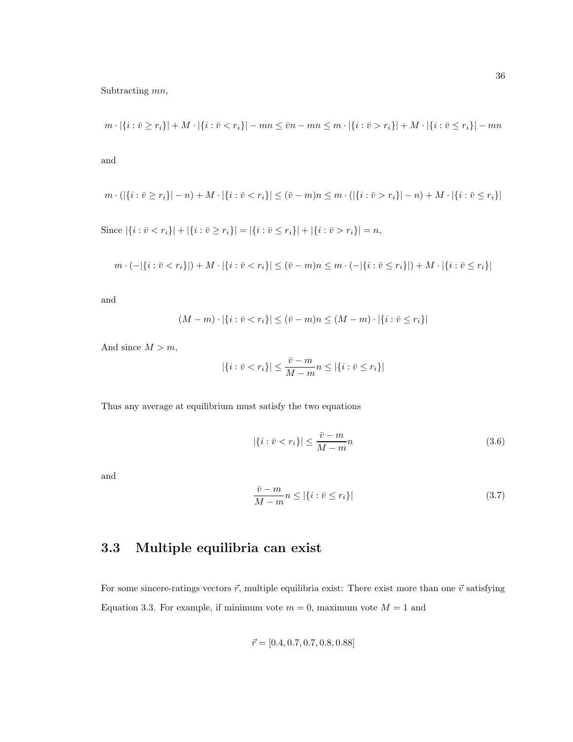Subtracting $mn$,

$$m \cdot |\{i : \bar{v} \geq r_i\}| + M \cdot |\{i : \bar{v} < r_i\}| - mn \leq \bar{v}n - mn \leq m \cdot |\{i : \bar{v} > r_i\}| + M \cdot |\{i : \bar{v} \leq r_i\}| - mn$$

and

$$m \cdot (|\{i : \bar{v} \geq r_i\}| - n) + M \cdot |\{i : \bar{v} < r_i\}| \leq (\bar{v} - m)n \leq m \cdot (|\{i : \bar{v} > r_i\}| - n) + M \cdot |\{i : \bar{v} \leq r_i\}|$$

Since $|\{i : \bar{v} < r_i\}| + |\{i : \bar{v} \geq r_i\}| = |\{i : \bar{v} \leq r_i\}| + |\{i : \bar{v} > r_i\}| = n$,

$$m \cdot (-|\{i : \bar{v} < r_i\}|) + M \cdot |\{i : \bar{v} < r_i\}| \leq (\bar{v} - m)n \leq m \cdot (-|\{i : \bar{v} \leq r_i\}|) + M \cdot |\{i : \bar{v} \leq r_i\}|$$

and

$$(M - m) \cdot |\{i : \bar{v} < r_i\}| \leq (\bar{v} - m)n \leq (M - m) \cdot |\{i : \bar{v} \leq r_i\}|$$

And since $M > m$,

$$|\{i : \bar{v} < r_i\}| \leq \frac{\bar{v} - m}{M - m} n \leq |\{i : \bar{v} \leq r_i\}|$$

Thus any average at equilibrium must satisfy the two equations

$$|\{i : \bar{v} < r_i\}| \leq \frac{\bar{v} - m}{M - m} n \tag{3.6}$$

and

$$\frac{\bar{v} - m}{M - m} n \leq |\{i : \bar{v} \leq r_i\}| \tag{3.7}$$

## 3.3 Multiple equilibria can exist

For some sincere-ratings vectors $\vec{r}$, multiple equilibria exist: There exist more than one $\vec{v}$ satisfying Equation 3.3. For example, if minimum vote $m = 0$, maximum vote $M = 1$ and

$$\vec{r} = [0.4, 0.7, 0.7, 0.8, 0.88]$$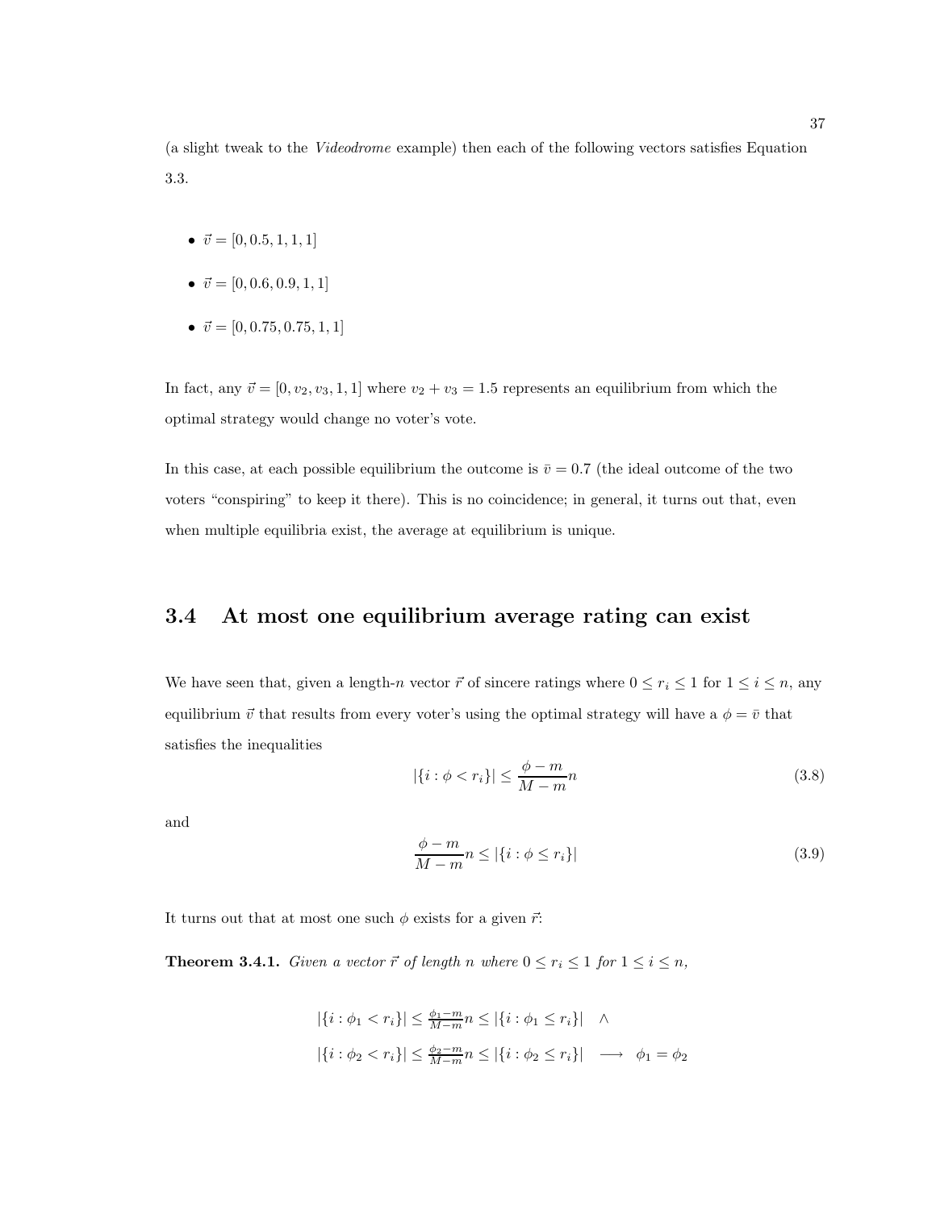(a slight tweak to the *Videodrome* example) then each of the following vectors satisfies Equation 3.3.

- $\vec{v} = [0, 0.5, 1, 1, 1]$
- $\vec{v} = [0, 0.6, 0.9, 1, 1]$
- $\vec{v} = [0, 0.75, 0.75, 1, 1]$

In fact, any $\vec{v} = [0, v_2, v_3, 1, 1]$ where $v_2 + v_3 = 1.5$ represents an equilibrium from which the optimal strategy would change no voter's vote.

In this case, at each possible equilibrium the outcome is $\bar{v} = 0.7$ (the ideal outcome of the two voters "conspiring" to keep it there). This is no coincidence; in general, it turns out that, even when multiple equilibria exist, the average at equilibrium is unique.

## 3.4 At most one equilibrium average rating can exist

We have seen that, given a length-$n$ vector $\vec{r}$ of sincere ratings where $0 \leq r_i \leq 1$ for $1 \leq i \leq n$, any equilibrium $\vec{v}$ that results from every voter's using the optimal strategy will have a $\phi = \bar{v}$ that satisfies the inequalities

$$|\{i : \phi < r_i\}| \leq \frac{\phi - m}{M - m} n \tag{3.8}$$

and

$$\frac{\phi - m}{M - m} n \leq |\{i : \phi \leq r_i\}| \tag{3.9}$$

It turns out that at most one such $\phi$ exists for a given $\vec{r}$:

**Theorem 3.4.1.** *Given a vector $\vec{r}$ of length $n$ where $0 \leq r_i \leq 1$ for $1 \leq i \leq n$,*

$$\begin{aligned} &|\{i : \phi_1 < r_i\}| \leq \tfrac{\phi_1 - m}{M - m} n \leq |\{i : \phi_1 \leq r_i\}| \quad \wedge \\ &|\{i : \phi_2 < r_i\}| \leq \tfrac{\phi_2 - m}{M - m} n \leq |\{i : \phi_2 \leq r_i\}| \quad \longrightarrow \quad \phi_1 = \phi_2 \end{aligned}$$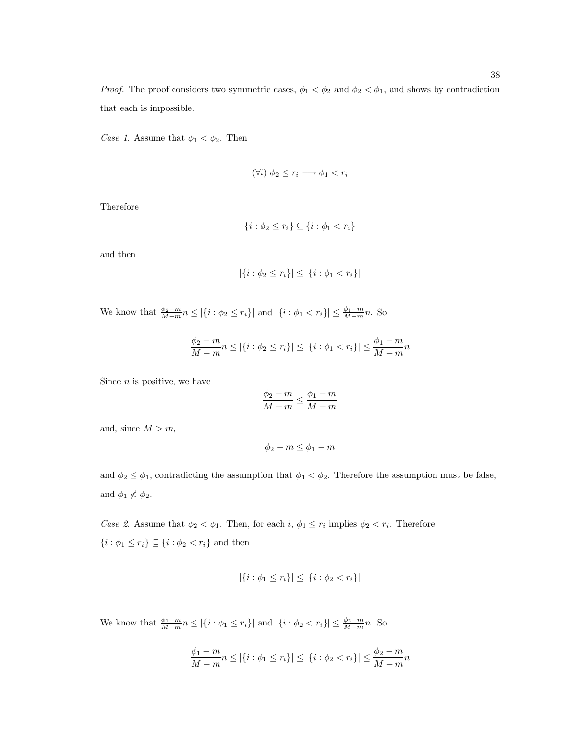*Proof.* The proof considers two symmetric cases, $\phi_1 < \phi_2$ and $\phi_2 < \phi_1$, and shows by contradiction that each is impossible.

*Case 1.* Assume that $\phi_1 < \phi_2$. Then

$$(\forall i)\ \phi_2 \leq r_i \longrightarrow \phi_1 < r_i$$

Therefore

$$\{i : \phi_2 \leq r_i\} \subseteq \{i : \phi_1 < r_i\}$$

and then

$$|\{i : \phi_2 \leq r_i\}| \leq |\{i : \phi_1 < r_i\}|$$

We know that $\frac{\phi_2 - m}{M - m} n \leq |\{i : \phi_2 \leq r_i\}|$ and $|\{i : \phi_1 < r_i\}| \leq \frac{\phi_1 - m}{M - m} n$. So

$$\frac{\phi_2 - m}{M - m} n \leq |\{i : \phi_2 \leq r_i\}| \leq |\{i : \phi_1 < r_i\}| \leq \frac{\phi_1 - m}{M - m} n$$

Since $n$ is positive, we have

$$\frac{\phi_2 - m}{M - m} \leq \frac{\phi_1 - m}{M - m}$$

and, since $M > m$,

$$\phi_2 - m \leq \phi_1 - m$$

and $\phi_2 \leq \phi_1$, contradicting the assumption that $\phi_1 < \phi_2$. Therefore the assumption must be false, and $\phi_1 \not< \phi_2$.

*Case 2.* Assume that $\phi_2 < \phi_1$. Then, for each $i$, $\phi_1 \leq r_i$ implies $\phi_2 < r_i$. Therefore $\{i : \phi_1 \leq r_i\} \subseteq \{i : \phi_2 < r_i\}$ and then

$$|\{i : \phi_1 \leq r_i\}| \leq |\{i : \phi_2 < r_i\}|$$

We know that $\frac{\phi_1 - m}{M - m} n \leq |\{i : \phi_1 \leq r_i\}|$ and $|\{i : \phi_2 < r_i\}| \leq \frac{\phi_2 - m}{M - m} n$. So

$$\frac{\phi_1 - m}{M - m} n \leq |\{i : \phi_1 \leq r_i\}| \leq |\{i : \phi_2 < r_i\}| \leq \frac{\phi_2 - m}{M - m} n$$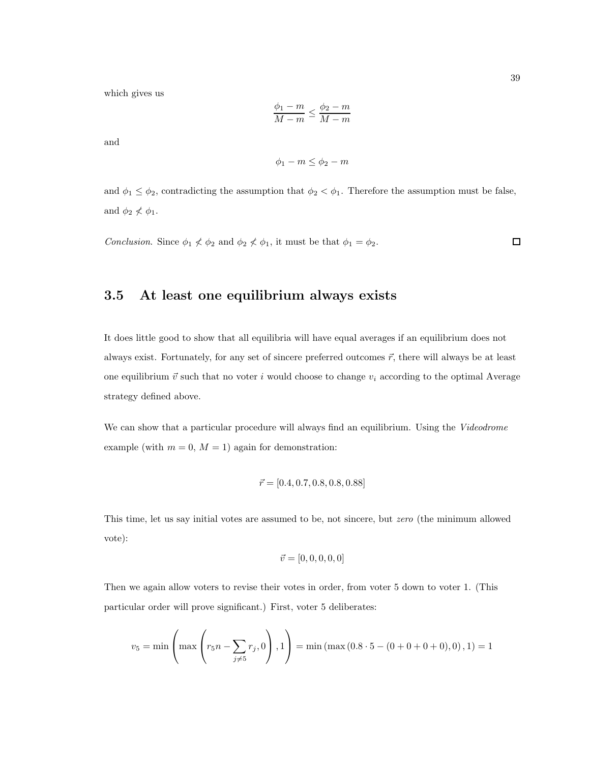which gives us

$$\frac{\phi_1 - m}{M - m} \leq \frac{\phi_2 - m}{M - m}$$

and

$$\phi_1 - m \leq \phi_2 - m$$

and $\phi_1 \leq \phi_2$, contradicting the assumption that $\phi_2 < \phi_1$. Therefore the assumption must be false, and $\phi_2 \not< \phi_1$.

*Conclusion.* Since $\phi_1 \not< \phi_2$ and $\phi_2 \not< \phi_1$, it must be that $\phi_1 = \phi_2$. □

## 3.5 At least one equilibrium always exists

It does little good to show that all equilibria will have equal averages if an equilibrium does not always exist. Fortunately, for any set of sincere preferred outcomes $\vec{r}$, there will always be at least one equilibrium $\vec{v}$ such that no voter $i$ would choose to change $v_i$ according to the optimal Average strategy defined above.

We can show that a particular procedure will always find an equilibrium. Using the *Videodrome* example (with $m = 0$, $M = 1$) again for demonstration:

$$\vec{r} = [0.4, 0.7, 0.8, 0.8, 0.88]$$

This time, let us say initial votes are assumed to be, not sincere, but *zero* (the minimum allowed vote):

$$\vec{v} = [0, 0, 0, 0, 0]$$

Then we again allow voters to revise their votes in order, from voter 5 down to voter 1. (This particular order will prove significant.) First, voter 5 deliberates:

$$v_5 = \min\left(\max\left(r_5 n - \sum_{j \neq 5} r_j, 0\right), 1\right) = \min\left(\max\left(0.8 \cdot 5 - (0 + 0 + 0 + 0), 0\right), 1\right) = 1$$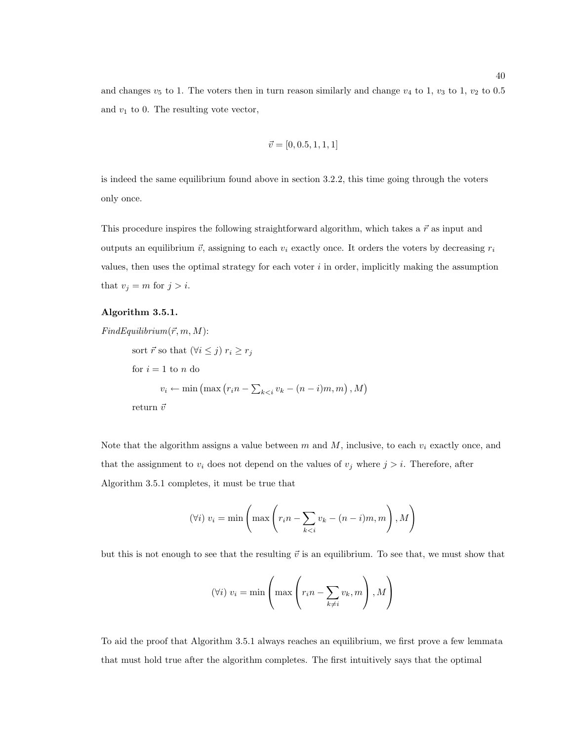and changes $v_5$ to 1. The voters then in turn reason similarly and change $v_4$ to 1, $v_3$ to 1, $v_2$ to 0.5 and $v_1$ to 0. The resulting vote vector,

$$\vec{v} = [0, 0.5, 1, 1, 1]$$

is indeed the same equilibrium found above in section 3.2.2, this time going through the voters only once.

This procedure inspires the following straightforward algorithm, which takes a $\vec{r}$ as input and outputs an equilibrium $\vec{v}$, assigning to each $v_i$ exactly once. It orders the voters by decreasing $r_i$ values, then uses the optimal strategy for each voter $i$ in order, implicitly making the assumption that $v_j = m$ for $j > i$.

**Algorithm 3.5.1.**

*FindEquilibrium*$(\vec{r}, m, M)$:

sort $\vec{r}$ so that $(\forall i \leq j)\ r_i \geq r_j$

for $i = 1$ to $n$ do

$v_i \leftarrow \min\left(\max\left(r_i n - \sum_{k<i} v_k - (n-i)m, m\right), M\right)$

return $\vec{v}$

Note that the algorithm assigns a value between $m$ and $M$, inclusive, to each $v_i$ exactly once, and that the assignment to $v_i$ does not depend on the values of $v_j$ where $j > i$. Therefore, after Algorithm 3.5.1 completes, it must be true that

$$(\forall i)\ v_i = \min\left(\max\left(r_i n - \sum_{k<i} v_k - (n-i)m, m\right), M\right)$$

but this is not enough to see that the resulting $\vec{v}$ is an equilibrium. To see that, we must show that

$$(\forall i)\ v_i = \min\left(\max\left(r_i n - \sum_{k \neq i} v_k, m\right), M\right)$$

To aid the proof that Algorithm 3.5.1 always reaches an equilibrium, we first prove a few lemmata that must hold true after the algorithm completes. The first intuitively says that the optimal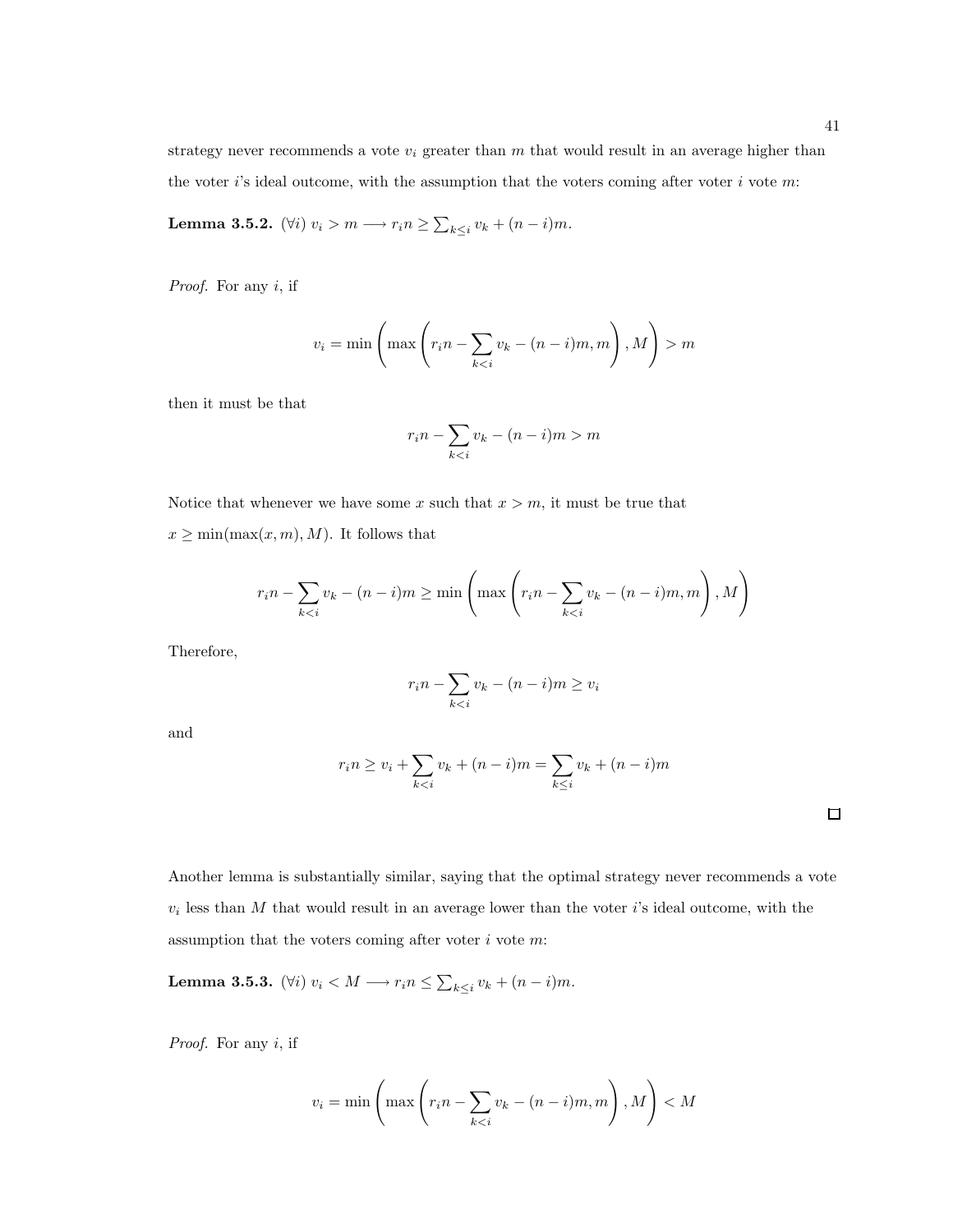strategy never recommends a vote $v_i$ greater than $m$ that would result in an average higher than the voter $i$'s ideal outcome, with the assumption that the voters coming after voter $i$ vote $m$:

**Lemma 3.5.2.** $(\forall i)\ v_i > m \longrightarrow r_i n \geq \sum_{k \leq i} v_k + (n-i)m$.

*Proof.* For any $i$, if

$$v_i = \min\left(\max\left(r_i n - \sum_{k<i} v_k - (n-i)m, m\right), M\right) > m$$

then it must be that

$$r_i n - \sum_{k<i} v_k - (n-i)m > m$$

Notice that whenever we have some $x$ such that $x > m$, it must be true that $x \geq \min(\max(x, m), M)$. It follows that

$$r_i n - \sum_{k<i} v_k - (n-i)m \geq \min\left(\max\left(r_i n - \sum_{k<i} v_k - (n-i)m, m\right), M\right)$$

Therefore,

$$r_i n - \sum_{k<i} v_k - (n-i)m \geq v_i$$

and

$$r_i n \geq v_i + \sum_{k<i} v_k + (n-i)m = \sum_{k \leq i} v_k + (n-i)m$$

□

Another lemma is substantially similar, saying that the optimal strategy never recommends a vote $v_i$ less than $M$ that would result in an average lower than the voter $i$'s ideal outcome, with the assumption that the voters coming after voter $i$ vote $m$:

**Lemma 3.5.3.** $(\forall i)\ v_i < M \longrightarrow r_i n \leq \sum_{k \leq i} v_k + (n-i)m$.

*Proof.* For any $i$, if

$$v_i = \min\left(\max\left(r_i n - \sum_{k<i} v_k - (n-i)m, m\right), M\right) < M$$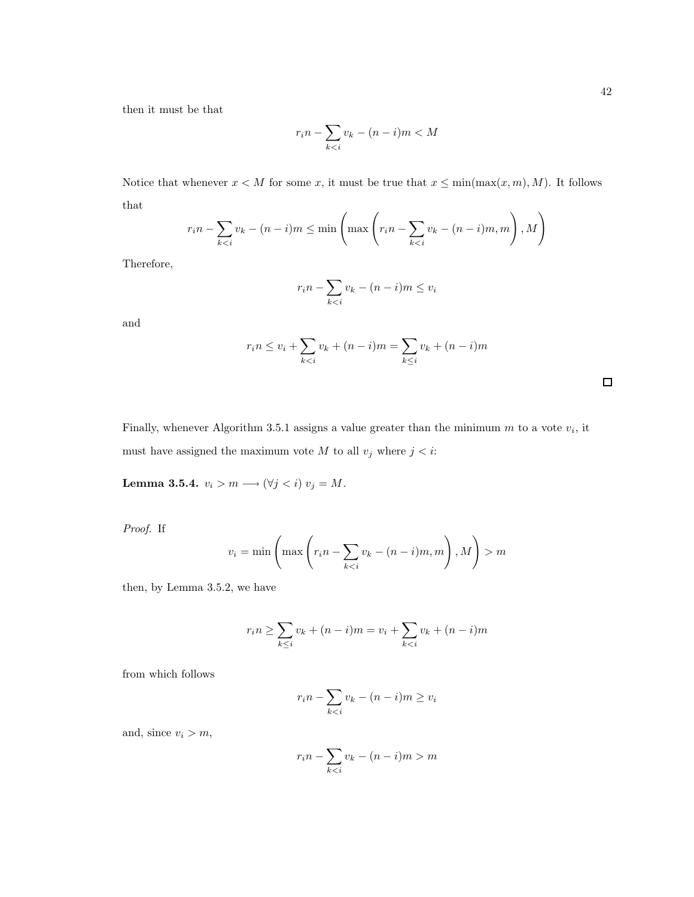then it must be that

$$r_i n - \sum_{k<i} v_k - (n-i)m < M$$

Notice that whenever $x < M$ for some $x$, it must be true that $x \leq \min(\max(x, m), M)$. It follows that

$$r_i n - \sum_{k<i} v_k - (n-i)m \leq \min\left(\max\left(r_i n - \sum_{k<i} v_k - (n-i)m, m\right), M\right)$$

Therefore,

$$r_i n - \sum_{k<i} v_k - (n-i)m \leq v_i$$

and

$$r_i n \leq v_i + \sum_{k<i} v_k + (n-i)m = \sum_{k \leq i} v_k + (n-i)m$$

□

Finally, whenever Algorithm 3.5.1 assigns a value greater than the minimum $m$ to a vote $v_i$, it must have assigned the maximum vote $M$ to all $v_j$ where $j < i$:

**Lemma 3.5.4.** $v_i > m \longrightarrow (\forall j < i)\ v_j = M$.

*Proof.* If

$$v_i = \min\left(\max\left(r_i n - \sum_{k<i} v_k - (n-i)m, m\right), M\right) > m$$

then, by Lemma 3.5.2, we have

$$r_i n \geq \sum_{k \leq i} v_k + (n-i)m = v_i + \sum_{k<i} v_k + (n-i)m$$

from which follows

$$r_i n - \sum_{k<i} v_k - (n-i)m \geq v_i$$

and, since $v_i > m$,

$$r_i n - \sum_{k<i} v_k - (n-i)m > m$$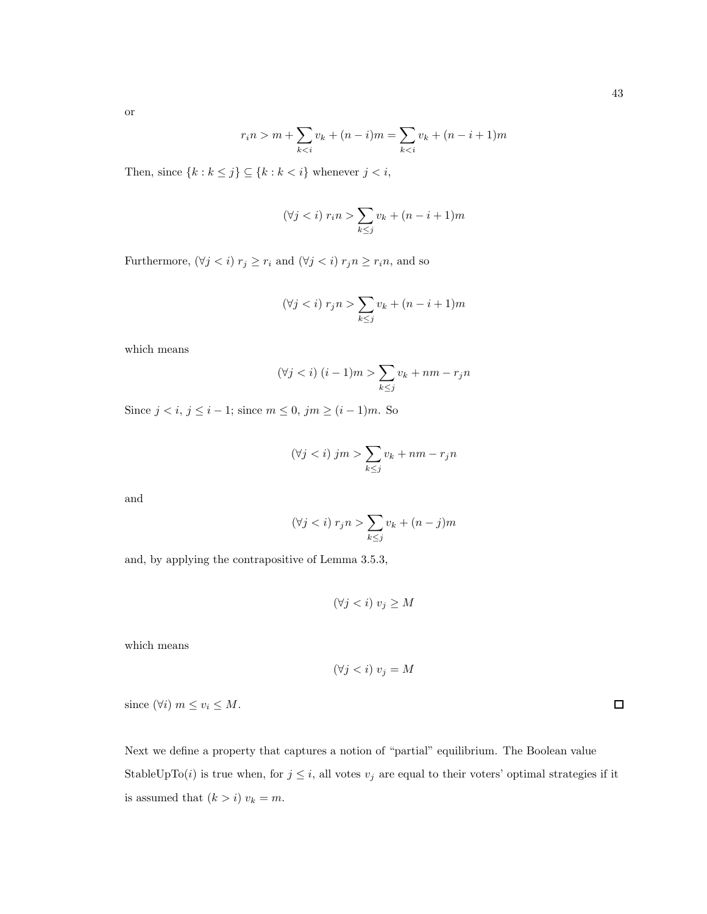or

$$r_i n > m + \sum_{k<i} v_k + (n-i)m = \sum_{k<i} v_k + (n-i+1)m$$

Then, since $\{k : k \leq j\} \subseteq \{k : k < i\}$ whenever $j < i$,

$$(\forall j < i)\ r_i n > \sum_{k \leq j} v_k + (n-i+1)m$$

Furthermore, $(\forall j < i)\ r_j \geq r_i$ and $(\forall j < i)\ r_j n \geq r_i n$, and so

$$(\forall j < i)\ r_j n > \sum_{k \leq j} v_k + (n-i+1)m$$

which means

$$(\forall j < i)\ (i-1)m > \sum_{k \leq j} v_k + nm - r_j n$$

Since $j < i$, $j \leq i - 1$; since $m \leq 0$, $jm \geq (i-1)m$. So

$$(\forall j < i)\ jm > \sum_{k \leq j} v_k + nm - r_j n$$

and

$$(\forall j < i)\ r_j n > \sum_{k \leq j} v_k + (n-j)m$$

and, by applying the contrapositive of Lemma 3.5.3,

$$(\forall j < i)\ v_j \geq M$$

which means

$$(\forall j < i)\ v_j = M$$

since $(\forall i)\ m \leq v_i \leq M$. □

Next we define a property that captures a notion of "partial" equilibrium. The Boolean value StableUpTo($i$) is true when, for $j \leq i$, all votes $v_j$ are equal to their voters' optimal strategies if it is assumed that $(k > i)\ v_k = m$.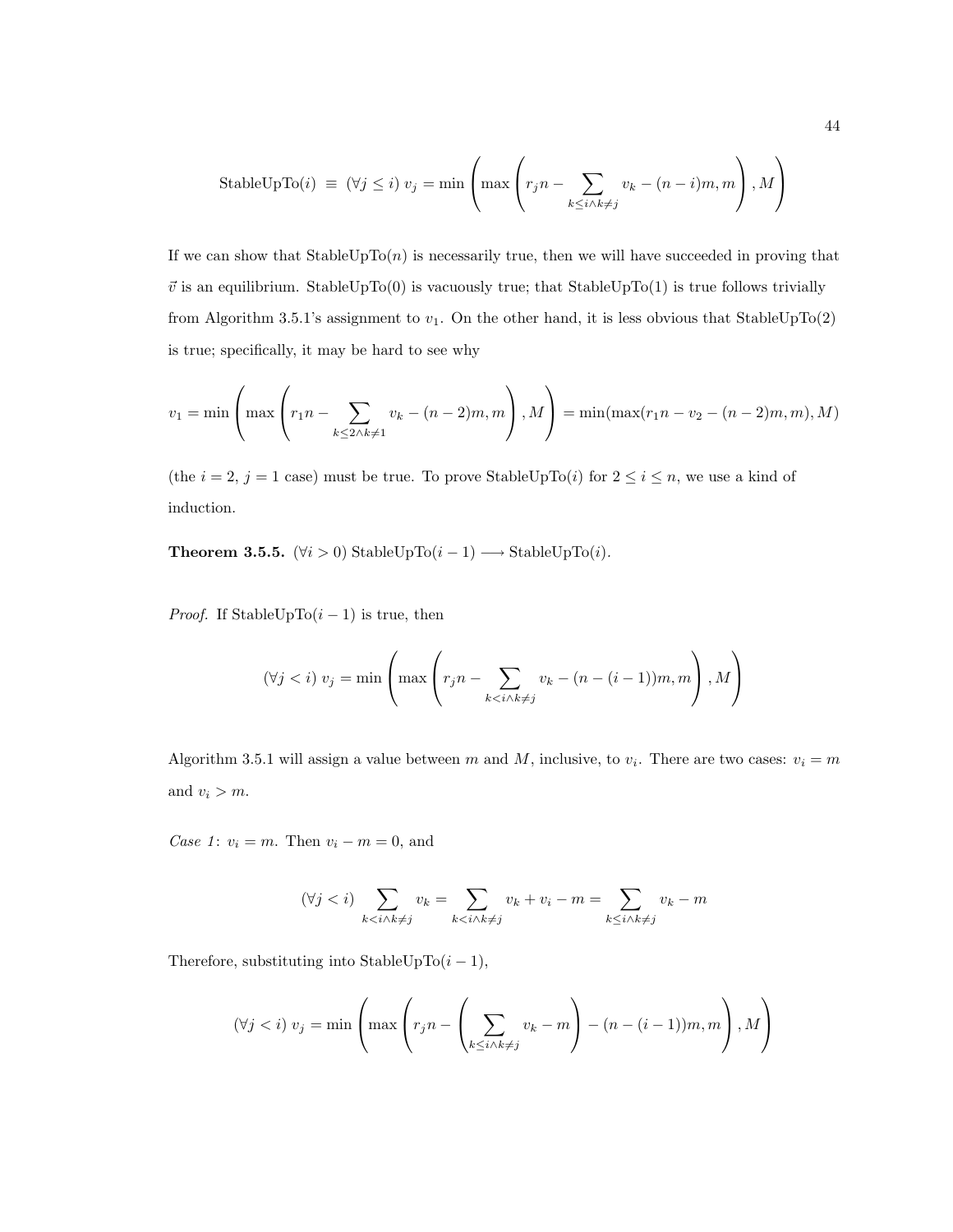$$\text{StableUpTo}(i) \;\equiv\; (\forall j \le i)\; v_j = \min\left(\max\left(r_j n - \sum_{k \le i \wedge k \ne j} v_k - (n-i)m, m\right), M\right)$$

If we can show that StableUpTo($n$) is necessarily true, then we will have succeeded in proving that $\vec{v}$ is an equilibrium. StableUpTo(0) is vacuously true; that StableUpTo(1) is true follows trivially from Algorithm 3.5.1's assignment to $v_1$. On the other hand, it is less obvious that StableUpTo(2) is true; specifically, it may be hard to see why

$$v_1 = \min\left(\max\left(r_1 n - \sum_{k \le 2 \wedge k \ne 1} v_k - (n-2)m, m\right), M\right) = \min(\max(r_1 n - v_2 - (n-2)m, m), M)$$

(the $i = 2$, $j = 1$ case) must be true. To prove StableUpTo($i$) for $2 \le i \le n$, we use a kind of induction.

**Theorem 3.5.5.** $(\forall i > 0)$ StableUpTo($i-1$) $\longrightarrow$ StableUpTo($i$).

*Proof.* If StableUpTo($i-1$) is true, then

$$(\forall j < i)\; v_j = \min\left(\max\left(r_j n - \sum_{k < i \wedge k \ne j} v_k - (n-(i-1))m, m\right), M\right)$$

Algorithm 3.5.1 will assign a value between $m$ and $M$, inclusive, to $v_i$. There are two cases: $v_i = m$ and $v_i > m$.

*Case 1*: $v_i = m$. Then $v_i - m = 0$, and

$$(\forall j < i)\; \sum_{k < i \wedge k \ne j} v_k = \sum_{k < i \wedge k \ne j} v_k + v_i - m = \sum_{k \le i \wedge k \ne j} v_k - m$$

Therefore, substituting into StableUpTo($i-1$),

$$(\forall j < i)\; v_j = \min\left(\max\left(r_j n - \left(\sum_{k \le i \wedge k \ne j} v_k - m\right) - (n-(i-1))m, m\right), M\right)$$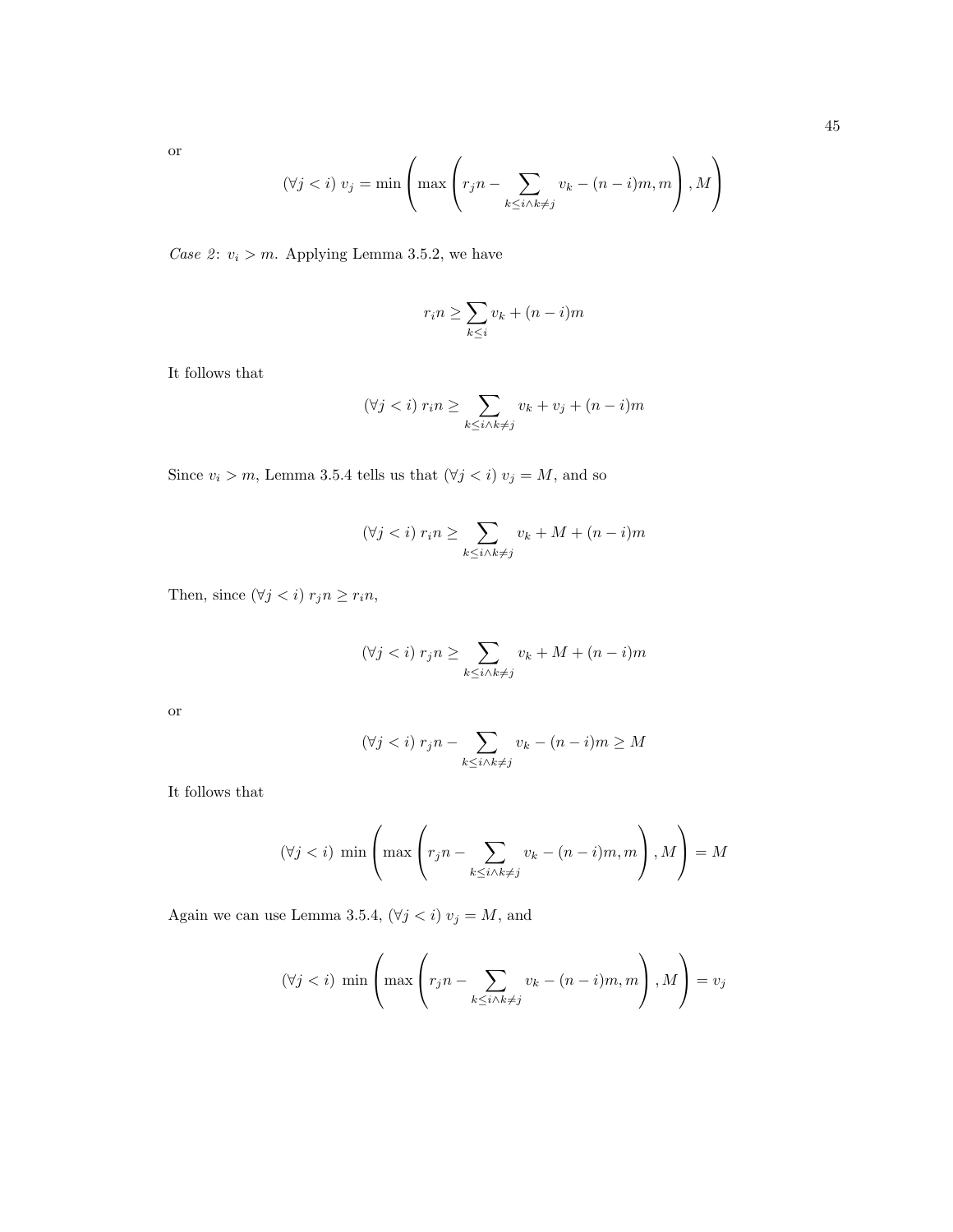or

$$(\forall j < i)\ v_j = \min\left(\max\left(r_j n - \sum_{k \leq i \wedge k \neq j} v_k - (n-i)m, m\right), M\right)$$

*Case 2*: $v_i > m$. Applying Lemma 3.5.2, we have

$$r_i n \geq \sum_{k \leq i} v_k + (n-i)m$$

It follows that

$$(\forall j < i)\ r_i n \geq \sum_{k \leq i \wedge k \neq j} v_k + v_j + (n-i)m$$

Since $v_i > m$, Lemma 3.5.4 tells us that $(\forall j < i)\ v_j = M$, and so

$$(\forall j < i)\ r_i n \geq \sum_{k \leq i \wedge k \neq j} v_k + M + (n-i)m$$

Then, since $(\forall j < i)\ r_j n \geq r_i n$,

$$(\forall j < i)\ r_j n \geq \sum_{k \leq i \wedge k \neq j} v_k + M + (n-i)m$$

or

$$(\forall j < i)\ r_j n - \sum_{k \leq i \wedge k \neq j} v_k - (n-i)m \geq M$$

It follows that

$$(\forall j < i)\ \min\left(\max\left(r_j n - \sum_{k \leq i \wedge k \neq j} v_k - (n-i)m, m\right), M\right) = M$$

Again we can use Lemma 3.5.4, $(\forall j < i)\ v_j = M$, and

$$(\forall j < i)\ \min\left(\max\left(r_j n - \sum_{k \leq i \wedge k \neq j} v_k - (n-i)m, m\right), M\right) = v_j$$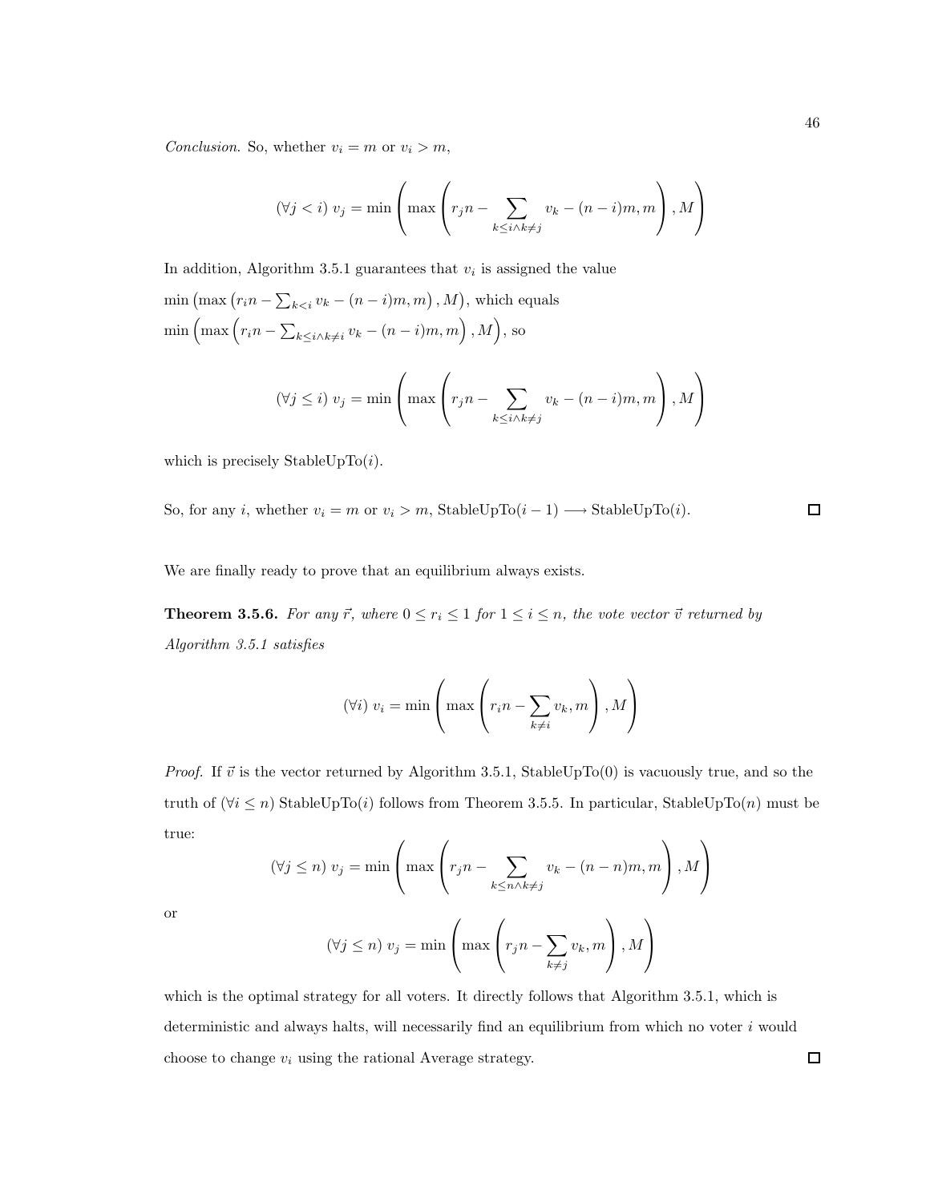*Conclusion.* So, whether $v_i = m$ or $v_i > m$,

$$(\forall j < i)\ v_j = \min\left(\max\left(r_j n - \sum_{k \leq i \wedge k \neq j} v_k - (n-i)m, m\right), M\right)$$

In addition, Algorithm 3.5.1 guarantees that $v_i$ is assigned the value $\min\left(\max\left(r_i n - \sum_{k<i} v_k - (n-i)m, m\right), M\right)$, which equals $\min\left(\max\left(r_i n - \sum_{k \leq i \wedge k \neq i} v_k - (n-i)m, m\right), M\right)$, so

$$(\forall j \leq i)\ v_j = \min\left(\max\left(r_j n - \sum_{k \leq i \wedge k \neq j} v_k - (n-i)m, m\right), M\right)$$

which is precisely StableUpTo($i$).

So, for any $i$, whether $v_i = m$ or $v_i > m$, StableUpTo($i-1$) $\longrightarrow$ StableUpTo($i$). ☐

We are finally ready to prove that an equilibrium always exists.

**Theorem 3.5.6.** *For any $\vec{r}$, where $0 \leq r_i \leq 1$ for $1 \leq i \leq n$, the vote vector $\vec{v}$ returned by Algorithm 3.5.1 satisfies*

$$(\forall i)\ v_i = \min\left(\max\left(r_i n - \sum_{k \neq i} v_k, m\right), M\right)$$

*Proof.* If $\vec{v}$ is the vector returned by Algorithm 3.5.1, StableUpTo(0) is vacuously true, and so the truth of $(\forall i \leq n)$ StableUpTo($i$) follows from Theorem 3.5.5. In particular, StableUpTo($n$) must be true:

$$(\forall j \leq n)\ v_j = \min\left(\max\left(r_j n - \sum_{k \leq n \wedge k \neq j} v_k - (n-n)m, m\right), M\right)$$

or

$$(\forall j \leq n)\ v_j = \min\left(\max\left(r_j n - \sum_{k \neq j} v_k, m\right), M\right)$$

which is the optimal strategy for all voters. It directly follows that Algorithm 3.5.1, which is deterministic and always halts, will necessarily find an equilibrium from which no voter $i$ would choose to change $v_i$ using the rational Average strategy. ☐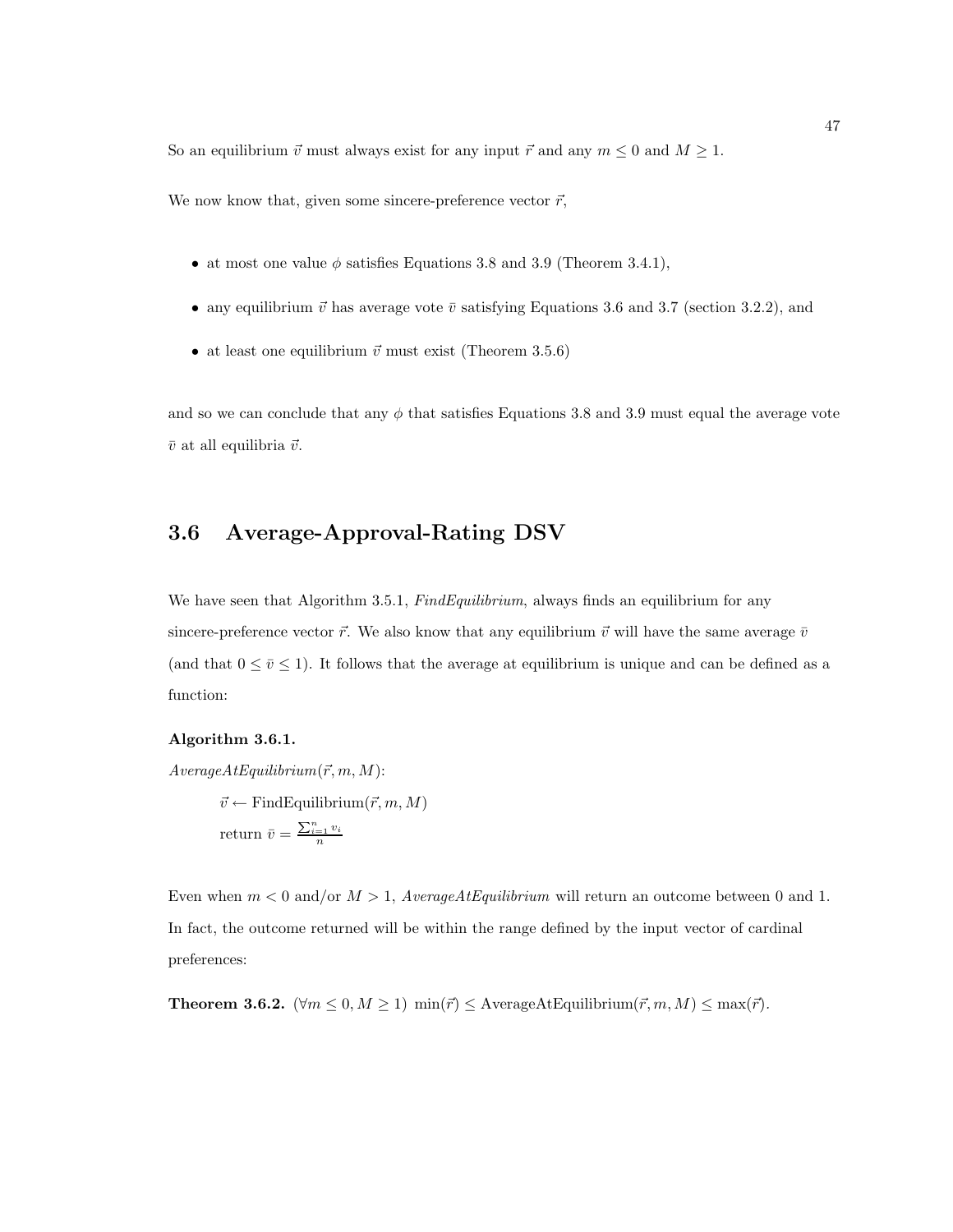So an equilibrium $\vec{v}$ must always exist for any input $\vec{r}$ and any $m \leq 0$ and $M \geq 1$.

We now know that, given some sincere-preference vector $\vec{r}$,

- at most one value $\phi$ satisfies Equations 3.8 and 3.9 (Theorem 3.4.1),
- any equilibrium $\vec{v}$ has average vote $\bar{v}$ satisfying Equations 3.6 and 3.7 (section 3.2.2), and
- at least one equilibrium $\vec{v}$ must exist (Theorem 3.5.6)

and so we can conclude that any $\phi$ that satisfies Equations 3.8 and 3.9 must equal the average vote $\bar{v}$ at all equilibria $\vec{v}$.

## 3.6 Average-Approval-Rating DSV

We have seen that Algorithm 3.5.1, *FindEquilibrium*, always finds an equilibrium for any sincere-preference vector $\vec{r}$. We also know that any equilibrium $\vec{v}$ will have the same average $\bar{v}$ (and that $0 \leq \bar{v} \leq 1$). It follows that the average at equilibrium is unique and can be defined as a function:

**Algorithm 3.6.1.**

*AverageAtEquilibrium*$(\vec{r}, m, M)$:

$\vec{v} \leftarrow \text{FindEquilibrium}(\vec{r}, m, M)$

return $\bar{v} = \frac{\sum_{i=1}^{n} v_i}{n}$

Even when $m < 0$ and/or $M > 1$, *AverageAtEquilibrium* will return an outcome between 0 and 1. In fact, the outcome returned will be within the range defined by the input vector of cardinal preferences:

**Theorem 3.6.2.** $(\forall m \leq 0, M \geq 1)$ $\min(\vec{r}) \leq \text{AverageAtEquilibrium}(\vec{r}, m, M) \leq \max(\vec{r})$.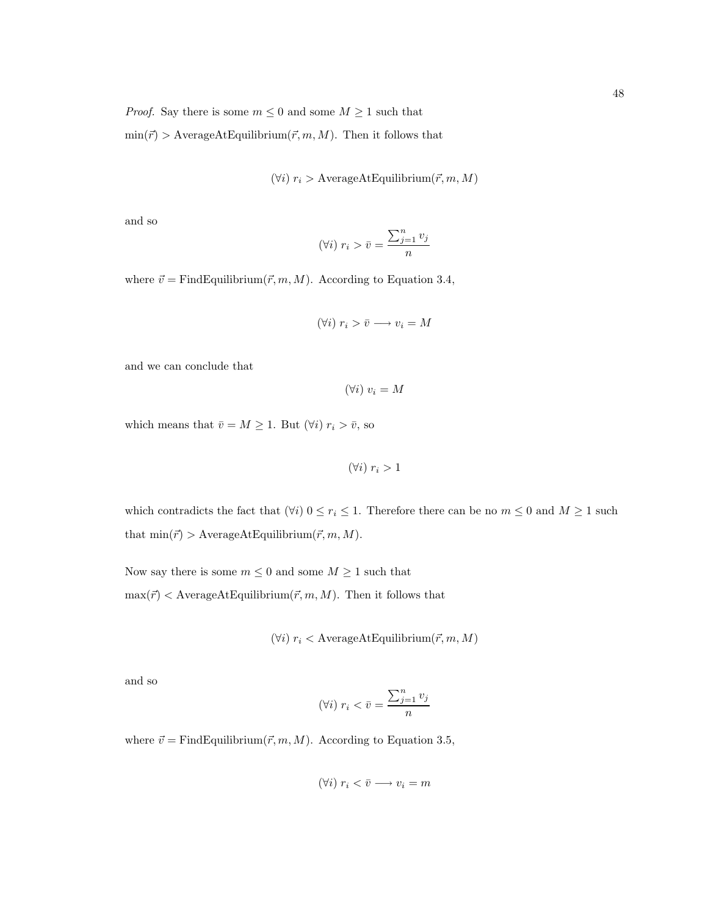*Proof.* Say there is some $m \leq 0$ and some $M \geq 1$ such that $\min(\vec{r}) > \text{AverageAtEquilibrium}(\vec{r}, m, M)$. Then it follows that

$$(\forall i)\ r_i > \text{AverageAtEquilibrium}(\vec{r}, m, M)$$

and so

$$(\forall i)\ r_i > \bar{v} = \frac{\sum_{j=1}^{n} v_j}{n}$$

where $\vec{v} = \text{FindEquilibrium}(\vec{r}, m, M)$. According to Equation 3.4,

$$(\forall i)\ r_i > \bar{v} \longrightarrow v_i = M$$

and we can conclude that

$$(\forall i)\ v_i = M$$

which means that $\bar{v} = M \geq 1$. But $(\forall i)\ r_i > \bar{v}$, so

$$(\forall i)\ r_i > 1$$

which contradicts the fact that $(\forall i)\ 0 \leq r_i \leq 1$. Therefore there can be no $m \leq 0$ and $M \geq 1$ such that $\min(\vec{r}) > \text{AverageAtEquilibrium}(\vec{r}, m, M)$.

Now say there is some $m \leq 0$ and some $M \geq 1$ such that $\max(\vec{r}) < \text{AverageAtEquilibrium}(\vec{r}, m, M)$. Then it follows that

$$(\forall i)\ r_i < \text{AverageAtEquilibrium}(\vec{r}, m, M)$$

and so

$$(\forall i)\ r_i < \bar{v} = \frac{\sum_{j=1}^{n} v_j}{n}$$

where $\vec{v} = \text{FindEquilibrium}(\vec{r}, m, M)$. According to Equation 3.5,

$$(\forall i)\ r_i < \bar{v} \longrightarrow v_i = m$$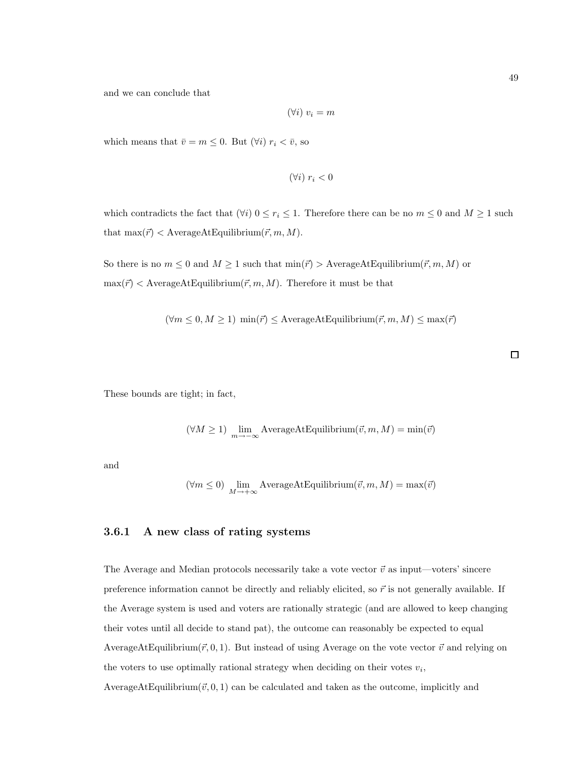and we can conclude that

$$(\forall i)\ v_i = m$$

which means that $\bar{v} = m \leq 0$. But $(\forall i)\ r_i < \bar{v}$, so

$$(\forall i)\ r_i < 0$$

which contradicts the fact that $(\forall i)\ 0 \leq r_i \leq 1$. Therefore there can be no $m \leq 0$ and $M \geq 1$ such that $\max(\vec{r}) < \text{AverageAtEquilibrium}(\vec{r}, m, M)$.

So there is no $m \leq 0$ and $M \geq 1$ such that $\min(\vec{r}) > \text{AverageAtEquilibrium}(\vec{r}, m, M)$ or $\max(\vec{r}) < \text{AverageAtEquilibrium}(\vec{r}, m, M)$. Therefore it must be that

$$(\forall m \leq 0, M \geq 1)\ \min(\vec{r}) \leq \text{AverageAtEquilibrium}(\vec{r}, m, M) \leq \max(\vec{r})$$

□

These bounds are tight; in fact,

$$(\forall M \geq 1)\ \lim_{m \to -\infty} \text{AverageAtEquilibrium}(\vec{v}, m, M) = \min(\vec{v})$$

and

$$(\forall m \leq 0)\ \lim_{M \to +\infty} \text{AverageAtEquilibrium}(\vec{v}, m, M) = \max(\vec{v})$$

### 3.6.1 A new class of rating systems

The Average and Median protocols necessarily take a vote vector $\vec{v}$ as input—voters' sincere preference information cannot be directly and reliably elicited, so $\vec{r}$ is not generally available. If the Average system is used and voters are rationally strategic (and are allowed to keep changing their votes until all decide to stand pat), the outcome can reasonably be expected to equal $\text{AverageAtEquilibrium}(\vec{r}, 0, 1)$. But instead of using Average on the vote vector $\vec{v}$ and relying on the voters to use optimally rational strategy when deciding on their votes $v_i$, $\text{AverageAtEquilibrium}(\vec{v}, 0, 1)$ can be calculated and taken as the outcome, implicitly and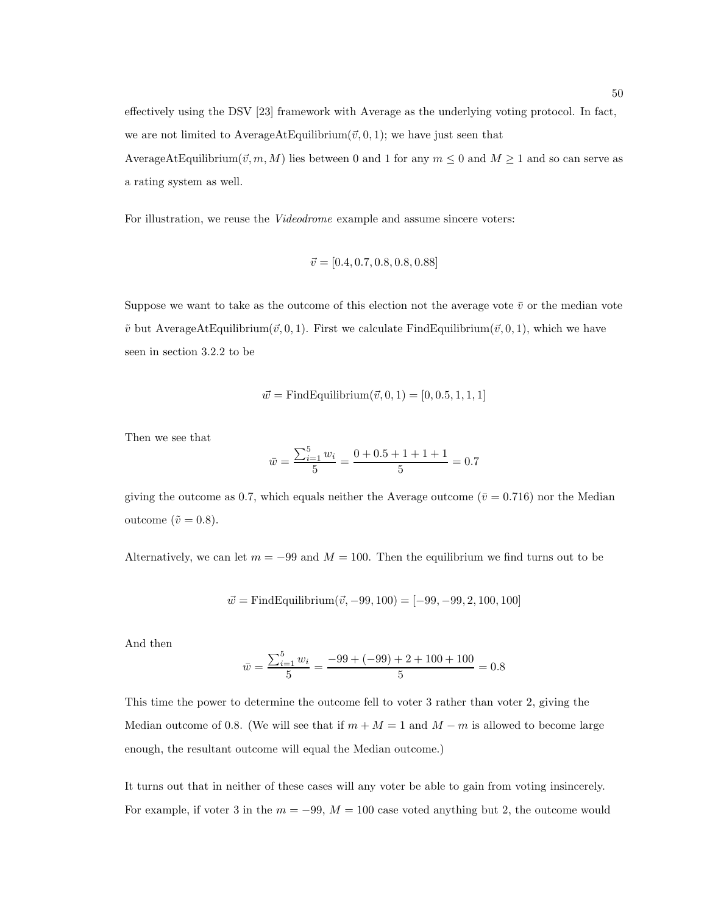effectively using the DSV [23] framework with Average as the underlying voting protocol. In fact, we are not limited to AverageAtEquilibrium($\vec{v}, 0, 1$); we have just seen that AverageAtEquilibrium($\vec{v}, m, M$) lies between 0 and 1 for any $m \leq 0$ and $M \geq 1$ and so can serve as a rating system as well.

For illustration, we reuse the *Videodrome* example and assume sincere voters:

$$\vec{v} = [0.4, 0.7, 0.8, 0.8, 0.88]$$

Suppose we want to take as the outcome of this election not the average vote $\bar{v}$ or the median vote $\tilde{v}$ but AverageAtEquilibrium($\vec{v}, 0, 1$). First we calculate FindEquilibrium($\vec{v}, 0, 1$), which we have seen in section 3.2.2 to be

$$\vec{w} = \text{FindEquilibrium}(\vec{v}, 0, 1) = [0, 0.5, 1, 1, 1]$$

Then we see that

$$\bar{w} = \frac{\sum_{i=1}^{5} w_i}{5} = \frac{0 + 0.5 + 1 + 1 + 1}{5} = 0.7$$

giving the outcome as 0.7, which equals neither the Average outcome ($\bar{v} = 0.716$) nor the Median outcome ($\tilde{v} = 0.8$).

Alternatively, we can let $m = -99$ and $M = 100$. Then the equilibrium we find turns out to be

$$\vec{w} = \text{FindEquilibrium}(\vec{v}, -99, 100) = [-99, -99, 2, 100, 100]$$

And then

$$\bar{w} = \frac{\sum_{i=1}^{5} w_i}{5} = \frac{-99 + (-99) + 2 + 100 + 100}{5} = 0.8$$

This time the power to determine the outcome fell to voter 3 rather than voter 2, giving the Median outcome of 0.8. (We will see that if $m + M = 1$ and $M - m$ is allowed to become large enough, the resultant outcome will equal the Median outcome.)

It turns out that in neither of these cases will any voter be able to gain from voting insincerely. For example, if voter 3 in the $m = -99$, $M = 100$ case voted anything but 2, the outcome would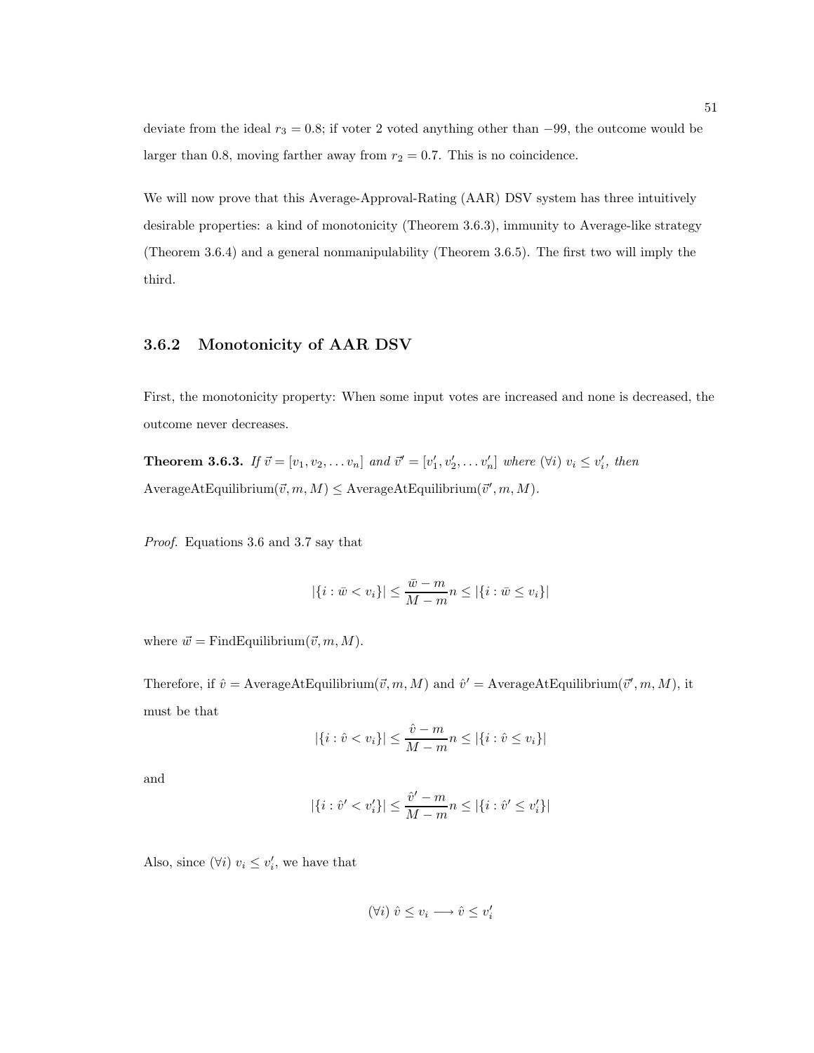deviate from the ideal $r_3 = 0.8$; if voter 2 voted anything other than $-99$, the outcome would be larger than 0.8, moving farther away from $r_2 = 0.7$. This is no coincidence.

We will now prove that this Average-Approval-Rating (AAR) DSV system has three intuitively desirable properties: a kind of monotonicity (Theorem 3.6.3), immunity to Average-like strategy (Theorem 3.6.4) and a general nonmanipulability (Theorem 3.6.5). The first two will imply the third.

### 3.6.2 Monotonicity of AAR DSV

First, the monotonicity property: When some input votes are increased and none is decreased, the outcome never decreases.

**Theorem 3.6.3.** *If* $\vec{v} = [v_1, v_2, \dots v_n]$ *and* $\vec{v}' = [v_1', v_2', \dots v_n']$ *where* $(\forall i)\ v_i \leq v_i'$, *then* $\text{AverageAtEquilibrium}(\vec{v}, m, M) \leq \text{AverageAtEquilibrium}(\vec{v}', m, M)$.

*Proof.* Equations 3.6 and 3.7 say that

$$|\{i : \bar{w} < v_i\}| \leq \frac{\bar{w} - m}{M - m} n \leq |\{i : \bar{w} \leq v_i\}|$$

where $\vec{w} = \text{FindEquilibrium}(\vec{v}, m, M)$.

Therefore, if $\hat{v} = \text{AverageAtEquilibrium}(\vec{v}, m, M)$ and $\hat{v}' = \text{AverageAtEquilibrium}(\vec{v}', m, M)$, it must be that

$$|\{i : \hat{v} < v_i\}| \leq \frac{\hat{v} - m}{M - m} n \leq |\{i : \hat{v} \leq v_i\}|$$

and

$$|\{i : \hat{v}' < v_i'\}| \leq \frac{\hat{v}' - m}{M - m} n \leq |\{i : \hat{v}' \leq v_i'\}|$$

Also, since $(\forall i)\ v_i \leq v_i'$, we have that

$$(\forall i)\ \hat{v} \leq v_i \longrightarrow \hat{v} \leq v_i'$$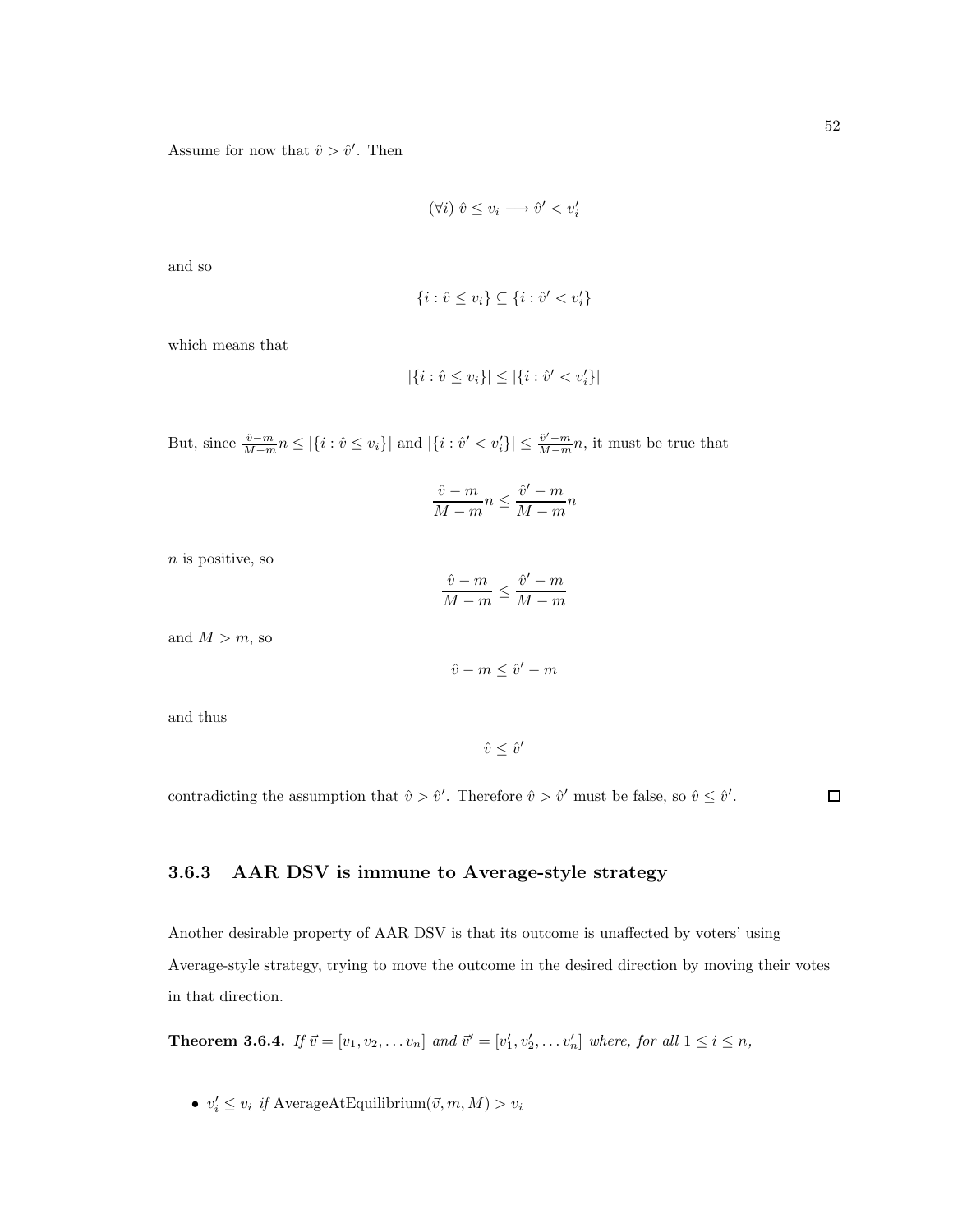Assume for now that $\hat{v} > \hat{v}'$. Then

$$(\forall i)\ \hat{v} \leq v_i \longrightarrow \hat{v}' < v_i'$$

and so

$$\{i : \hat{v} \leq v_i\} \subseteq \{i : \hat{v}' < v_i'\}$$

which means that

$$|\{i : \hat{v} \leq v_i\}| \leq |\{i : \hat{v}' < v_i'\}|$$

But, since $\frac{\hat{v}-m}{M-m}n \leq |\{i : \hat{v} \leq v_i\}|$ and $|\{i : \hat{v}' < v_i'\}| \leq \frac{\hat{v}'-m}{M-m}n$, it must be true that

$$\frac{\hat{v}-m}{M-m}n \leq \frac{\hat{v}'-m}{M-m}n$$

$n$ is positive, so

$$\frac{\hat{v}-m}{M-m} \leq \frac{\hat{v}'-m}{M-m}$$

and $M > m$, so

$$\hat{v} - m \leq \hat{v}' - m$$

and thus

$$\hat{v} \leq \hat{v}'$$

contradicting the assumption that $\hat{v} > \hat{v}'$. Therefore $\hat{v} > \hat{v}'$ must be false, so $\hat{v} \leq \hat{v}'$. □

### 3.6.3 AAR DSV is immune to Average-style strategy

Another desirable property of AAR DSV is that its outcome is unaffected by voters' using Average-style strategy, trying to move the outcome in the desired direction by moving their votes in that direction.

**Theorem 3.6.4.** *If $\vec{v} = [v_1, v_2, \ldots v_n]$ and $\vec{v}' = [v_1', v_2', \ldots v_n']$ where, for all $1 \leq i \leq n$,*

- $v_i' \leq v_i$ *if* $\text{AverageAtEquilibrium}(\vec{v}, m, M) > v_i$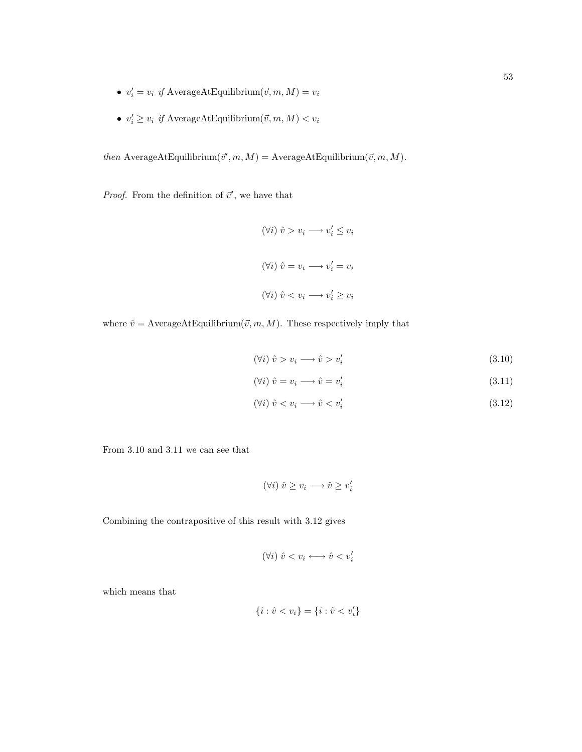- $v'_i = v_i$ *if* $\text{AverageAtEquilibrium}(\vec{v}, m, M) = v_i$
- $v'_i \geq v_i$ *if* $\text{AverageAtEquilibrium}(\vec{v}, m, M) < v_i$

*then* $\text{AverageAtEquilibrium}(\vec{v}', m, M) = \text{AverageAtEquilibrium}(\vec{v}, m, M)$.

*Proof.* From the definition of $\vec{v}'$, we have that

$$(\forall i)\ \hat{v} > v_i \longrightarrow v'_i \leq v_i$$

$$(\forall i)\ \hat{v} = v_i \longrightarrow v'_i = v_i$$

$$(\forall i)\ \hat{v} < v_i \longrightarrow v'_i \geq v_i$$

where $\hat{v} = \text{AverageAtEquilibrium}(\vec{v}, m, M)$. These respectively imply that

$$(\forall i)\ \hat{v} > v_i \longrightarrow \hat{v} > v'_i \tag{3.10}$$

$$(\forall i)\ \hat{v} = v_i \longrightarrow \hat{v} = v'_i \tag{3.11}$$

$$(\forall i)\ \hat{v} < v_i \longrightarrow \hat{v} < v'_i \tag{3.12}$$

From 3.10 and 3.11 we can see that

$$(\forall i)\ \hat{v} \geq v_i \longrightarrow \hat{v} \geq v'_i$$

Combining the contrapositive of this result with 3.12 gives

$$(\forall i)\ \hat{v} < v_i \longleftrightarrow \hat{v} < v'_i$$

which means that

$$\{i : \hat{v} < v_i\} = \{i : \hat{v} < v'_i\}$$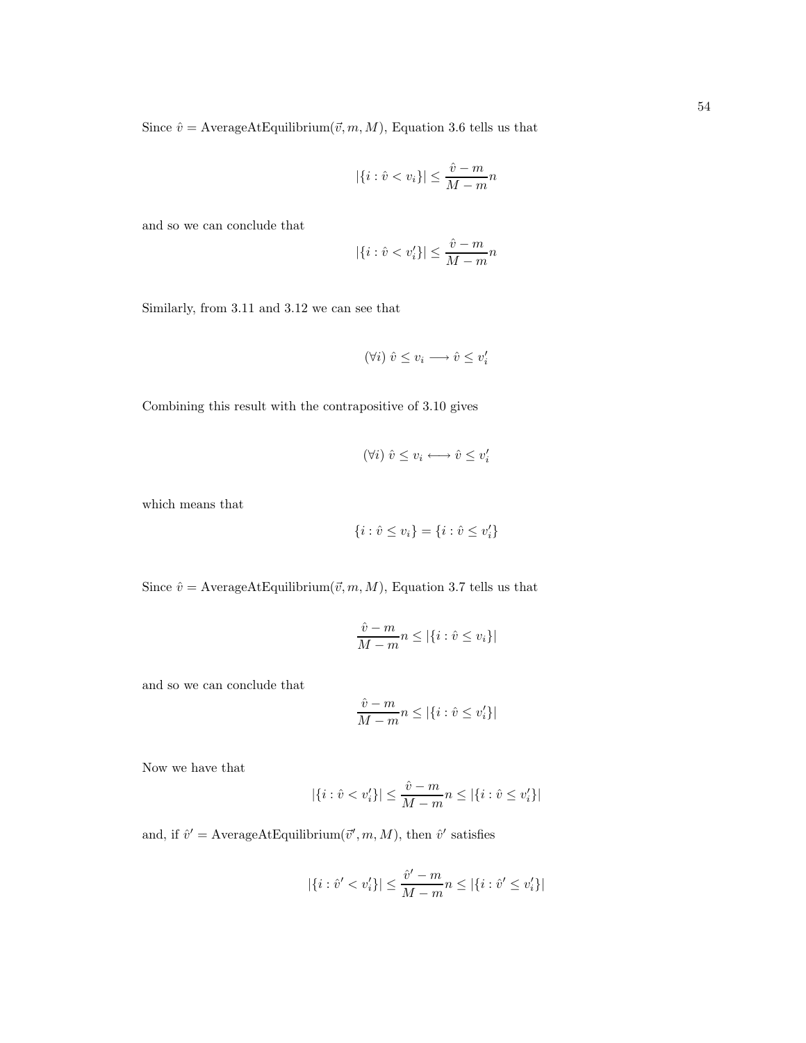Since $\hat{v} = \text{AverageAtEquilibrium}(\vec{v}, m, M)$, Equation 3.6 tells us that

$$|\{i : \hat{v} < v_i\}| \leq \frac{\hat{v} - m}{M - m} n$$

and so we can conclude that

$$|\{i : \hat{v} < v'_i\}| \leq \frac{\hat{v} - m}{M - m} n$$

Similarly, from 3.11 and 3.12 we can see that

$$(\forall i)\ \hat{v} \leq v_i \longrightarrow \hat{v} \leq v'_i$$

Combining this result with the contrapositive of 3.10 gives

$$(\forall i)\ \hat{v} \leq v_i \longleftrightarrow \hat{v} \leq v'_i$$

which means that

$$\{i : \hat{v} \leq v_i\} = \{i : \hat{v} \leq v'_i\}$$

Since $\hat{v} = \text{AverageAtEquilibrium}(\vec{v}, m, M)$, Equation 3.7 tells us that

$$\frac{\hat{v} - m}{M - m} n \leq |\{i : \hat{v} \leq v_i\}|$$

and so we can conclude that

$$\frac{\hat{v} - m}{M - m} n \leq |\{i : \hat{v} \leq v'_i\}|$$

Now we have that

$$|\{i : \hat{v} < v'_i\}| \leq \frac{\hat{v} - m}{M - m} n \leq |\{i : \hat{v} \leq v'_i\}|$$

and, if $\hat{v}' = \text{AverageAtEquilibrium}(\vec{v}', m, M)$, then $\hat{v}'$ satisfies

$$|\{i : \hat{v}' < v'_i\}| \leq \frac{\hat{v}' - m}{M - m} n \leq |\{i : \hat{v}' \leq v'_i\}|$$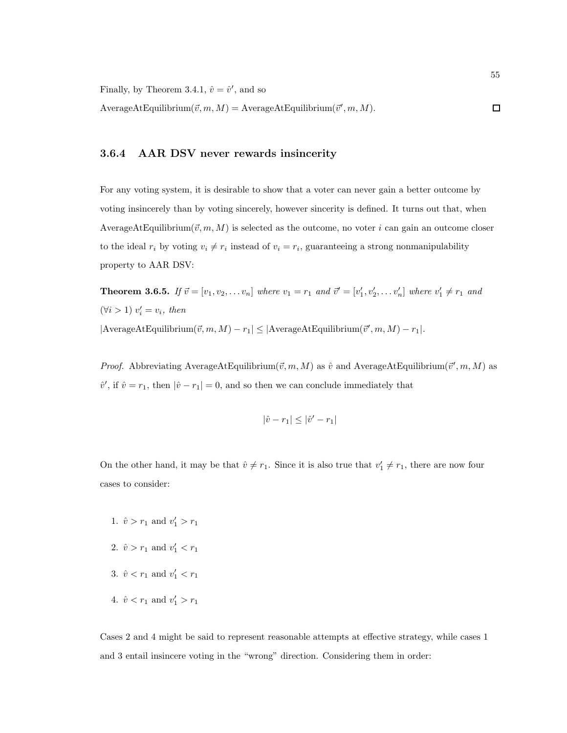Finally, by Theorem 3.4.1, $\hat{v} = \hat{v}'$, and so

$\text{AverageAtEquilibrium}(\vec{v}, m, M) = \text{AverageAtEquilibrium}(\vec{v}', m, M)$. □

### 3.6.4 AAR DSV never rewards insincerity

For any voting system, it is desirable to show that a voter can never gain a better outcome by voting insincerely than by voting sincerely, however sincerity is defined. It turns out that, when $\text{AverageAtEquilibrium}(\vec{v}, m, M)$ is selected as the outcome, no voter $i$ can gain an outcome closer to the ideal $r_i$ by voting $v_i \neq r_i$ instead of $v_i = r_i$, guaranteeing a strong nonmanipulability property to AAR DSV:

**Theorem 3.6.5.** *If $\vec{v} = [v_1, v_2, \ldots v_n]$ where $v_1 = r_1$ and $\vec{v}' = [v_1', v_2', \ldots v_n']$ where $v_1' \neq r_1$ and $(\forall i > 1)\ v_i' = v_i$, then*
$|\text{AverageAtEquilibrium}(\vec{v}, m, M) - r_1| \leq |\text{AverageAtEquilibrium}(\vec{v}', m, M) - r_1|$.

*Proof.* Abbreviating $\text{AverageAtEquilibrium}(\vec{v}, m, M)$ as $\hat{v}$ and $\text{AverageAtEquilibrium}(\vec{v}', m, M)$ as $\hat{v}'$, if $\hat{v} = r_1$, then $|\hat{v} - r_1| = 0$, and so then we can conclude immediately that

$$|\hat{v} - r_1| \leq |\hat{v}' - r_1|$$

On the other hand, it may be that $\hat{v} \neq r_1$. Since it is also true that $v_1' \neq r_1$, there are now four cases to consider:

1. $\hat{v} > r_1$ and $v_1' > r_1$
2. $\hat{v} > r_1$ and $v_1' < r_1$
3. $\hat{v} < r_1$ and $v_1' < r_1$
4. $\hat{v} < r_1$ and $v_1' > r_1$

Cases 2 and 4 might be said to represent reasonable attempts at effective strategy, while cases 1 and 3 entail insincere voting in the "wrong" direction. Considering them in order: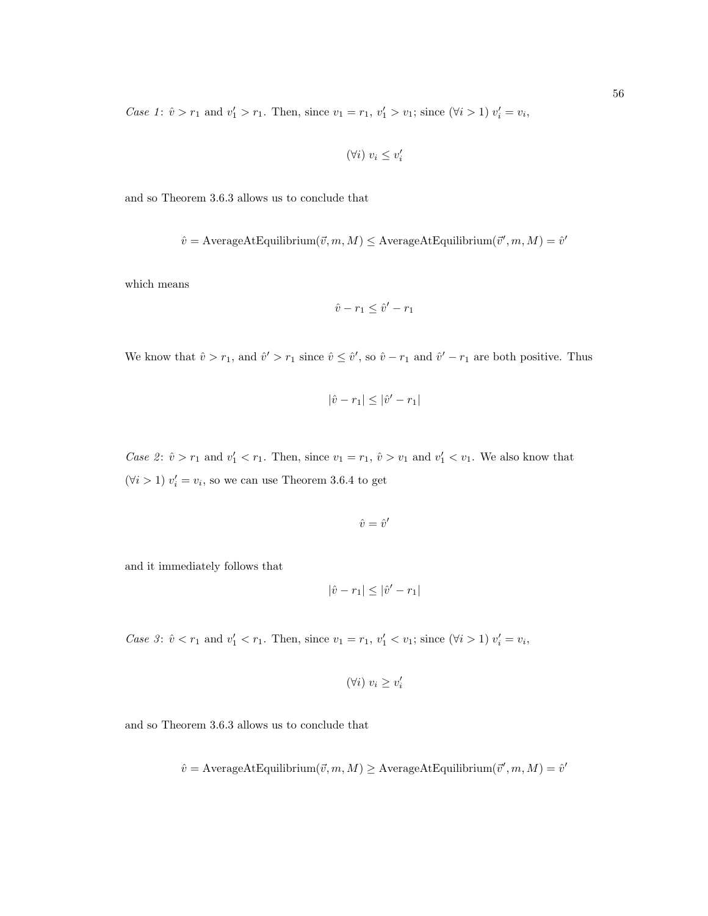*Case 1*: $\hat{v} > r_1$ and $v'_1 > r_1$. Then, since $v_1 = r_1$, $v'_1 > v_1$; since $(\forall i > 1)\ v'_i = v_i$,

$$(\forall i)\ v_i \leq v'_i$$

and so Theorem 3.6.3 allows us to conclude that

$$\hat{v} = \text{AverageAtEquilibrium}(\vec{v}, m, M) \leq \text{AverageAtEquilibrium}(\vec{v}', m, M) = \hat{v}'$$

which means

$$\hat{v} - r_1 \leq \hat{v}' - r_1$$

We know that $\hat{v} > r_1$, and $\hat{v}' > r_1$ since $\hat{v} \leq \hat{v}'$, so $\hat{v} - r_1$ and $\hat{v}' - r_1$ are both positive. Thus

$$|\hat{v} - r_1| \leq |\hat{v}' - r_1|$$

*Case 2*: $\hat{v} > r_1$ and $v'_1 < r_1$. Then, since $v_1 = r_1$, $\hat{v} > v_1$ and $v'_1 < v_1$. We also know that $(\forall i > 1)\ v'_i = v_i$, so we can use Theorem 3.6.4 to get

$$\hat{v} = \hat{v}'$$

and it immediately follows that

$$|\hat{v} - r_1| \leq |\hat{v}' - r_1|$$

*Case 3*: $\hat{v} < r_1$ and $v'_1 < r_1$. Then, since $v_1 = r_1$, $v'_1 < v_1$; since $(\forall i > 1)\ v'_i = v_i$,

$$(\forall i)\ v_i \geq v'_i$$

and so Theorem 3.6.3 allows us to conclude that

$$\hat{v} = \text{AverageAtEquilibrium}(\vec{v}, m, M) \geq \text{AverageAtEquilibrium}(\vec{v}', m, M) = \hat{v}'$$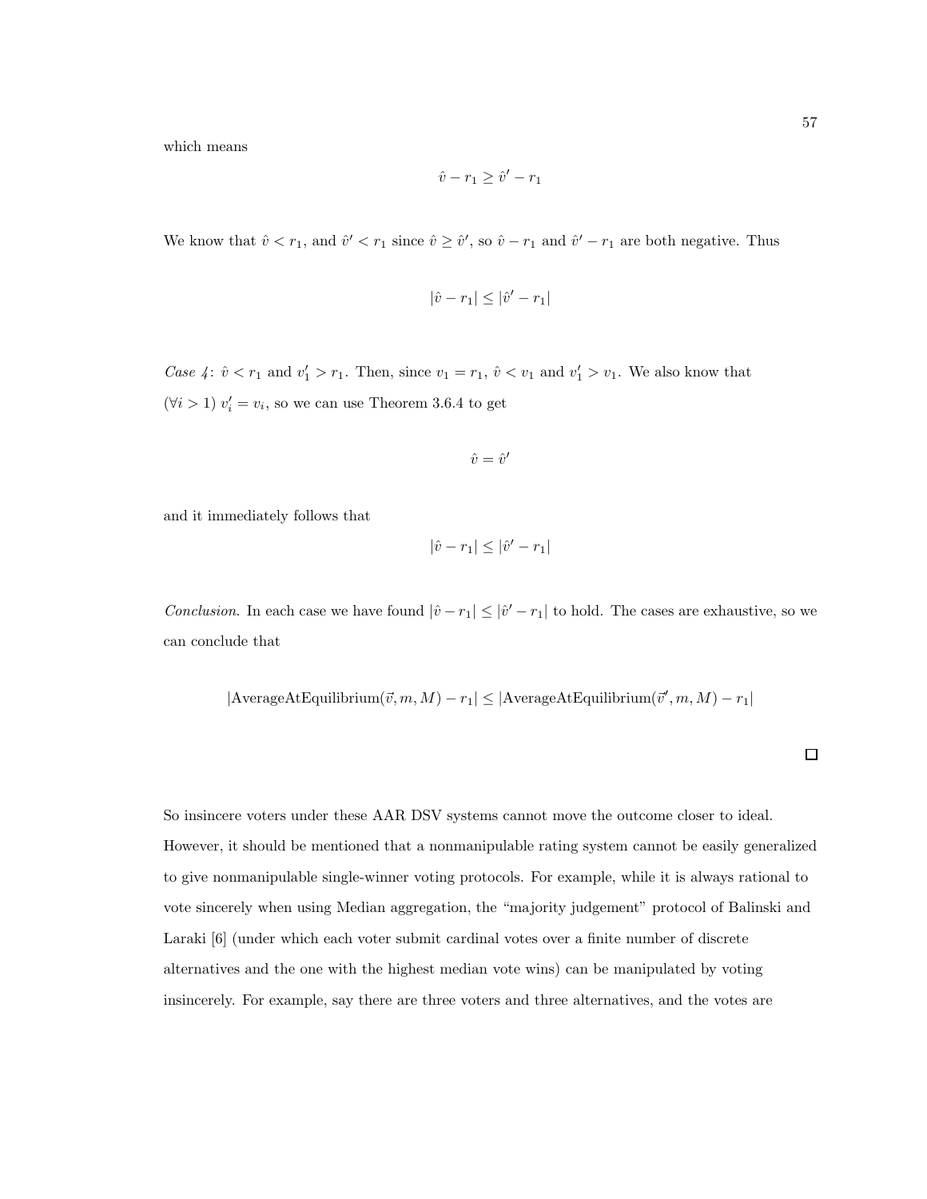which means

$$\hat{v} - r_1 \geq \hat{v}' - r_1$$

We know that $\hat{v} < r_1$, and $\hat{v}' < r_1$ since $\hat{v} \geq \hat{v}'$, so $\hat{v} - r_1$ and $\hat{v}' - r_1$ are both negative. Thus

$$|\hat{v} - r_1| \leq |\hat{v}' - r_1|$$

*Case 4*: $\hat{v} < r_1$ and $v_1' > r_1$. Then, since $v_1 = r_1$, $\hat{v} < v_1$ and $v_1' > v_1$. We also know that $(\forall i > 1)\ v_i' = v_i$, so we can use Theorem 3.6.4 to get

$$\hat{v} = \hat{v}'$$

and it immediately follows that

$$|\hat{v} - r_1| \leq |\hat{v}' - r_1|$$

*Conclusion*. In each case we have found $|\hat{v} - r_1| \leq |\hat{v}' - r_1|$ to hold. The cases are exhaustive, so we can conclude that

$$|\text{AverageAtEquilibrium}(\vec{v}, m, M) - r_1| \leq |\text{AverageAtEquilibrium}(\vec{v}', m, M) - r_1|$$

□

So insincere voters under these AAR DSV systems cannot move the outcome closer to ideal. However, it should be mentioned that a nonmanipulable rating system cannot be easily generalized to give nonmanipulable single-winner voting protocols. For example, while it is always rational to vote sincerely when using Median aggregation, the "majority judgement" protocol of Balinski and Laraki [6] (under which each voter submit cardinal votes over a finite number of discrete alternatives and the one with the highest median vote wins) can be manipulated by voting insincerely. For example, say there are three voters and three alternatives, and the votes are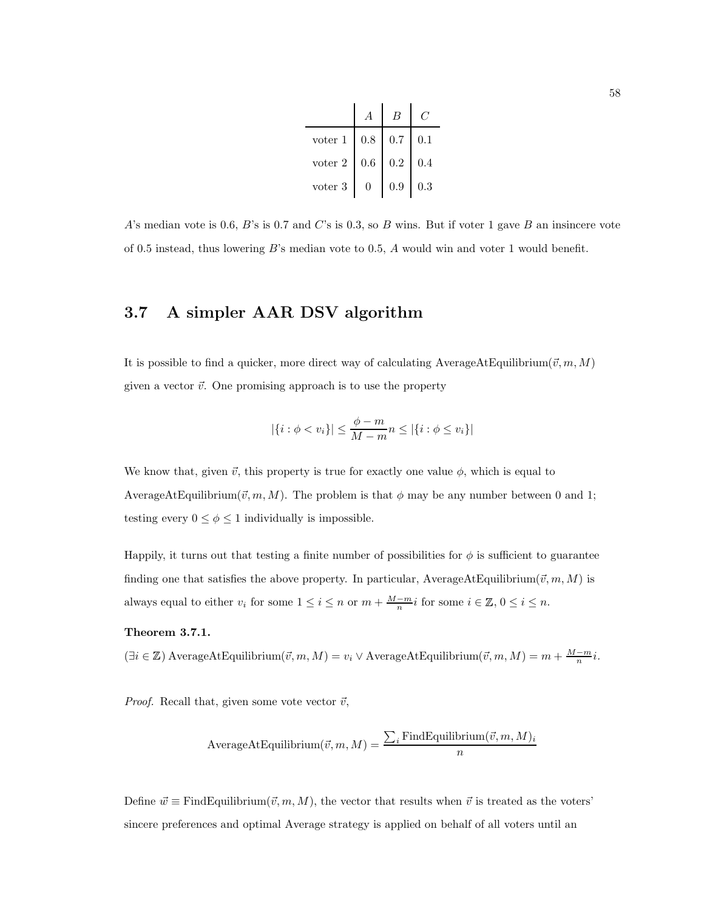| | $A$ | $B$ | $C$ |
|---|---|---|---|
| voter 1 | 0.8 | 0.7 | 0.1 |
| voter 2 | 0.6 | 0.2 | 0.4 |
| voter 3 | 0 | 0.9 | 0.3 |

$A$'s median vote is 0.6, $B$'s is 0.7 and $C$'s is 0.3, so $B$ wins. But if voter 1 gave $B$ an insincere vote of 0.5 instead, thus lowering $B$'s median vote to 0.5, $A$ would win and voter 1 would benefit.

## 3.7 A simpler AAR DSV algorithm

It is possible to find a quicker, more direct way of calculating AverageAtEquilibrium$(\vec{v}, m, M)$ given a vector $\vec{v}$. One promising approach is to use the property

$$|\{i : \phi < v_i\}| \leq \frac{\phi - m}{M - m} n \leq |\{i : \phi \leq v_i\}|$$

We know that, given $\vec{v}$, this property is true for exactly one value $\phi$, which is equal to AverageAtEquilibrium$(\vec{v}, m, M)$. The problem is that $\phi$ may be any number between 0 and 1; testing every $0 \leq \phi \leq 1$ individually is impossible.

Happily, it turns out that testing a finite number of possibilities for $\phi$ is sufficient to guarantee finding one that satisfies the above property. In particular, AverageAtEquilibrium$(\vec{v}, m, M)$ is always equal to either $v_i$ for some $1 \leq i \leq n$ or $m + \frac{M-m}{n} i$ for some $i \in \mathbb{Z}$, $0 \leq i \leq n$.

**Theorem 3.7.1.**
$(\exists i \in \mathbb{Z})$ AverageAtEquilibrium$(\vec{v}, m, M) = v_i \vee$ AverageAtEquilibrium$(\vec{v}, m, M) = m + \frac{M-m}{n} i$.

*Proof.* Recall that, given some vote vector $\vec{v}$,

$$\text{AverageAtEquilibrium}(\vec{v}, m, M) = \frac{\sum_i \text{FindEquilibrium}(\vec{v}, m, M)_i}{n}$$

Define $\vec{w} \equiv$ FindEquilibrium$(\vec{v}, m, M)$, the vector that results when $\vec{v}$ is treated as the voters' sincere preferences and optimal Average strategy is applied on behalf of all voters until an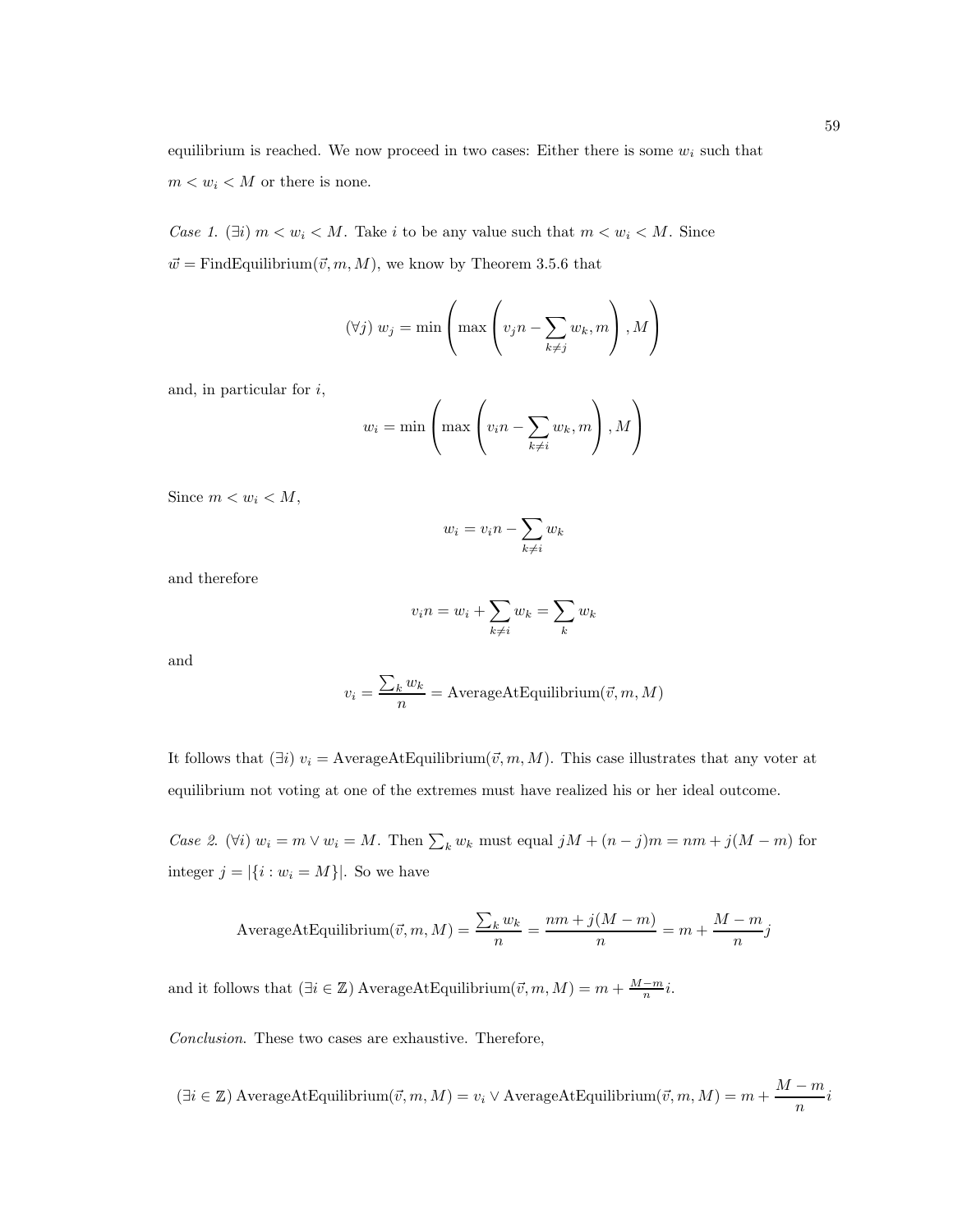equilibrium is reached. We now proceed in two cases: Either there is some $w_i$ such that $m < w_i < M$ or there is none.

*Case 1.* $(\exists i)\ m < w_i < M$. Take $i$ to be any value such that $m < w_i < M$. Since $\vec{w} = \text{FindEquilibrium}(\vec{v}, m, M)$, we know by Theorem 3.5.6 that

$$(\forall j)\ w_j = \min\left(\max\left(v_j n - \sum_{k \neq j} w_k, m\right), M\right)$$

and, in particular for $i$,

$$w_i = \min\left(\max\left(v_i n - \sum_{k \neq i} w_k, m\right), M\right)$$

Since $m < w_i < M$,

$$w_i = v_i n - \sum_{k \neq i} w_k$$

and therefore

$$v_i n = w_i + \sum_{k \neq i} w_k = \sum_k w_k$$

and

$$v_i = \frac{\sum_k w_k}{n} = \text{AverageAtEquilibrium}(\vec{v}, m, M)$$

It follows that $(\exists i)\ v_i = \text{AverageAtEquilibrium}(\vec{v}, m, M)$. This case illustrates that any voter at equilibrium not voting at one of the extremes must have realized his or her ideal outcome.

*Case 2.* $(\forall i)\ w_i = m \lor w_i = M$. Then $\sum_k w_k$ must equal $jM + (n-j)m = nm + j(M - m)$ for integer $j = |\{i : w_i = M\}|$. So we have

$$\text{AverageAtEquilibrium}(\vec{v}, m, M) = \frac{\sum_k w_k}{n} = \frac{nm + j(M-m)}{n} = m + \frac{M-m}{n} j$$

and it follows that $(\exists i \in \mathbb{Z})\ \text{AverageAtEquilibrium}(\vec{v}, m, M) = m + \frac{M-m}{n} i$.

*Conclusion.* These two cases are exhaustive. Therefore,

$$(\exists i \in \mathbb{Z})\ \text{AverageAtEquilibrium}(\vec{v}, m, M) = v_i \lor \text{AverageAtEquilibrium}(\vec{v}, m, M) = m + \frac{M-m}{n} i$$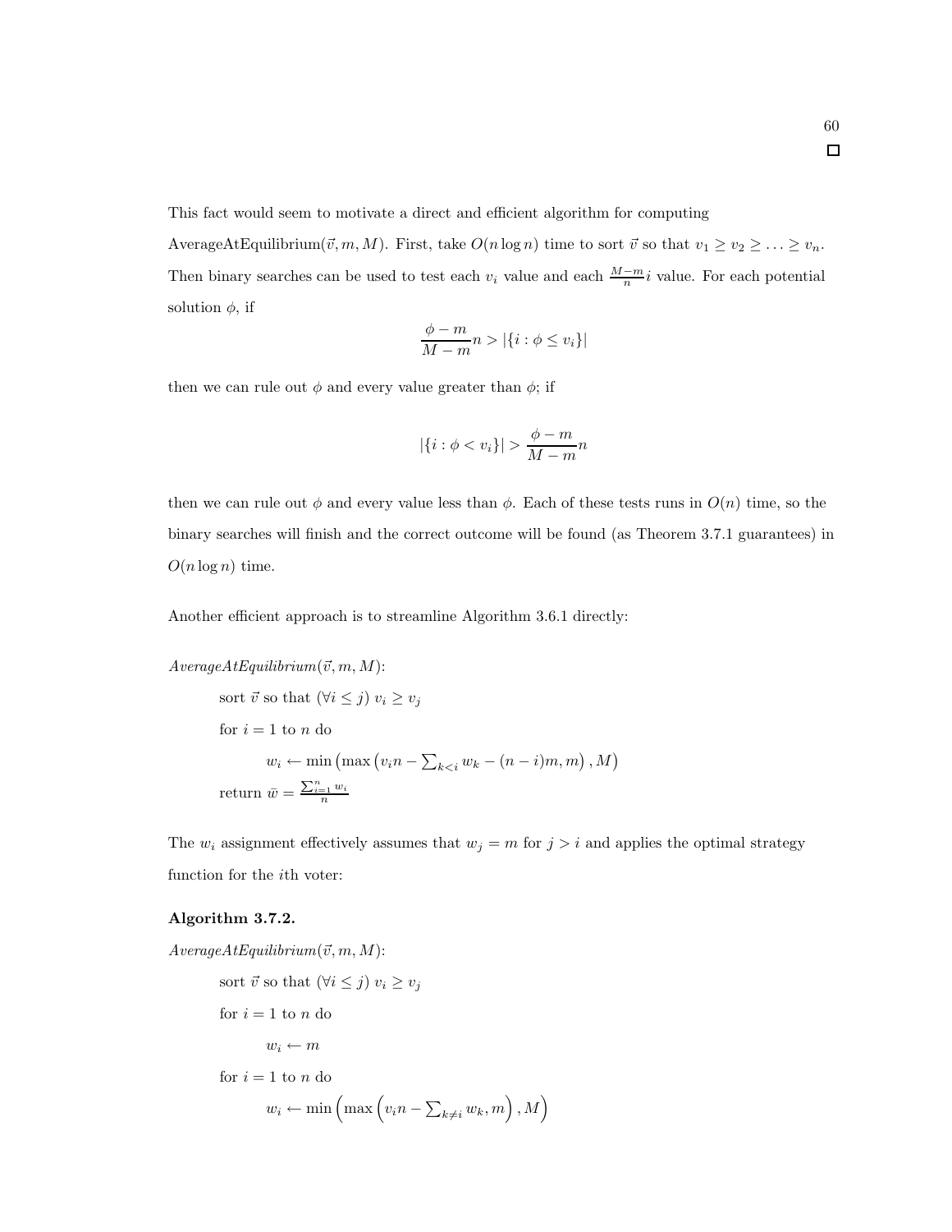This fact would seem to motivate a direct and efficient algorithm for computing AverageAtEquilibrium($\vec{v}, m, M$). First, take $O(n \log n)$ time to sort $\vec{v}$ so that $v_1 \geq v_2 \geq \ldots \geq v_n$. Then binary searches can be used to test each $v_i$ value and each $\frac{M-m}{n} i$ value. For each potential solution $\phi$, if

$$\frac{\phi - m}{M - m} n > |\{i : \phi \leq v_i\}|$$

then we can rule out $\phi$ and every value greater than $\phi$; if

$$|\{i : \phi < v_i\}| > \frac{\phi - m}{M - m} n$$

then we can rule out $\phi$ and every value less than $\phi$. Each of these tests runs in $O(n)$ time, so the binary searches will finish and the correct outcome will be found (as Theorem 3.7.1 guarantees) in $O(n \log n)$ time.

Another efficient approach is to streamline Algorithm 3.6.1 directly:

*AverageAtEquilibrium*($\vec{v}, m, M$):

  sort $\vec{v}$ so that $(\forall i \leq j)\ v_i \geq v_j$

  for $i = 1$ to $n$ do

    $w_i \leftarrow \min\left(\max\left(v_i n - \sum_{k<i} w_k - (n-i)m, m\right), M\right)$

  return $\bar{w} = \frac{\sum_{i=1}^{n} w_i}{n}$

The $w_i$ assignment effectively assumes that $w_j = m$ for $j > i$ and applies the optimal strategy function for the $i$th voter:

**Algorithm 3.7.2.**

*AverageAtEquilibrium*($\vec{v}, m, M$):

  sort $\vec{v}$ so that $(\forall i \leq j)\ v_i \geq v_j$

  for $i = 1$ to $n$ do

    $w_i \leftarrow m$

  for $i = 1$ to $n$ do

    $w_i \leftarrow \min\left(\max\left(v_i n - \sum_{k \neq i} w_k, m\right), M\right)$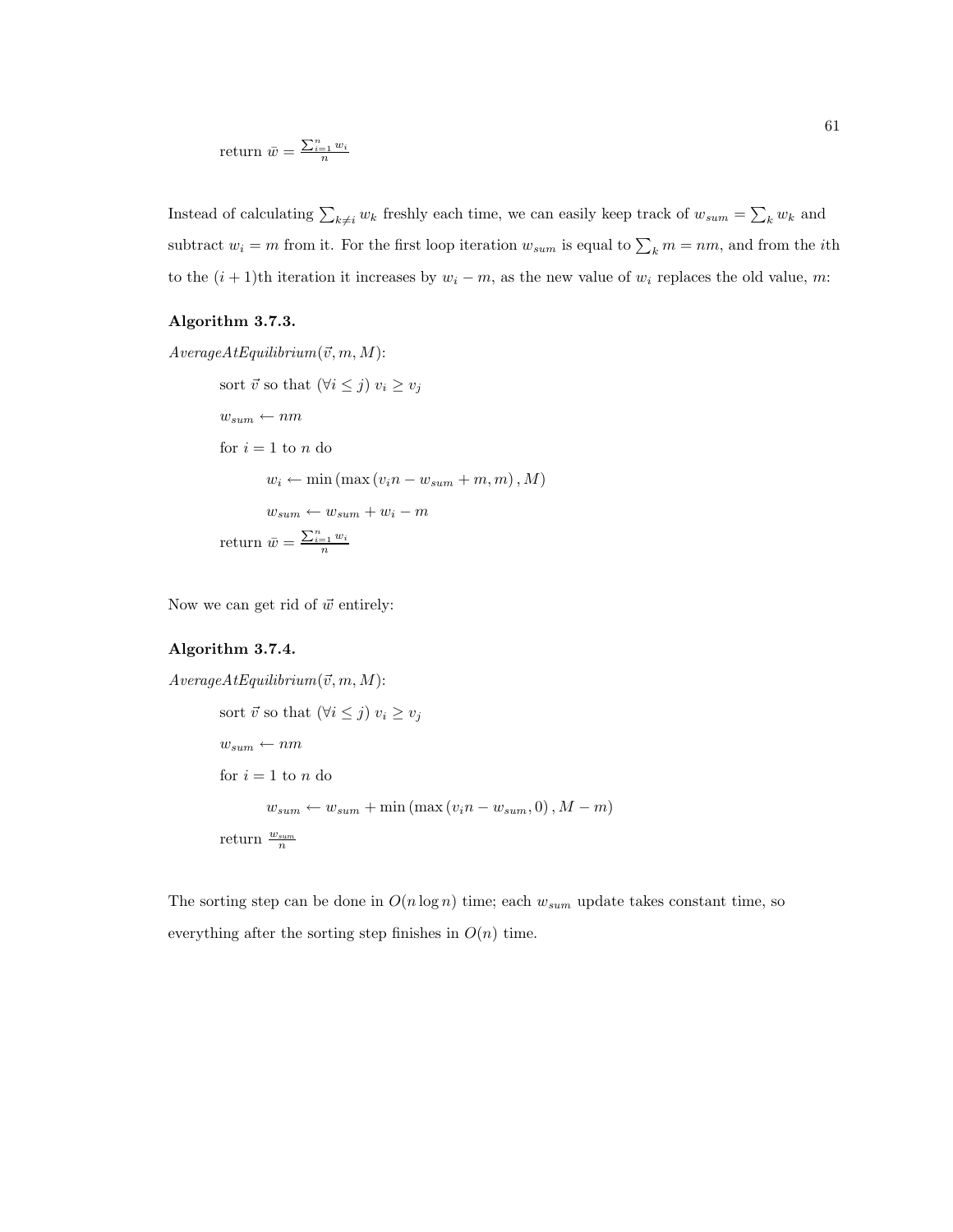return $\bar{w} = \frac{\sum_{i=1}^{n} w_i}{n}$

Instead of calculating $\sum_{k \neq i} w_k$ freshly each time, we can easily keep track of $w_{sum} = \sum_k w_k$ and subtract $w_i = m$ from it. For the first loop iteration $w_{sum}$ is equal to $\sum_k m = nm$, and from the $i$th to the $(i+1)$th iteration it increases by $w_i - m$, as the new value of $w_i$ replaces the old value, $m$:

**Algorithm 3.7.3.**

$AverageAtEquilibrium(\vec{v}, m, M)$:

> sort $\vec{v}$ so that $(\forall i \leq j)\ v_i \geq v_j$
>
> $w_{sum} \leftarrow nm$
>
> for $i = 1$ to $n$ do
>
> > $w_i \leftarrow \min\left(\max\left(v_i n - w_{sum} + m, m\right), M\right)$
> >
> > $w_{sum} \leftarrow w_{sum} + w_i - m$
>
> return $\bar{w} = \frac{\sum_{i=1}^{n} w_i}{n}$

Now we can get rid of $\vec{w}$ entirely:

**Algorithm 3.7.4.**

$AverageAtEquilibrium(\vec{v}, m, M)$:

> sort $\vec{v}$ so that $(\forall i \leq j)\ v_i \geq v_j$
>
> $w_{sum} \leftarrow nm$
>
> for $i = 1$ to $n$ do
>
> > $w_{sum} \leftarrow w_{sum} + \min\left(\max\left(v_i n - w_{sum}, 0\right), M - m\right)$
>
> return $\frac{w_{sum}}{n}$

The sorting step can be done in $O(n \log n)$ time; each $w_{sum}$ update takes constant time, so everything after the sorting step finishes in $O(n)$ time.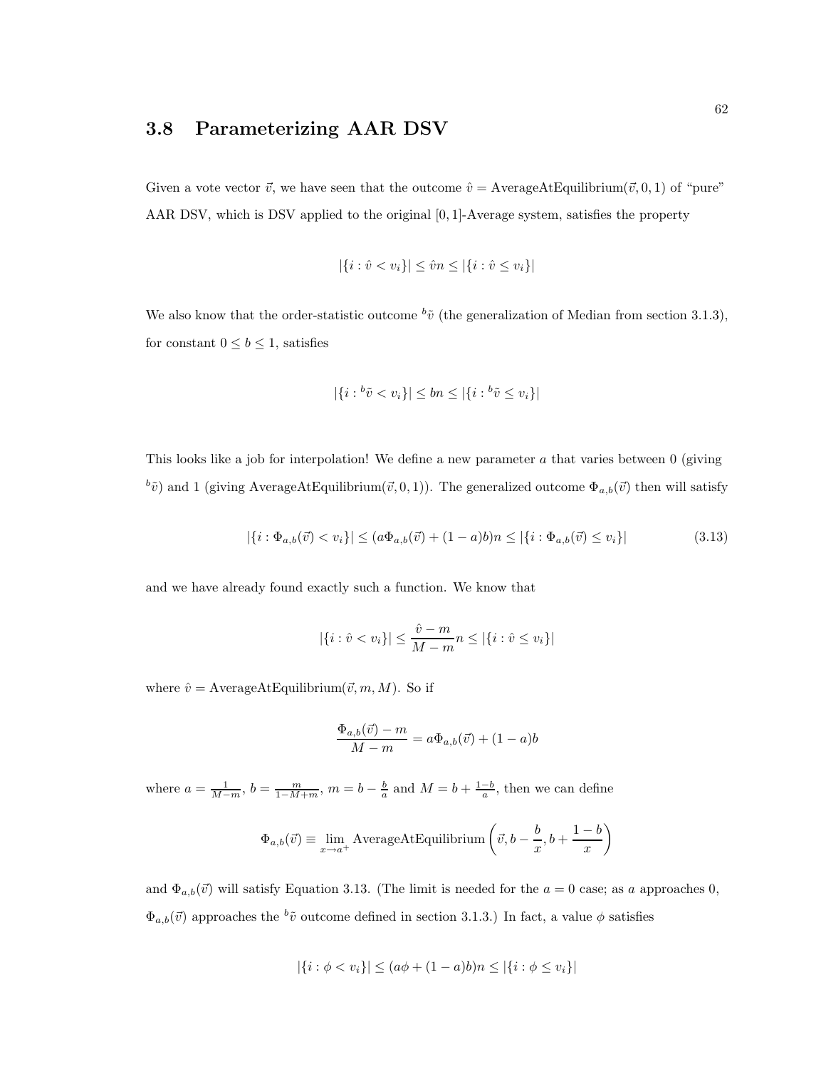## 3.8 Parameterizing AAR DSV

Given a vote vector $\vec{v}$, we have seen that the outcome $\hat{v} = \text{AverageAtEquilibrium}(\vec{v}, 0, 1)$ of "pure" AAR DSV, which is DSV applied to the original $[0, 1]$-Average system, satisfies the property

$$|\{i : \hat{v} < v_i\}| \leq \hat{v}n \leq |\{i : \hat{v} \leq v_i\}|$$

We also know that the order-statistic outcome ${}^b\tilde{v}$ (the generalization of Median from section 3.1.3), for constant $0 \leq b \leq 1$, satisfies

$$|\{i : {}^b\tilde{v} < v_i\}| \leq bn \leq |\{i : {}^b\tilde{v} \leq v_i\}|$$

This looks like a job for interpolation! We define a new parameter $a$ that varies between 0 (giving ${}^b\tilde{v}$) and 1 (giving $\text{AverageAtEquilibrium}(\vec{v}, 0, 1)$). The generalized outcome $\Phi_{a,b}(\vec{v})$ then will satisfy

$$|\{i : \Phi_{a,b}(\vec{v}) < v_i\}| \leq (a\Phi_{a,b}(\vec{v}) + (1-a)b)n \leq |\{i : \Phi_{a,b}(\vec{v}) \leq v_i\}| \tag{3.13}$$

and we have already found exactly such a function. We know that

$$|\{i : \hat{v} < v_i\}| \leq \frac{\hat{v} - m}{M - m} n \leq |\{i : \hat{v} \leq v_i\}|$$

where $\hat{v} = \text{AverageAtEquilibrium}(\vec{v}, m, M)$. So if

$$\frac{\Phi_{a,b}(\vec{v}) - m}{M - m} = a\Phi_{a,b}(\vec{v}) + (1-a)b$$

where $a = \frac{1}{M-m}$, $b = \frac{m}{1-M+m}$, $m = b - \frac{b}{a}$ and $M = b + \frac{1-b}{a}$, then we can define

$$\Phi_{a,b}(\vec{v}) \equiv \lim_{x \to a^+} \text{AverageAtEquilibrium}\left(\vec{v}, b - \frac{b}{x}, b + \frac{1-b}{x}\right)$$

and $\Phi_{a,b}(\vec{v})$ will satisfy Equation 3.13. (The limit is needed for the $a = 0$ case; as $a$ approaches 0, $\Phi_{a,b}(\vec{v})$ approaches the ${}^b\tilde{v}$ outcome defined in section 3.1.3.) In fact, a value $\phi$ satisfies

$$|\{i : \phi < v_i\}| \leq (a\phi + (1-a)b)n \leq |\{i : \phi \leq v_i\}|$$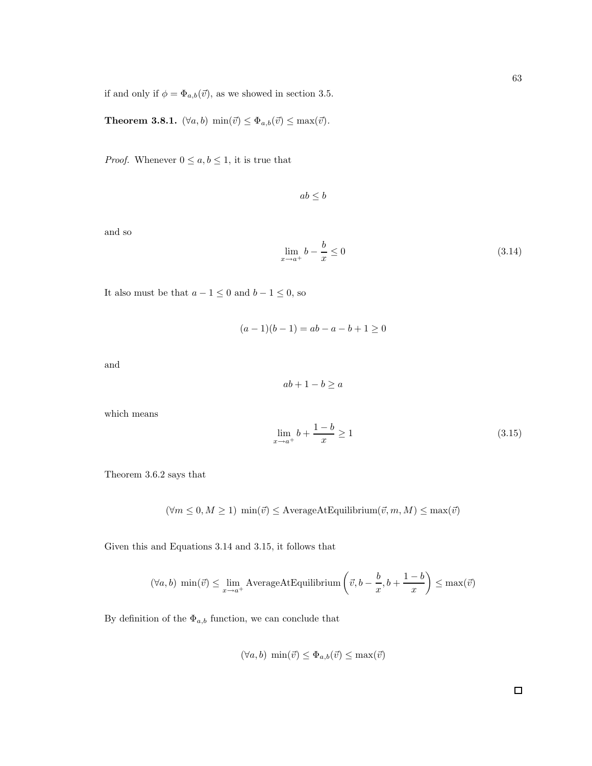if and only if $\phi = \Phi_{a,b}(\vec{v})$, as we showed in section 3.5.

**Theorem 3.8.1.** $(\forall a, b)\ \min(\vec{v}) \leq \Phi_{a,b}(\vec{v}) \leq \max(\vec{v})$.

*Proof.* Whenever $0 \leq a, b \leq 1$, it is true that

$$ab \leq b$$

and so

$$\lim_{x \to a^+} b - \frac{b}{x} \leq 0 \tag{3.14}$$

It also must be that $a - 1 \leq 0$ and $b - 1 \leq 0$, so

$$(a-1)(b-1) = ab - a - b + 1 \geq 0$$

and

$$ab + 1 - b \geq a$$

which means

$$\lim_{x \to a^+} b + \frac{1-b}{x} \geq 1 \tag{3.15}$$

Theorem 3.6.2 says that

$$(\forall m \leq 0, M \geq 1)\ \min(\vec{v}) \leq \text{AverageAtEquilibrium}(\vec{v}, m, M) \leq \max(\vec{v})$$

Given this and Equations 3.14 and 3.15, it follows that

$$(\forall a, b)\ \min(\vec{v}) \leq \lim_{x \to a^+} \text{AverageAtEquilibrium}\left(\vec{v}, b - \frac{b}{x}, b + \frac{1-b}{x}\right) \leq \max(\vec{v})$$

By definition of the $\Phi_{a,b}$ function, we can conclude that

$$(\forall a, b)\ \min(\vec{v}) \leq \Phi_{a,b}(\vec{v}) \leq \max(\vec{v})$$

□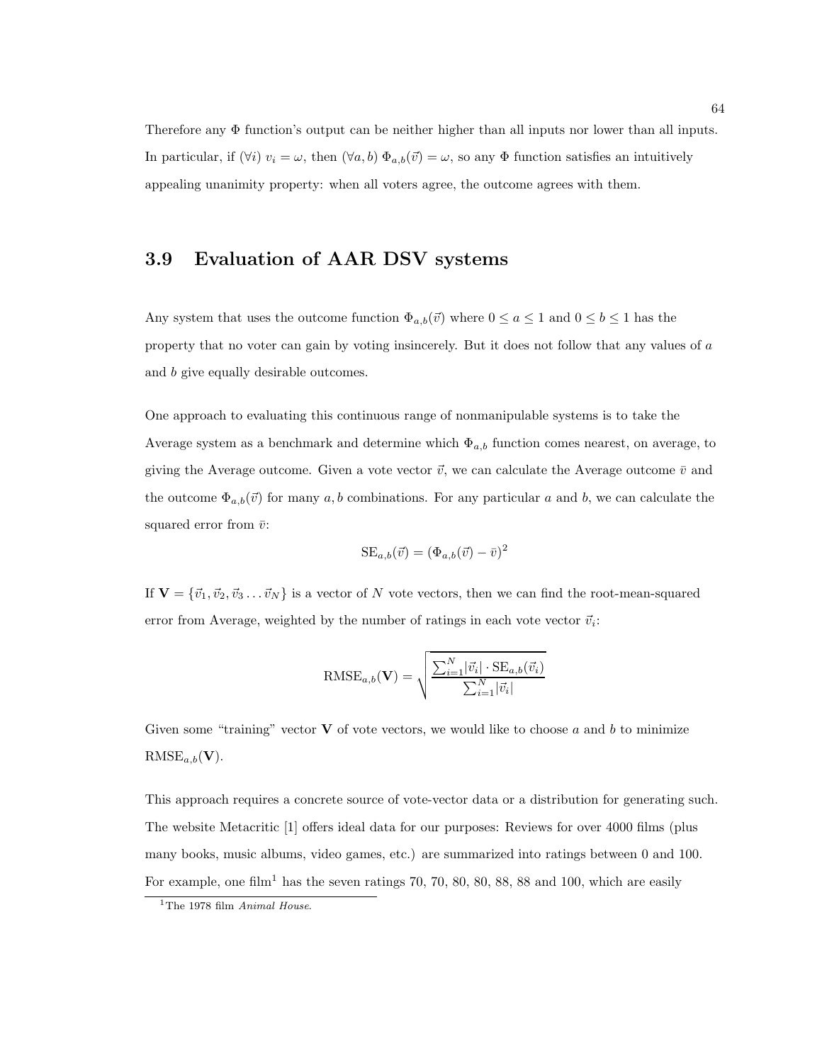Therefore any $\Phi$ function's output can be neither higher than all inputs nor lower than all inputs. In particular, if $(\forall i)\ v_i = \omega$, then $(\forall a, b)\ \Phi_{a,b}(\vec{v}) = \omega$, so any $\Phi$ function satisfies an intuitively appealing unanimity property: when all voters agree, the outcome agrees with them.

## 3.9 Evaluation of AAR DSV systems

Any system that uses the outcome function $\Phi_{a,b}(\vec{v})$ where $0 \leq a \leq 1$ and $0 \leq b \leq 1$ has the property that no voter can gain by voting insincerely. But it does not follow that any values of $a$ and $b$ give equally desirable outcomes.

One approach to evaluating this continuous range of nonmanipulable systems is to take the Average system as a benchmark and determine which $\Phi_{a,b}$ function comes nearest, on average, to giving the Average outcome. Given a vote vector $\vec{v}$, we can calculate the Average outcome $\bar{v}$ and the outcome $\Phi_{a,b}(\vec{v})$ for many $a, b$ combinations. For any particular $a$ and $b$, we can calculate the squared error from $\bar{v}$:

$$\text{SE}_{a,b}(\vec{v}) = (\Phi_{a,b}(\vec{v}) - \bar{v})^2$$

If $\mathbf{V} = \{\vec{v}_1, \vec{v}_2, \vec{v}_3 \ldots \vec{v}_N\}$ is a vector of $N$ vote vectors, then we can find the root-mean-squared error from Average, weighted by the number of ratings in each vote vector $\vec{v}_i$:

$$\text{RMSE}_{a,b}(\mathbf{V}) = \sqrt{\frac{\sum_{i=1}^{N} |\vec{v}_i| \cdot \text{SE}_{a,b}(\vec{v}_i)}{\sum_{i=1}^{N} |\vec{v}_i|}}$$

Given some "training" vector $\mathbf{V}$ of vote vectors, we would like to choose $a$ and $b$ to minimize $\text{RMSE}_{a,b}(\mathbf{V})$.

This approach requires a concrete source of vote-vector data or a distribution for generating such. The website Metacritic [1] offers ideal data for our purposes: Reviews for over 4000 films (plus many books, music albums, video games, etc.) are summarized into ratings between 0 and 100. For example, one film[1] has the seven ratings 70, 70, 80, 80, 88, 88 and 100, which are easily

[1] The 1978 film *Animal House*.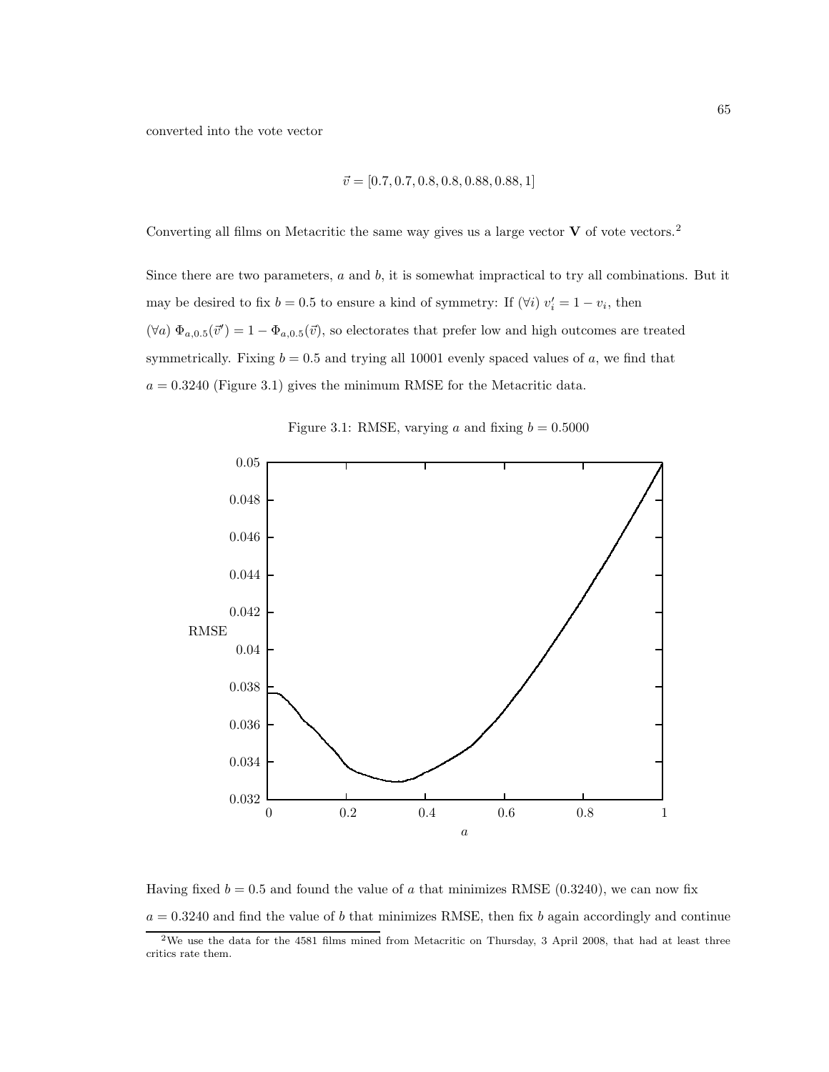converted into the vote vector

$$\vec{v} = [0.7, 0.7, 0.8, 0.8, 0.88, 0.88, 1]$$

Converting all films on Metacritic the same way gives us a large vector $\mathbf{V}$ of vote vectors.[2]

Since there are two parameters, $a$ and $b$, it is somewhat impractical to try all combinations. But it may be desired to fix $b = 0.5$ to ensure a kind of symmetry: If $(\forall i)\ v'_i = 1 - v_i$, then $(\forall a)\ \Phi_{a,0.5}(\vec{v}') = 1 - \Phi_{a,0.5}(\vec{v})$, so electorates that prefer low and high outcomes are treated symmetrically. Fixing $b = 0.5$ and trying all 10001 evenly spaced values of $a$, we find that $a = 0.3240$ (Figure 3.1) gives the minimum RMSE for the Metacritic data.

Figure 3.1: RMSE, varying $a$ and fixing $b = 0.5000$

RMSE

0.05
0.048
0.046
0.044
0.042
0.04
0.038
0.036
0.034
0.032

0
0.2
0.4
0.6
0.8
1

$a$

Having fixed $b = 0.5$ and found the value of $a$ that minimizes RMSE (0.3240), we can now fix $a = 0.3240$ and find the value of $b$ that minimizes RMSE, then fix $b$ again accordingly and continue

[2] We use the data for the 4581 films mined from Metacritic on Thursday, 3 April 2008, that had at least three critics rate them.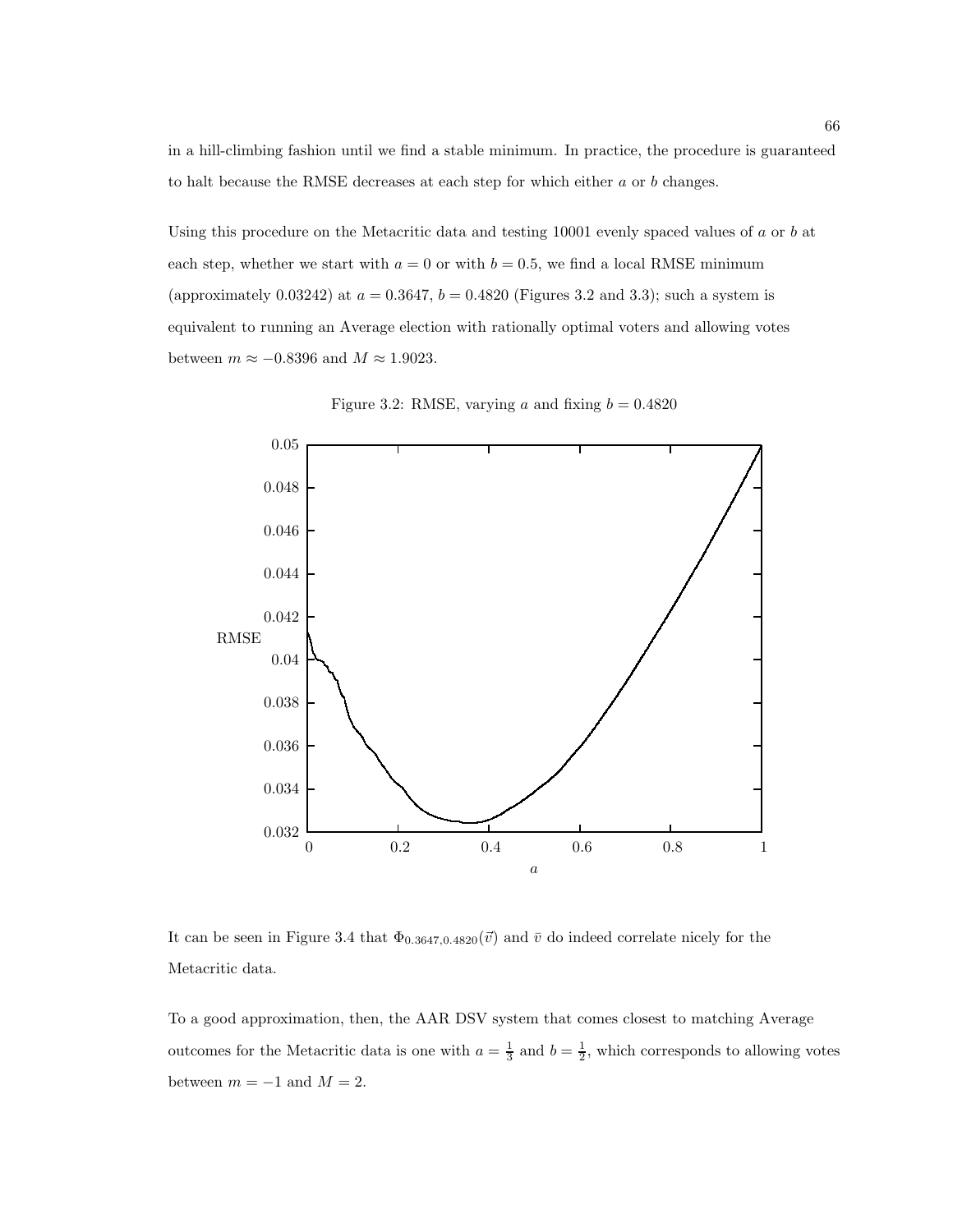in a hill-climbing fashion until we find a stable minimum. In practice, the procedure is guaranteed to halt because the RMSE decreases at each step for which either $a$ or $b$ changes.

Using this procedure on the Metacritic data and testing 10001 evenly spaced values of $a$ or $b$ at each step, whether we start with $a = 0$ or with $b = 0.5$, we find a local RMSE minimum (approximately 0.03242) at $a = 0.3647$, $b = 0.4820$ (Figures 3.2 and 3.3); such a system is equivalent to running an Average election with rationally optimal voters and allowing votes between $m \approx -0.8396$ and $M \approx 1.9023$.

Figure 3.2: RMSE, varying $a$ and fixing $b = 0.4820$

RMSE

0.05
0.048
0.046
0.044
0.042
0.04
0.038
0.036
0.034
0.032

0
0.2
0.4
0.6
0.8
1

$a$

It can be seen in Figure 3.4 that $\Phi_{0.3647,0.4820}(\vec{v})$ and $\bar{v}$ do indeed correlate nicely for the Metacritic data.

To a good approximation, then, the AAR DSV system that comes closest to matching Average outcomes for the Metacritic data is one with $a = \frac{1}{3}$ and $b = \frac{1}{2}$, which corresponds to allowing votes between $m = -1$ and $M = 2$.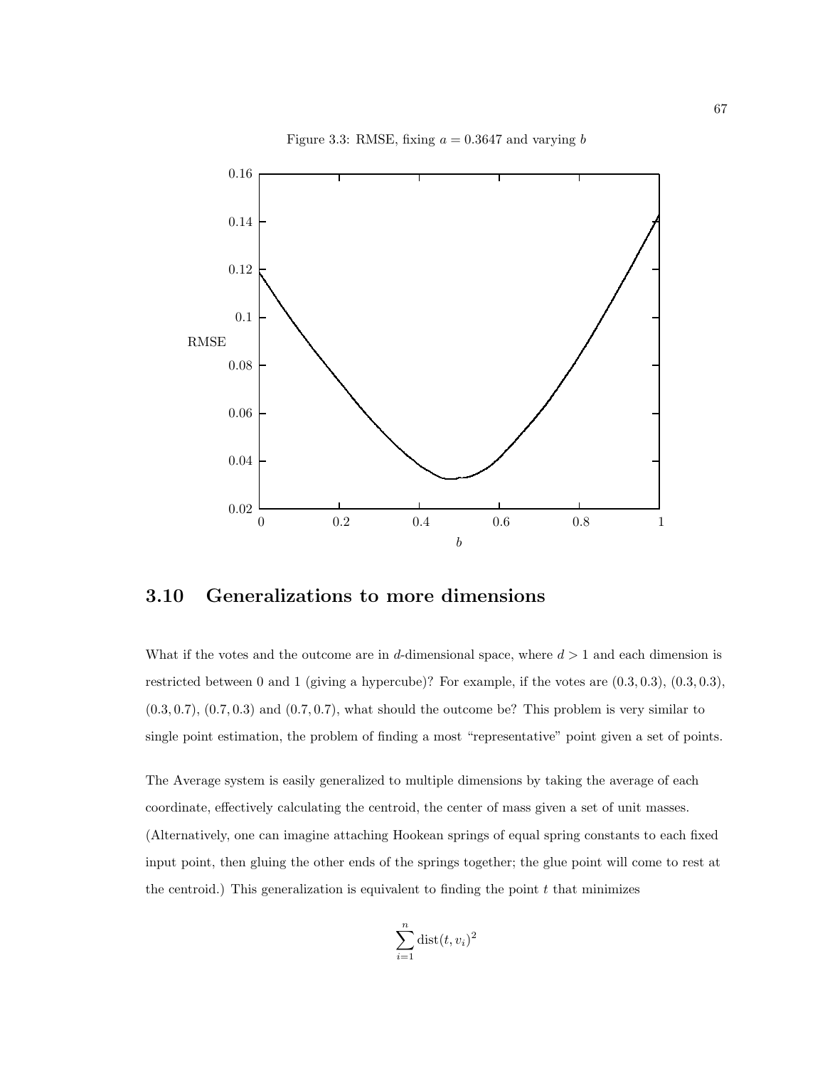Figure 3.3: RMSE, fixing $a = 0.3647$ and varying $b$

## 3.10 Generalizations to more dimensions

What if the votes and the outcome are in $d$-dimensional space, where $d > 1$ and each dimension is restricted between 0 and 1 (giving a hypercube)? For example, if the votes are $(0.3, 0.3)$, $(0.3, 0.3)$, $(0.3, 0.7)$, $(0.7, 0.3)$ and $(0.7, 0.7)$, what should the outcome be? This problem is very similar to single point estimation, the problem of finding a most "representative" point given a set of points.

The Average system is easily generalized to multiple dimensions by taking the average of each coordinate, effectively calculating the centroid, the center of mass given a set of unit masses. (Alternatively, one can imagine attaching Hookean springs of equal spring constants to each fixed input point, then gluing the other ends of the springs together; the glue point will come to rest at the centroid.) This generalization is equivalent to finding the point $t$ that minimizes

$$\sum_{i=1}^{n} \text{dist}(t, v_i)^2$$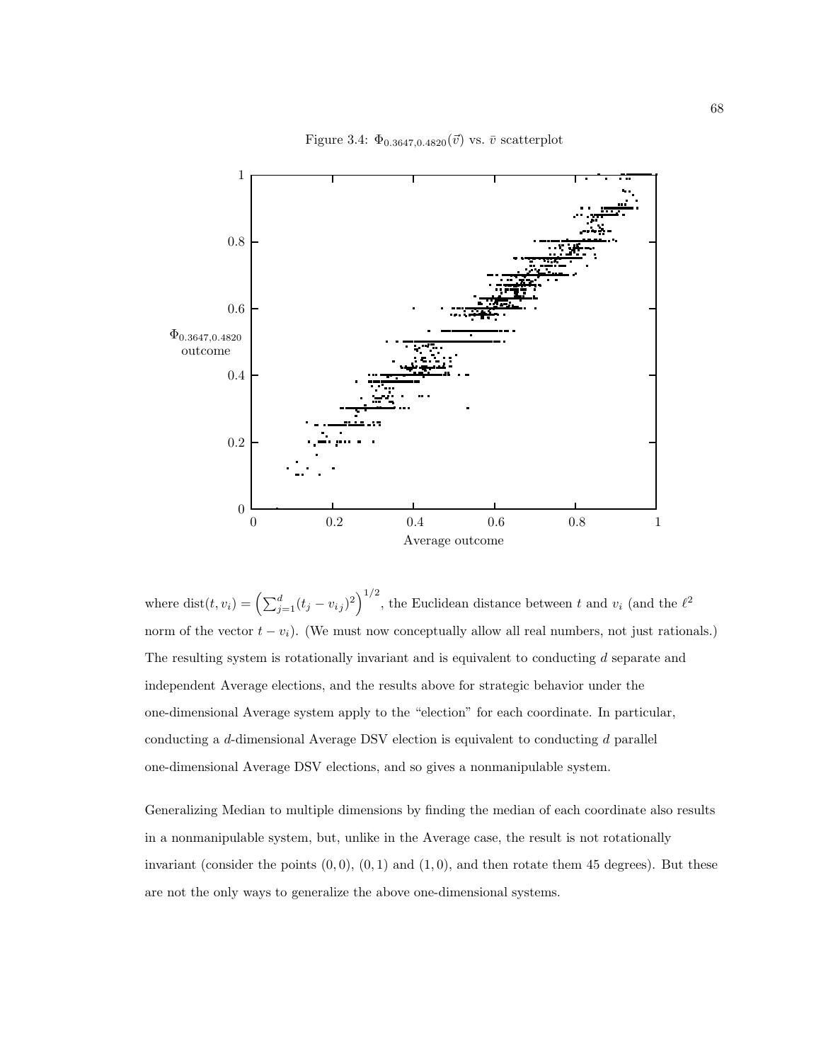Figure 3.4: $\Phi_{0.3647,0.4820}(\vec{v})$ vs. $\bar{v}$ scatterplot

$\Phi_{0.3647,0.4820}$
outcome

0
0.2
0.4
0.6
0.8
1

0
0.2
0.4
0.6
0.8
1

Average outcome

where $\text{dist}(t, v_i) = \left(\sum_{j=1}^{d}(t_j - v_{i_j})^2\right)^{1/2}$, the Euclidean distance between $t$ and $v_i$ (and the $\ell^2$ norm of the vector $t - v_i$). (We must now conceptually allow all real numbers, not just rationals.) The resulting system is rotationally invariant and is equivalent to conducting $d$ separate and independent Average elections, and the results above for strategic behavior under the one-dimensional Average system apply to the "election" for each coordinate. In particular, conducting a $d$-dimensional Average DSV election is equivalent to conducting $d$ parallel one-dimensional Average DSV elections, and so gives a nonmanipulable system.

Generalizing Median to multiple dimensions by finding the median of each coordinate also results in a nonmanipulable system, but, unlike in the Average case, the result is not rotationally invariant (consider the points $(0, 0)$, $(0, 1)$ and $(1, 0)$, and then rotate them 45 degrees). But these are not the only ways to generalize the above one-dimensional systems.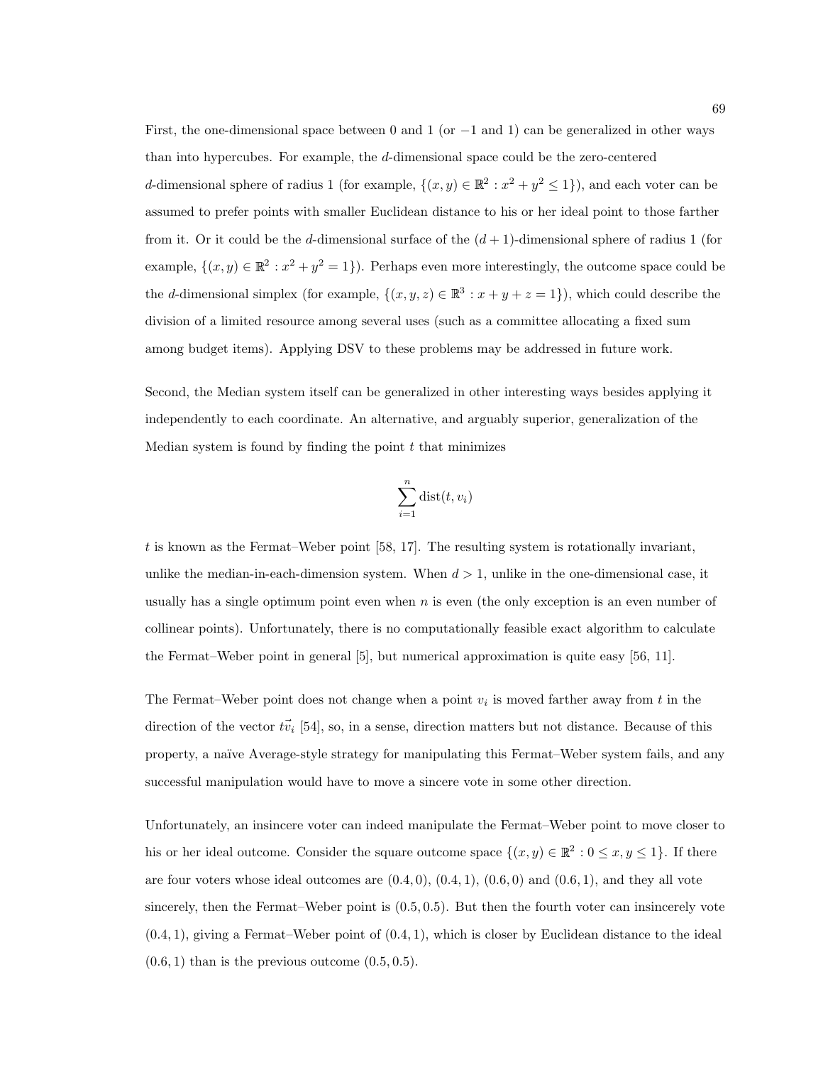First, the one-dimensional space between 0 and 1 (or $-1$ and 1) can be generalized in other ways than into hypercubes. For example, the $d$-dimensional space could be the zero-centered $d$-dimensional sphere of radius 1 (for example, $\{(x, y) \in \mathbb{R}^2 : x^2 + y^2 \leq 1\}$), and each voter can be assumed to prefer points with smaller Euclidean distance to his or her ideal point to those farther from it. Or it could be the $d$-dimensional surface of the $(d+1)$-dimensional sphere of radius 1 (for example, $\{(x, y) \in \mathbb{R}^2 : x^2 + y^2 = 1\}$). Perhaps even more interestingly, the outcome space could be the $d$-dimensional simplex (for example, $\{(x, y, z) \in \mathbb{R}^3 : x + y + z = 1\}$), which could describe the division of a limited resource among several uses (such as a committee allocating a fixed sum among budget items). Applying DSV to these problems may be addressed in future work.

Second, the Median system itself can be generalized in other interesting ways besides applying it independently to each coordinate. An alternative, and arguably superior, generalization of the Median system is found by finding the point $t$ that minimizes

$$\sum_{i=1}^{n} \text{dist}(t, v_i)$$

$t$ is known as the Fermat–Weber point [58, 17]. The resulting system is rotationally invariant, unlike the median-in-each-dimension system. When $d > 1$, unlike in the one-dimensional case, it usually has a single optimum point even when $n$ is even (the only exception is an even number of collinear points). Unfortunately, there is no computationally feasible exact algorithm to calculate the Fermat–Weber point in general [5], but numerical approximation is quite easy [56, 11].

The Fermat–Weber point does not change when a point $v_i$ is moved farther away from $t$ in the direction of the vector $\vec{tv_i}$ [54], so, in a sense, direction matters but not distance. Because of this property, a naïve Average-style strategy for manipulating this Fermat–Weber system fails, and any successful manipulation would have to move a sincere vote in some other direction.

Unfortunately, an insincere voter can indeed manipulate the Fermat–Weber point to move closer to his or her ideal outcome. Consider the square outcome space $\{(x, y) \in \mathbb{R}^2 : 0 \leq x, y \leq 1\}$. If there are four voters whose ideal outcomes are $(0.4, 0)$, $(0.4, 1)$, $(0.6, 0)$ and $(0.6, 1)$, and they all vote sincerely, then the Fermat–Weber point is $(0.5, 0.5)$. But then the fourth voter can insincerely vote $(0.4, 1)$, giving a Fermat–Weber point of $(0.4, 1)$, which is closer by Euclidean distance to the ideal $(0.6, 1)$ than is the previous outcome $(0.5, 0.5)$.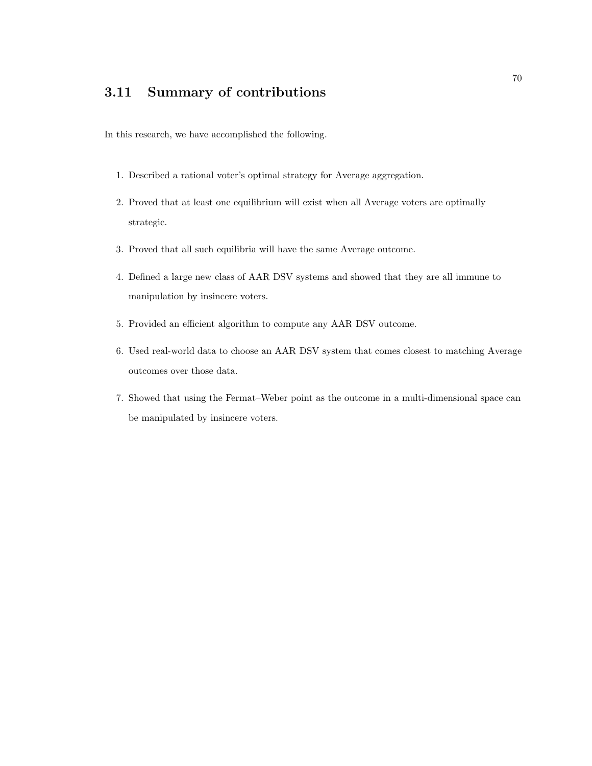## 3.11 Summary of contributions

In this research, we have accomplished the following.

1. Described a rational voter's optimal strategy for Average aggregation.
2. Proved that at least one equilibrium will exist when all Average voters are optimally strategic.
3. Proved that all such equilibria will have the same Average outcome.
4. Defined a large new class of AAR DSV systems and showed that they are all immune to manipulation by insincere voters.
5. Provided an efficient algorithm to compute any AAR DSV outcome.
6. Used real-world data to choose an AAR DSV system that comes closest to matching Average outcomes over those data.
7. Showed that using the Fermat–Weber point as the outcome in a multi-dimensional space can be manipulated by insincere voters.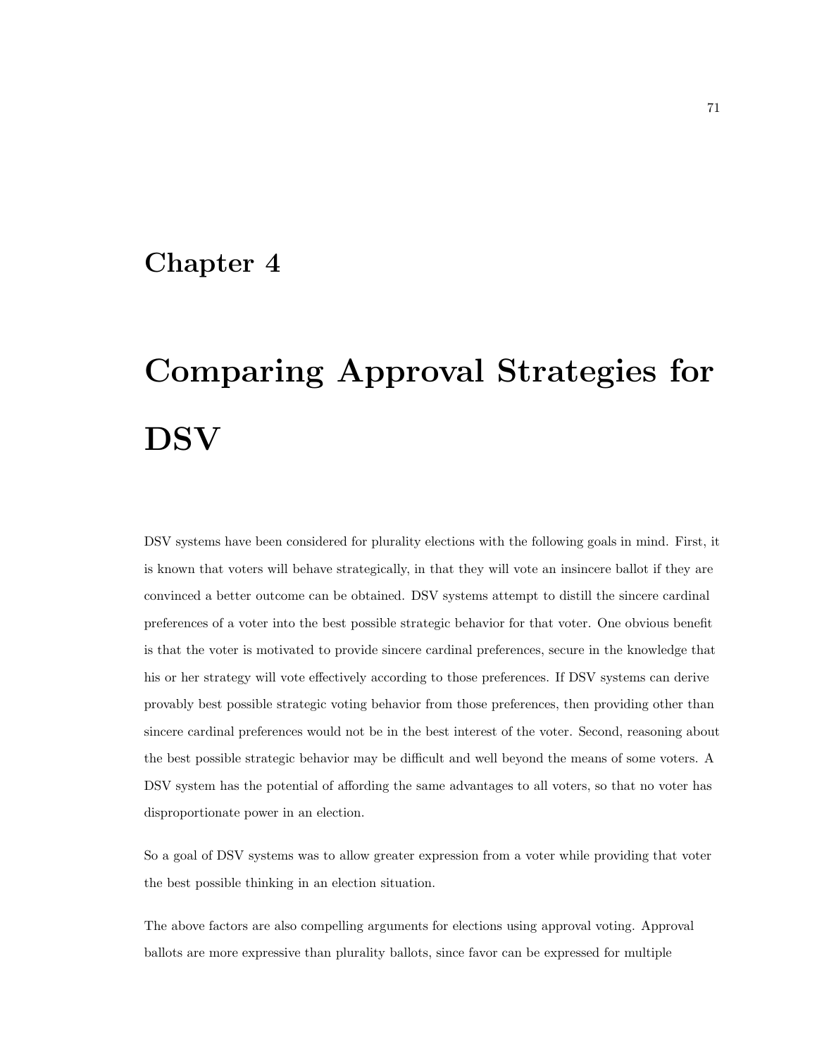# Chapter 4

# Comparing Approval Strategies for DSV

DSV systems have been considered for plurality elections with the following goals in mind. First, it is known that voters will behave strategically, in that they will vote an insincere ballot if they are convinced a better outcome can be obtained. DSV systems attempt to distill the sincere cardinal preferences of a voter into the best possible strategic behavior for that voter. One obvious benefit is that the voter is motivated to provide sincere cardinal preferences, secure in the knowledge that his or her strategy will vote effectively according to those preferences. If DSV systems can derive provably best possible strategic voting behavior from those preferences, then providing other than sincere cardinal preferences would not be in the best interest of the voter. Second, reasoning about the best possible strategic behavior may be difficult and well beyond the means of some voters. A DSV system has the potential of affording the same advantages to all voters, so that no voter has disproportionate power in an election.

So a goal of DSV systems was to allow greater expression from a voter while providing that voter the best possible thinking in an election situation.

The above factors are also compelling arguments for elections using approval voting. Approval ballots are more expressive than plurality ballots, since favor can be expressed for multiple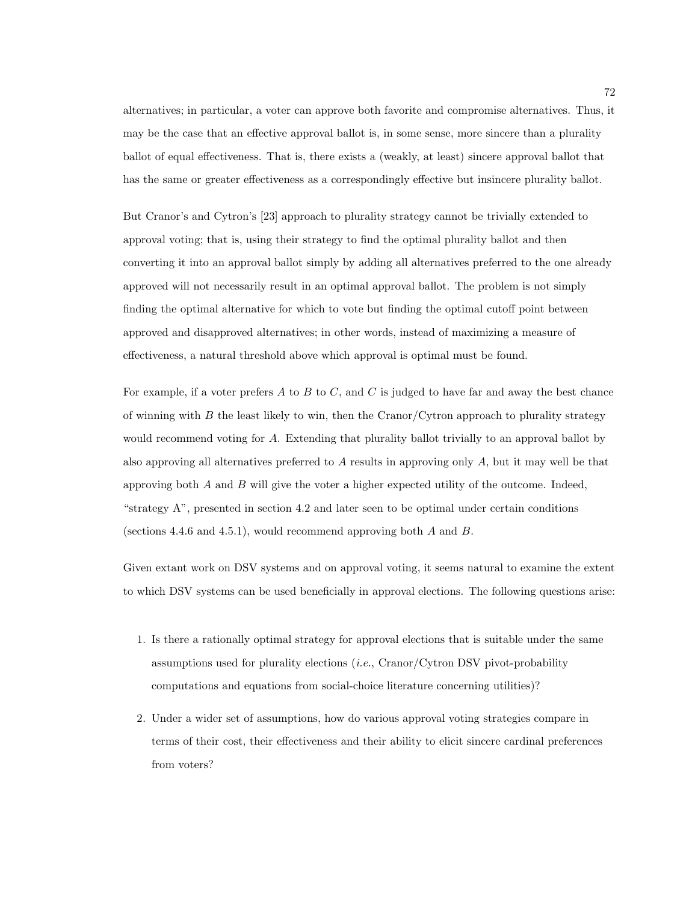alternatives; in particular, a voter can approve both favorite and compromise alternatives. Thus, it may be the case that an effective approval ballot is, in some sense, more sincere than a plurality ballot of equal effectiveness. That is, there exists a (weakly, at least) sincere approval ballot that has the same or greater effectiveness as a correspondingly effective but insincere plurality ballot.

But Cranor's and Cytron's [23] approach to plurality strategy cannot be trivially extended to approval voting; that is, using their strategy to find the optimal plurality ballot and then converting it into an approval ballot simply by adding all alternatives preferred to the one already approved will not necessarily result in an optimal approval ballot. The problem is not simply finding the optimal alternative for which to vote but finding the optimal cutoff point between approved and disapproved alternatives; in other words, instead of maximizing a measure of effectiveness, a natural threshold above which approval is optimal must be found.

For example, if a voter prefers $A$ to $B$ to $C$, and $C$ is judged to have far and away the best chance of winning with $B$ the least likely to win, then the Cranor/Cytron approach to plurality strategy would recommend voting for $A$. Extending that plurality ballot trivially to an approval ballot by also approving all alternatives preferred to $A$ results in approving only $A$, but it may well be that approving both $A$ and $B$ will give the voter a higher expected utility of the outcome. Indeed, "strategy A", presented in section 4.2 and later seen to be optimal under certain conditions (sections 4.4.6 and 4.5.1), would recommend approving both $A$ and $B$.

Given extant work on DSV systems and on approval voting, it seems natural to examine the extent to which DSV systems can be used beneficially in approval elections. The following questions arise:

1. Is there a rationally optimal strategy for approval elections that is suitable under the same assumptions used for plurality elections (*i.e.*, Cranor/Cytron DSV pivot-probability computations and equations from social-choice literature concerning utilities)?

2. Under a wider set of assumptions, how do various approval voting strategies compare in terms of their cost, their effectiveness and their ability to elicit sincere cardinal preferences from voters?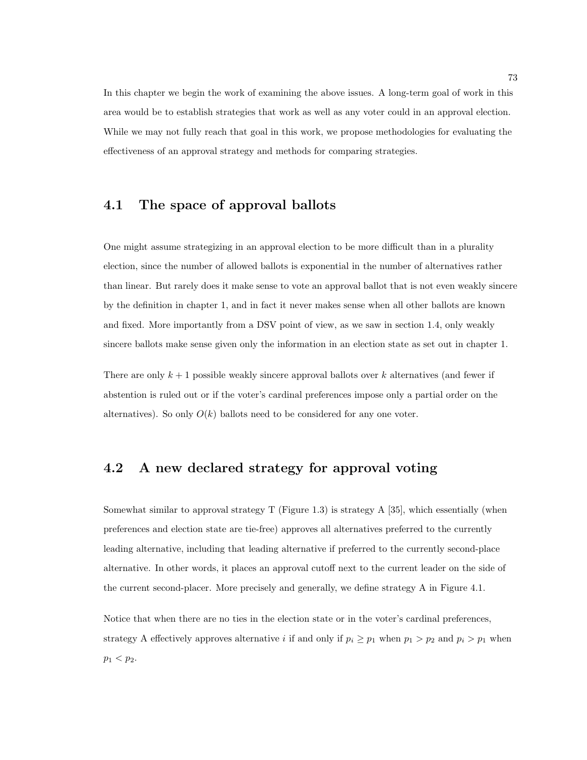In this chapter we begin the work of examining the above issues. A long-term goal of work in this area would be to establish strategies that work as well as any voter could in an approval election. While we may not fully reach that goal in this work, we propose methodologies for evaluating the effectiveness of an approval strategy and methods for comparing strategies.

## 4.1 The space of approval ballots

One might assume strategizing in an approval election to be more difficult than in a plurality election, since the number of allowed ballots is exponential in the number of alternatives rather than linear. But rarely does it make sense to vote an approval ballot that is not even weakly sincere by the definition in chapter 1, and in fact it never makes sense when all other ballots are known and fixed. More importantly from a DSV point of view, as we saw in section 1.4, only weakly sincere ballots make sense given only the information in an election state as set out in chapter 1.

There are only $k + 1$ possible weakly sincere approval ballots over $k$ alternatives (and fewer if abstention is ruled out or if the voter's cardinal preferences impose only a partial order on the alternatives). So only $O(k)$ ballots need to be considered for any one voter.

## 4.2 A new declared strategy for approval voting

Somewhat similar to approval strategy T (Figure 1.3) is strategy A [35], which essentially (when preferences and election state are tie-free) approves all alternatives preferred to the currently leading alternative, including that leading alternative if preferred to the currently second-place alternative. In other words, it places an approval cutoff next to the current leader on the side of the current second-placer. More precisely and generally, we define strategy A in Figure 4.1.

Notice that when there are no ties in the election state or in the voter's cardinal preferences, strategy A effectively approves alternative $i$ if and only if $p_i \geq p_1$ when $p_1 > p_2$ and $p_i > p_1$ when $p_1 < p_2$.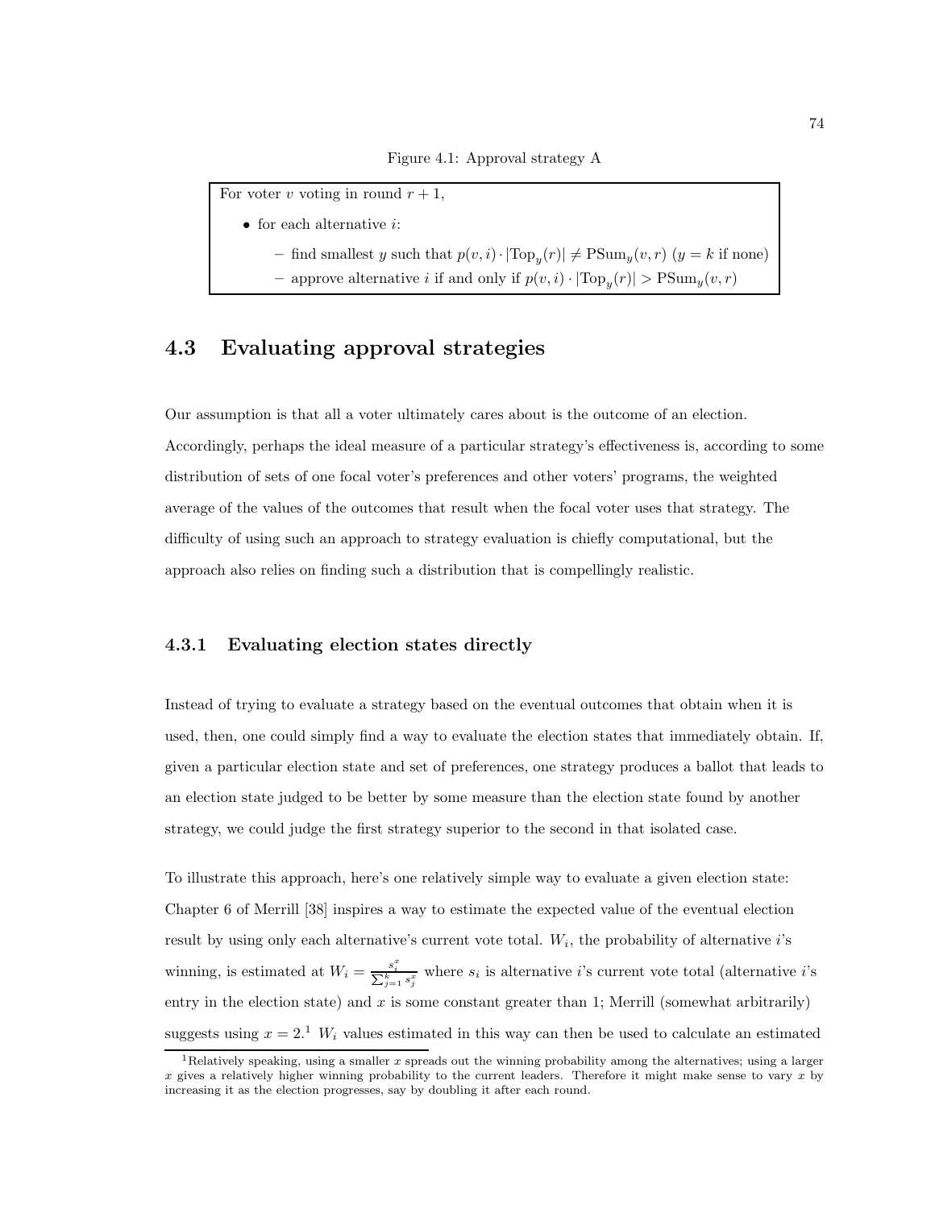Figure 4.1: Approval strategy A

For voter $v$ voting in round $r+1$,

- for each alternative $i$:
  - find smallest $y$ such that $p(v,i) \cdot |\mathrm{Top}_y(r)| \neq \mathrm{PSum}_y(v,r)$ ($y = k$ if none)
  - approve alternative $i$ if and only if $p(v,i) \cdot |\mathrm{Top}_y(r)| > \mathrm{PSum}_y(v,r)$

## 4.3 Evaluating approval strategies

Our assumption is that all a voter ultimately cares about is the outcome of an election. Accordingly, perhaps the ideal measure of a particular strategy's effectiveness is, according to some distribution of sets of one focal voter's preferences and other voters' programs, the weighted average of the values of the outcomes that result when the focal voter uses that strategy. The difficulty of using such an approach to strategy evaluation is chiefly computational, but the approach also relies on finding such a distribution that is compellingly realistic.

### 4.3.1 Evaluating election states directly

Instead of trying to evaluate a strategy based on the eventual outcomes that obtain when it is used, then, one could simply find a way to evaluate the election states that immediately obtain. If, given a particular election state and set of preferences, one strategy produces a ballot that leads to an election state judged to be better by some measure than the election state found by another strategy, we could judge the first strategy superior to the second in that isolated case.

To illustrate this approach, here's one relatively simple way to evaluate a given election state: Chapter 6 of Merrill [38] inspires a way to estimate the expected value of the eventual election result by using only each alternative's current vote total. $W_i$, the probability of alternative $i$'s winning, is estimated at $W_i = \frac{s_i^x}{\sum_{j=1}^{k} s_j^x}$ where $s_i$ is alternative $i$'s current vote total (alternative $i$'s entry in the election state) and $x$ is some constant greater than 1; Merrill (somewhat arbitrarily) suggests using $x = 2$.[1] $W_i$ values estimated in this way can then be used to calculate an estimated

[1] Relatively speaking, using a smaller $x$ spreads out the winning probability among the alternatives; using a larger $x$ gives a relatively higher winning probability to the current leaders. Therefore it might make sense to vary $x$ by increasing it as the election progresses, say by doubling it after each round.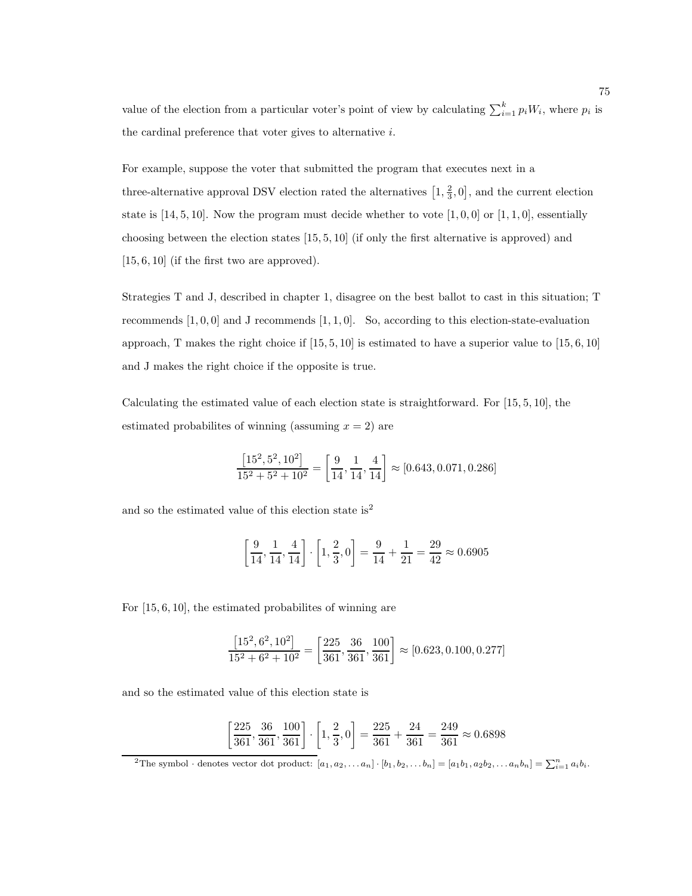value of the election from a particular voter's point of view by calculating $\sum_{i=1}^{k} p_i W_i$, where $p_i$ is the cardinal preference that voter gives to alternative $i$.

For example, suppose the voter that submitted the program that executes next in a three-alternative approval DSV election rated the alternatives $\left[1, \frac{2}{3}, 0\right]$, and the current election state is $[14, 5, 10]$. Now the program must decide whether to vote $[1, 0, 0]$ or $[1, 1, 0]$, essentially choosing between the election states $[15, 5, 10]$ (if only the first alternative is approved) and $[15, 6, 10]$ (if the first two are approved).

Strategies T and J, described in chapter 1, disagree on the best ballot to cast in this situation; T recommends $[1, 0, 0]$ and J recommends $[1, 1, 0]$. So, according to this election-state-evaluation approach, T makes the right choice if $[15, 5, 10]$ is estimated to have a superior value to $[15, 6, 10]$ and J makes the right choice if the opposite is true.

Calculating the estimated value of each election state is straightforward. For $[15, 5, 10]$, the estimated probabilites of winning (assuming $x = 2$) are

$$\frac{\left[15^2, 5^2, 10^2\right]}{15^2 + 5^2 + 10^2} = \left[\frac{9}{14}, \frac{1}{14}, \frac{4}{14}\right] \approx [0.643, 0.071, 0.286]$$

and so the estimated value of this election state is[2]

$$\left[\frac{9}{14}, \frac{1}{14}, \frac{4}{14}\right] \cdot \left[1, \frac{2}{3}, 0\right] = \frac{9}{14} + \frac{1}{21} = \frac{29}{42} \approx 0.6905$$

For $[15, 6, 10]$, the estimated probabilites of winning are

$$\frac{\left[15^2, 6^2, 10^2\right]}{15^2 + 6^2 + 10^2} = \left[\frac{225}{361}, \frac{36}{361}, \frac{100}{361}\right] \approx [0.623, 0.100, 0.277]$$

and so the estimated value of this election state is

$$\left[\frac{225}{361}, \frac{36}{361}, \frac{100}{361}\right] \cdot \left[1, \frac{2}{3}, 0\right] = \frac{225}{361} + \frac{24}{361} = \frac{249}{361} \approx 0.6898$$

[2]The symbol $\cdot$ denotes vector dot product: $[a_1, a_2, \ldots a_n] \cdot [b_1, b_2, \ldots b_n] = [a_1 b_1, a_2 b_2, \ldots a_n b_n] = \sum_{i=1}^{n} a_i b_i$.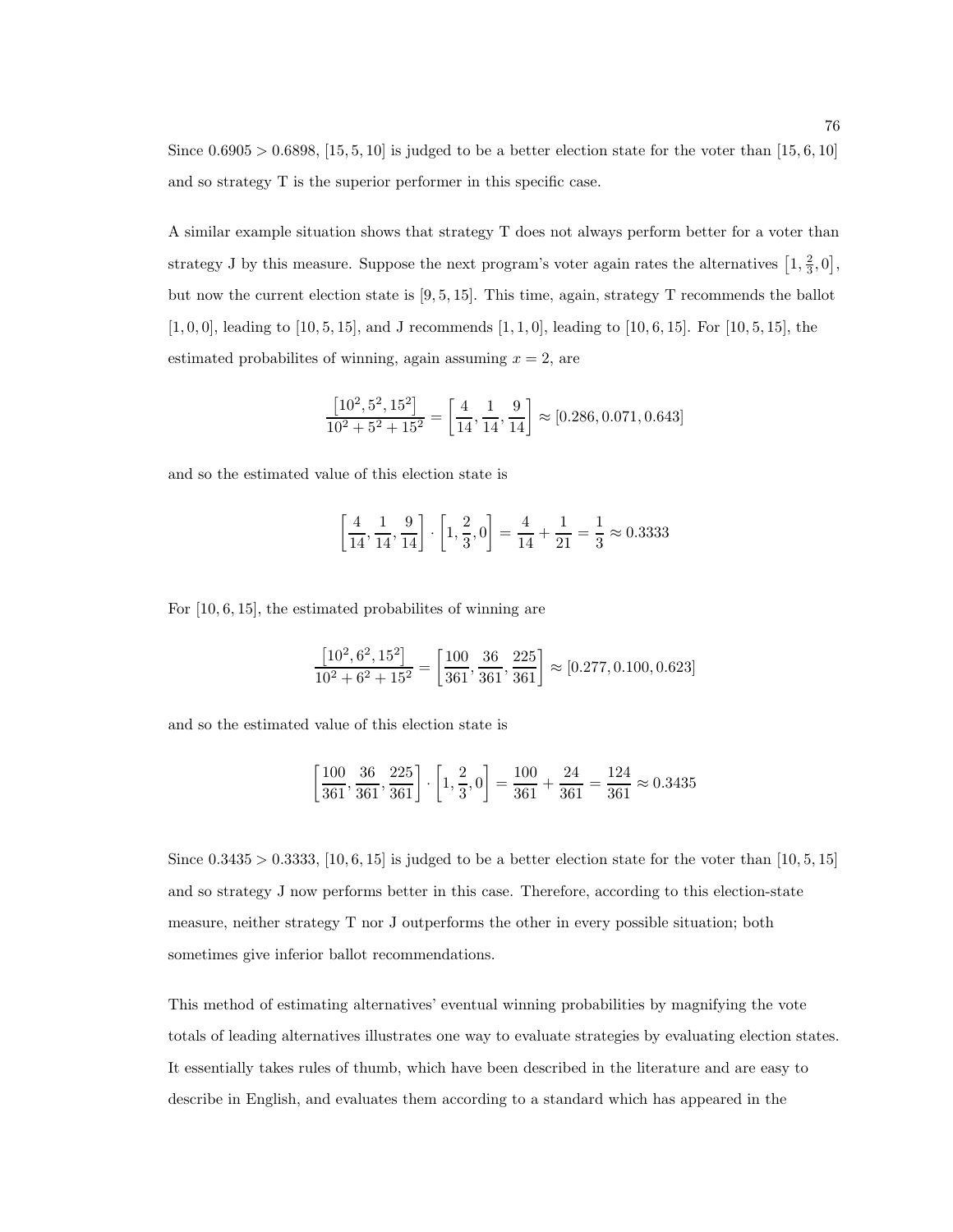Since $0.6905 > 0.6898$, $[15, 5, 10]$ is judged to be a better election state for the voter than $[15, 6, 10]$ and so strategy T is the superior performer in this specific case.

A similar example situation shows that strategy T does not always perform better for a voter than strategy J by this measure. Suppose the next program's voter again rates the alternatives $\left[1, \frac{2}{3}, 0\right]$, but now the current election state is $[9, 5, 15]$. This time, again, strategy T recommends the ballot $[1, 0, 0]$, leading to $[10, 5, 15]$, and J recommends $[1, 1, 0]$, leading to $[10, 6, 15]$. For $[10, 5, 15]$, the estimated probabilites of winning, again assuming $x = 2$, are

$$\frac{\left[10^2, 5^2, 15^2\right]}{10^2 + 5^2 + 15^2} = \left[\frac{4}{14}, \frac{1}{14}, \frac{9}{14}\right] \approx [0.286, 0.071, 0.643]$$

and so the estimated value of this election state is

$$\left[\frac{4}{14}, \frac{1}{14}, \frac{9}{14}\right] \cdot \left[1, \frac{2}{3}, 0\right] = \frac{4}{14} + \frac{1}{21} = \frac{1}{3} \approx 0.3333$$

For $[10, 6, 15]$, the estimated probabilites of winning are

$$\frac{\left[10^2, 6^2, 15^2\right]}{10^2 + 6^2 + 15^2} = \left[\frac{100}{361}, \frac{36}{361}, \frac{225}{361}\right] \approx [0.277, 0.100, 0.623]$$

and so the estimated value of this election state is

$$\left[\frac{100}{361}, \frac{36}{361}, \frac{225}{361}\right] \cdot \left[1, \frac{2}{3}, 0\right] = \frac{100}{361} + \frac{24}{361} = \frac{124}{361} \approx 0.3435$$

Since $0.3435 > 0.3333$, $[10, 6, 15]$ is judged to be a better election state for the voter than $[10, 5, 15]$ and so strategy J now performs better in this case. Therefore, according to this election-state measure, neither strategy T nor J outperforms the other in every possible situation; both sometimes give inferior ballot recommendations.

This method of estimating alternatives' eventual winning probabilities by magnifying the vote totals of leading alternatives illustrates one way to evaluate strategies by evaluating election states. It essentially takes rules of thumb, which have been described in the literature and are easy to describe in English, and evaluates them according to a standard which has appeared in the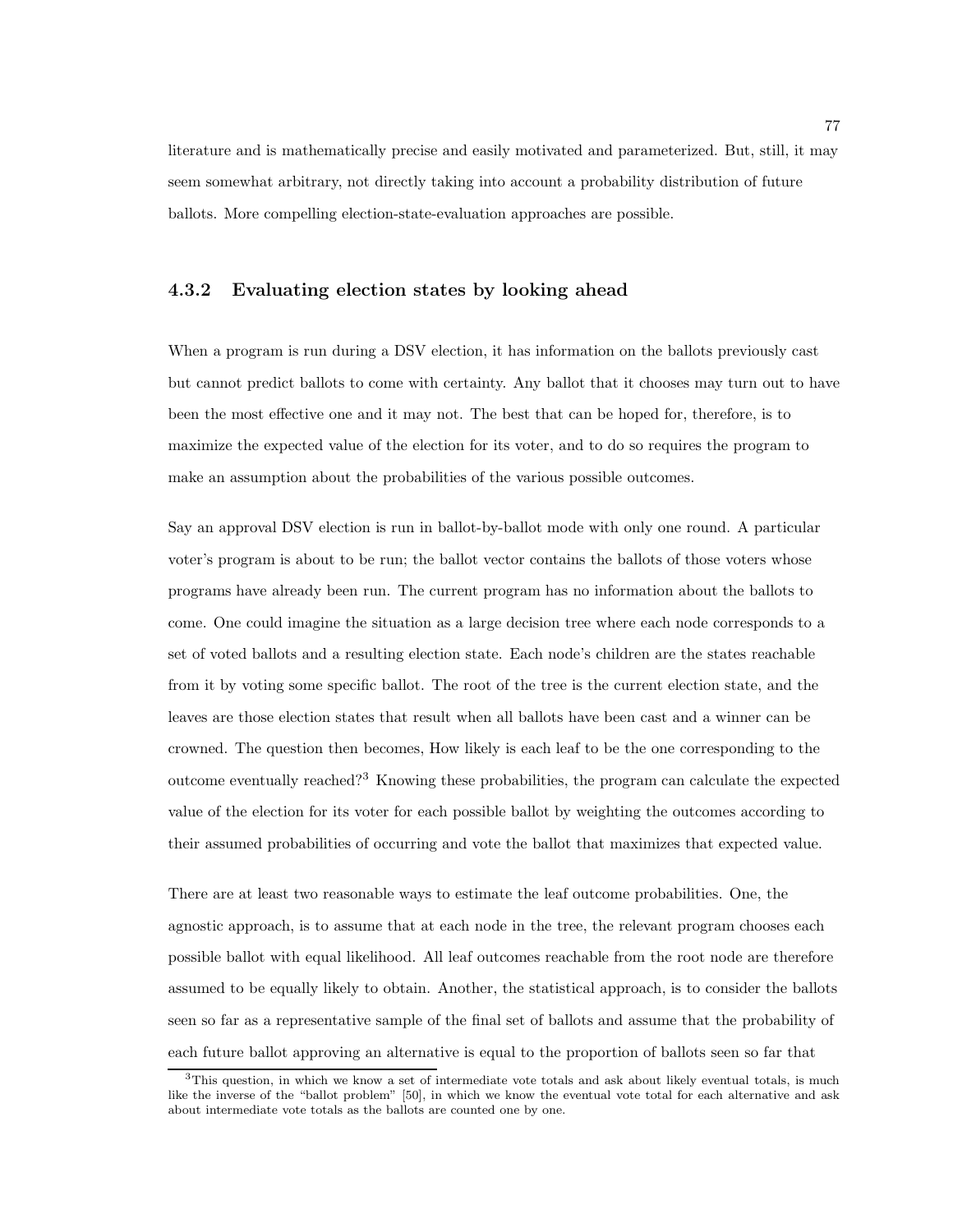literature and is mathematically precise and easily motivated and parameterized. But, still, it may seem somewhat arbitrary, not directly taking into account a probability distribution of future ballots. More compelling election-state-evaluation approaches are possible.

### 4.3.2 Evaluating election states by looking ahead

When a program is run during a DSV election, it has information on the ballots previously cast but cannot predict ballots to come with certainty. Any ballot that it chooses may turn out to have been the most effective one and it may not. The best that can be hoped for, therefore, is to maximize the expected value of the election for its voter, and to do so requires the program to make an assumption about the probabilities of the various possible outcomes.

Say an approval DSV election is run in ballot-by-ballot mode with only one round. A particular voter's program is about to be run; the ballot vector contains the ballots of those voters whose programs have already been run. The current program has no information about the ballots to come. One could imagine the situation as a large decision tree where each node corresponds to a set of voted ballots and a resulting election state. Each node's children are the states reachable from it by voting some specific ballot. The root of the tree is the current election state, and the leaves are those election states that result when all ballots have been cast and a winner can be crowned. The question then becomes, How likely is each leaf to be the one corresponding to the outcome eventually reached?[3] Knowing these probabilities, the program can calculate the expected value of the election for its voter for each possible ballot by weighting the outcomes according to their assumed probabilities of occurring and vote the ballot that maximizes that expected value.

There are at least two reasonable ways to estimate the leaf outcome probabilities. One, the agnostic approach, is to assume that at each node in the tree, the relevant program chooses each possible ballot with equal likelihood. All leaf outcomes reachable from the root node are therefore assumed to be equally likely to obtain. Another, the statistical approach, is to consider the ballots seen so far as a representative sample of the final set of ballots and assume that the probability of each future ballot approving an alternative is equal to the proportion of ballots seen so far that

[3] This question, in which we know a set of intermediate vote totals and ask about likely eventual totals, is much like the inverse of the "ballot problem" [50], in which we know the eventual vote total for each alternative and ask about intermediate vote totals as the ballots are counted one by one.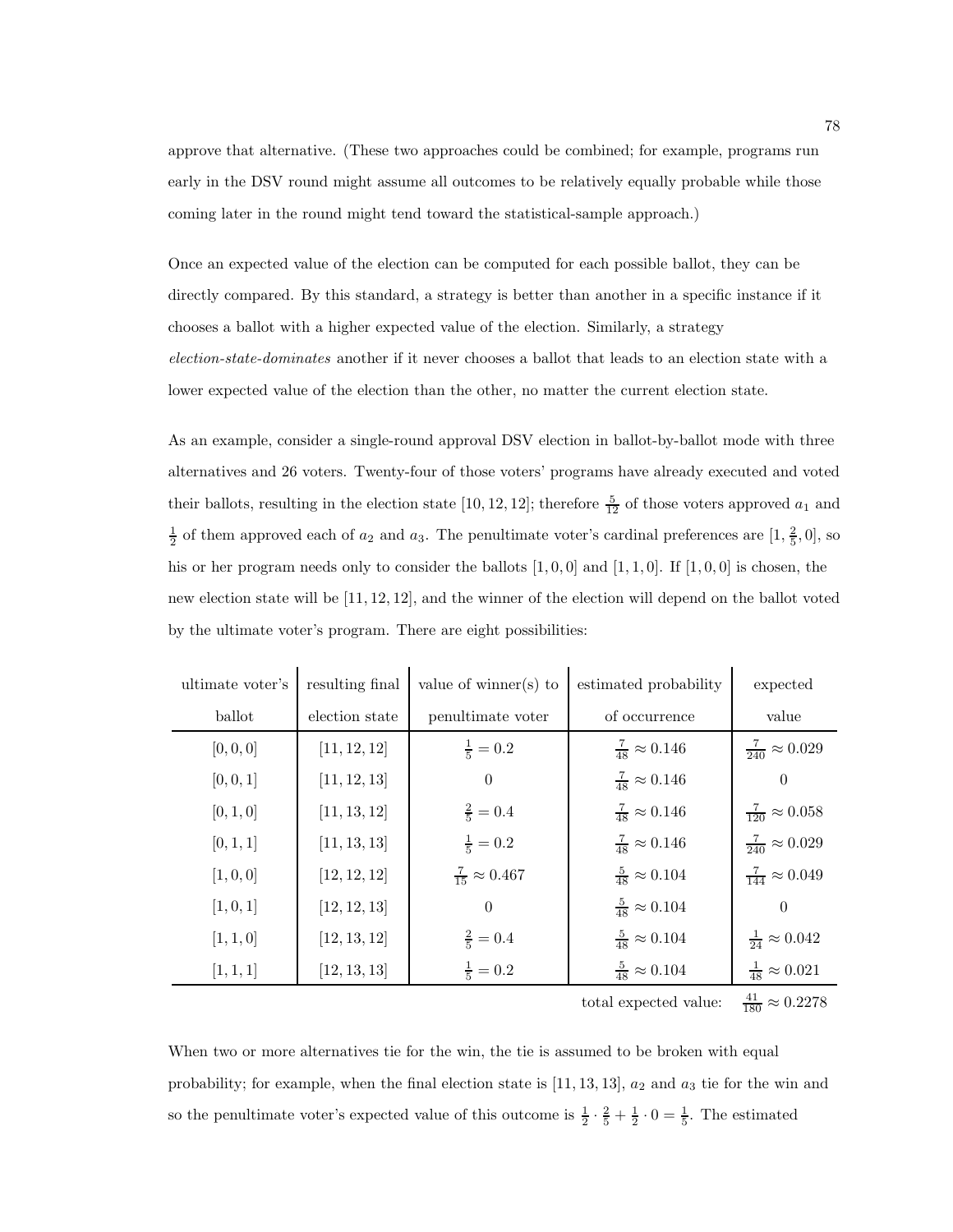approve that alternative. (These two approaches could be combined; for example, programs run early in the DSV round might assume all outcomes to be relatively equally probable while those coming later in the round might tend toward the statistical-sample approach.)

Once an expected value of the election can be computed for each possible ballot, they can be directly compared. By this standard, a strategy is better than another in a specific instance if it chooses a ballot with a higher expected value of the election. Similarly, a strategy *election-state-dominates* another if it never chooses a ballot that leads to an election state with a lower expected value of the election than the other, no matter the current election state.

As an example, consider a single-round approval DSV election in ballot-by-ballot mode with three alternatives and 26 voters. Twenty-four of those voters' programs have already executed and voted their ballots, resulting in the election state $[10, 12, 12]$; therefore $\frac{5}{12}$ of those voters approved $a_1$ and $\frac{1}{2}$ of them approved each of $a_2$ and $a_3$. The penultimate voter's cardinal preferences are $[1, \frac{2}{5}, 0]$, so his or her program needs only to consider the ballots $[1, 0, 0]$ and $[1, 1, 0]$. If $[1, 0, 0]$ is chosen, the new election state will be $[11, 12, 12]$, and the winner of the election will depend on the ballot voted by the ultimate voter's program. There are eight possibilities:

| ultimate voter's ballot | resulting final election state | value of winner(s) to penultimate voter | estimated probability of occurrence | expected value |
|---|---|---|---|---|
| $[0, 0, 0]$ | $[11, 12, 12]$ | $\frac{1}{5} = 0.2$ | $\frac{7}{48} \approx 0.146$ | $\frac{7}{240} \approx 0.029$ |
| $[0, 0, 1]$ | $[11, 12, 13]$ | $0$ | $\frac{7}{48} \approx 0.146$ | $0$ |
| $[0, 1, 0]$ | $[11, 13, 12]$ | $\frac{2}{5} = 0.4$ | $\frac{7}{48} \approx 0.146$ | $\frac{7}{120} \approx 0.058$ |
| $[0, 1, 1]$ | $[11, 13, 13]$ | $\frac{1}{5} = 0.2$ | $\frac{7}{48} \approx 0.146$ | $\frac{7}{240} \approx 0.029$ |
| $[1, 0, 0]$ | $[12, 12, 12]$ | $\frac{7}{15} \approx 0.467$ | $\frac{5}{48} \approx 0.104$ | $\frac{7}{144} \approx 0.049$ |
| $[1, 0, 1]$ | $[12, 12, 13]$ | $0$ | $\frac{5}{48} \approx 0.104$ | $0$ |
| $[1, 1, 0]$ | $[12, 13, 12]$ | $\frac{2}{5} = 0.4$ | $\frac{5}{48} \approx 0.104$ | $\frac{1}{24} \approx 0.042$ |
| $[1, 1, 1]$ | $[12, 13, 13]$ | $\frac{1}{5} = 0.2$ | $\frac{5}{48} \approx 0.104$ | $\frac{1}{48} \approx 0.021$ |
| | | | total expected value: | $\frac{41}{180} \approx 0.2278$ |

When two or more alternatives tie for the win, the tie is assumed to be broken with equal probability; for example, when the final election state is $[11, 13, 13]$, $a_2$ and $a_3$ tie for the win and so the penultimate voter's expected value of this outcome is $\frac{1}{2} \cdot \frac{2}{5} + \frac{1}{2} \cdot 0 = \frac{1}{5}$. The estimated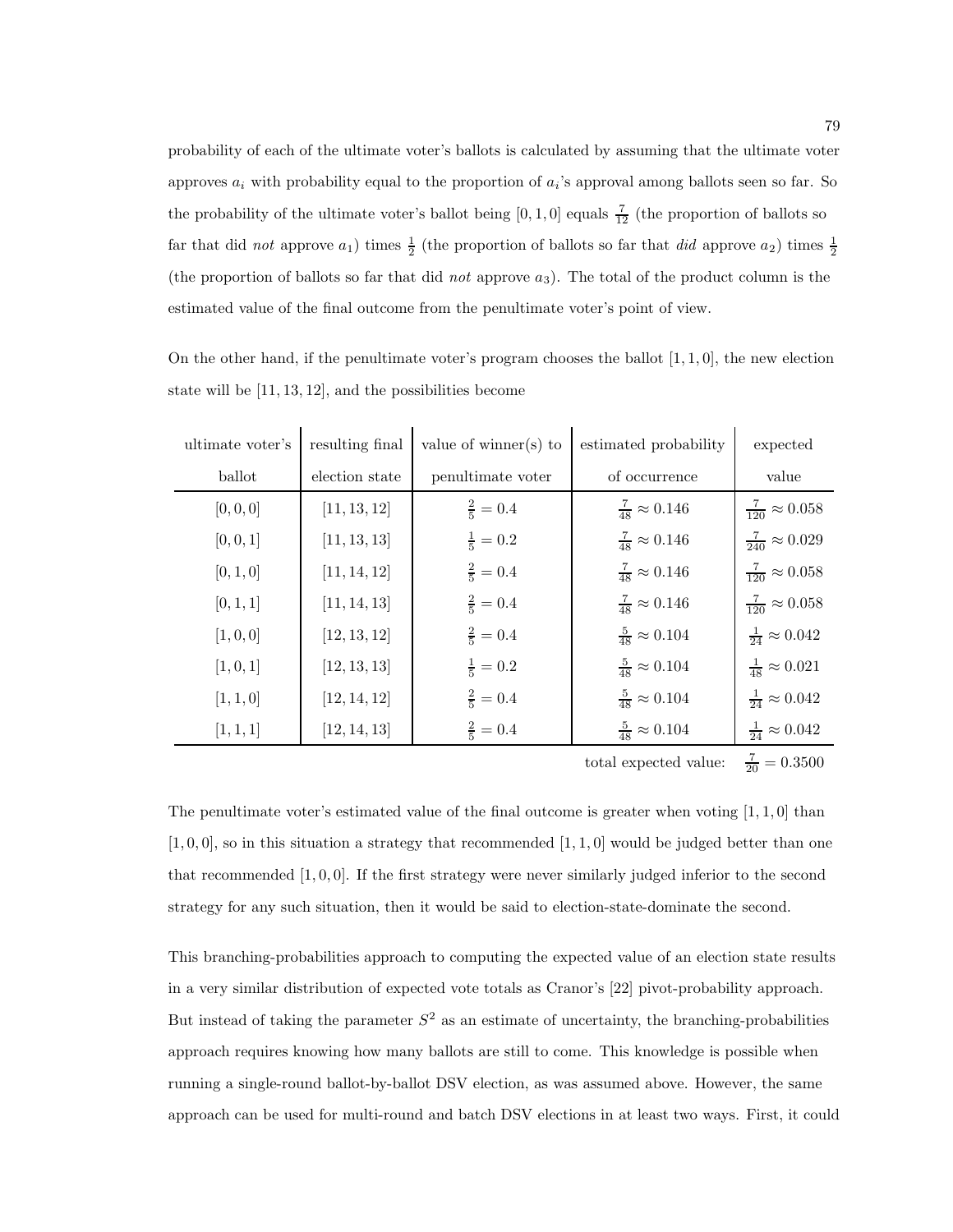probability of each of the ultimate voter's ballots is calculated by assuming that the ultimate voter approves $a_i$ with probability equal to the proportion of $a_i$'s approval among ballots seen so far. So the probability of the ultimate voter's ballot being $[0, 1, 0]$ equals $\frac{7}{12}$ (the proportion of ballots so far that did *not* approve $a_1$) times $\frac{1}{2}$ (the proportion of ballots so far that *did* approve $a_2$) times $\frac{1}{2}$ (the proportion of ballots so far that did *not* approve $a_3$). The total of the product column is the estimated value of the final outcome from the penultimate voter's point of view.

On the other hand, if the penultimate voter's program chooses the ballot $[1, 1, 0]$, the new election state will be $[11, 13, 12]$, and the possibilities become

| ultimate voter's ballot | resulting final election state | value of winner(s) to penultimate voter | estimated probability of occurrence | expected value |
|---|---|---|---|---|
| $[0, 0, 0]$ | $[11, 13, 12]$ | $\frac{2}{5} = 0.4$ | $\frac{7}{48} \approx 0.146$ | $\frac{7}{120} \approx 0.058$ |
| $[0, 0, 1]$ | $[11, 13, 13]$ | $\frac{1}{5} = 0.2$ | $\frac{7}{48} \approx 0.146$ | $\frac{7}{240} \approx 0.029$ |
| $[0, 1, 0]$ | $[11, 14, 12]$ | $\frac{2}{5} = 0.4$ | $\frac{7}{48} \approx 0.146$ | $\frac{7}{120} \approx 0.058$ |
| $[0, 1, 1]$ | $[11, 14, 13]$ | $\frac{2}{5} = 0.4$ | $\frac{7}{48} \approx 0.146$ | $\frac{7}{120} \approx 0.058$ |
| $[1, 0, 0]$ | $[12, 13, 12]$ | $\frac{2}{5} = 0.4$ | $\frac{5}{48} \approx 0.104$ | $\frac{1}{24} \approx 0.042$ |
| $[1, 0, 1]$ | $[12, 13, 13]$ | $\frac{1}{5} = 0.2$ | $\frac{5}{48} \approx 0.104$ | $\frac{1}{48} \approx 0.021$ |
| $[1, 1, 0]$ | $[12, 14, 12]$ | $\frac{2}{5} = 0.4$ | $\frac{5}{48} \approx 0.104$ | $\frac{1}{24} \approx 0.042$ |
| $[1, 1, 1]$ | $[12, 14, 13]$ | $\frac{2}{5} = 0.4$ | $\frac{5}{48} \approx 0.104$ | $\frac{1}{24} \approx 0.042$ |
| | | | total expected value: | $\frac{7}{20} = 0.3500$ |

The penultimate voter's estimated value of the final outcome is greater when voting $[1, 1, 0]$ than $[1, 0, 0]$, so in this situation a strategy that recommended $[1, 1, 0]$ would be judged better than one that recommended $[1, 0, 0]$. If the first strategy were never similarly judged inferior to the second strategy for any such situation, then it would be said to election-state-dominate the second.

This branching-probabilities approach to computing the expected value of an election state results in a very similar distribution of expected vote totals as Cranor's [22] pivot-probability approach. But instead of taking the parameter $S^2$ as an estimate of uncertainty, the branching-probabilities approach requires knowing how many ballots are still to come. This knowledge is possible when running a single-round ballot-by-ballot DSV election, as was assumed above. However, the same approach can be used for multi-round and batch DSV elections in at least two ways. First, it could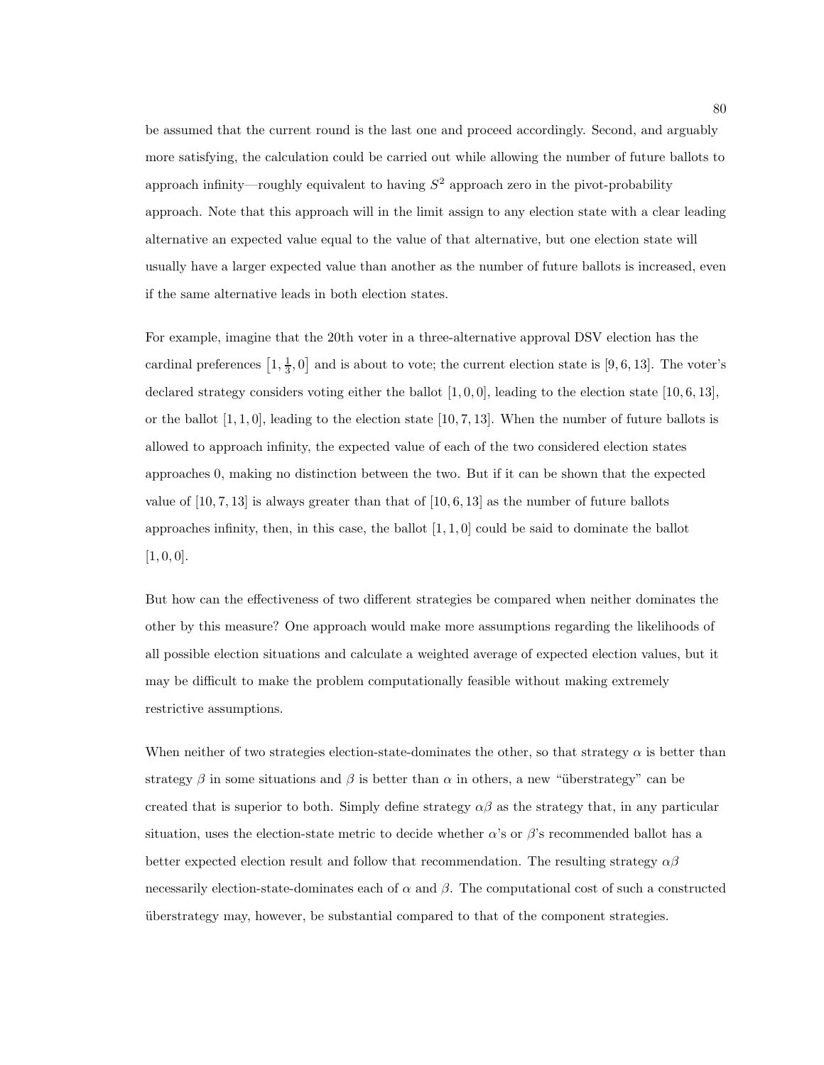be assumed that the current round is the last one and proceed accordingly. Second, and arguably more satisfying, the calculation could be carried out while allowing the number of future ballots to approach infinity—roughly equivalent to having $S^2$ approach zero in the pivot-probability approach. Note that this approach will in the limit assign to any election state with a clear leading alternative an expected value equal to the value of that alternative, but one election state will usually have a larger expected value than another as the number of future ballots is increased, even if the same alternative leads in both election states.

For example, imagine that the 20th voter in a three-alternative approval DSV election has the cardinal preferences $\left[1, \frac{1}{3}, 0\right]$ and is about to vote; the current election state is $[9, 6, 13]$. The voter's declared strategy considers voting either the ballot $[1, 0, 0]$, leading to the election state $[10, 6, 13]$, or the ballot $[1, 1, 0]$, leading to the election state $[10, 7, 13]$. When the number of future ballots is allowed to approach infinity, the expected value of each of the two considered election states approaches 0, making no distinction between the two. But if it can be shown that the expected value of $[10, 7, 13]$ is always greater than that of $[10, 6, 13]$ as the number of future ballots approaches infinity, then, in this case, the ballot $[1, 1, 0]$ could be said to dominate the ballot $[1, 0, 0]$.

But how can the effectiveness of two different strategies be compared when neither dominates the other by this measure? One approach would make more assumptions regarding the likelihoods of all possible election situations and calculate a weighted average of expected election values, but it may be difficult to make the problem computationally feasible without making extremely restrictive assumptions.

When neither of two strategies election-state-dominates the other, so that strategy $\alpha$ is better than strategy $\beta$ in some situations and $\beta$ is better than $\alpha$ in others, a new "überstrategy" can be created that is superior to both. Simply define strategy $\alpha\beta$ as the strategy that, in any particular situation, uses the election-state metric to decide whether $\alpha$'s or $\beta$'s recommended ballot has a better expected election result and follow that recommendation. The resulting strategy $\alpha\beta$ necessarily election-state-dominates each of $\alpha$ and $\beta$. The computational cost of such a constructed überstrategy may, however, be substantial compared to that of the component strategies.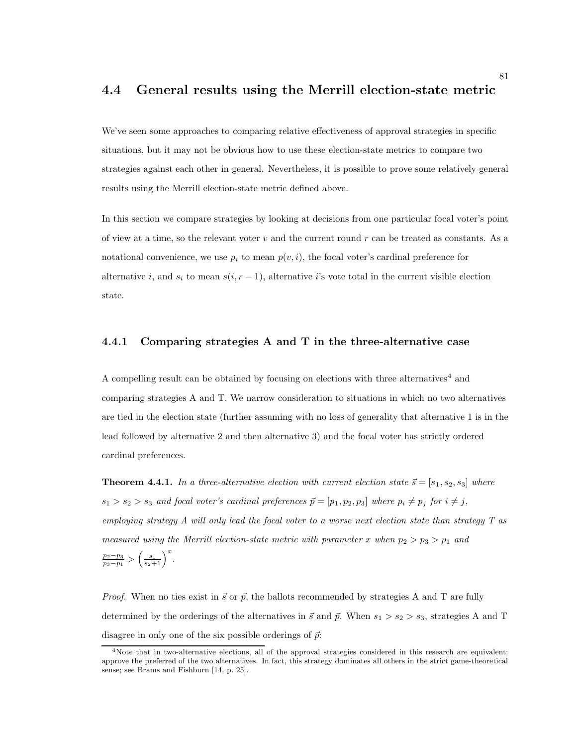## 4.4 General results using the Merrill election-state metric

We've seen some approaches to comparing relative effectiveness of approval strategies in specific situations, but it may not be obvious how to use these election-state metrics to compare two strategies against each other in general. Nevertheless, it is possible to prove some relatively general results using the Merrill election-state metric defined above.

In this section we compare strategies by looking at decisions from one particular focal voter's point of view at a time, so the relevant voter $v$ and the current round $r$ can be treated as constants. As a notational convenience, we use $p_i$ to mean $p(v, i)$, the focal voter's cardinal preference for alternative $i$, and $s_i$ to mean $s(i, r-1)$, alternative $i$'s vote total in the current visible election state.

### 4.4.1 Comparing strategies A and T in the three-alternative case

A compelling result can be obtained by focusing on elections with three alternatives[4] and comparing strategies A and T. We narrow consideration to situations in which no two alternatives are tied in the election state (further assuming with no loss of generality that alternative 1 is in the lead followed by alternative 2 and then alternative 3) and the focal voter has strictly ordered cardinal preferences.

**Theorem 4.4.1.** *In a three-alternative election with current election state $\vec{s} = [s_1, s_2, s_3]$ where $s_1 > s_2 > s_3$ and focal voter's cardinal preferences $\vec{p} = [p_1, p_2, p_3]$ where $p_i \neq p_j$ for $i \neq j$, employing strategy A will only lead the focal voter to a worse next election state than strategy T as measured using the Merrill election-state metric with parameter $x$ when $p_2 > p_3 > p_1$ and $\frac{p_2 - p_3}{p_3 - p_1} > \left(\frac{s_1}{s_2+1}\right)^x$.*

*Proof.* When no ties exist in $\vec{s}$ or $\vec{p}$, the ballots recommended by strategies A and T are fully determined by the orderings of the alternatives in $\vec{s}$ and $\vec{p}$. When $s_1 > s_2 > s_3$, strategies A and T disagree in only one of the six possible orderings of $\vec{p}$:

[4] Note that in two-alternative elections, all of the approval strategies considered in this research are equivalent: approve the preferred of the two alternatives. In fact, this strategy dominates all others in the strict game-theoretical sense; see Brams and Fishburn [14, p. 25].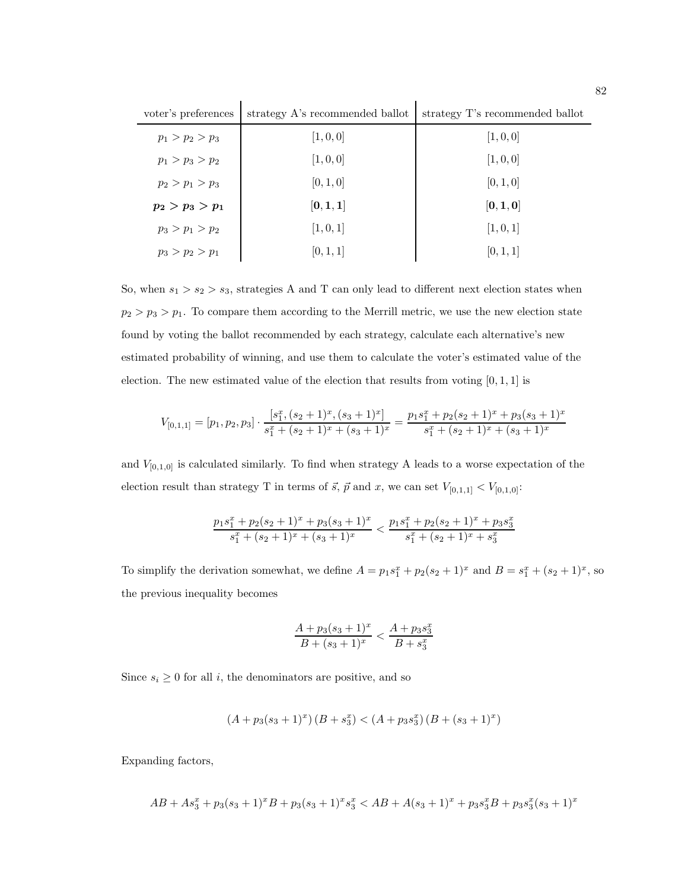| voter's preferences | strategy A's recommended ballot | strategy T's recommended ballot |
|---|---|---|
| $p_1 > p_2 > p_3$ | $[1, 0, 0]$ | $[1, 0, 0]$ |
| $p_1 > p_3 > p_2$ | $[1, 0, 0]$ | $[1, 0, 0]$ |
| $p_2 > p_1 > p_3$ | $[0, 1, 0]$ | $[0, 1, 0]$ |
| $\boldsymbol{p_2 > p_3 > p_1}$ | $\mathbf{[0, 1, 1]}$ | $\mathbf{[0, 1, 0]}$ |
| $p_3 > p_1 > p_2$ | $[1, 0, 1]$ | $[1, 0, 1]$ |
| $p_3 > p_2 > p_1$ | $[0, 1, 1]$ | $[0, 1, 1]$ |

So, when $s_1 > s_2 > s_3$, strategies A and T can only lead to different next election states when $p_2 > p_3 > p_1$. To compare them according to the Merrill metric, we use the new election state found by voting the ballot recommended by each strategy, calculate each alternative's new estimated probability of winning, and use them to calculate the voter's estimated value of the election. The new estimated value of the election that results from voting $[0, 1, 1]$ is

$$V_{[0,1,1]} = [p_1, p_2, p_3] \cdot \frac{[s_1^x, (s_2+1)^x, (s_3+1)^x]}{s_1^x + (s_2+1)^x + (s_3+1)^x} = \frac{p_1 s_1^x + p_2(s_2+1)^x + p_3(s_3+1)^x}{s_1^x + (s_2+1)^x + (s_3+1)^x}$$

and $V_{[0,1,0]}$ is calculated similarly. To find when strategy A leads to a worse expectation of the election result than strategy T in terms of $\vec{s}$, $\vec{p}$ and $x$, we can set $V_{[0,1,1]} < V_{[0,1,0]}$:

$$\frac{p_1 s_1^x + p_2(s_2+1)^x + p_3(s_3+1)^x}{s_1^x + (s_2+1)^x + (s_3+1)^x} < \frac{p_1 s_1^x + p_2(s_2+1)^x + p_3 s_3^x}{s_1^x + (s_2+1)^x + s_3^x}$$

To simplify the derivation somewhat, we define $A = p_1 s_1^x + p_2(s_2+1)^x$ and $B = s_1^x + (s_2+1)^x$, so the previous inequality becomes

$$\frac{A + p_3(s_3+1)^x}{B + (s_3+1)^x} < \frac{A + p_3 s_3^x}{B + s_3^x}$$

Since $s_i \geq 0$ for all $i$, the denominators are positive, and so

$$\left(A + p_3(s_3+1)^x\right)\left(B + s_3^x\right) < \left(A + p_3 s_3^x\right)\left(B + (s_3+1)^x\right)$$

Expanding factors,

$$AB + As_3^x + p_3(s_3+1)^x B + p_3(s_3+1)^x s_3^x < AB + A(s_3+1)^x + p_3 s_3^x B + p_3 s_3^x (s_3+1)^x$$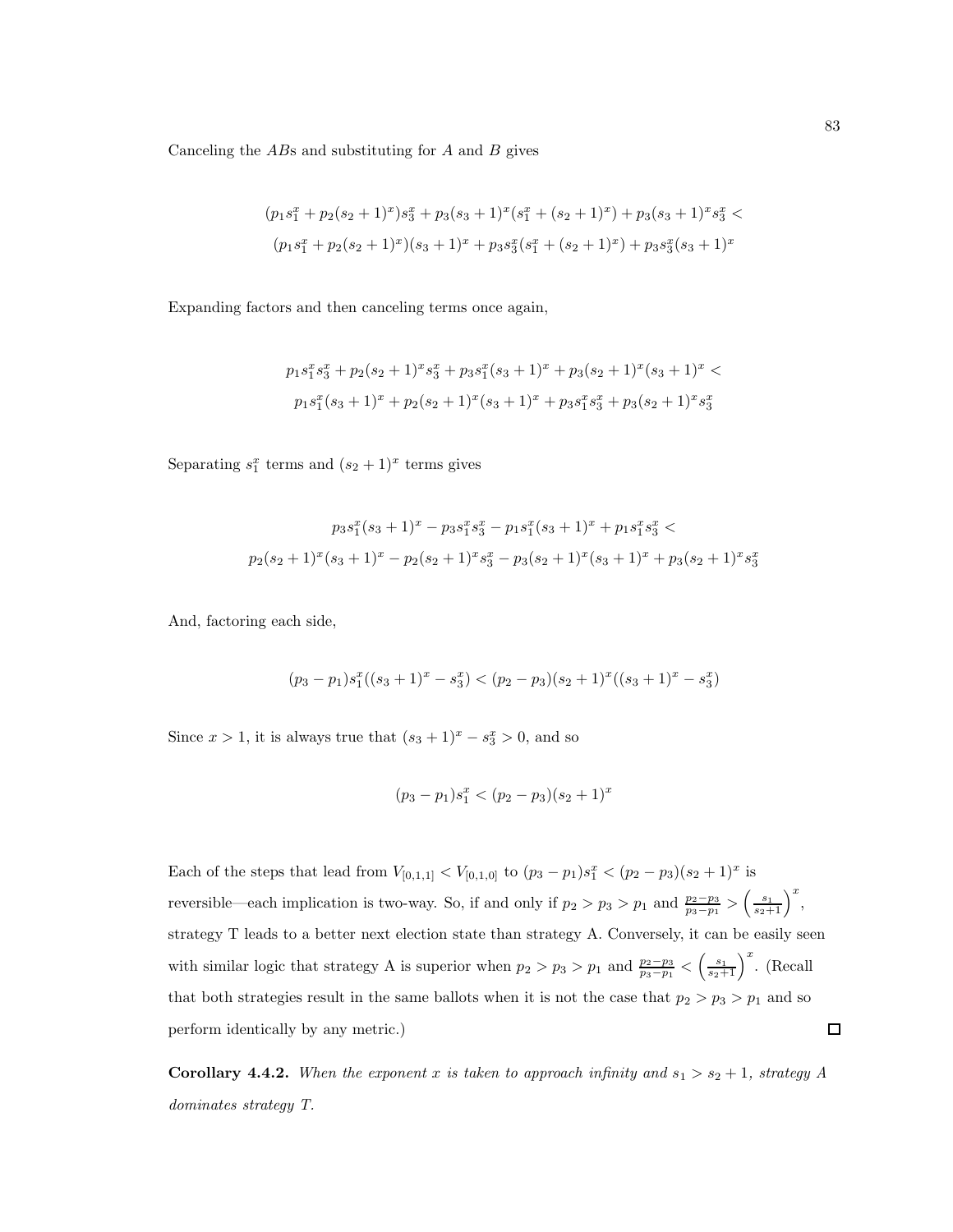Canceling the $AB$s and substituting for $A$ and $B$ gives

$$(p_1 s_1^x + p_2(s_2+1)^x)s_3^x + p_3(s_3+1)^x(s_1^x + (s_2+1)^x) + p_3(s_3+1)^x s_3^x <$$
$$(p_1 s_1^x + p_2(s_2+1)^x)(s_3+1)^x + p_3 s_3^x(s_1^x + (s_2+1)^x) + p_3 s_3^x(s_3+1)^x$$

Expanding factors and then canceling terms once again,

$$p_1 s_1^x s_3^x + p_2(s_2+1)^x s_3^x + p_3 s_1^x(s_3+1)^x + p_3(s_2+1)^x(s_3+1)^x <$$
$$p_1 s_1^x(s_3+1)^x + p_2(s_2+1)^x(s_3+1)^x + p_3 s_1^x s_3^x + p_3(s_2+1)^x s_3^x$$

Separating $s_1^x$ terms and $(s_2+1)^x$ terms gives

$$p_3 s_1^x(s_3+1)^x - p_3 s_1^x s_3^x - p_1 s_1^x(s_3+1)^x + p_1 s_1^x s_3^x <$$
$$p_2(s_2+1)^x(s_3+1)^x - p_2(s_2+1)^x s_3^x - p_3(s_2+1)^x(s_3+1)^x + p_3(s_2+1)^x s_3^x$$

And, factoring each side,

$$(p_3 - p_1)s_1^x((s_3+1)^x - s_3^x) < (p_2 - p_3)(s_2+1)^x((s_3+1)^x - s_3^x)$$

Since $x > 1$, it is always true that $(s_3+1)^x - s_3^x > 0$, and so

$$(p_3 - p_1)s_1^x < (p_2 - p_3)(s_2+1)^x$$

Each of the steps that lead from $V_{[0,1,1]} < V_{[0,1,0]}$ to $(p_3 - p_1)s_1^x < (p_2 - p_3)(s_2+1)^x$ is reversible—each implication is two-way. So, if and only if $p_2 > p_3 > p_1$ and $\frac{p_2 - p_3}{p_3 - p_1} > \left(\frac{s_1}{s_2+1}\right)^x$, strategy T leads to a better next election state than strategy A. Conversely, it can be easily seen with similar logic that strategy A is superior when $p_2 > p_3 > p_1$ and $\frac{p_2 - p_3}{p_3 - p_1} < \left(\frac{s_1}{s_2+1}\right)^x$. (Recall that both strategies result in the same ballots when it is not the case that $p_2 > p_3 > p_1$ and so perform identically by any metric.) □

**Corollary 4.4.2.** *When the exponent $x$ is taken to approach infinity and $s_1 > s_2 + 1$, strategy A dominates strategy T.*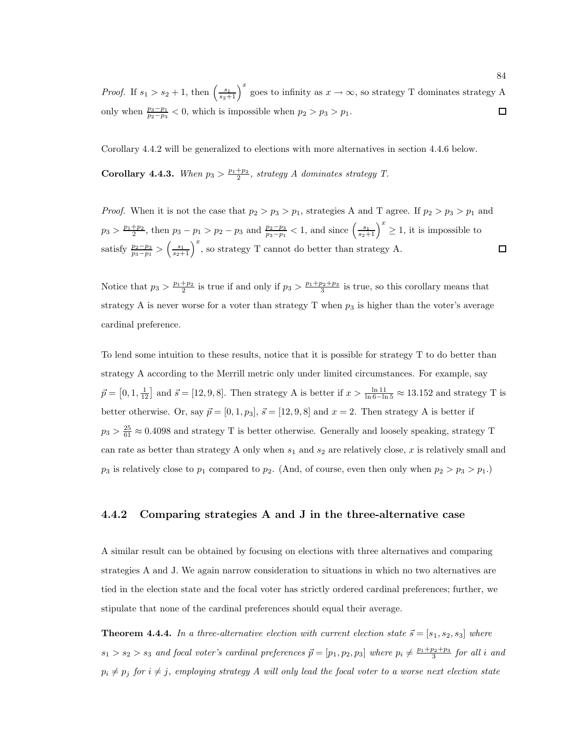*Proof.* If $s_1 > s_2 + 1$, then $\left(\frac{s_1}{s_2+1}\right)^x$ goes to infinity as $x \to \infty$, so strategy T dominates strategy A only when $\frac{p_3 - p_1}{p_2 - p_3} < 0$, which is impossible when $p_2 > p_3 > p_1$. ☐

Corollary 4.4.2 will be generalized to elections with more alternatives in section 4.4.6 below.

**Corollary 4.4.3.** *When $p_3 > \frac{p_1+p_2}{2}$, strategy A dominates strategy T.*

*Proof.* When it is not the case that $p_2 > p_3 > p_1$, strategies A and T agree. If $p_2 > p_3 > p_1$ and $p_3 > \frac{p_1+p_2}{2}$, then $p_3 - p_1 > p_2 - p_3$ and $\frac{p_2-p_3}{p_3-p_1} < 1$, and since $\left(\frac{s_1}{s_2+1}\right)^x \geq 1$, it is impossible to satisfy $\frac{p_2-p_3}{p_3-p_1} > \left(\frac{s_1}{s_2+1}\right)^x$, so strategy T cannot do better than strategy A. ☐

Notice that $p_3 > \frac{p_1+p_2}{2}$ is true if and only if $p_3 > \frac{p_1+p_2+p_3}{3}$ is true, so this corollary means that strategy A is never worse for a voter than strategy T when $p_3$ is higher than the voter's average cardinal preference.

To lend some intuition to these results, notice that it is possible for strategy T to do better than strategy A according to the Merrill metric only under limited circumstances. For example, say $\vec{p} = \left[0, 1, \frac{1}{12}\right]$ and $\vec{s} = [12, 9, 8]$. Then strategy A is better if $x > \frac{\ln 11}{\ln 6 - \ln 5} \approx 13.152$ and strategy T is better otherwise. Or, say $\vec{p} = [0, 1, p_3]$, $\vec{s} = [12, 9, 8]$ and $x = 2$. Then strategy A is better if $p_3 > \frac{25}{61} \approx 0.4098$ and strategy T is better otherwise. Generally and loosely speaking, strategy T can rate as better than strategy A only when $s_1$ and $s_2$ are relatively close, $x$ is relatively small and $p_3$ is relatively close to $p_1$ compared to $p_2$. (And, of course, even then only when $p_2 > p_3 > p_1$.)

### 4.4.2 Comparing strategies A and J in the three-alternative case

A similar result can be obtained by focusing on elections with three alternatives and comparing strategies A and J. We again narrow consideration to situations in which no two alternatives are tied in the election state and the focal voter has strictly ordered cardinal preferences; further, we stipulate that none of the cardinal preferences should equal their average.

**Theorem 4.4.4.** *In a three-alternative election with current election state $\vec{s} = [s_1, s_2, s_3]$ where $s_1 > s_2 > s_3$ and focal voter's cardinal preferences $\vec{p} = [p_1, p_2, p_3]$ where $p_i \neq \frac{p_1+p_2+p_3}{3}$ for all $i$ and $p_i \neq p_j$ for $i \neq j$, employing strategy A will only lead the focal voter to a worse next election state*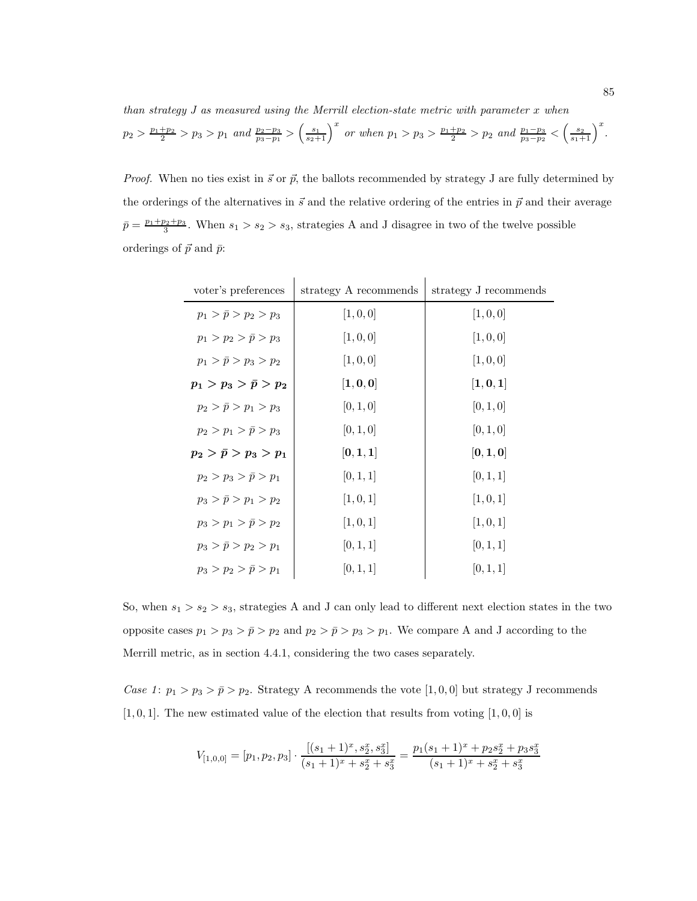*than strategy J as measured using the Merrill election-state metric with parameter x when* $p_2 > \frac{p_1+p_2}{2} > p_3 > p_1$ *and* $\frac{p_2-p_3}{p_3-p_1} > \left(\frac{s_1}{s_2+1}\right)^x$ *or when* $p_1 > p_3 > \frac{p_1+p_2}{2} > p_2$ *and* $\frac{p_1-p_3}{p_3-p_2} < \left(\frac{s_2}{s_1+1}\right)^x$.

*Proof.* When no ties exist in $\vec{s}$ or $\vec{p}$, the ballots recommended by strategy J are fully determined by the orderings of the alternatives in $\vec{s}$ and the relative ordering of the entries in $\vec{p}$ and their average $\bar{p} = \frac{p_1+p_2+p_3}{3}$. When $s_1 > s_2 > s_3$, strategies A and J disagree in two of the twelve possible orderings of $\vec{p}$ and $\bar{p}$:

| voter's preferences | strategy A recommends | strategy J recommends |
|---|---|---|
| $p_1 > \bar{p} > p_2 > p_3$ | $[1, 0, 0]$ | $[1, 0, 0]$ |
| $p_1 > p_2 > \bar{p} > p_3$ | $[1, 0, 0]$ | $[1, 0, 0]$ |
| $p_1 > \bar{p} > p_3 > p_2$ | $[1, 0, 0]$ | $[1, 0, 0]$ |
| $\boldsymbol{p_1 > p_3 > \bar{p} > p_2}$ | $\mathbf{[1, 0, 0]}$ | $\mathbf{[1, 0, 1]}$ |
| $p_2 > \bar{p} > p_1 > p_3$ | $[0, 1, 0]$ | $[0, 1, 0]$ |
| $p_2 > p_1 > \bar{p} > p_3$ | $[0, 1, 0]$ | $[0, 1, 0]$ |
| $\boldsymbol{p_2 > \bar{p} > p_3 > p_1}$ | $\mathbf{[0, 1, 1]}$ | $\mathbf{[0, 1, 0]}$ |
| $p_2 > p_3 > \bar{p} > p_1$ | $[0, 1, 1]$ | $[0, 1, 1]$ |
| $p_3 > \bar{p} > p_1 > p_2$ | $[1, 0, 1]$ | $[1, 0, 1]$ |
| $p_3 > p_1 > \bar{p} > p_2$ | $[1, 0, 1]$ | $[1, 0, 1]$ |
| $p_3 > \bar{p} > p_2 > p_1$ | $[0, 1, 1]$ | $[0, 1, 1]$ |
| $p_3 > p_2 > \bar{p} > p_1$ | $[0, 1, 1]$ | $[0, 1, 1]$ |

So, when $s_1 > s_2 > s_3$, strategies A and J can only lead to different next election states in the two opposite cases $p_1 > p_3 > \bar{p} > p_2$ and $p_2 > \bar{p} > p_3 > p_1$. We compare A and J according to the Merrill metric, as in section 4.4.1, considering the two cases separately.

*Case 1*: $p_1 > p_3 > \bar{p} > p_2$. Strategy A recommends the vote $[1, 0, 0]$ but strategy J recommends $[1, 0, 1]$. The new estimated value of the election that results from voting $[1, 0, 0]$ is

$$V_{[1,0,0]} = [p_1, p_2, p_3] \cdot \frac{[(s_1+1)^x, s_2^x, s_3^x]}{(s_1+1)^x + s_2^x + s_3^x} = \frac{p_1(s_1+1)^x + p_2 s_2^x + p_3 s_3^x}{(s_1+1)^x + s_2^x + s_3^x}$$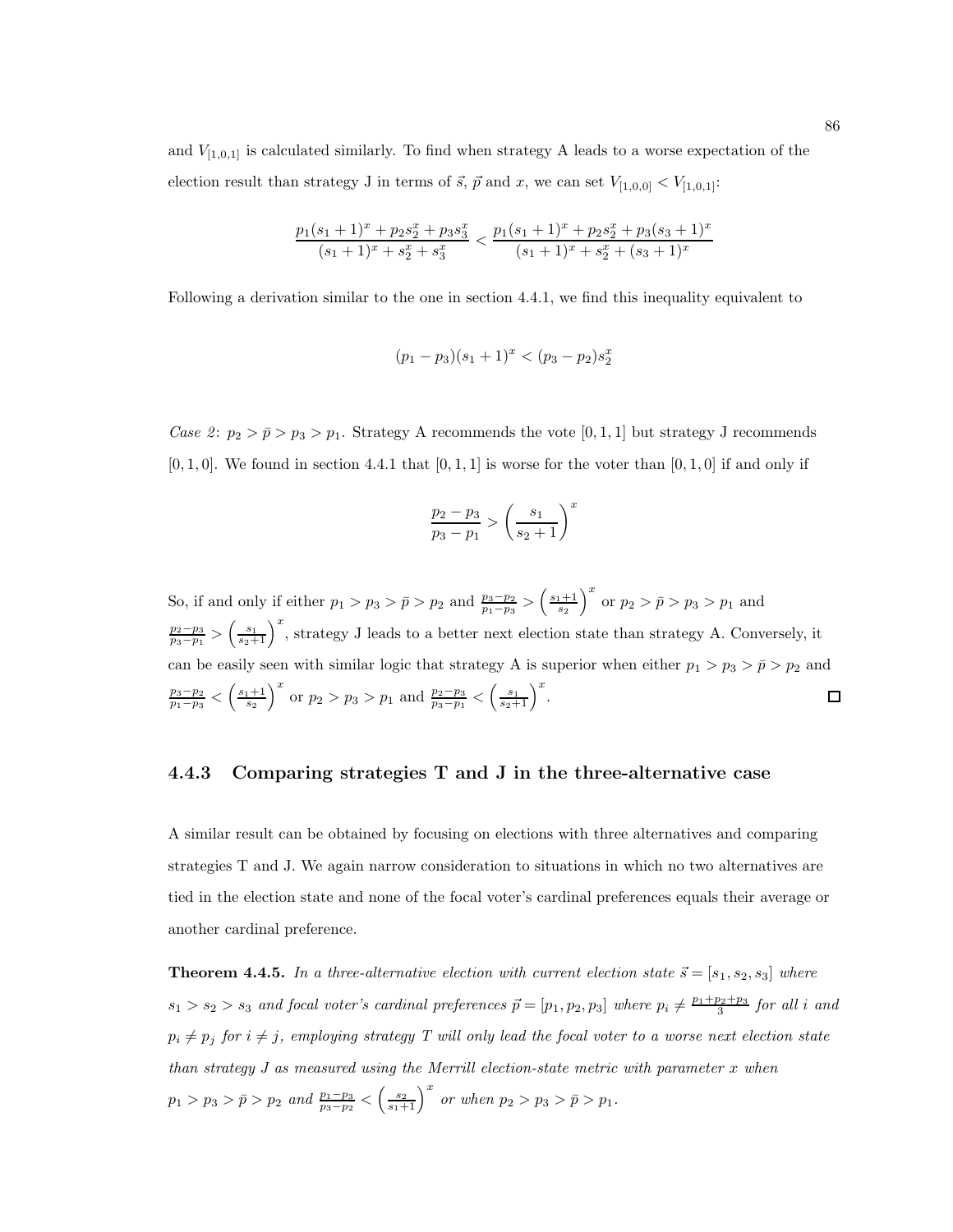and $V_{[1,0,1]}$ is calculated similarly. To find when strategy A leads to a worse expectation of the election result than strategy J in terms of $\vec{s}$, $\vec{p}$ and $x$, we can set $V_{[1,0,0]} < V_{[1,0,1]}$:

$$\frac{p_1(s_1+1)^x + p_2 s_2^x + p_3 s_3^x}{(s_1+1)^x + s_2^x + s_3^x} < \frac{p_1(s_1+1)^x + p_2 s_2^x + p_3(s_3+1)^x}{(s_1+1)^x + s_2^x + (s_3+1)^x}$$

Following a derivation similar to the one in section 4.4.1, we find this inequality equivalent to

$$(p_1 - p_3)(s_1+1)^x < (p_3 - p_2)s_2^x$$

*Case 2*: $p_2 > \bar{p} > p_3 > p_1$. Strategy A recommends the vote $[0,1,1]$ but strategy J recommends $[0,1,0]$. We found in section 4.4.1 that $[0,1,1]$ is worse for the voter than $[0,1,0]$ if and only if

$$\frac{p_2 - p_3}{p_3 - p_1} > \left(\frac{s_1}{s_2+1}\right)^x$$

So, if and only if either $p_1 > p_3 > \bar{p} > p_2$ and $\frac{p_3-p_2}{p_1-p_3} > \left(\frac{s_1+1}{s_2}\right)^x$ or $p_2 > \bar{p} > p_3 > p_1$ and $\frac{p_2-p_3}{p_3-p_1} > \left(\frac{s_1}{s_2+1}\right)^x$, strategy J leads to a better next election state than strategy A. Conversely, it can be easily seen with similar logic that strategy A is superior when either $p_1 > p_3 > \bar{p} > p_2$ and $\frac{p_3-p_2}{p_1-p_3} < \left(\frac{s_1+1}{s_2}\right)^x$ or $p_2 > p_3 > p_1$ and $\frac{p_2-p_3}{p_3-p_1} < \left(\frac{s_1}{s_2+1}\right)^x$. □

### 4.4.3 Comparing strategies T and J in the three-alternative case

A similar result can be obtained by focusing on elections with three alternatives and comparing strategies T and J. We again narrow consideration to situations in which no two alternatives are tied in the election state and none of the focal voter's cardinal preferences equals their average or another cardinal preference.

**Theorem 4.4.5.** *In a three-alternative election with current election state $\vec{s} = [s_1, s_2, s_3]$ where $s_1 > s_2 > s_3$ and focal voter's cardinal preferences $\vec{p} = [p_1, p_2, p_3]$ where $p_i \neq \frac{p_1+p_2+p_3}{3}$ for all $i$ and $p_i \neq p_j$ for $i \neq j$, employing strategy T will only lead the focal voter to a worse next election state than strategy J as measured using the Merrill election-state metric with parameter $x$ when $p_1 > p_3 > \bar{p} > p_2$ and $\frac{p_1-p_3}{p_3-p_2} < \left(\frac{s_2}{s_1+1}\right)^x$ or when $p_2 > p_3 > \bar{p} > p_1$.*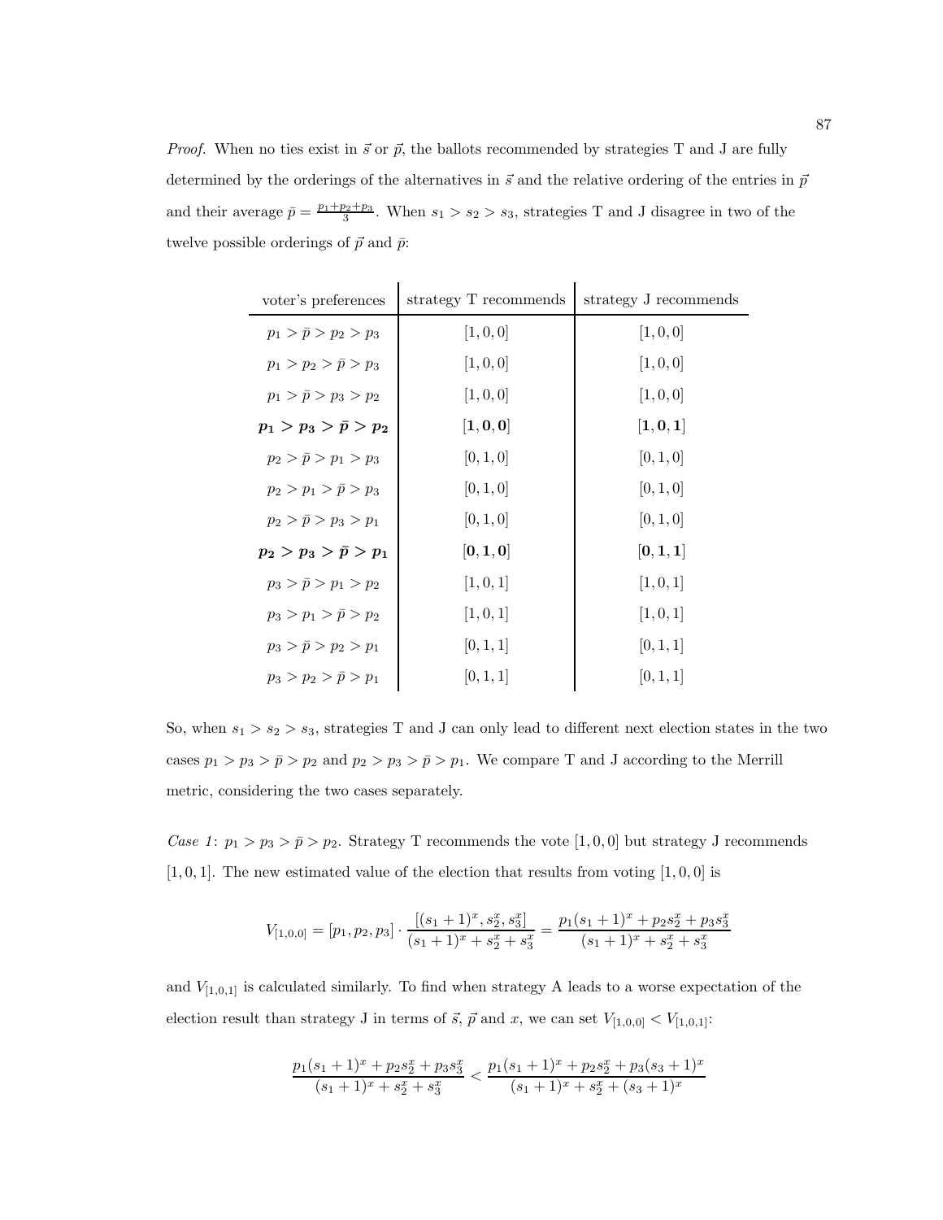*Proof.* When no ties exist in $\vec{s}$ or $\vec{p}$, the ballots recommended by strategies T and J are fully determined by the orderings of the alternatives in $\vec{s}$ and the relative ordering of the entries in $\vec{p}$ and their average $\bar{p} = \frac{p_1+p_2+p_3}{3}$. When $s_1 > s_2 > s_3$, strategies T and J disagree in two of the twelve possible orderings of $\vec{p}$ and $\bar{p}$:

| voter's preferences | strategy T recommends | strategy J recommends |
|---|---|---|
| $p_1 > \bar{p} > p_2 > p_3$ | $[1, 0, 0]$ | $[1, 0, 0]$ |
| $p_1 > p_2 > \bar{p} > p_3$ | $[1, 0, 0]$ | $[1, 0, 0]$ |
| $p_1 > \bar{p} > p_3 > p_2$ | $[1, 0, 0]$ | $[1, 0, 0]$ |
| $\boldsymbol{p_1 > p_3 > \bar{p} > p_2}$ | $\mathbf{[1, 0, 0]}$ | $\mathbf{[1, 0, 1]}$ |
| $p_2 > \bar{p} > p_1 > p_3$ | $[0, 1, 0]$ | $[0, 1, 0]$ |
| $p_2 > p_1 > \bar{p} > p_3$ | $[0, 1, 0]$ | $[0, 1, 0]$ |
| $p_2 > \bar{p} > p_3 > p_1$ | $[0, 1, 0]$ | $[0, 1, 0]$ |
| $\boldsymbol{p_2 > p_3 > \bar{p} > p_1}$ | $\mathbf{[0, 1, 0]}$ | $\mathbf{[0, 1, 1]}$ |
| $p_3 > \bar{p} > p_1 > p_2$ | $[1, 0, 1]$ | $[1, 0, 1]$ |
| $p_3 > p_1 > \bar{p} > p_2$ | $[1, 0, 1]$ | $[1, 0, 1]$ |
| $p_3 > \bar{p} > p_2 > p_1$ | $[0, 1, 1]$ | $[0, 1, 1]$ |
| $p_3 > p_2 > \bar{p} > p_1$ | $[0, 1, 1]$ | $[0, 1, 1]$ |

So, when $s_1 > s_2 > s_3$, strategies T and J can only lead to different next election states in the two cases $p_1 > p_3 > \bar{p} > p_2$ and $p_2 > p_3 > \bar{p} > p_1$. We compare T and J according to the Merrill metric, considering the two cases separately.

*Case 1*: $p_1 > p_3 > \bar{p} > p_2$. Strategy T recommends the vote $[1, 0, 0]$ but strategy J recommends $[1, 0, 1]$. The new estimated value of the election that results from voting $[1, 0, 0]$ is

$$V_{[1,0,0]} = [p_1, p_2, p_3] \cdot \frac{[(s_1+1)^x, s_2^x, s_3^x]}{(s_1+1)^x + s_2^x + s_3^x} = \frac{p_1(s_1+1)^x + p_2 s_2^x + p_3 s_3^x}{(s_1+1)^x + s_2^x + s_3^x}$$

and $V_{[1,0,1]}$ is calculated similarly. To find when strategy A leads to a worse expectation of the election result than strategy J in terms of $\vec{s}$, $\vec{p}$ and $x$, we can set $V_{[1,0,0]} < V_{[1,0,1]}$:

$$\frac{p_1(s_1+1)^x + p_2 s_2^x + p_3 s_3^x}{(s_1+1)^x + s_2^x + s_3^x} < \frac{p_1(s_1+1)^x + p_2 s_2^x + p_3(s_3+1)^x}{(s_1+1)^x + s_2^x + (s_3+1)^x}$$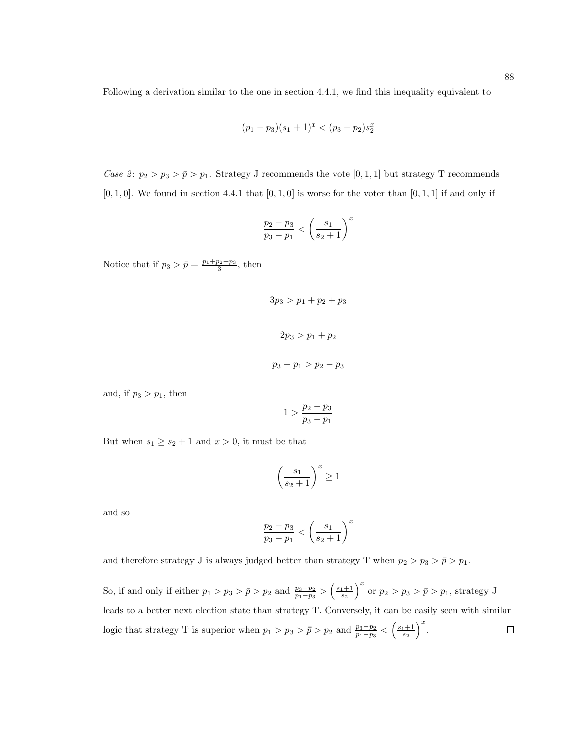Following a derivation similar to the one in section 4.4.1, we find this inequality equivalent to

$$(p_1 - p_3)(s_1 + 1)^x < (p_3 - p_2)s_2^x$$

*Case 2*: $p_2 > p_3 > \bar{p} > p_1$. Strategy J recommends the vote $[0, 1, 1]$ but strategy T recommends $[0, 1, 0]$. We found in section 4.4.1 that $[0, 1, 0]$ is worse for the voter than $[0, 1, 1]$ if and only if

$$\frac{p_2 - p_3}{p_3 - p_1} < \left(\frac{s_1}{s_2 + 1}\right)^x$$

Notice that if $p_3 > \bar{p} = \frac{p_1+p_2+p_3}{3}$, then

$$3p_3 > p_1 + p_2 + p_3$$

$$2p_3 > p_1 + p_2$$

$$p_3 - p_1 > p_2 - p_3$$

and, if $p_3 > p_1$, then

$$1 > \frac{p_2 - p_3}{p_3 - p_1}$$

But when $s_1 \geq s_2 + 1$ and $x > 0$, it must be that

$$\left(\frac{s_1}{s_2 + 1}\right)^x \geq 1$$

and so

$$\frac{p_2 - p_3}{p_3 - p_1} < \left(\frac{s_1}{s_2 + 1}\right)^x$$

and therefore strategy J is always judged better than strategy T when $p_2 > p_3 > \bar{p} > p_1$.

So, if and only if either $p_1 > p_3 > \bar{p} > p_2$ and $\frac{p_3 - p_2}{p_1 - p_3} > \left(\frac{s_1+1}{s_2}\right)^x$ or $p_2 > p_3 > \bar{p} > p_1$, strategy J leads to a better next election state than strategy T. Conversely, it can be easily seen with similar logic that strategy T is superior when $p_1 > p_3 > \bar{p} > p_2$ and $\frac{p_3 - p_2}{p_1 - p_3} < \left(\frac{s_1+1}{s_2}\right)^x$. □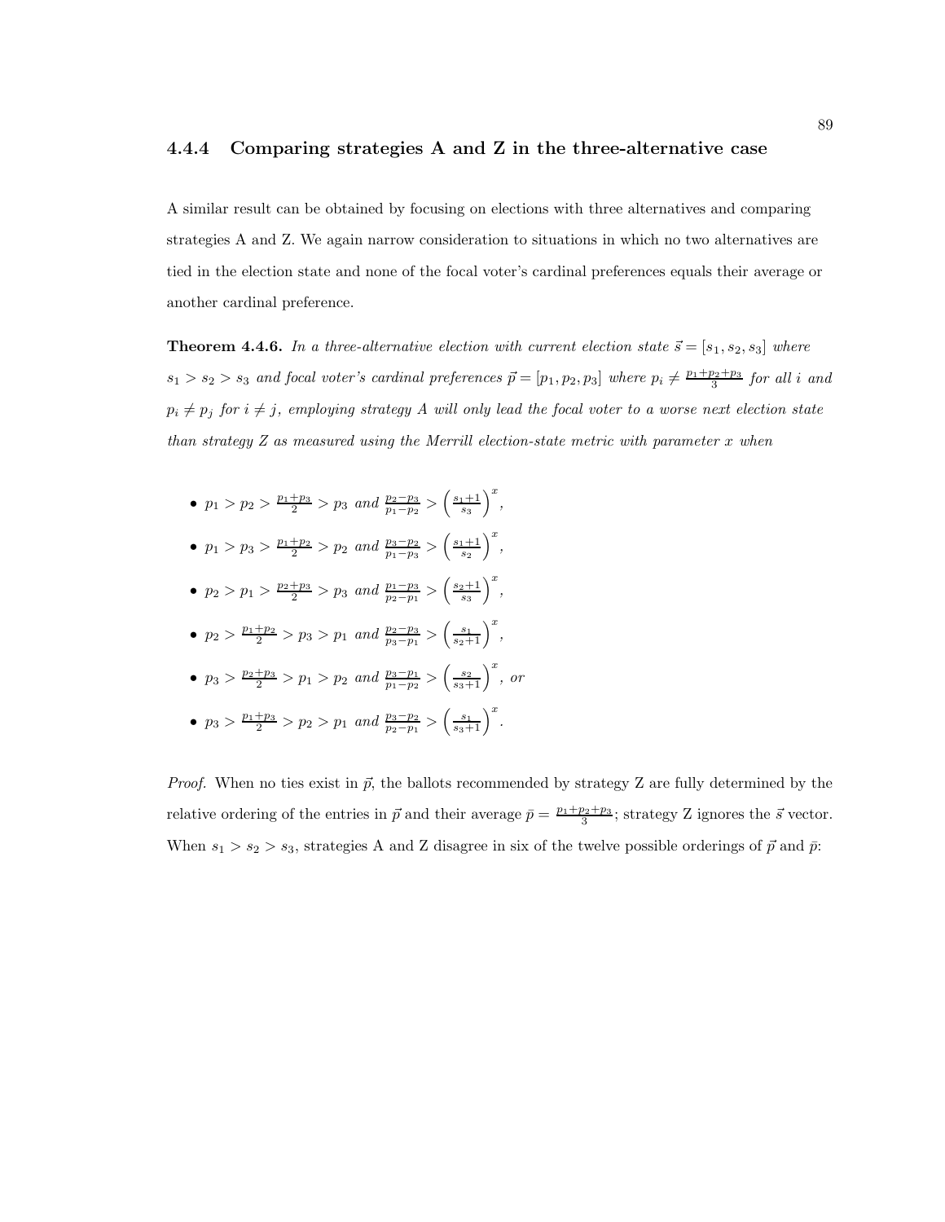### 4.4.4 Comparing strategies A and Z in the three-alternative case

A similar result can be obtained by focusing on elections with three alternatives and comparing strategies A and Z. We again narrow consideration to situations in which no two alternatives are tied in the election state and none of the focal voter's cardinal preferences equals their average or another cardinal preference.

**Theorem 4.4.6.** *In a three-alternative election with current election state $\vec{s} = [s_1, s_2, s_3]$ where $s_1 > s_2 > s_3$ and focal voter's cardinal preferences $\vec{p} = [p_1, p_2, p_3]$ where $p_i \neq \frac{p_1+p_2+p_3}{3}$ for all $i$ and $p_i \neq p_j$ for $i \neq j$, employing strategy A will only lead the focal voter to a worse next election state than strategy Z as measured using the Merrill election-state metric with parameter $x$ when*

- $p_1 > p_2 > \frac{p_1+p_3}{2} > p_3$ *and* $\frac{p_2-p_3}{p_1-p_2} > \left(\frac{s_1+1}{s_3}\right)^x$,
- $p_1 > p_3 > \frac{p_1+p_2}{2} > p_2$ *and* $\frac{p_3-p_2}{p_1-p_3} > \left(\frac{s_1+1}{s_2}\right)^x$,
- $p_2 > p_1 > \frac{p_2+p_3}{2} > p_3$ *and* $\frac{p_1-p_3}{p_2-p_1} > \left(\frac{s_2+1}{s_3}\right)^x$,
- $p_2 > \frac{p_1+p_2}{2} > p_3 > p_1$ *and* $\frac{p_2-p_3}{p_3-p_1} > \left(\frac{s_1}{s_2+1}\right)^x$,
- $p_3 > \frac{p_2+p_3}{2} > p_1 > p_2$ *and* $\frac{p_3-p_1}{p_1-p_2} > \left(\frac{s_2}{s_3+1}\right)^x$, *or*
- $p_3 > \frac{p_1+p_3}{2} > p_2 > p_1$ *and* $\frac{p_3-p_2}{p_2-p_1} > \left(\frac{s_1}{s_3+1}\right)^x$.

*Proof.* When no ties exist in $\vec{p}$, the ballots recommended by strategy Z are fully determined by the relative ordering of the entries in $\vec{p}$ and their average $\bar{p} = \frac{p_1+p_2+p_3}{3}$; strategy Z ignores the $\vec{s}$ vector. When $s_1 > s_2 > s_3$, strategies A and Z disagree in six of the twelve possible orderings of $\vec{p}$ and $\bar{p}$: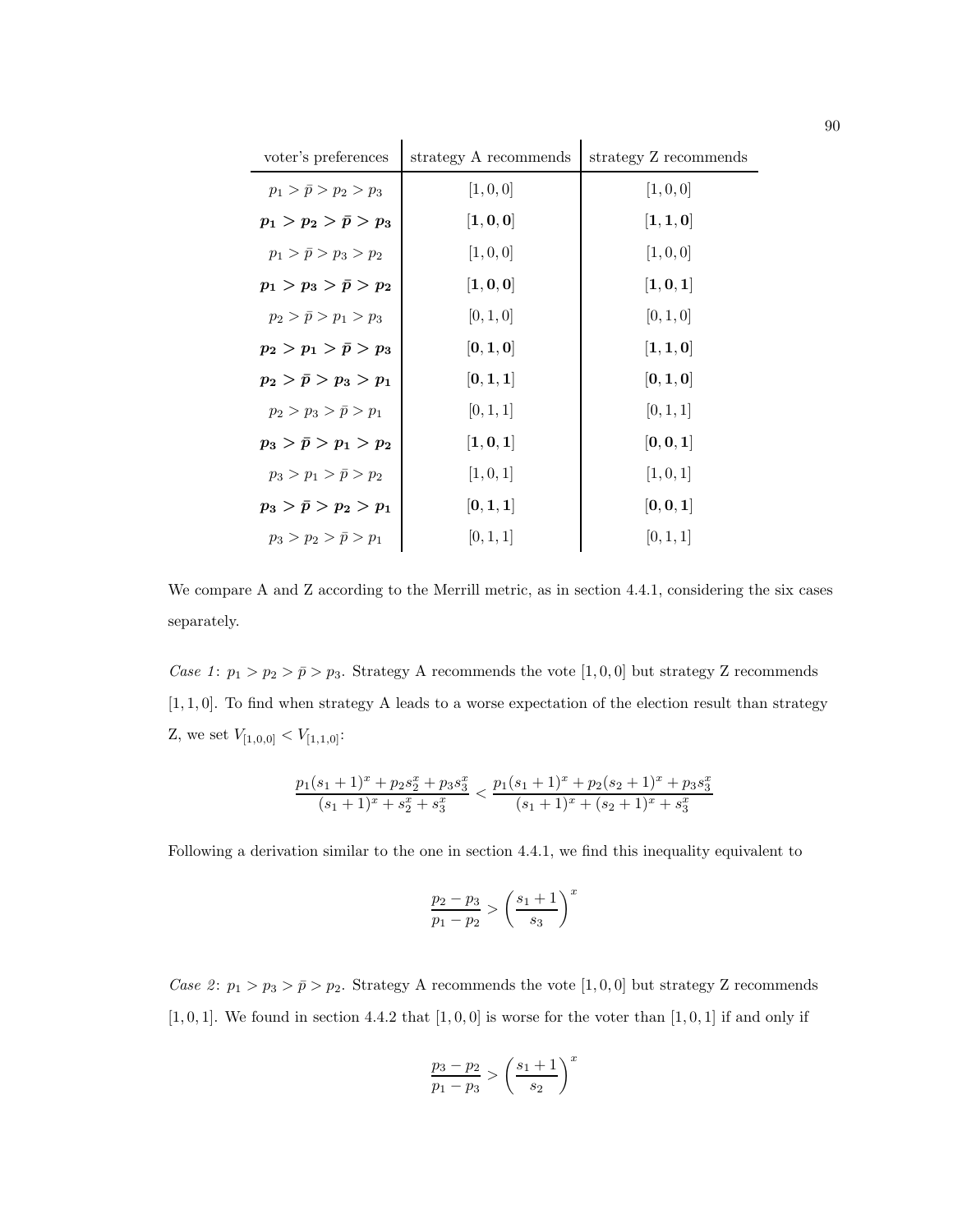| voter's preferences | strategy A recommends | strategy Z recommends |
|---|---|---|
| $p_1 > \bar{p} > p_2 > p_3$ | $[1, 0, 0]$ | $[1, 0, 0]$ |
| $\boldsymbol{p_1 > p_2 > \bar{p} > p_3}$ | $\mathbf{[1, 0, 0]}$ | $\mathbf{[1, 1, 0]}$ |
| $p_1 > \bar{p} > p_3 > p_2$ | $[1, 0, 0]$ | $[1, 0, 0]$ |
| $\boldsymbol{p_1 > p_3 > \bar{p} > p_2}$ | $\mathbf{[1, 0, 0]}$ | $\mathbf{[1, 0, 1]}$ |
| $p_2 > \bar{p} > p_1 > p_3$ | $[0, 1, 0]$ | $[0, 1, 0]$ |
| $\boldsymbol{p_2 > p_1 > \bar{p} > p_3}$ | $\mathbf{[0, 1, 0]}$ | $\mathbf{[1, 1, 0]}$ |
| $\boldsymbol{p_2 > \bar{p} > p_3 > p_1}$ | $\mathbf{[0, 1, 1]}$ | $\mathbf{[0, 1, 0]}$ |
| $p_2 > p_3 > \bar{p} > p_1$ | $[0, 1, 1]$ | $[0, 1, 1]$ |
| $\boldsymbol{p_3 > \bar{p} > p_1 > p_2}$ | $\mathbf{[1, 0, 1]}$ | $\mathbf{[0, 0, 1]}$ |
| $p_3 > p_1 > \bar{p} > p_2$ | $[1, 0, 1]$ | $[1, 0, 1]$ |
| $\boldsymbol{p_3 > \bar{p} > p_2 > p_1}$ | $\mathbf{[0, 1, 1]}$ | $\mathbf{[0, 0, 1]}$ |
| $p_3 > p_2 > \bar{p} > p_1$ | $[0, 1, 1]$ | $[0, 1, 1]$ |

We compare A and Z according to the Merrill metric, as in section 4.4.1, considering the six cases separately.

*Case 1*: $p_1 > p_2 > \bar{p} > p_3$. Strategy A recommends the vote $[1, 0, 0]$ but strategy Z recommends $[1, 1, 0]$. To find when strategy A leads to a worse expectation of the election result than strategy Z, we set $V_{[1,0,0]} < V_{[1,1,0]}$:

$$\frac{p_1(s_1+1)^x + p_2 s_2^x + p_3 s_3^x}{(s_1+1)^x + s_2^x + s_3^x} < \frac{p_1(s_1+1)^x + p_2(s_2+1)^x + p_3 s_3^x}{(s_1+1)^x + (s_2+1)^x + s_3^x}$$

Following a derivation similar to the one in section 4.4.1, we find this inequality equivalent to

$$\frac{p_2 - p_3}{p_1 - p_2} > \left(\frac{s_1+1}{s_3}\right)^x$$

*Case 2*: $p_1 > p_3 > \bar{p} > p_2$. Strategy A recommends the vote $[1, 0, 0]$ but strategy Z recommends $[1, 0, 1]$. We found in section 4.4.2 that $[1, 0, 0]$ is worse for the voter than $[1, 0, 1]$ if and only if

$$\frac{p_3 - p_2}{p_1 - p_3} > \left(\frac{s_1+1}{s_2}\right)^x$$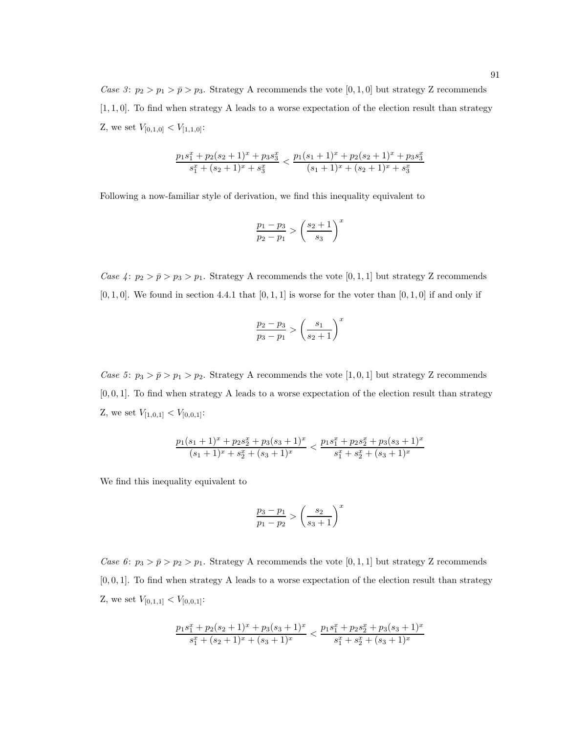*Case 3*: $p_2 > p_1 > \bar{p} > p_3$. Strategy A recommends the vote $[0, 1, 0]$ but strategy Z recommends $[1, 1, 0]$. To find when strategy A leads to a worse expectation of the election result than strategy Z, we set $V_{[0,1,0]} < V_{[1,1,0]}$:

$$\frac{p_1 s_1^x + p_2(s_2+1)^x + p_3 s_3^x}{s_1^x + (s_2+1)^x + s_3^x} < \frac{p_1(s_1+1)^x + p_2(s_2+1)^x + p_3 s_3^x}{(s_1+1)^x + (s_2+1)^x + s_3^x}$$

Following a now-familiar style of derivation, we find this inequality equivalent to

$$\frac{p_1 - p_3}{p_2 - p_1} > \left(\frac{s_2+1}{s_3}\right)^x$$

*Case 4*: $p_2 > \bar{p} > p_3 > p_1$. Strategy A recommends the vote $[0, 1, 1]$ but strategy Z recommends $[0, 1, 0]$. We found in section 4.4.1 that $[0, 1, 1]$ is worse for the voter than $[0, 1, 0]$ if and only if

$$\frac{p_2 - p_3}{p_3 - p_1} > \left(\frac{s_1}{s_2+1}\right)^x$$

*Case 5*: $p_3 > \bar{p} > p_1 > p_2$. Strategy A recommends the vote $[1, 0, 1]$ but strategy Z recommends $[0, 0, 1]$. To find when strategy A leads to a worse expectation of the election result than strategy Z, we set $V_{[1,0,1]} < V_{[0,0,1]}$:

$$\frac{p_1(s_1+1)^x + p_2 s_2^x + p_3(s_3+1)^x}{(s_1+1)^x + s_2^x + (s_3+1)^x} < \frac{p_1 s_1^x + p_2 s_2^x + p_3(s_3+1)^x}{s_1^x + s_2^x + (s_3+1)^x}$$

We find this inequality equivalent to

$$\frac{p_3 - p_1}{p_1 - p_2} > \left(\frac{s_2}{s_3+1}\right)^x$$

*Case 6*: $p_3 > \bar{p} > p_2 > p_1$. Strategy A recommends the vote $[0, 1, 1]$ but strategy Z recommends $[0, 0, 1]$. To find when strategy A leads to a worse expectation of the election result than strategy Z, we set $V_{[0,1,1]} < V_{[0,0,1]}$:

$$\frac{p_1 s_1^x + p_2(s_2+1)^x + p_3(s_3+1)^x}{s_1^x + (s_2+1)^x + (s_3+1)^x} < \frac{p_1 s_1^x + p_2 s_2^x + p_3(s_3+1)^x}{s_1^x + s_2^x + (s_3+1)^x}$$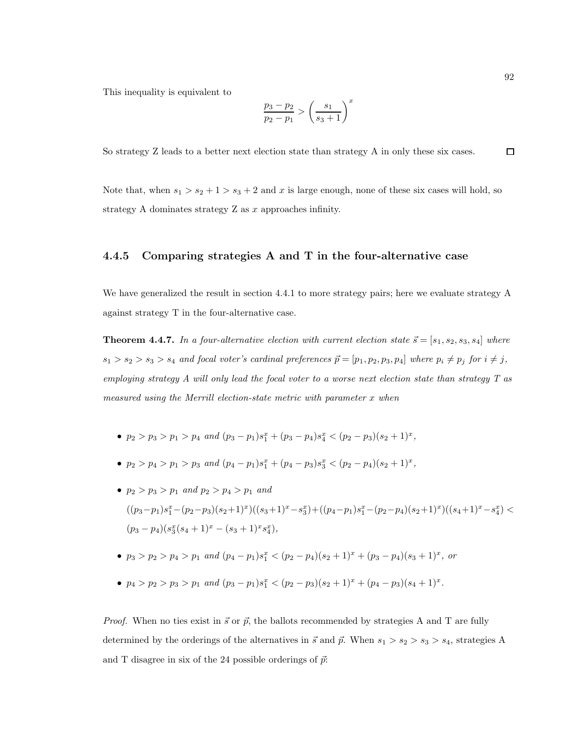This inequality is equivalent to

$$\frac{p_3 - p_2}{p_2 - p_1} > \left(\frac{s_1}{s_3 + 1}\right)^x$$

So strategy Z leads to a better next election state than strategy A in only these six cases. $\square$

Note that, when $s_1 > s_2 + 1 > s_3 + 2$ and $x$ is large enough, none of these six cases will hold, so strategy A dominates strategy Z as $x$ approaches infinity.

### 4.4.5 Comparing strategies A and T in the four-alternative case

We have generalized the result in section 4.4.1 to more strategy pairs; here we evaluate strategy A against strategy T in the four-alternative case.

**Theorem 4.4.7.** *In a four-alternative election with current election state $\vec{s} = [s_1, s_2, s_3, s_4]$ where $s_1 > s_2 > s_3 > s_4$ and focal voter's cardinal preferences $\vec{p} = [p_1, p_2, p_3, p_4]$ where $p_i \neq p_j$ for $i \neq j$, employing strategy A will only lead the focal voter to a worse next election state than strategy T as measured using the Merrill election-state metric with parameter $x$ when*

- $p_2 > p_3 > p_1 > p_4$ *and* $(p_3 - p_1)s_1^x + (p_3 - p_4)s_4^x < (p_2 - p_3)(s_2 + 1)^x$,
- $p_2 > p_4 > p_1 > p_3$ *and* $(p_4 - p_1)s_1^x + (p_4 - p_3)s_3^x < (p_2 - p_4)(s_2 + 1)^x$,
- $p_2 > p_3 > p_1$ *and* $p_2 > p_4 > p_1$ *and* $((p_3-p_1)s_1^x-(p_2-p_3)(s_2+1)^x)((s_3+1)^x-s_3^x)+((p_4-p_1)s_1^x-(p_2-p_4)(s_2+1)^x)((s_4+1)^x-s_4^x) < (p_3 - p_4)(s_3^x(s_4 + 1)^x - (s_3 + 1)^x s_4^x)$,
- $p_3 > p_2 > p_4 > p_1$ *and* $(p_4 - p_1)s_1^x < (p_2 - p_4)(s_2 + 1)^x + (p_3 - p_4)(s_3 + 1)^x$, *or*
- $p_4 > p_2 > p_3 > p_1$ *and* $(p_3 - p_1)s_1^x < (p_2 - p_3)(s_2 + 1)^x + (p_4 - p_3)(s_4 + 1)^x$.

*Proof.* When no ties exist in $\vec{s}$ or $\vec{p}$, the ballots recommended by strategies A and T are fully determined by the orderings of the alternatives in $\vec{s}$ and $\vec{p}$. When $s_1 > s_2 > s_3 > s_4$, strategies A and T disagree in six of the 24 possible orderings of $\vec{p}$: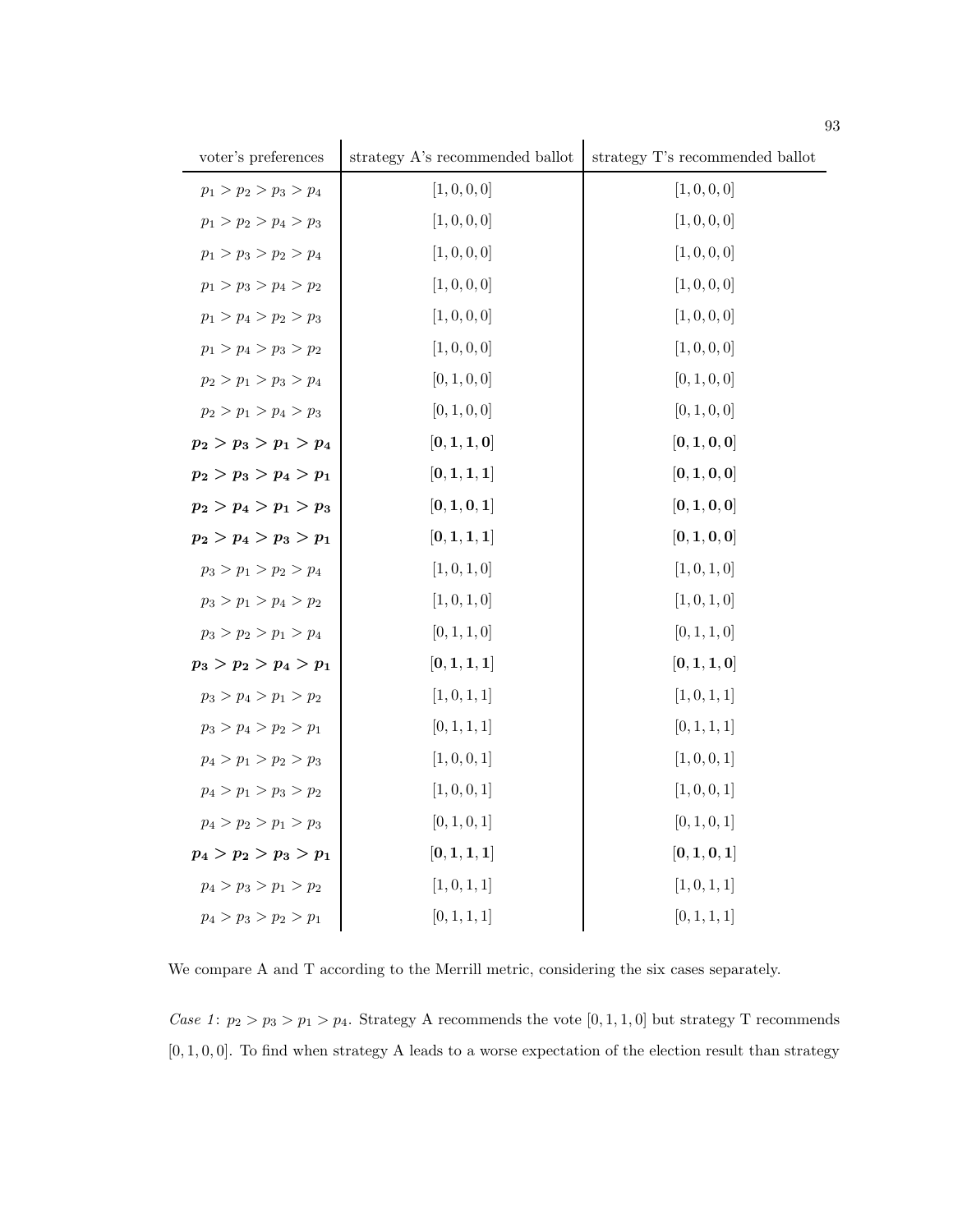| voter's preferences | strategy A's recommended ballot | strategy T's recommended ballot |
|---|---|---|
| $p_1 > p_2 > p_3 > p_4$ | $[1, 0, 0, 0]$ | $[1, 0, 0, 0]$ |
| $p_1 > p_2 > p_4 > p_3$ | $[1, 0, 0, 0]$ | $[1, 0, 0, 0]$ |
| $p_1 > p_3 > p_2 > p_4$ | $[1, 0, 0, 0]$ | $[1, 0, 0, 0]$ |
| $p_1 > p_3 > p_4 > p_2$ | $[1, 0, 0, 0]$ | $[1, 0, 0, 0]$ |
| $p_1 > p_4 > p_2 > p_3$ | $[1, 0, 0, 0]$ | $[1, 0, 0, 0]$ |
| $p_1 > p_4 > p_3 > p_2$ | $[1, 0, 0, 0]$ | $[1, 0, 0, 0]$ |
| $p_2 > p_1 > p_3 > p_4$ | $[0, 1, 0, 0]$ | $[0, 1, 0, 0]$ |
| $p_2 > p_1 > p_4 > p_3$ | $[0, 1, 0, 0]$ | $[0, 1, 0, 0]$ |
| $\mathbf{p_2 > p_3 > p_1 > p_4}$ | $\mathbf{[0, 1, 1, 0]}$ | $\mathbf{[0, 1, 0, 0]}$ |
| $\mathbf{p_2 > p_3 > p_4 > p_1}$ | $\mathbf{[0, 1, 1, 1]}$ | $\mathbf{[0, 1, 0, 0]}$ |
| $\mathbf{p_2 > p_4 > p_1 > p_3}$ | $\mathbf{[0, 1, 0, 1]}$ | $\mathbf{[0, 1, 0, 0]}$ |
| $\mathbf{p_2 > p_4 > p_3 > p_1}$ | $\mathbf{[0, 1, 1, 1]}$ | $\mathbf{[0, 1, 0, 0]}$ |
| $p_3 > p_1 > p_2 > p_4$ | $[1, 0, 1, 0]$ | $[1, 0, 1, 0]$ |
| $p_3 > p_1 > p_4 > p_2$ | $[1, 0, 1, 0]$ | $[1, 0, 1, 0]$ |
| $p_3 > p_2 > p_1 > p_4$ | $[0, 1, 1, 0]$ | $[0, 1, 1, 0]$ |
| $\mathbf{p_3 > p_2 > p_4 > p_1}$ | $\mathbf{[0, 1, 1, 1]}$ | $\mathbf{[0, 1, 1, 0]}$ |
| $p_3 > p_4 > p_1 > p_2$ | $[1, 0, 1, 1]$ | $[1, 0, 1, 1]$ |
| $p_3 > p_4 > p_2 > p_1$ | $[0, 1, 1, 1]$ | $[0, 1, 1, 1]$ |
| $p_4 > p_1 > p_2 > p_3$ | $[1, 0, 0, 1]$ | $[1, 0, 0, 1]$ |
| $p_4 > p_1 > p_3 > p_2$ | $[1, 0, 0, 1]$ | $[1, 0, 0, 1]$ |
| $p_4 > p_2 > p_1 > p_3$ | $[0, 1, 0, 1]$ | $[0, 1, 0, 1]$ |
| $\mathbf{p_4 > p_2 > p_3 > p_1}$ | $\mathbf{[0, 1, 1, 1]}$ | $\mathbf{[0, 1, 0, 1]}$ |
| $p_4 > p_3 > p_1 > p_2$ | $[1, 0, 1, 1]$ | $[1, 0, 1, 1]$ |
| $p_4 > p_3 > p_2 > p_1$ | $[0, 1, 1, 1]$ | $[0, 1, 1, 1]$ |

We compare A and T according to the Merrill metric, considering the six cases separately.

*Case 1*: $p_2 > p_3 > p_1 > p_4$. Strategy A recommends the vote $[0, 1, 1, 0]$ but strategy T recommends $[0, 1, 0, 0]$. To find when strategy A leads to a worse expectation of the election result than strategy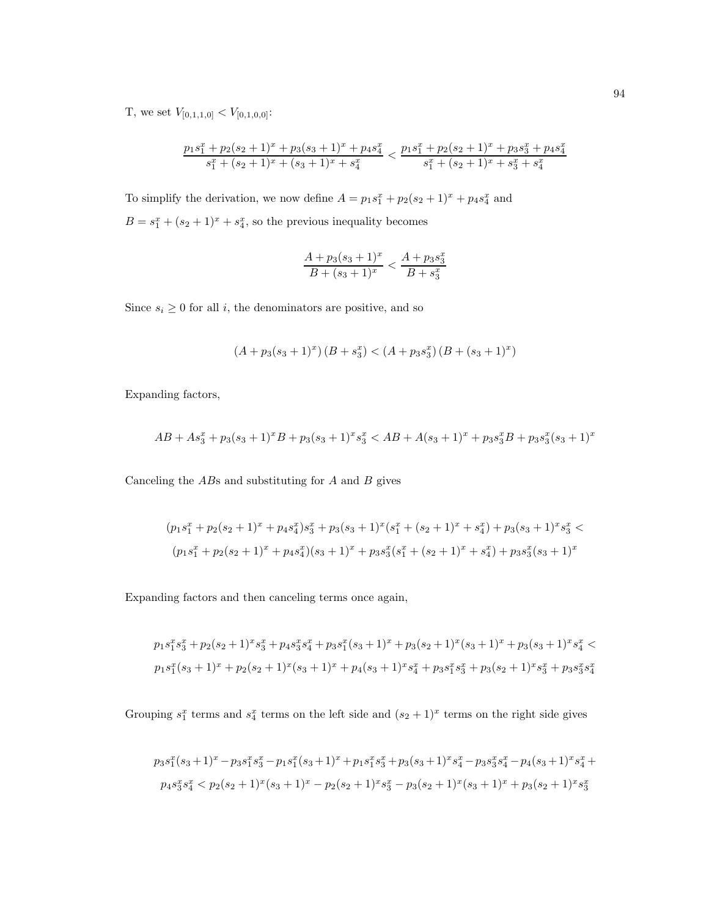T, we set $V_{[0,1,1,0]} < V_{[0,1,0,0]}$:

$$\frac{p_1 s_1^x + p_2(s_2+1)^x + p_3(s_3+1)^x + p_4 s_4^x}{s_1^x + (s_2+1)^x + (s_3+1)^x + s_4^x} < \frac{p_1 s_1^x + p_2(s_2+1)^x + p_3 s_3^x + p_4 s_4^x}{s_1^x + (s_2+1)^x + s_3^x + s_4^x}$$

To simplify the derivation, we now define $A = p_1 s_1^x + p_2(s_2+1)^x + p_4 s_4^x$ and $B = s_1^x + (s_2+1)^x + s_4^x$, so the previous inequality becomes

$$\frac{A + p_3(s_3+1)^x}{B + (s_3+1)^x} < \frac{A + p_3 s_3^x}{B + s_3^x}$$

Since $s_i \geq 0$ for all $i$, the denominators are positive, and so

$$\left(A + p_3(s_3+1)^x\right)\left(B + s_3^x\right) < \left(A + p_3 s_3^x\right)\left(B + (s_3+1)^x\right)$$

Expanding factors,

$$AB + A s_3^x + p_3(s_3+1)^x B + p_3(s_3+1)^x s_3^x < AB + A(s_3+1)^x + p_3 s_3^x B + p_3 s_3^x (s_3+1)^x$$

Canceling the $AB$s and substituting for $A$ and $B$ gives

$$(p_1 s_1^x + p_2(s_2+1)^x + p_4 s_4^x) s_3^x + p_3(s_3+1)^x (s_1^x + (s_2+1)^x + s_4^x) + p_3(s_3+1)^x s_3^x <$$
$$(p_1 s_1^x + p_2(s_2+1)^x + p_4 s_4^x)(s_3+1)^x + p_3 s_3^x (s_1^x + (s_2+1)^x + s_4^x) + p_3 s_3^x (s_3+1)^x$$

Expanding factors and then canceling terms once again,

$$p_1 s_1^x s_3^x + p_2(s_2+1)^x s_3^x + p_4 s_3^x s_4^x + p_3 s_1^x (s_3+1)^x + p_3(s_2+1)^x (s_3+1)^x + p_3(s_3+1)^x s_4^x <$$
$$p_1 s_1^x (s_3+1)^x + p_2(s_2+1)^x (s_3+1)^x + p_4(s_3+1)^x s_4^x + p_3 s_1^x s_3^x + p_3(s_2+1)^x s_3^x + p_3 s_3^x s_4^x$$

Grouping $s_1^x$ terms and $s_4^x$ terms on the left side and $(s_2+1)^x$ terms on the right side gives

$$p_3 s_1^x (s_3+1)^x - p_3 s_1^x s_3^x - p_1 s_1^x (s_3+1)^x + p_1 s_1^x s_3^x + p_3(s_3+1)^x s_4^x - p_3 s_3^x s_4^x - p_4(s_3+1)^x s_4^x +$$
$$p_4 s_3^x s_4^x < p_2(s_2+1)^x (s_3+1)^x - p_2(s_2+1)^x s_3^x - p_3(s_2+1)^x (s_3+1)^x + p_3(s_2+1)^x s_3^x$$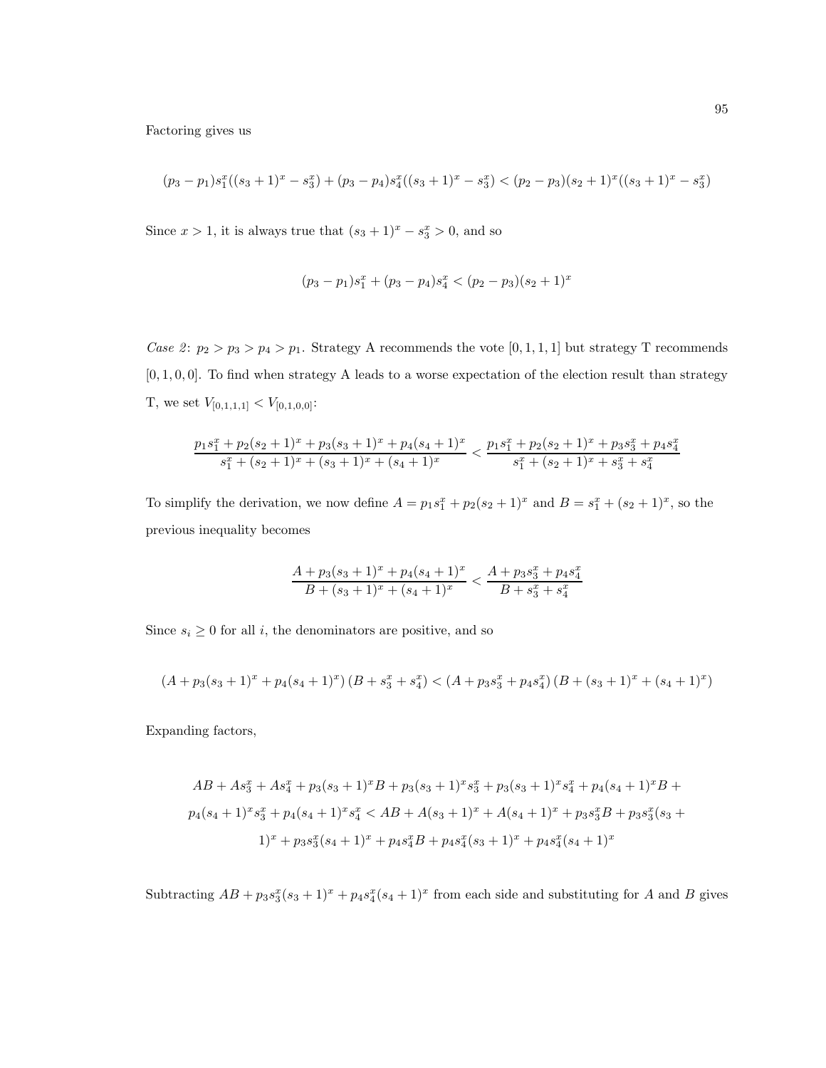Factoring gives us

$$(p_3 - p_1)s_1^x((s_3+1)^x - s_3^x) + (p_3 - p_4)s_4^x((s_3+1)^x - s_3^x) < (p_2 - p_3)(s_2+1)^x((s_3+1)^x - s_3^x)$$

Since $x > 1$, it is always true that $(s_3+1)^x - s_3^x > 0$, and so

$$(p_3 - p_1)s_1^x + (p_3 - p_4)s_4^x < (p_2 - p_3)(s_2+1)^x$$

*Case 2*: $p_2 > p_3 > p_4 > p_1$. Strategy A recommends the vote $[0, 1, 1, 1]$ but strategy T recommends $[0, 1, 0, 0]$. To find when strategy A leads to a worse expectation of the election result than strategy T, we set $V_{[0,1,1,1]} < V_{[0,1,0,0]}$:

$$\frac{p_1 s_1^x + p_2(s_2+1)^x + p_3(s_3+1)^x + p_4(s_4+1)^x}{s_1^x + (s_2+1)^x + (s_3+1)^x + (s_4+1)^x} < \frac{p_1 s_1^x + p_2(s_2+1)^x + p_3 s_3^x + p_4 s_4^x}{s_1^x + (s_2+1)^x + s_3^x + s_4^x}$$

To simplify the derivation, we now define $A = p_1 s_1^x + p_2(s_2+1)^x$ and $B = s_1^x + (s_2+1)^x$, so the previous inequality becomes

$$\frac{A + p_3(s_3+1)^x + p_4(s_4+1)^x}{B + (s_3+1)^x + (s_4+1)^x} < \frac{A + p_3 s_3^x + p_4 s_4^x}{B + s_3^x + s_4^x}$$

Since $s_i \geq 0$ for all $i$, the denominators are positive, and so

$$\left(A + p_3(s_3+1)^x + p_4(s_4+1)^x\right)\left(B + s_3^x + s_4^x\right) < \left(A + p_3 s_3^x + p_4 s_4^x\right)\left(B + (s_3+1)^x + (s_4+1)^x\right)$$

Expanding factors,

$$AB + As_3^x + As_4^x + p_3(s_3+1)^x B + p_3(s_3+1)^x s_3^x + p_3(s_3+1)^x s_4^x + p_4(s_4+1)^x B + p_4(s_4+1)^x s_3^x + p_4(s_4+1)^x s_4^x < AB + A(s_3+1)^x + A(s_4+1)^x + p_3 s_3^x B + p_3 s_3^x(s_3+1)^x + p_3 s_3^x(s_4+1)^x + p_4 s_4^x B + p_4 s_4^x(s_3+1)^x + p_4 s_4^x(s_4+1)^x$$

Subtracting $AB + p_3 s_3^x(s_3+1)^x + p_4 s_4^x(s_4+1)^x$ from each side and substituting for $A$ and $B$ gives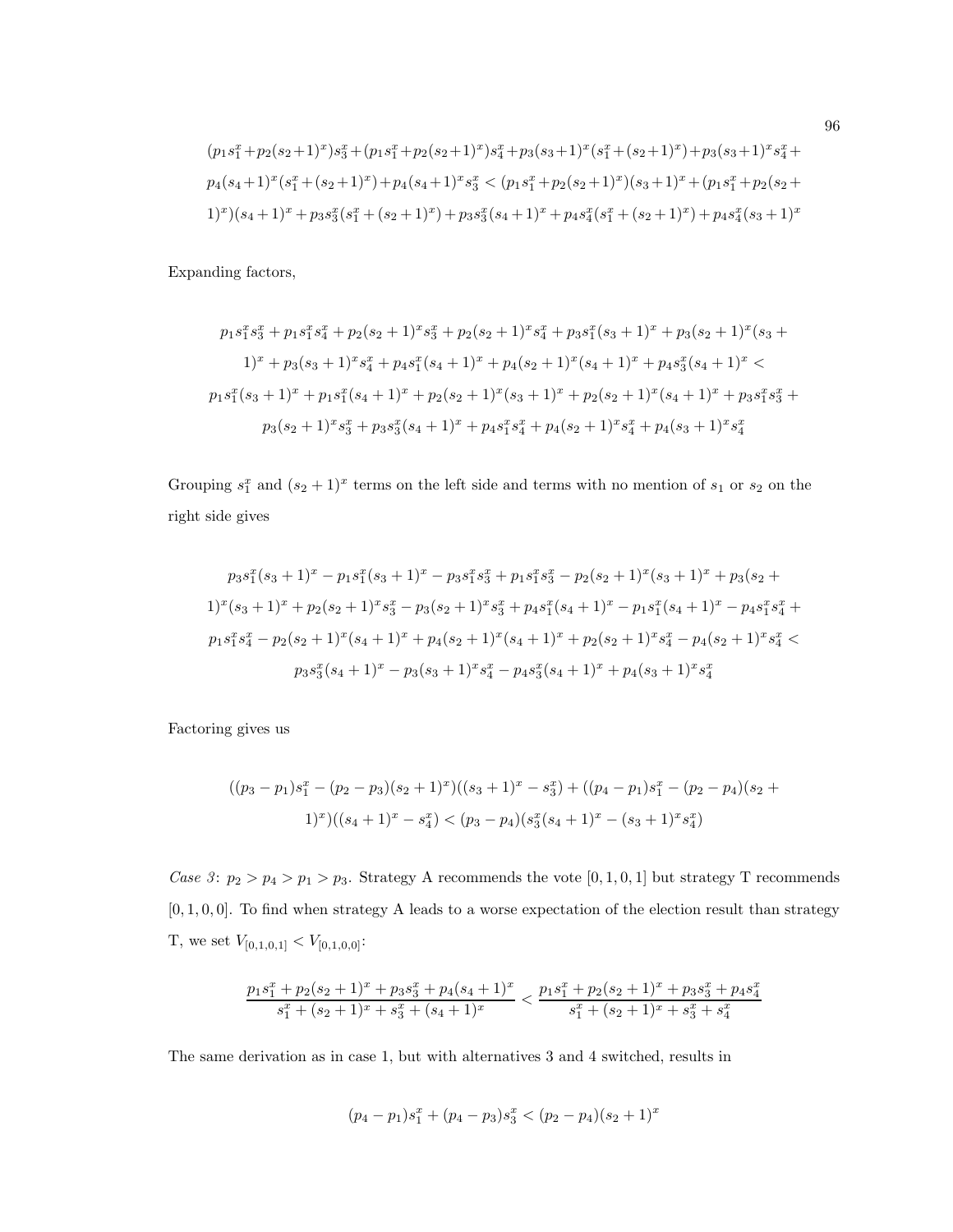$$(p_1 s_1^x + p_2(s_2+1)^x)s_3^x + (p_1 s_1^x + p_2(s_2+1)^x)s_4^x + p_3(s_3+1)^x(s_1^x + (s_2+1)^x) + p_3(s_3+1)^x s_4^x + p_4(s_4+1)^x(s_1^x + (s_2+1)^x) + p_4(s_4+1)^x s_3^x < (p_1 s_1^x + p_2(s_2+1)^x)(s_3+1)^x + (p_1 s_1^x + p_2(s_2+1)^x)(s_4+1)^x + p_3 s_3^x(s_1^x + (s_2+1)^x) + p_3 s_3^x(s_4+1)^x + p_4 s_4^x(s_1^x + (s_2+1)^x) + p_4 s_4^x(s_3+1)^x$$

Expanding factors,

$$p_1 s_1^x s_3^x + p_1 s_1^x s_4^x + p_2(s_2+1)^x s_3^x + p_2(s_2+1)^x s_4^x + p_3 s_1^x(s_3+1)^x + p_3(s_2+1)^x(s_3+1)^x + p_3(s_3+1)^x s_4^x + p_4 s_1^x(s_4+1)^x + p_4(s_2+1)^x(s_4+1)^x + p_4 s_3^x(s_4+1)^x < p_1 s_1^x(s_3+1)^x + p_1 s_1^x(s_4+1)^x + p_2(s_2+1)^x(s_3+1)^x + p_2(s_2+1)^x(s_4+1)^x + p_3 s_1^x s_3^x + p_3(s_2+1)^x s_3^x + p_3 s_3^x(s_4+1)^x + p_4 s_1^x s_4^x + p_4(s_2+1)^x s_4^x + p_4(s_3+1)^x s_4^x$$

Grouping $s_1^x$ and $(s_2+1)^x$ terms on the left side and terms with no mention of $s_1$ or $s_2$ on the right side gives

$$p_3 s_1^x(s_3+1)^x - p_1 s_1^x(s_3+1)^x - p_3 s_1^x s_3^x + p_1 s_1^x s_3^x - p_2(s_2+1)^x(s_3+1)^x + p_3(s_2+1)^x(s_3+1)^x + p_2(s_2+1)^x s_3^x - p_3(s_2+1)^x s_3^x + p_4 s_1^x(s_4+1)^x - p_1 s_1^x(s_4+1)^x - p_4 s_1^x s_4^x + p_1 s_1^x s_4^x - p_2(s_2+1)^x(s_4+1)^x + p_4(s_2+1)^x(s_4+1)^x + p_2(s_2+1)^x s_4^x - p_4(s_2+1)^x s_4^x < p_3 s_3^x(s_4+1)^x - p_3(s_3+1)^x s_4^x - p_4 s_3^x(s_4+1)^x + p_4(s_3+1)^x s_4^x$$

Factoring gives us

$$((p_3 - p_1)s_1^x - (p_2 - p_3)(s_2+1)^x)((s_3+1)^x - s_3^x) + ((p_4 - p_1)s_1^x - (p_2 - p_4)(s_2+1)^x)((s_4+1)^x - s_4^x) < (p_3 - p_4)(s_3^x(s_4+1)^x - (s_3+1)^x s_4^x)$$

*Case 3*: $p_2 > p_4 > p_1 > p_3$. Strategy A recommends the vote $[0,1,0,1]$ but strategy T recommends $[0,1,0,0]$. To find when strategy A leads to a worse expectation of the election result than strategy T, we set $V_{[0,1,0,1]} < V_{[0,1,0,0]}$:

$$\frac{p_1 s_1^x + p_2(s_2+1)^x + p_3 s_3^x + p_4(s_4+1)^x}{s_1^x + (s_2+1)^x + s_3^x + (s_4+1)^x} < \frac{p_1 s_1^x + p_2(s_2+1)^x + p_3 s_3^x + p_4 s_4^x}{s_1^x + (s_2+1)^x + s_3^x + s_4^x}$$

The same derivation as in case 1, but with alternatives 3 and 4 switched, results in

$$(p_4 - p_1)s_1^x + (p_4 - p_3)s_3^x < (p_2 - p_4)(s_2+1)^x$$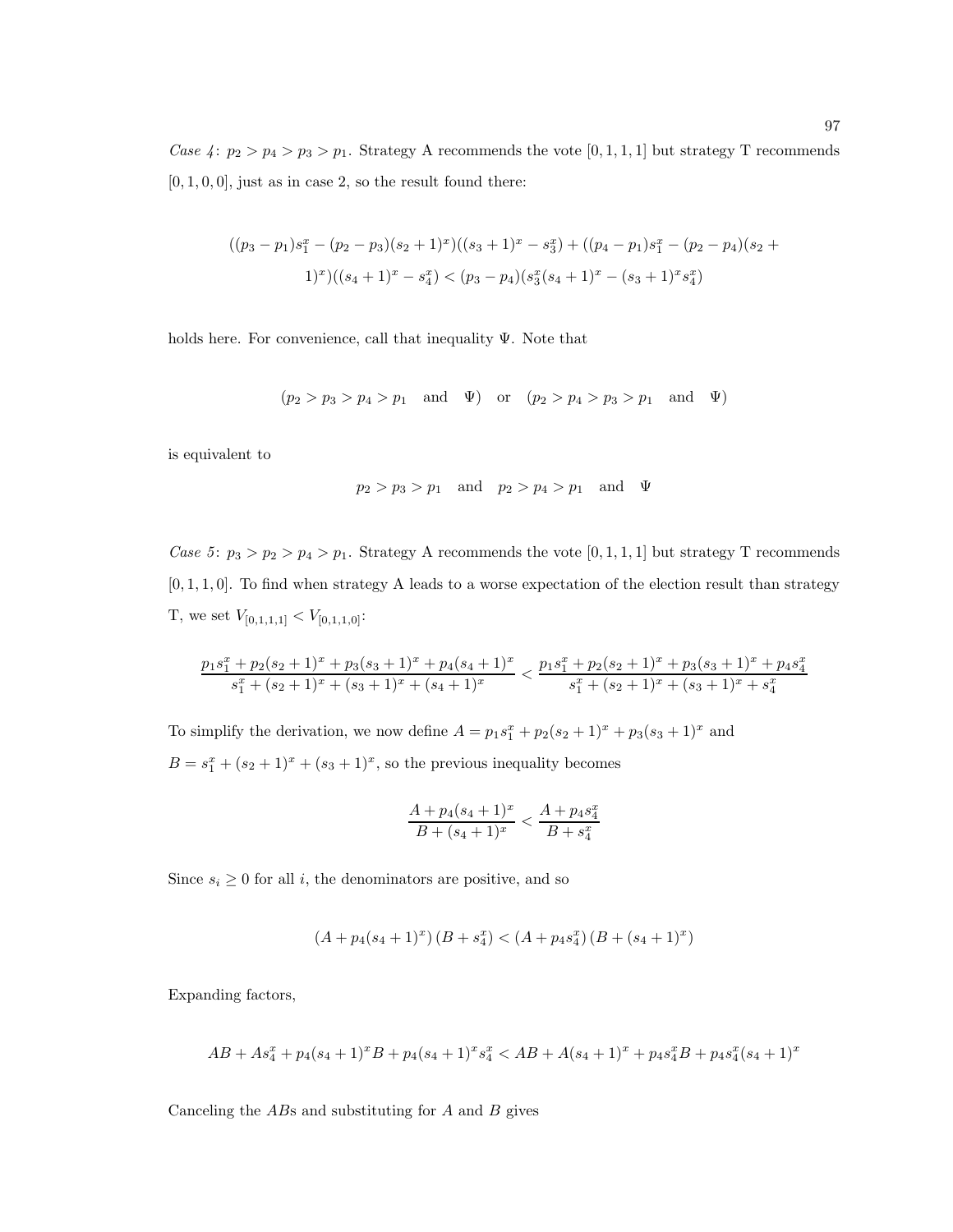*Case 4*: $p_2 > p_4 > p_3 > p_1$. Strategy A recommends the vote $[0, 1, 1, 1]$ but strategy T recommends $[0, 1, 0, 0]$, just as in case 2, so the result found there:

$$((p_3 - p_1)s_1^x - (p_2 - p_3)(s_2 + 1)^x)((s_3 + 1)^x - s_3^x) + ((p_4 - p_1)s_1^x - (p_2 - p_4)(s_2 + 1)^x)((s_4 + 1)^x - s_4^x) < (p_3 - p_4)(s_3^x(s_4 + 1)^x - (s_3 + 1)^x s_4^x)$$

holds here. For convenience, call that inequality $\Psi$. Note that

$$(p_2 > p_3 > p_4 > p_1 \quad \text{and} \quad \Psi) \quad \text{or} \quad (p_2 > p_4 > p_3 > p_1 \quad \text{and} \quad \Psi)$$

is equivalent to

$$p_2 > p_3 > p_1 \quad \text{and} \quad p_2 > p_4 > p_1 \quad \text{and} \quad \Psi$$

*Case 5*: $p_3 > p_2 > p_4 > p_1$. Strategy A recommends the vote $[0, 1, 1, 1]$ but strategy T recommends $[0, 1, 1, 0]$. To find when strategy A leads to a worse expectation of the election result than strategy T, we set $V_{[0,1,1,1]} < V_{[0,1,1,0]}$:

$$\frac{p_1 s_1^x + p_2(s_2 + 1)^x + p_3(s_3 + 1)^x + p_4(s_4 + 1)^x}{s_1^x + (s_2 + 1)^x + (s_3 + 1)^x + (s_4 + 1)^x} < \frac{p_1 s_1^x + p_2(s_2 + 1)^x + p_3(s_3 + 1)^x + p_4 s_4^x}{s_1^x + (s_2 + 1)^x + (s_3 + 1)^x + s_4^x}$$

To simplify the derivation, we now define $A = p_1 s_1^x + p_2(s_2 + 1)^x + p_3(s_3 + 1)^x$ and $B = s_1^x + (s_2 + 1)^x + (s_3 + 1)^x$, so the previous inequality becomes

$$\frac{A + p_4(s_4 + 1)^x}{B + (s_4 + 1)^x} < \frac{A + p_4 s_4^x}{B + s_4^x}$$

Since $s_i \geq 0$ for all $i$, the denominators are positive, and so

$$(A + p_4(s_4 + 1)^x)(B + s_4^x) < (A + p_4 s_4^x)(B + (s_4 + 1)^x)$$

Expanding factors,

$$AB + A s_4^x + p_4(s_4 + 1)^x B + p_4(s_4 + 1)^x s_4^x < AB + A(s_4 + 1)^x + p_4 s_4^x B + p_4 s_4^x (s_4 + 1)^x$$

Canceling the $AB$s and substituting for $A$ and $B$ gives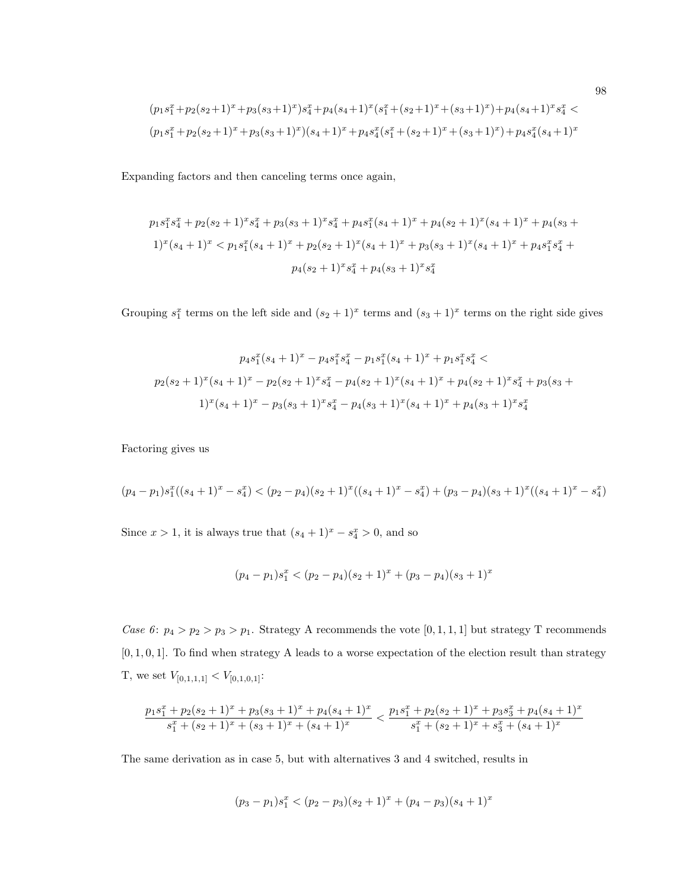$$(p_1 s_1^x + p_2(s_2+1)^x + p_3(s_3+1)^x)s_4^x + p_4(s_4+1)^x(s_1^x + (s_2+1)^x + (s_3+1)^x) + p_4(s_4+1)^x s_4^x <$$
$$(p_1 s_1^x + p_2(s_2+1)^x + p_3(s_3+1)^x)(s_4+1)^x + p_4 s_4^x(s_1^x + (s_2+1)^x + (s_3+1)^x) + p_4 s_4^x(s_4+1)^x$$

Expanding factors and then canceling terms once again,

$$p_1 s_1^x s_4^x + p_2(s_2+1)^x s_4^x + p_3(s_3+1)^x s_4^x + p_4 s_1^x(s_4+1)^x + p_4(s_2+1)^x(s_4+1)^x + p_4(s_3+1)^x(s_4+1)^x < p_1 s_1^x(s_4+1)^x + p_2(s_2+1)^x(s_4+1)^x + p_3(s_3+1)^x(s_4+1)^x + p_4 s_1^x s_4^x + p_4(s_2+1)^x s_4^x + p_4(s_3+1)^x s_4^x$$

Grouping $s_1^x$ terms on the left side and $(s_2+1)^x$ terms and $(s_3+1)^x$ terms on the right side gives

$$p_4 s_1^x(s_4+1)^x - p_4 s_1^x s_4^x - p_1 s_1^x(s_4+1)^x + p_1 s_1^x s_4^x <$$
$$p_2(s_2+1)^x(s_4+1)^x - p_2(s_2+1)^x s_4^x - p_4(s_2+1)^x(s_4+1)^x + p_4(s_2+1)^x s_4^x + p_3(s_3+1)^x(s_4+1)^x - p_3(s_3+1)^x s_4^x - p_4(s_3+1)^x(s_4+1)^x + p_4(s_3+1)^x s_4^x$$

Factoring gives us

$$(p_4 - p_1)s_1^x((s_4+1)^x - s_4^x) < (p_2 - p_4)(s_2+1)^x((s_4+1)^x - s_4^x) + (p_3 - p_4)(s_3+1)^x((s_4+1)^x - s_4^x)$$

Since $x > 1$, it is always true that $(s_4+1)^x - s_4^x > 0$, and so

$$(p_4 - p_1)s_1^x < (p_2 - p_4)(s_2+1)^x + (p_3 - p_4)(s_3+1)^x$$

*Case 6*: $p_4 > p_2 > p_3 > p_1$. Strategy A recommends the vote $[0,1,1,1]$ but strategy T recommends $[0,1,0,1]$. To find when strategy A leads to a worse expectation of the election result than strategy T, we set $V_{[0,1,1,1]} < V_{[0,1,0,1]}$:

$$\frac{p_1 s_1^x + p_2(s_2+1)^x + p_3(s_3+1)^x + p_4(s_4+1)^x}{s_1^x + (s_2+1)^x + (s_3+1)^x + (s_4+1)^x} < \frac{p_1 s_1^x + p_2(s_2+1)^x + p_3 s_3^x + p_4(s_4+1)^x}{s_1^x + (s_2+1)^x + s_3^x + (s_4+1)^x}$$

The same derivation as in case 5, but with alternatives 3 and 4 switched, results in

$$(p_3 - p_1)s_1^x < (p_2 - p_3)(s_2+1)^x + (p_4 - p_3)(s_4+1)^x$$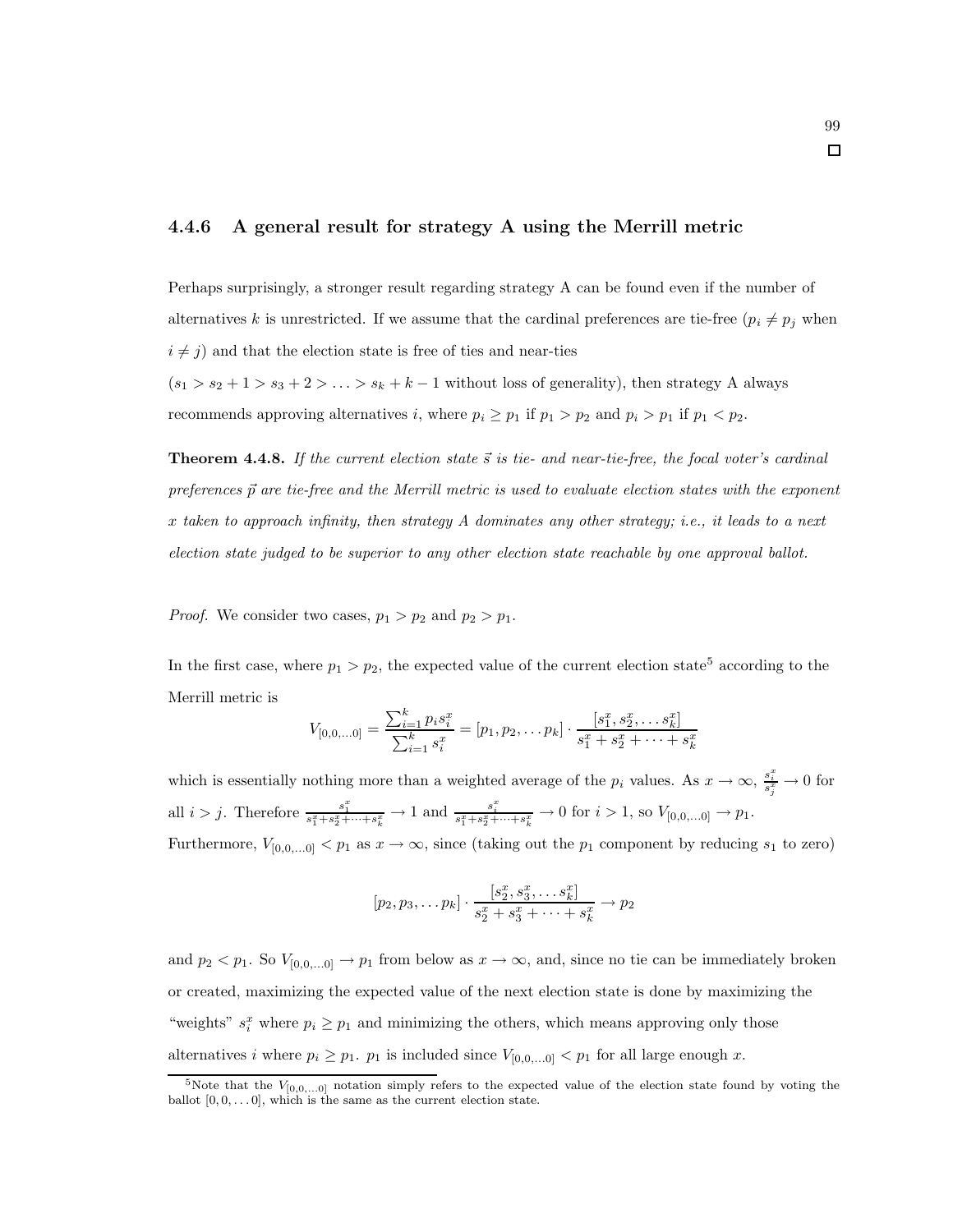### 4.4.6 A general result for strategy A using the Merrill metric

Perhaps surprisingly, a stronger result regarding strategy A can be found even if the number of alternatives $k$ is unrestricted. If we assume that the cardinal preferences are tie-free ($p_i \neq p_j$ when $i \neq j$) and that the election state is free of ties and near-ties

($s_1 > s_2 + 1 > s_3 + 2 > \ldots > s_k + k - 1$ without loss of generality), then strategy A always recommends approving alternatives $i$, where $p_i \geq p_1$ if $p_1 > p_2$ and $p_i > p_1$ if $p_1 < p_2$.

**Theorem 4.4.8.** *If the current election state $\vec{s}$ is tie- and near-tie-free, the focal voter's cardinal preferences $\vec{p}$ are tie-free and the Merrill metric is used to evaluate election states with the exponent $x$ taken to approach infinity, then strategy A dominates any other strategy; i.e., it leads to a next election state judged to be superior to any other election state reachable by one approval ballot.*

*Proof.* We consider two cases, $p_1 > p_2$ and $p_2 > p_1$.

In the first case, where $p_1 > p_2$, the expected value of the current election state[5] according to the Merrill metric is

$$V_{[0,0,\ldots 0]} = \frac{\sum_{i=1}^{k} p_i s_i^x}{\sum_{i=1}^{k} s_i^x} = [p_1, p_2, \ldots p_k] \cdot \frac{[s_1^x, s_2^x, \ldots s_k^x]}{s_1^x + s_2^x + \cdots + s_k^x}$$

which is essentially nothing more than a weighted average of the $p_i$ values. As $x \to \infty$, $\frac{s_i^x}{s_j^x} \to 0$ for all $i > j$. Therefore $\frac{s_1^x}{s_1^x + s_2^x + \cdots + s_k^x} \to 1$ and $\frac{s_i^x}{s_1^x + s_2^x + \cdots + s_k^x} \to 0$ for $i > 1$, so $V_{[0,0,\ldots 0]} \to p_1$.
Furthermore, $V_{[0,0,\ldots 0]} < p_1$ as $x \to \infty$, since (taking out the $p_1$ component by reducing $s_1$ to zero)

$$[p_2, p_3, \ldots p_k] \cdot \frac{[s_2^x, s_3^x, \ldots s_k^x]}{s_2^x + s_3^x + \cdots + s_k^x} \to p_2$$

and $p_2 < p_1$. So $V_{[0,0,\ldots 0]} \to p_1$ from below as $x \to \infty$, and, since no tie can be immediately broken or created, maximizing the expected value of the next election state is done by maximizing the "weights" $s_i^x$ where $p_i \geq p_1$ and minimizing the others, which means approving only those alternatives $i$ where $p_i \geq p_1$. $p_1$ is included since $V_{[0,0,\ldots 0]} < p_1$ for all large enough $x$.

[5] Note that the $V_{[0,0,\ldots 0]}$ notation simply refers to the expected value of the election state found by voting the ballot $[0, 0, \ldots 0]$, which is the same as the current election state.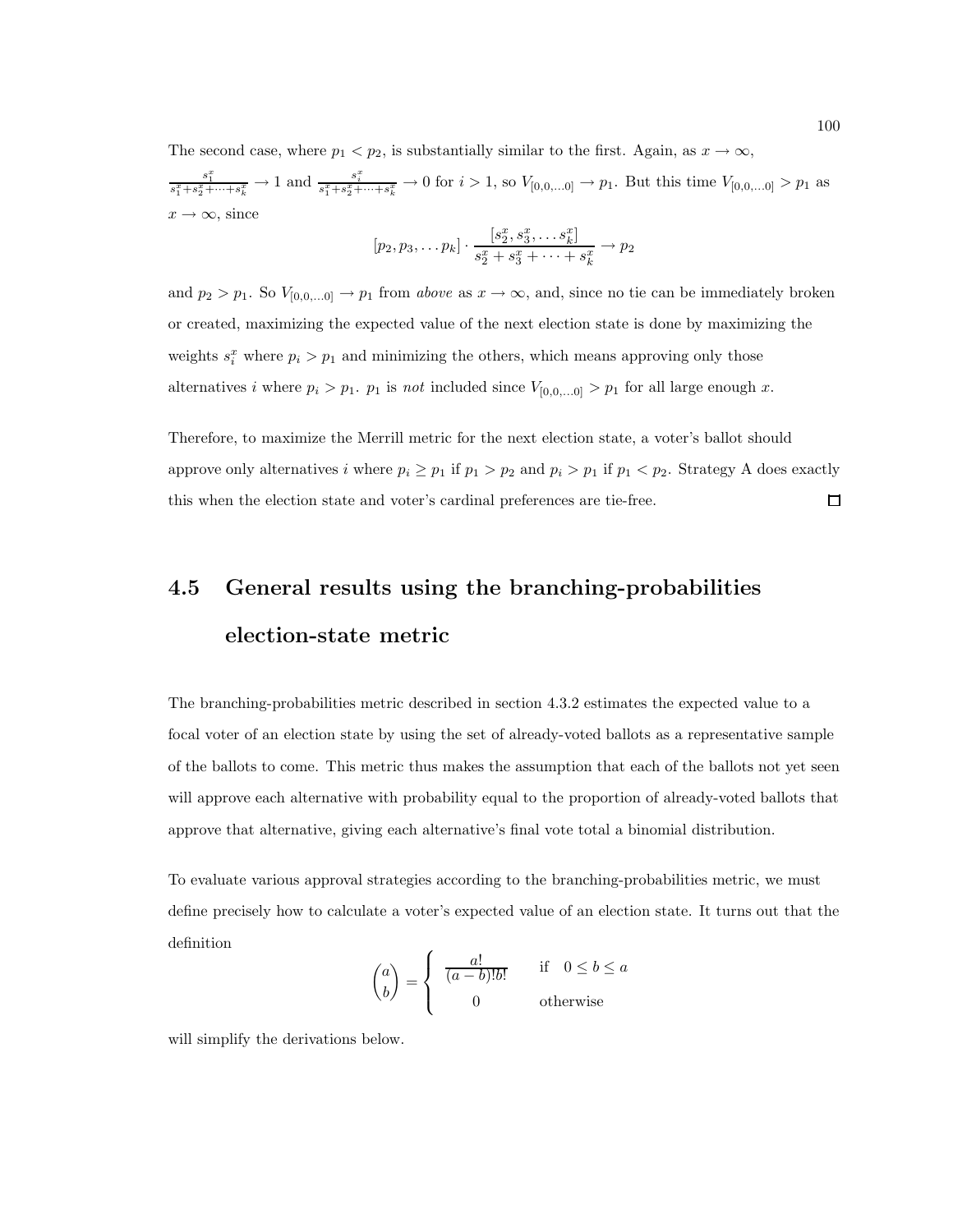The second case, where $p_1 < p_2$, is substantially similar to the first. Again, as $x \to \infty$, $\frac{s_1^x}{s_1^x + s_2^x + \cdots + s_k^x} \to 1$ and $\frac{s_i^x}{s_1^x + s_2^x + \cdots + s_k^x} \to 0$ for $i > 1$, so $V_{[0,0,\ldots 0]} \to p_1$. But this time $V_{[0,0,\ldots 0]} > p_1$ as $x \to \infty$, since

$$[p_2, p_3, \ldots p_k] \cdot \frac{[s_2^x, s_3^x, \ldots s_k^x]}{s_2^x + s_3^x + \cdots + s_k^x} \to p_2$$

and $p_2 > p_1$. So $V_{[0,0,\ldots 0]} \to p_1$ from *above* as $x \to \infty$, and, since no tie can be immediately broken or created, maximizing the expected value of the next election state is done by maximizing the weights $s_i^x$ where $p_i > p_1$ and minimizing the others, which means approving only those alternatives $i$ where $p_i > p_1$. $p_1$ is *not* included since $V_{[0,0,\ldots 0]} > p_1$ for all large enough $x$.

Therefore, to maximize the Merrill metric for the next election state, a voter's ballot should approve only alternatives $i$ where $p_i \geq p_1$ if $p_1 > p_2$ and $p_i > p_1$ if $p_1 < p_2$. Strategy A does exactly this when the election state and voter's cardinal preferences are tie-free. □

## 4.5 General results using the branching-probabilities election-state metric

The branching-probabilities metric described in section 4.3.2 estimates the expected value to a focal voter of an election state by using the set of already-voted ballots as a representative sample of the ballots to come. This metric thus makes the assumption that each of the ballots not yet seen will approve each alternative with probability equal to the proportion of already-voted ballots that approve that alternative, giving each alternative's final vote total a binomial distribution.

To evaluate various approval strategies according to the branching-probabilities metric, we must define precisely how to calculate a voter's expected value of an election state. It turns out that the definition

$$\binom{a}{b} = \begin{cases} \dfrac{a!}{(a-b)!b!} & \text{if} \quad 0 \leq b \leq a \\ 0 & \text{otherwise} \end{cases}$$

will simplify the derivations below.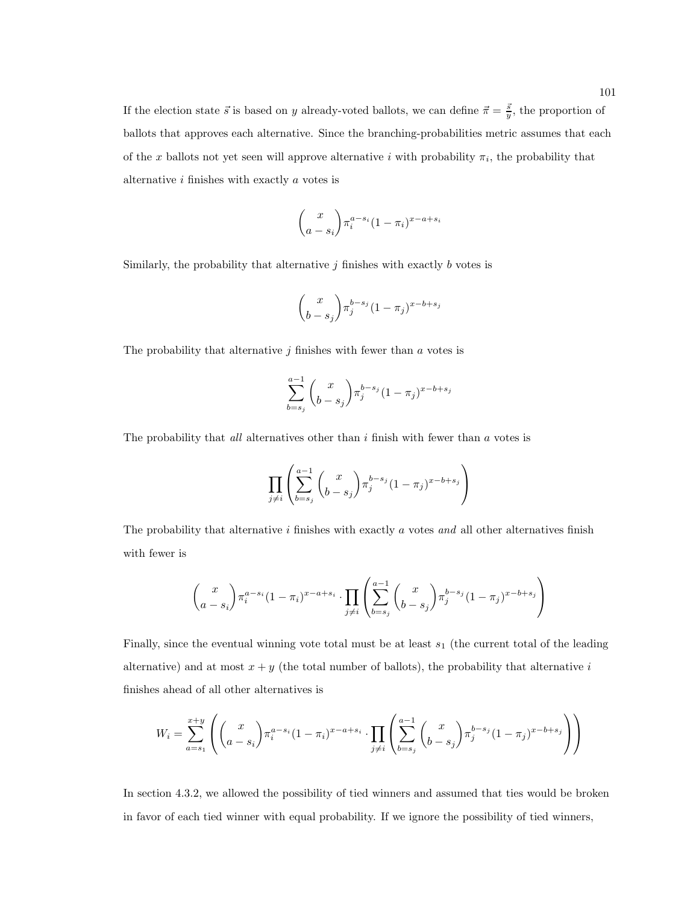If the election state $\vec{s}$ is based on $y$ already-voted ballots, we can define $\vec{\pi} = \frac{\vec{s}}{y}$, the proportion of ballots that approves each alternative. Since the branching-probabilities metric assumes that each of the $x$ ballots not yet seen will approve alternative $i$ with probability $\pi_i$, the probability that alternative $i$ finishes with exactly $a$ votes is

$$\binom{x}{a - s_i} \pi_i^{a-s_i} (1 - \pi_i)^{x-a+s_i}$$

Similarly, the probability that alternative $j$ finishes with exactly $b$ votes is

$$\binom{x}{b - s_j} \pi_j^{b-s_j} (1 - \pi_j)^{x-b+s_j}$$

The probability that alternative $j$ finishes with fewer than $a$ votes is

$$\sum_{b=s_j}^{a-1} \binom{x}{b - s_j} \pi_j^{b-s_j} (1 - \pi_j)^{x-b+s_j}$$

The probability that *all* alternatives other than $i$ finish with fewer than $a$ votes is

$$\prod_{j \neq i} \left( \sum_{b=s_j}^{a-1} \binom{x}{b - s_j} \pi_j^{b-s_j} (1 - \pi_j)^{x-b+s_j} \right)$$

The probability that alternative $i$ finishes with exactly $a$ votes *and* all other alternatives finish with fewer is

$$\binom{x}{a - s_i} \pi_i^{a-s_i} (1 - \pi_i)^{x-a+s_i} \cdot \prod_{j \neq i} \left( \sum_{b=s_j}^{a-1} \binom{x}{b - s_j} \pi_j^{b-s_j} (1 - \pi_j)^{x-b+s_j} \right)$$

Finally, since the eventual winning vote total must be at least $s_1$ (the current total of the leading alternative) and at most $x + y$ (the total number of ballots), the probability that alternative $i$ finishes ahead of all other alternatives is

$$W_i = \sum_{a=s_1}^{x+y} \left( \binom{x}{a - s_i} \pi_i^{a-s_i} (1 - \pi_i)^{x-a+s_i} \cdot \prod_{j \neq i} \left( \sum_{b=s_j}^{a-1} \binom{x}{b - s_j} \pi_j^{b-s_j} (1 - \pi_j)^{x-b+s_j} \right) \right)$$

In section 4.3.2, we allowed the possibility of tied winners and assumed that ties would be broken in favor of each tied winner with equal probability. If we ignore the possibility of tied winners,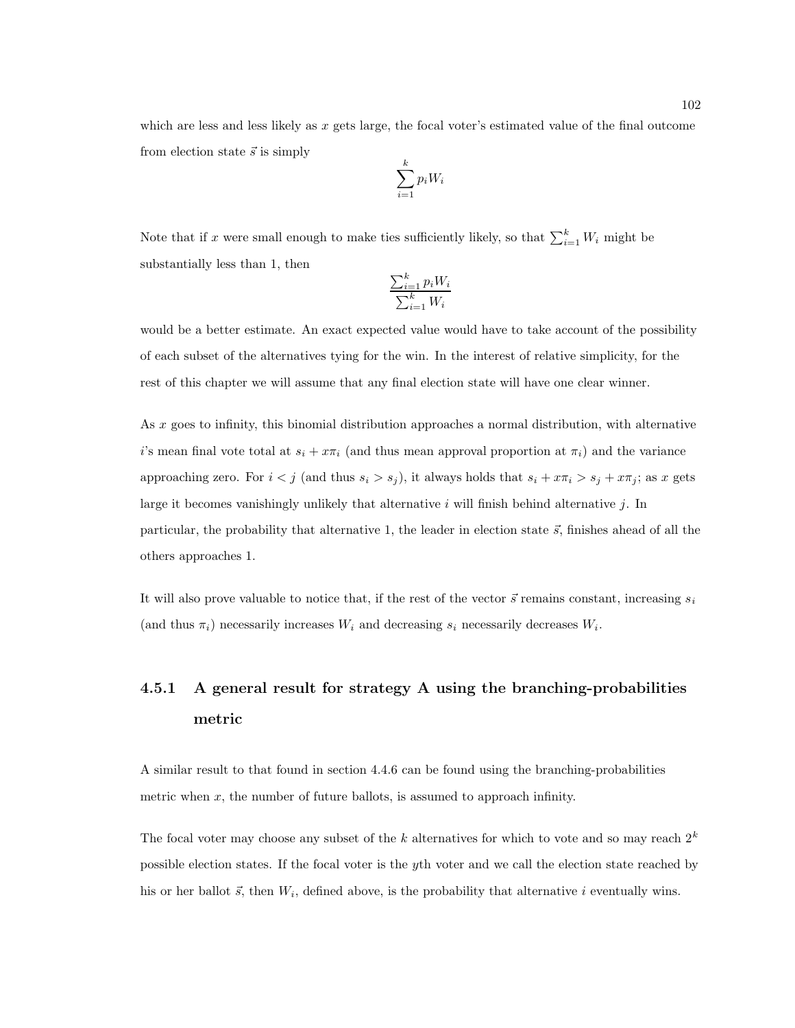which are less and less likely as $x$ gets large, the focal voter's estimated value of the final outcome from election state $\vec{s}$ is simply

$$\sum_{i=1}^{k} p_i W_i$$

Note that if $x$ were small enough to make ties sufficiently likely, so that $\sum_{i=1}^{k} W_i$ might be substantially less than 1, then

$$\frac{\sum_{i=1}^{k} p_i W_i}{\sum_{i=1}^{k} W_i}$$

would be a better estimate. An exact expected value would have to take account of the possibility of each subset of the alternatives tying for the win. In the interest of relative simplicity, for the rest of this chapter we will assume that any final election state will have one clear winner.

As $x$ goes to infinity, this binomial distribution approaches a normal distribution, with alternative $i$'s mean final vote total at $s_i + x\pi_i$ (and thus mean approval proportion at $\pi_i$) and the variance approaching zero. For $i < j$ (and thus $s_i > s_j$), it always holds that $s_i + x\pi_i > s_j + x\pi_j$; as $x$ gets large it becomes vanishingly unlikely that alternative $i$ will finish behind alternative $j$. In particular, the probability that alternative 1, the leader in election state $\vec{s}$, finishes ahead of all the others approaches 1.

It will also prove valuable to notice that, if the rest of the vector $\vec{s}$ remains constant, increasing $s_i$ (and thus $\pi_i$) necessarily increases $W_i$ and decreasing $s_i$ necessarily decreases $W_i$.

### 4.5.1 A general result for strategy A using the branching-probabilities metric

A similar result to that found in section 4.4.6 can be found using the branching-probabilities metric when $x$, the number of future ballots, is assumed to approach infinity.

The focal voter may choose any subset of the $k$ alternatives for which to vote and so may reach $2^k$ possible election states. If the focal voter is the $y$th voter and we call the election state reached by his or her ballot $\vec{s}$, then $W_i$, defined above, is the probability that alternative $i$ eventually wins.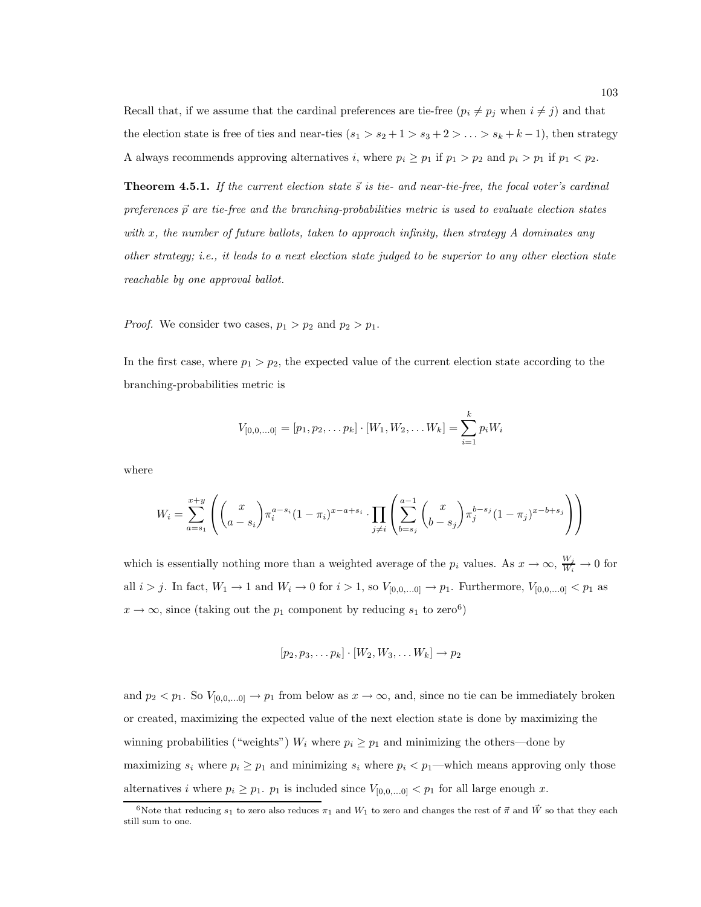Recall that, if we assume that the cardinal preferences are tie-free ($p_i \neq p_j$ when $i \neq j$) and that the election state is free of ties and near-ties ($s_1 > s_2 + 1 > s_3 + 2 > \ldots > s_k + k - 1$), then strategy A always recommends approving alternatives $i$, where $p_i \geq p_1$ if $p_1 > p_2$ and $p_i > p_1$ if $p_1 < p_2$.

**Theorem 4.5.1.** *If the current election state $\vec{s}$ is tie- and near-tie-free, the focal voter's cardinal preferences $\vec{p}$ are tie-free and the branching-probabilities metric is used to evaluate election states with $x$, the number of future ballots, taken to approach infinity, then strategy A dominates any other strategy; i.e., it leads to a next election state judged to be superior to any other election state reachable by one approval ballot.*

*Proof.* We consider two cases, $p_1 > p_2$ and $p_2 > p_1$.

In the first case, where $p_1 > p_2$, the expected value of the current election state according to the branching-probabilities metric is

$$V_{[0,0,\ldots 0]} = [p_1, p_2, \ldots p_k] \cdot [W_1, W_2, \ldots W_k] = \sum_{i=1}^{k} p_i W_i$$

where

$$W_i = \sum_{a=s_1}^{x+y} \left( \binom{x}{a - s_i} \pi_i^{a-s_i} (1-\pi_i)^{x-a+s_i} \cdot \prod_{j \neq i} \left( \sum_{b=s_j}^{a-1} \binom{x}{b - s_j} \pi_j^{b-s_j} (1-\pi_j)^{x-b+s_j} \right) \right)$$

which is essentially nothing more than a weighted average of the $p_i$ values. As $x \to \infty$, $\frac{W_j}{W_i} \to 0$ for all $i > j$. In fact, $W_1 \to 1$ and $W_i \to 0$ for $i > 1$, so $V_{[0,0,\ldots 0]} \to p_1$. Furthermore, $V_{[0,0,\ldots 0]} < p_1$ as $x \to \infty$, since (taking out the $p_1$ component by reducing $s_1$ to zero[6])

$$[p_2, p_3, \ldots p_k] \cdot [W_2, W_3, \ldots W_k] \to p_2$$

and $p_2 < p_1$. So $V_{[0,0,\ldots 0]} \to p_1$ from below as $x \to \infty$, and, since no tie can be immediately broken or created, maximizing the expected value of the next election state is done by maximizing the winning probabilities ("weights") $W_i$ where $p_i \geq p_1$ and minimizing the others—done by maximizing $s_i$ where $p_i \geq p_1$ and minimizing $s_i$ where $p_i < p_1$—which means approving only those alternatives $i$ where $p_i \geq p_1$. $p_1$ is included since $V_{[0,0,\ldots 0]} < p_1$ for all large enough $x$.

[6]Note that reducing $s_1$ to zero also reduces $\pi_1$ and $W_1$ to zero and changes the rest of $\vec{\pi}$ and $\vec{W}$ so that they each still sum to one.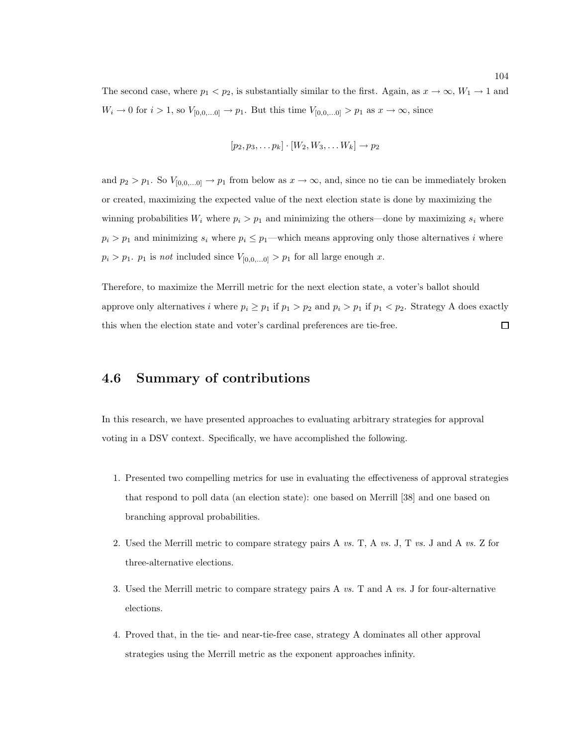The second case, where $p_1 < p_2$, is substantially similar to the first. Again, as $x \to \infty$, $W_1 \to 1$ and $W_i \to 0$ for $i > 1$, so $V_{[0,0,\ldots 0]} \to p_1$. But this time $V_{[0,0,\ldots 0]} > p_1$ as $x \to \infty$, since

$$[p_2, p_3, \ldots p_k] \cdot [W_2, W_3, \ldots W_k] \to p_2$$

and $p_2 > p_1$. So $V_{[0,0,\ldots 0]} \to p_1$ from below as $x \to \infty$, and, since no tie can be immediately broken or created, maximizing the expected value of the next election state is done by maximizing the winning probabilities $W_i$ where $p_i > p_1$ and minimizing the others—done by maximizing $s_i$ where $p_i > p_1$ and minimizing $s_i$ where $p_i \leq p_1$—which means approving only those alternatives $i$ where $p_i > p_1$. $p_1$ is *not* included since $V_{[0,0,\ldots 0]} > p_1$ for all large enough $x$.

Therefore, to maximize the Merrill metric for the next election state, a voter's ballot should approve only alternatives $i$ where $p_i \geq p_1$ if $p_1 > p_2$ and $p_i > p_1$ if $p_1 < p_2$. Strategy A does exactly this when the election state and voter's cardinal preferences are tie-free. □

## 4.6 Summary of contributions

In this research, we have presented approaches to evaluating arbitrary strategies for approval voting in a DSV context. Specifically, we have accomplished the following.

1. Presented two compelling metrics for use in evaluating the effectiveness of approval strategies that respond to poll data (an election state): one based on Merrill [38] and one based on branching approval probabilities.
2. Used the Merrill metric to compare strategy pairs A *vs.* T, A *vs.* J, T *vs.* J and A *vs.* Z for three-alternative elections.
3. Used the Merrill metric to compare strategy pairs A *vs.* T and A *vs.* J for four-alternative elections.
4. Proved that, in the tie- and near-tie-free case, strategy A dominates all other approval strategies using the Merrill metric as the exponent approaches infinity.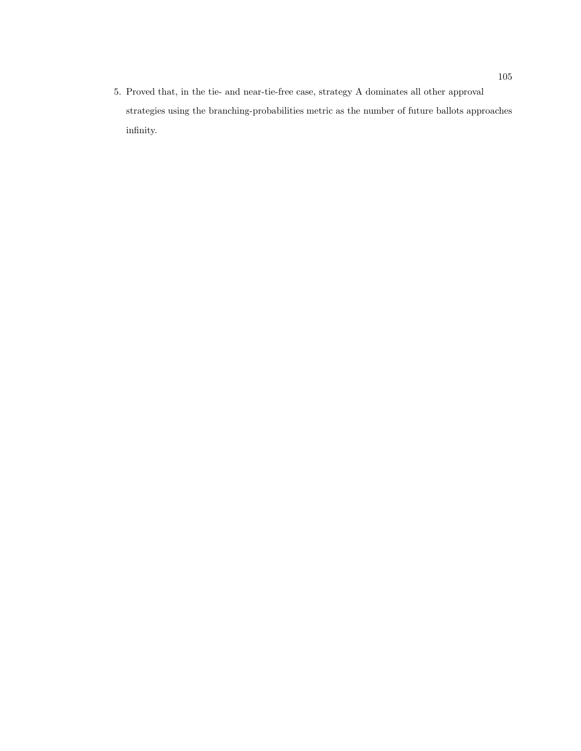5. Proved that, in the tie- and near-tie-free case, strategy A dominates all other approval strategies using the branching-probabilities metric as the number of future ballots approaches infinity.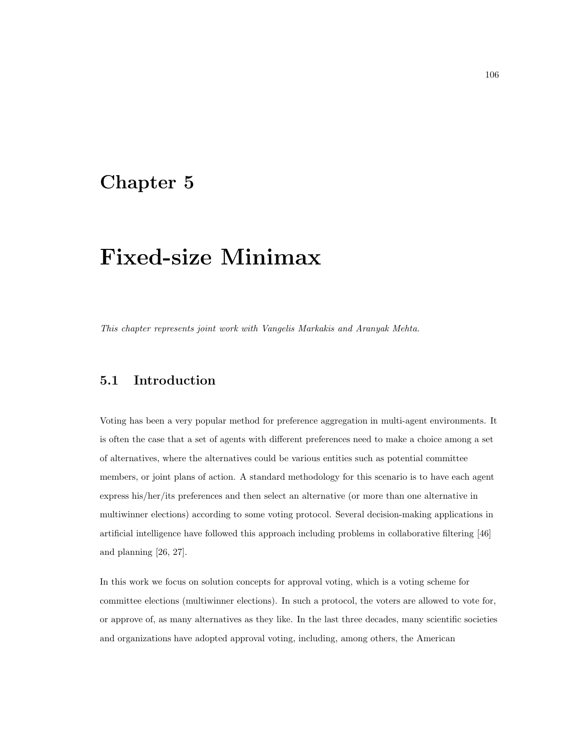# Chapter 5

# Fixed-size Minimax

*This chapter represents joint work with Vangelis Markakis and Aranyak Mehta.*

## 5.1 Introduction

Voting has been a very popular method for preference aggregation in multi-agent environments. It is often the case that a set of agents with different preferences need to make a choice among a set of alternatives, where the alternatives could be various entities such as potential committee members, or joint plans of action. A standard methodology for this scenario is to have each agent express his/her/its preferences and then select an alternative (or more than one alternative in multiwinner elections) according to some voting protocol. Several decision-making applications in artificial intelligence have followed this approach including problems in collaborative filtering [46] and planning [26, 27].

In this work we focus on solution concepts for approval voting, which is a voting scheme for committee elections (multiwinner elections). In such a protocol, the voters are allowed to vote for, or approve of, as many alternatives as they like. In the last three decades, many scientific societies and organizations have adopted approval voting, including, among others, the American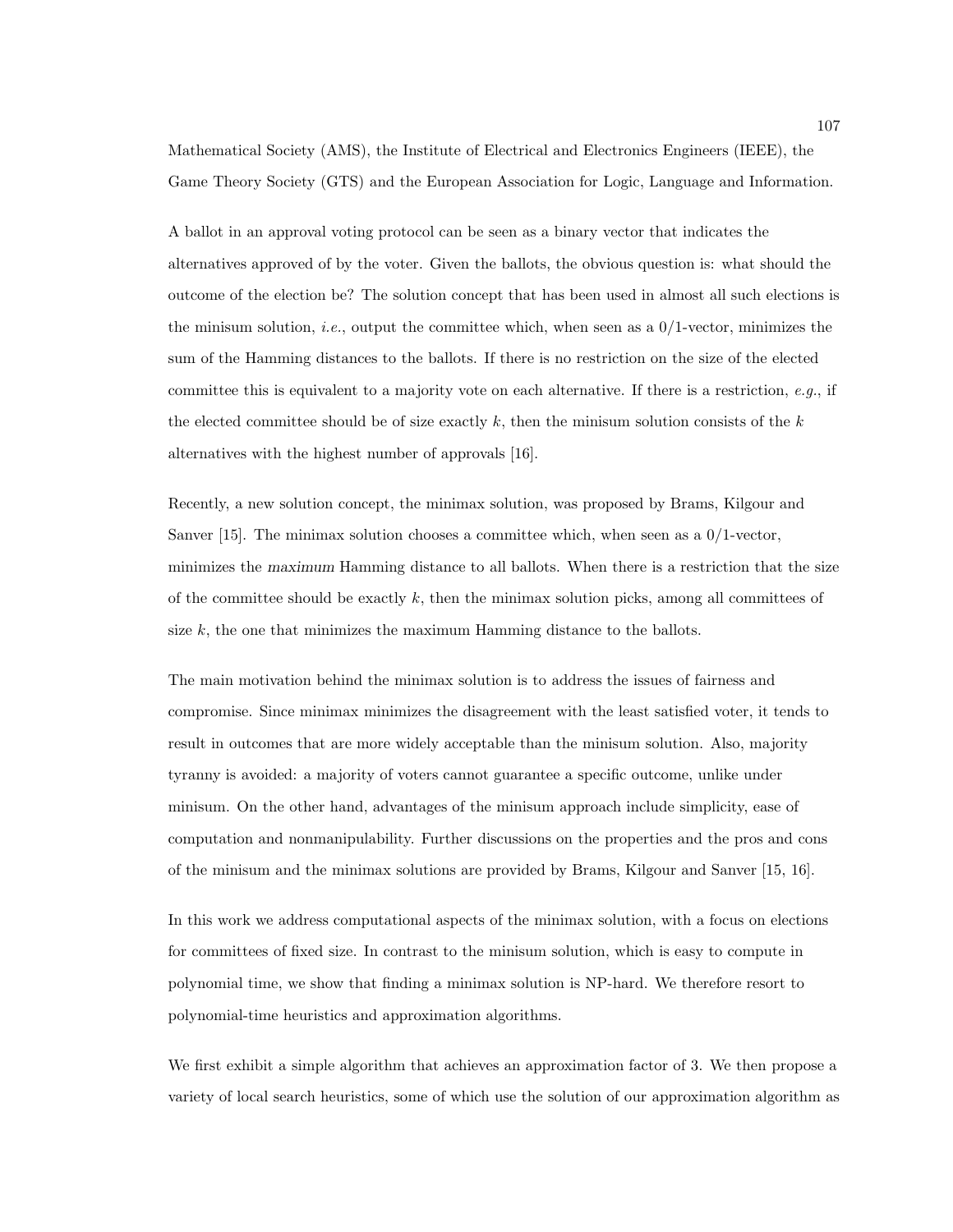Mathematical Society (AMS), the Institute of Electrical and Electronics Engineers (IEEE), the Game Theory Society (GTS) and the European Association for Logic, Language and Information.

A ballot in an approval voting protocol can be seen as a binary vector that indicates the alternatives approved of by the voter. Given the ballots, the obvious question is: what should the outcome of the election be? The solution concept that has been used in almost all such elections is the minisum solution, *i.e.*, output the committee which, when seen as a 0/1-vector, minimizes the sum of the Hamming distances to the ballots. If there is no restriction on the size of the elected committee this is equivalent to a majority vote on each alternative. If there is a restriction, *e.g.*, if the elected committee should be of size exactly $k$, then the minisum solution consists of the $k$ alternatives with the highest number of approvals [16].

Recently, a new solution concept, the minimax solution, was proposed by Brams, Kilgour and Sanver [15]. The minimax solution chooses a committee which, when seen as a 0/1-vector, minimizes the *maximum* Hamming distance to all ballots. When there is a restriction that the size of the committee should be exactly $k$, then the minimax solution picks, among all committees of size $k$, the one that minimizes the maximum Hamming distance to the ballots.

The main motivation behind the minimax solution is to address the issues of fairness and compromise. Since minimax minimizes the disagreement with the least satisfied voter, it tends to result in outcomes that are more widely acceptable than the minisum solution. Also, majority tyranny is avoided: a majority of voters cannot guarantee a specific outcome, unlike under minisum. On the other hand, advantages of the minisum approach include simplicity, ease of computation and nonmanipulability. Further discussions on the properties and the pros and cons of the minisum and the minimax solutions are provided by Brams, Kilgour and Sanver [15, 16].

In this work we address computational aspects of the minimax solution, with a focus on elections for committees of fixed size. In contrast to the minisum solution, which is easy to compute in polynomial time, we show that finding a minimax solution is NP-hard. We therefore resort to polynomial-time heuristics and approximation algorithms.

We first exhibit a simple algorithm that achieves an approximation factor of 3. We then propose a variety of local search heuristics, some of which use the solution of our approximation algorithm as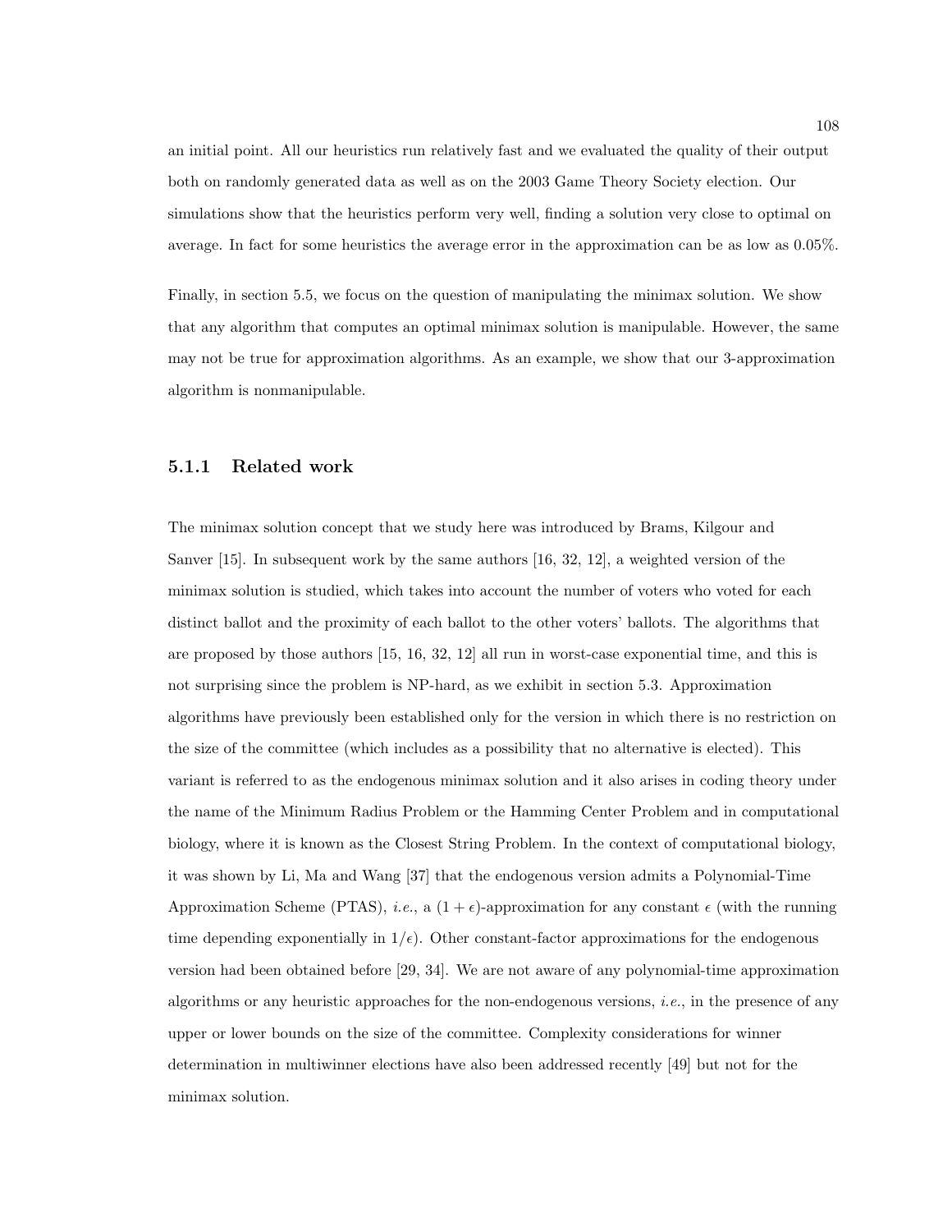an initial point. All our heuristics run relatively fast and we evaluated the quality of their output both on randomly generated data as well as on the 2003 Game Theory Society election. Our simulations show that the heuristics perform very well, finding a solution very close to optimal on average. In fact for some heuristics the average error in the approximation can be as low as 0.05%.

Finally, in section 5.5, we focus on the question of manipulating the minimax solution. We show that any algorithm that computes an optimal minimax solution is manipulable. However, the same may not be true for approximation algorithms. As an example, we show that our 3-approximation algorithm is nonmanipulable.

### 5.1.1 Related work

The minimax solution concept that we study here was introduced by Brams, Kilgour and Sanver [15]. In subsequent work by the same authors [16, 32, 12], a weighted version of the minimax solution is studied, which takes into account the number of voters who voted for each distinct ballot and the proximity of each ballot to the other voters' ballots. The algorithms that are proposed by those authors [15, 16, 32, 12] all run in worst-case exponential time, and this is not surprising since the problem is NP-hard, as we exhibit in section 5.3. Approximation algorithms have previously been established only for the version in which there is no restriction on the size of the committee (which includes as a possibility that no alternative is elected). This variant is referred to as the endogenous minimax solution and it also arises in coding theory under the name of the Minimum Radius Problem or the Hamming Center Problem and in computational biology, where it is known as the Closest String Problem. In the context of computational biology, it was shown by Li, Ma and Wang [37] that the endogenous version admits a Polynomial-Time Approximation Scheme (PTAS), *i.e.*, a $(1 + \epsilon)$-approximation for any constant $\epsilon$ (with the running time depending exponentially in $1/\epsilon$). Other constant-factor approximations for the endogenous version had been obtained before [29, 34]. We are not aware of any polynomial-time approximation algorithms or any heuristic approaches for the non-endogenous versions, *i.e.*, in the presence of any upper or lower bounds on the size of the committee. Complexity considerations for winner determination in multiwinner elections have also been addressed recently [49] but not for the minimax solution.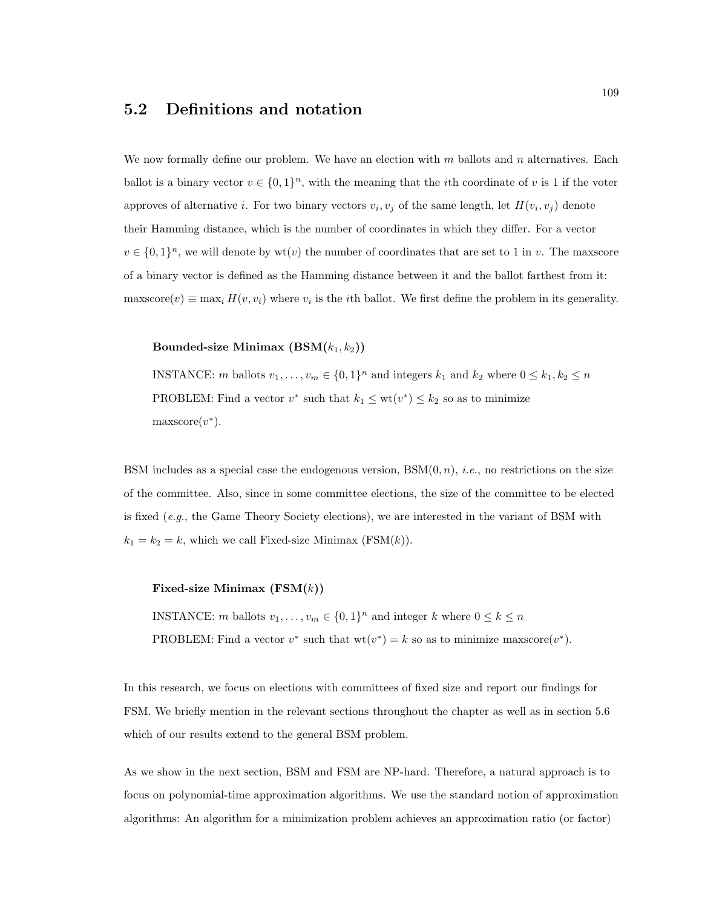## 5.2 Definitions and notation

We now formally define our problem. We have an election with $m$ ballots and $n$ alternatives. Each ballot is a binary vector $v \in \{0,1\}^n$, with the meaning that the $i$th coordinate of $v$ is 1 if the voter approves of alternative $i$. For two binary vectors $v_i, v_j$ of the same length, let $H(v_i, v_j)$ denote their Hamming distance, which is the number of coordinates in which they differ. For a vector $v \in \{0,1\}^n$, we will denote by $\text{wt}(v)$ the number of coordinates that are set to 1 in $v$. The maxscore of a binary vector is defined as the Hamming distance between it and the ballot farthest from it: $\text{maxscore}(v) \equiv \max_i H(v, v_i)$ where $v_i$ is the $i$th ballot. We first define the problem in its generality.

**Bounded-size Minimax (BSM($k_1, k_2$))**

INSTANCE: $m$ ballots $v_1, \ldots, v_m \in \{0,1\}^n$ and integers $k_1$ and $k_2$ where $0 \leq k_1, k_2 \leq n$

PROBLEM: Find a vector $v^*$ such that $k_1 \leq \text{wt}(v^*) \leq k_2$ so as to minimize $\text{maxscore}(v^*)$.

BSM includes as a special case the endogenous version, BSM$(0, n)$, *i.e.*, no restrictions on the size of the committee. Also, since in some committee elections, the size of the committee to be elected is fixed (*e.g.*, the Game Theory Society elections), we are interested in the variant of BSM with $k_1 = k_2 = k$, which we call Fixed-size Minimax (FSM($k$)).

**Fixed-size Minimax (FSM($k$))**

INSTANCE: $m$ ballots $v_1, \ldots, v_m \in \{0,1\}^n$ and integer $k$ where $0 \leq k \leq n$

PROBLEM: Find a vector $v^*$ such that $\text{wt}(v^*) = k$ so as to minimize $\text{maxscore}(v^*)$.

In this research, we focus on elections with committees of fixed size and report our findings for FSM. We briefly mention in the relevant sections throughout the chapter as well as in section 5.6 which of our results extend to the general BSM problem.

As we show in the next section, BSM and FSM are NP-hard. Therefore, a natural approach is to focus on polynomial-time approximation algorithms. We use the standard notion of approximation algorithms: An algorithm for a minimization problem achieves an approximation ratio (or factor)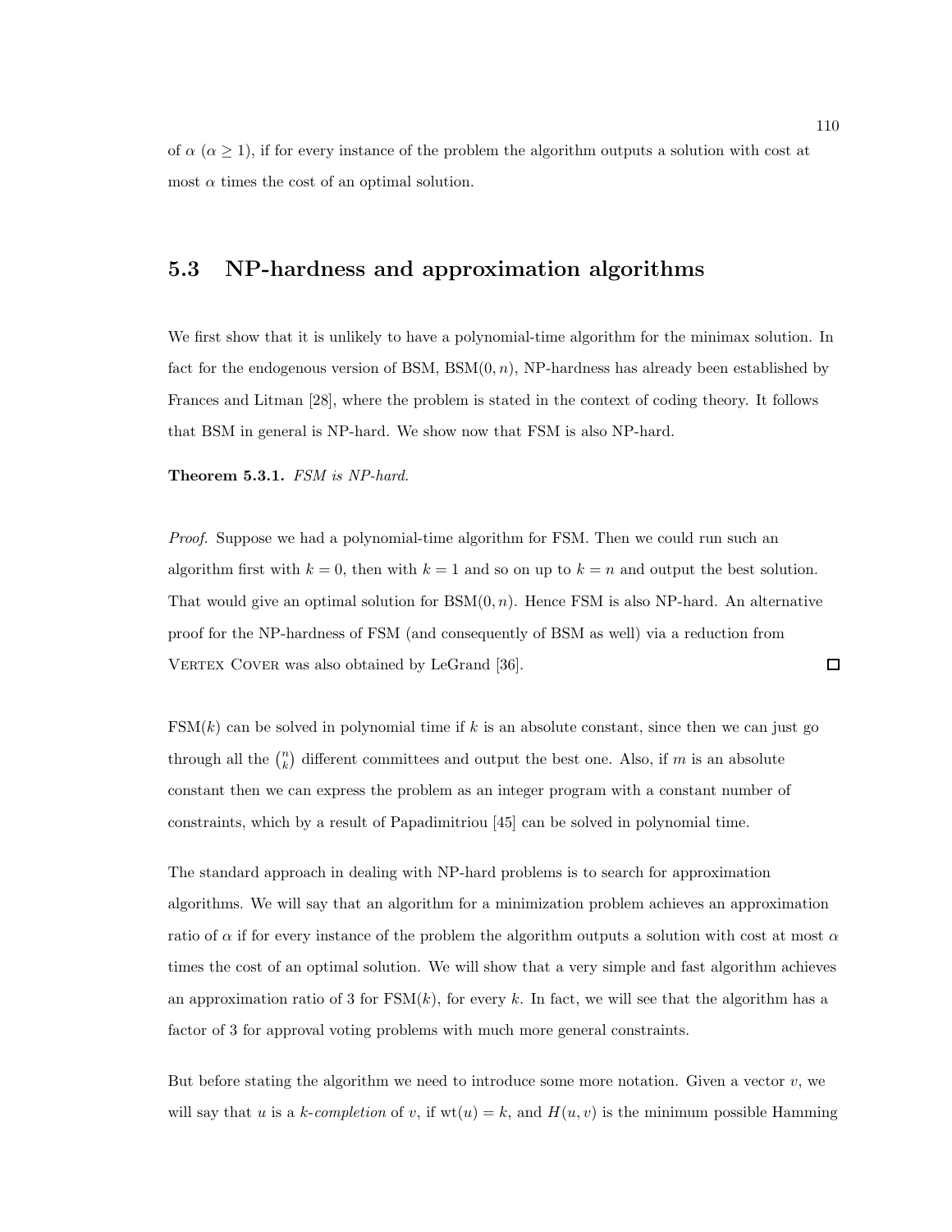of $\alpha$ ($\alpha \geq 1$), if for every instance of the problem the algorithm outputs a solution with cost at most $\alpha$ times the cost of an optimal solution.

## 5.3 NP-hardness and approximation algorithms

We first show that it is unlikely to have a polynomial-time algorithm for the minimax solution. In fact for the endogenous version of BSM, BSM$(0, n)$, NP-hardness has already been established by Frances and Litman [28], where the problem is stated in the context of coding theory. It follows that BSM in general is NP-hard. We show now that FSM is also NP-hard.

**Theorem 5.3.1.** *FSM is NP-hard.*

*Proof.* Suppose we had a polynomial-time algorithm for FSM. Then we could run such an algorithm first with $k = 0$, then with $k = 1$ and so on up to $k = n$ and output the best solution. That would give an optimal solution for BSM$(0, n)$. Hence FSM is also NP-hard. An alternative proof for the NP-hardness of FSM (and consequently of BSM as well) via a reduction from Vertex Cover was also obtained by LeGrand [36]. □

FSM$(k)$ can be solved in polynomial time if $k$ is an absolute constant, since then we can just go through all the $\binom{n}{k}$ different committees and output the best one. Also, if $m$ is an absolute constant then we can express the problem as an integer program with a constant number of constraints, which by a result of Papadimitriou [45] can be solved in polynomial time.

The standard approach in dealing with NP-hard problems is to search for approximation algorithms. We will say that an algorithm for a minimization problem achieves an approximation ratio of $\alpha$ if for every instance of the problem the algorithm outputs a solution with cost at most $\alpha$ times the cost of an optimal solution. We will show that a very simple and fast algorithm achieves an approximation ratio of 3 for FSM$(k)$, for every $k$. In fact, we will see that the algorithm has a factor of 3 for approval voting problems with much more general constraints.

But before stating the algorithm we need to introduce some more notation. Given a vector $v$, we will say that $u$ is a *k-completion* of $v$, if $\text{wt}(u) = k$, and $H(u, v)$ is the minimum possible Hamming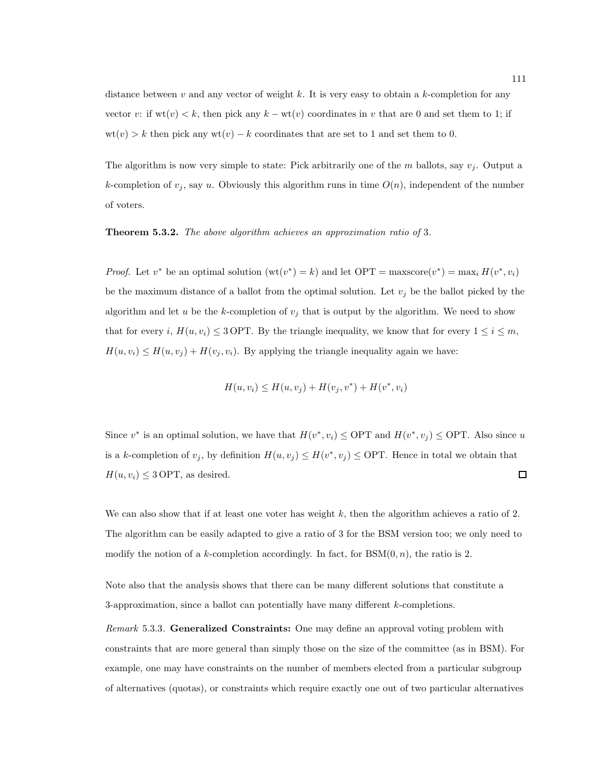distance between $v$ and any vector of weight $k$. It is very easy to obtain a $k$-completion for any vector $v$: if $\text{wt}(v) < k$, then pick any $k - \text{wt}(v)$ coordinates in $v$ that are 0 and set them to 1; if $\text{wt}(v) > k$ then pick any $\text{wt}(v) - k$ coordinates that are set to 1 and set them to 0.

The algorithm is now very simple to state: Pick arbitrarily one of the $m$ ballots, say $v_j$. Output a $k$-completion of $v_j$, say $u$. Obviously this algorithm runs in time $O(n)$, independent of the number of voters.

**Theorem 5.3.2.** *The above algorithm achieves an approximation ratio of* 3.

*Proof.* Let $v^*$ be an optimal solution ($\text{wt}(v^*) = k$) and let $\text{OPT} = \text{maxscore}(v^*) = \max_i H(v^*, v_i)$ be the maximum distance of a ballot from the optimal solution. Let $v_j$ be the ballot picked by the algorithm and let $u$ be the $k$-completion of $v_j$ that is output by the algorithm. We need to show that for every $i$, $H(u, v_i) \leq 3\,\text{OPT}$. By the triangle inequality, we know that for every $1 \leq i \leq m$, $H(u, v_i) \leq H(u, v_j) + H(v_j, v_i)$. By applying the triangle inequality again we have:

$$H(u, v_i) \leq H(u, v_j) + H(v_j, v^*) + H(v^*, v_i)$$

Since $v^*$ is an optimal solution, we have that $H(v^*, v_i) \leq \text{OPT}$ and $H(v^*, v_j) \leq \text{OPT}$. Also since $u$ is a $k$-completion of $v_j$, by definition $H(u, v_j) \leq H(v^*, v_j) \leq \text{OPT}$. Hence in total we obtain that $H(u, v_i) \leq 3\,\text{OPT}$, as desired. ☐

We can also show that if at least one voter has weight $k$, then the algorithm achieves a ratio of 2. The algorithm can be easily adapted to give a ratio of 3 for the BSM version too; we only need to modify the notion of a $k$-completion accordingly. In fact, for $\text{BSM}(0, n)$, the ratio is 2.

Note also that the analysis shows that there can be many different solutions that constitute a 3-approximation, since a ballot can potentially have many different $k$-completions.

*Remark* 5.3.3. **Generalized Constraints:** One may define an approval voting problem with constraints that are more general than simply those on the size of the committee (as in BSM). For example, one may have constraints on the number of members elected from a particular subgroup of alternatives (quotas), or constraints which require exactly one out of two particular alternatives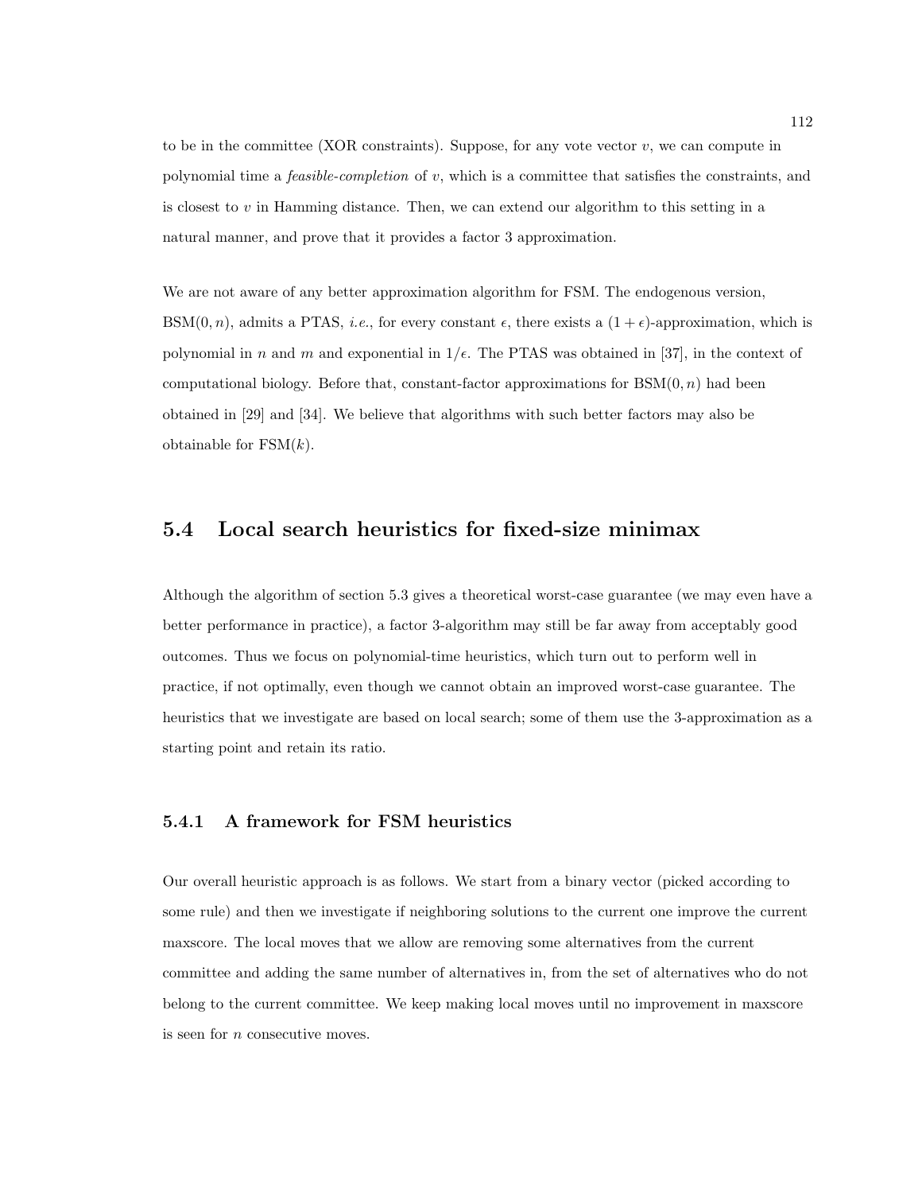to be in the committee (XOR constraints). Suppose, for any vote vector $v$, we can compute in polynomial time a *feasible-completion* of $v$, which is a committee that satisfies the constraints, and is closest to $v$ in Hamming distance. Then, we can extend our algorithm to this setting in a natural manner, and prove that it provides a factor 3 approximation.

We are not aware of any better approximation algorithm for FSM. The endogenous version, BSM$(0, n)$, admits a PTAS, *i.e.*, for every constant $\epsilon$, there exists a $(1 + \epsilon)$-approximation, which is polynomial in $n$ and $m$ and exponential in $1/\epsilon$. The PTAS was obtained in [37], in the context of computational biology. Before that, constant-factor approximations for BSM$(0, n)$ had been obtained in [29] and [34]. We believe that algorithms with such better factors may also be obtainable for FSM$(k)$.

## 5.4 Local search heuristics for fixed-size minimax

Although the algorithm of section 5.3 gives a theoretical worst-case guarantee (we may even have a better performance in practice), a factor 3-algorithm may still be far away from acceptably good outcomes. Thus we focus on polynomial-time heuristics, which turn out to perform well in practice, if not optimally, even though we cannot obtain an improved worst-case guarantee. The heuristics that we investigate are based on local search; some of them use the 3-approximation as a starting point and retain its ratio.

### 5.4.1 A framework for FSM heuristics

Our overall heuristic approach is as follows. We start from a binary vector (picked according to some rule) and then we investigate if neighboring solutions to the current one improve the current maxscore. The local moves that we allow are removing some alternatives from the current committee and adding the same number of alternatives in, from the set of alternatives who do not belong to the current committee. We keep making local moves until no improvement in maxscore is seen for $n$ consecutive moves.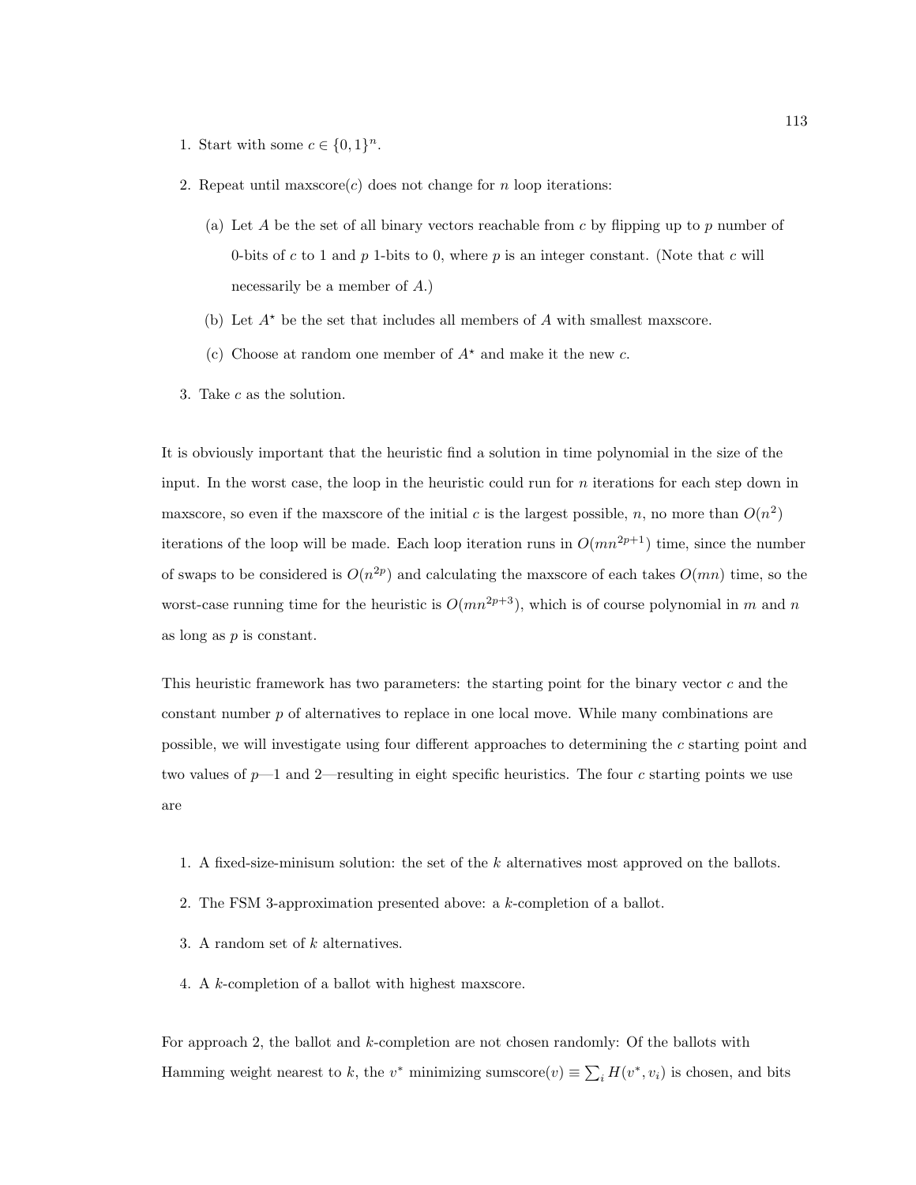1. Start with some $c \in \{0,1\}^n$.
2. Repeat until maxscore($c$) does not change for $n$ loop iterations:
   (a) Let $A$ be the set of all binary vectors reachable from $c$ by flipping up to $p$ number of 0-bits of $c$ to 1 and $p$ 1-bits to 0, where $p$ is an integer constant. (Note that $c$ will necessarily be a member of $A$.)
   (b) Let $A^\star$ be the set that includes all members of $A$ with smallest maxscore.
   (c) Choose at random one member of $A^\star$ and make it the new $c$.
3. Take $c$ as the solution.

It is obviously important that the heuristic find a solution in time polynomial in the size of the input. In the worst case, the loop in the heuristic could run for $n$ iterations for each step down in maxscore, so even if the maxscore of the initial $c$ is the largest possible, $n$, no more than $O(n^2)$ iterations of the loop will be made. Each loop iteration runs in $O(mn^{2p+1})$ time, since the number of swaps to be considered is $O(n^{2p})$ and calculating the maxscore of each takes $O(mn)$ time, so the worst-case running time for the heuristic is $O(mn^{2p+3})$, which is of course polynomial in $m$ and $n$ as long as $p$ is constant.

This heuristic framework has two parameters: the starting point for the binary vector $c$ and the constant number $p$ of alternatives to replace in one local move. While many combinations are possible, we will investigate using four different approaches to determining the $c$ starting point and two values of $p$—1 and 2—resulting in eight specific heuristics. The four $c$ starting points we use are

1. A fixed-size-minisum solution: the set of the $k$ alternatives most approved on the ballots.
2. The FSM 3-approximation presented above: a $k$-completion of a ballot.
3. A random set of $k$ alternatives.
4. A $k$-completion of a ballot with highest maxscore.

For approach 2, the ballot and $k$-completion are not chosen randomly: Of the ballots with Hamming weight nearest to $k$, the $v^*$ minimizing sumscore$(v) \equiv \sum_i H(v^*, v_i)$ is chosen, and bits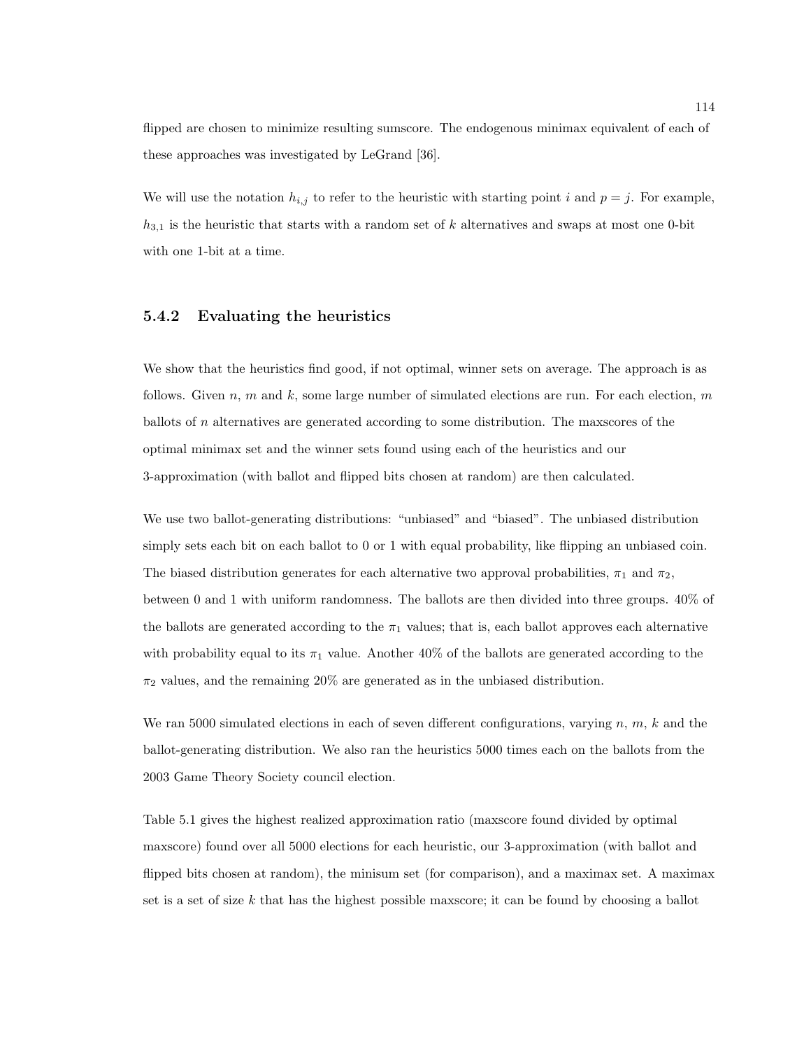flipped are chosen to minimize resulting sumscore. The endogenous minimax equivalent of each of these approaches was investigated by LeGrand [36].

We will use the notation $h_{i,j}$ to refer to the heuristic with starting point $i$ and $p = j$. For example, $h_{3,1}$ is the heuristic that starts with a random set of $k$ alternatives and swaps at most one 0-bit with one 1-bit at a time.

### 5.4.2 Evaluating the heuristics

We show that the heuristics find good, if not optimal, winner sets on average. The approach is as follows. Given $n$, $m$ and $k$, some large number of simulated elections are run. For each election, $m$ ballots of $n$ alternatives are generated according to some distribution. The maxscores of the optimal minimax set and the winner sets found using each of the heuristics and our 3-approximation (with ballot and flipped bits chosen at random) are then calculated.

We use two ballot-generating distributions: "unbiased" and "biased". The unbiased distribution simply sets each bit on each ballot to 0 or 1 with equal probability, like flipping an unbiased coin. The biased distribution generates for each alternative two approval probabilities, $\pi_1$ and $\pi_2$, between 0 and 1 with uniform randomness. The ballots are then divided into three groups. 40% of the ballots are generated according to the $\pi_1$ values; that is, each ballot approves each alternative with probability equal to its $\pi_1$ value. Another 40% of the ballots are generated according to the $\pi_2$ values, and the remaining 20% are generated as in the unbiased distribution.

We ran 5000 simulated elections in each of seven different configurations, varying $n$, $m$, $k$ and the ballot-generating distribution. We also ran the heuristics 5000 times each on the ballots from the 2003 Game Theory Society council election.

Table 5.1 gives the highest realized approximation ratio (maxscore found divided by optimal maxscore) found over all 5000 elections for each heuristic, our 3-approximation (with ballot and flipped bits chosen at random), the minisum set (for comparison), and a maximax set. A maximax set is a set of size $k$ that has the highest possible maxscore; it can be found by choosing a ballot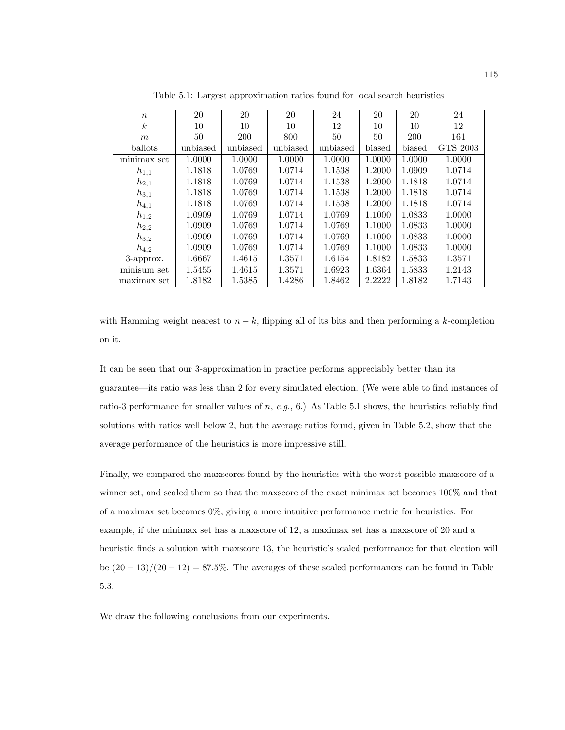Table 5.1: Largest approximation ratios found for local search heuristics

| $n$ | 20 | 20 | 20 | 24 | 20 | 20 | 24 |
|---|---|---|---|---|---|---|---|
| $k$ | 10 | 10 | 10 | 12 | 10 | 10 | 12 |
| $m$ | 50 | 200 | 800 | 50 | 50 | 200 | 161 |
| ballots | unbiased | unbiased | unbiased | unbiased | biased | biased | GTS 2003 |
| minimax set | 1.0000 | 1.0000 | 1.0000 | 1.0000 | 1.0000 | 1.0000 | 1.0000 |
| $h_{1,1}$ | 1.1818 | 1.0769 | 1.0714 | 1.1538 | 1.2000 | 1.0909 | 1.0714 |
| $h_{2,1}$ | 1.1818 | 1.0769 | 1.0714 | 1.1538 | 1.2000 | 1.1818 | 1.0714 |
| $h_{3,1}$ | 1.1818 | 1.0769 | 1.0714 | 1.1538 | 1.2000 | 1.1818 | 1.0714 |
| $h_{4,1}$ | 1.1818 | 1.0769 | 1.0714 | 1.1538 | 1.2000 | 1.1818 | 1.0714 |
| $h_{1,2}$ | 1.0909 | 1.0769 | 1.0714 | 1.0769 | 1.1000 | 1.0833 | 1.0000 |
| $h_{2,2}$ | 1.0909 | 1.0769 | 1.0714 | 1.0769 | 1.1000 | 1.0833 | 1.0000 |
| $h_{3,2}$ | 1.0909 | 1.0769 | 1.0714 | 1.0769 | 1.1000 | 1.0833 | 1.0000 |
| $h_{4,2}$ | 1.0909 | 1.0769 | 1.0714 | 1.0769 | 1.1000 | 1.0833 | 1.0000 |
| 3-approx. | 1.6667 | 1.4615 | 1.3571 | 1.6154 | 1.8182 | 1.5833 | 1.3571 |
| minisum set | 1.5455 | 1.4615 | 1.3571 | 1.6923 | 1.6364 | 1.5833 | 1.2143 |
| maximax set | 1.8182 | 1.5385 | 1.4286 | 1.8462 | 2.2222 | 1.8182 | 1.7143 |

with Hamming weight nearest to $n - k$, flipping all of its bits and then performing a $k$-completion on it.

It can be seen that our 3-approximation in practice performs appreciably better than its guarantee—its ratio was less than 2 for every simulated election. (We were able to find instances of ratio-3 performance for smaller values of $n$, *e.g.*, 6.) As Table 5.1 shows, the heuristics reliably find solutions with ratios well below 2, but the average ratios found, given in Table 5.2, show that the average performance of the heuristics is more impressive still.

Finally, we compared the maxscores found by the heuristics with the worst possible maxscore of a winner set, and scaled them so that the maxscore of the exact minimax set becomes 100% and that of a maximax set becomes 0%, giving a more intuitive performance metric for heuristics. For example, if the minimax set has a maxscore of 12, a maximax set has a maxscore of 20 and a heuristic finds a solution with maxscore 13, the heuristic's scaled performance for that election will be $(20 - 13)/(20 - 12) = 87.5\%$. The averages of these scaled performances can be found in Table 5.3.

We draw the following conclusions from our experiments.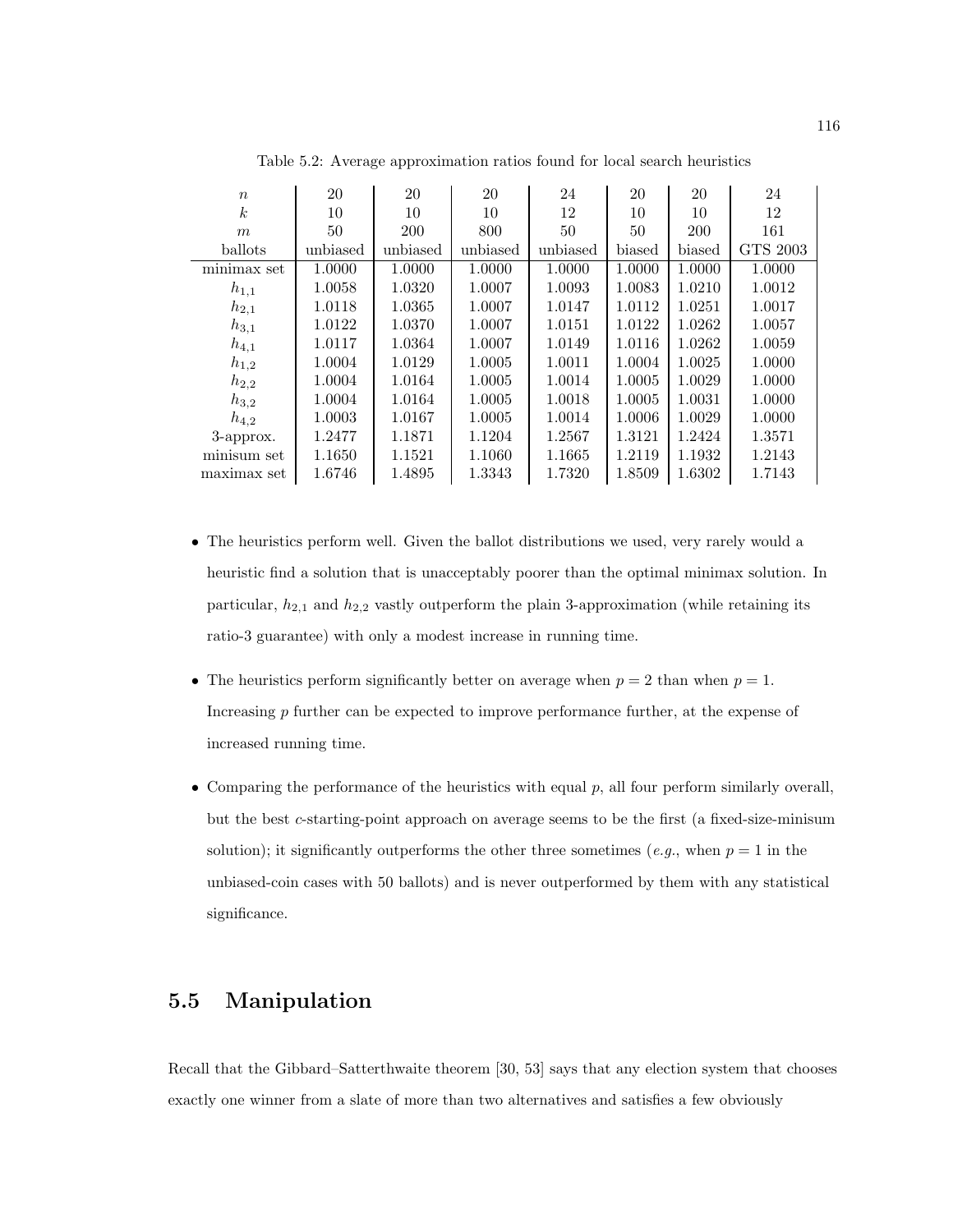Table 5.2: Average approximation ratios found for local search heuristics

| $n$ | 20 | 20 | 20 | 24 | 20 | 20 | 24 |
|---|---|---|---|---|---|---|---|
| $k$ | 10 | 10 | 10 | 12 | 10 | 10 | 12 |
| $m$ | 50 | 200 | 800 | 50 | 50 | 200 | 161 |
| ballots | unbiased | unbiased | unbiased | unbiased | biased | biased | GTS 2003 |
| minimax set | 1.0000 | 1.0000 | 1.0000 | 1.0000 | 1.0000 | 1.0000 | 1.0000 |
| $h_{1,1}$ | 1.0058 | 1.0320 | 1.0007 | 1.0093 | 1.0083 | 1.0210 | 1.0012 |
| $h_{2,1}$ | 1.0118 | 1.0365 | 1.0007 | 1.0147 | 1.0112 | 1.0251 | 1.0017 |
| $h_{3,1}$ | 1.0122 | 1.0370 | 1.0007 | 1.0151 | 1.0122 | 1.0262 | 1.0057 |
| $h_{4,1}$ | 1.0117 | 1.0364 | 1.0007 | 1.0149 | 1.0116 | 1.0262 | 1.0059 |
| $h_{1,2}$ | 1.0004 | 1.0129 | 1.0005 | 1.0011 | 1.0004 | 1.0025 | 1.0000 |
| $h_{2,2}$ | 1.0004 | 1.0164 | 1.0005 | 1.0014 | 1.0005 | 1.0029 | 1.0000 |
| $h_{3,2}$ | 1.0004 | 1.0164 | 1.0005 | 1.0018 | 1.0005 | 1.0031 | 1.0000 |
| $h_{4,2}$ | 1.0003 | 1.0167 | 1.0005 | 1.0014 | 1.0006 | 1.0029 | 1.0000 |
| 3-approx. | 1.2477 | 1.1871 | 1.1204 | 1.2567 | 1.3121 | 1.2424 | 1.3571 |
| minisum set | 1.1650 | 1.1521 | 1.1060 | 1.1665 | 1.2119 | 1.1932 | 1.2143 |
| maximax set | 1.6746 | 1.4895 | 1.3343 | 1.7320 | 1.8509 | 1.6302 | 1.7143 |

- The heuristics perform well. Given the ballot distributions we used, very rarely would a heuristic find a solution that is unacceptably poorer than the optimal minimax solution. In particular, $h_{2,1}$ and $h_{2,2}$ vastly outperform the plain 3-approximation (while retaining its ratio-3 guarantee) with only a modest increase in running time.
- The heuristics perform significantly better on average when $p = 2$ than when $p = 1$. Increasing $p$ further can be expected to improve performance further, at the expense of increased running time.
- Comparing the performance of the heuristics with equal $p$, all four perform similarly overall, but the best $c$-starting-point approach on average seems to be the first (a fixed-size-minisum solution); it significantly outperforms the other three sometimes (*e.g.*, when $p = 1$ in the unbiased-coin cases with 50 ballots) and is never outperformed by them with any statistical significance.

## 5.5 Manipulation

Recall that the Gibbard–Satterthwaite theorem [30, 53] says that any election system that chooses exactly one winner from a slate of more than two alternatives and satisfies a few obviously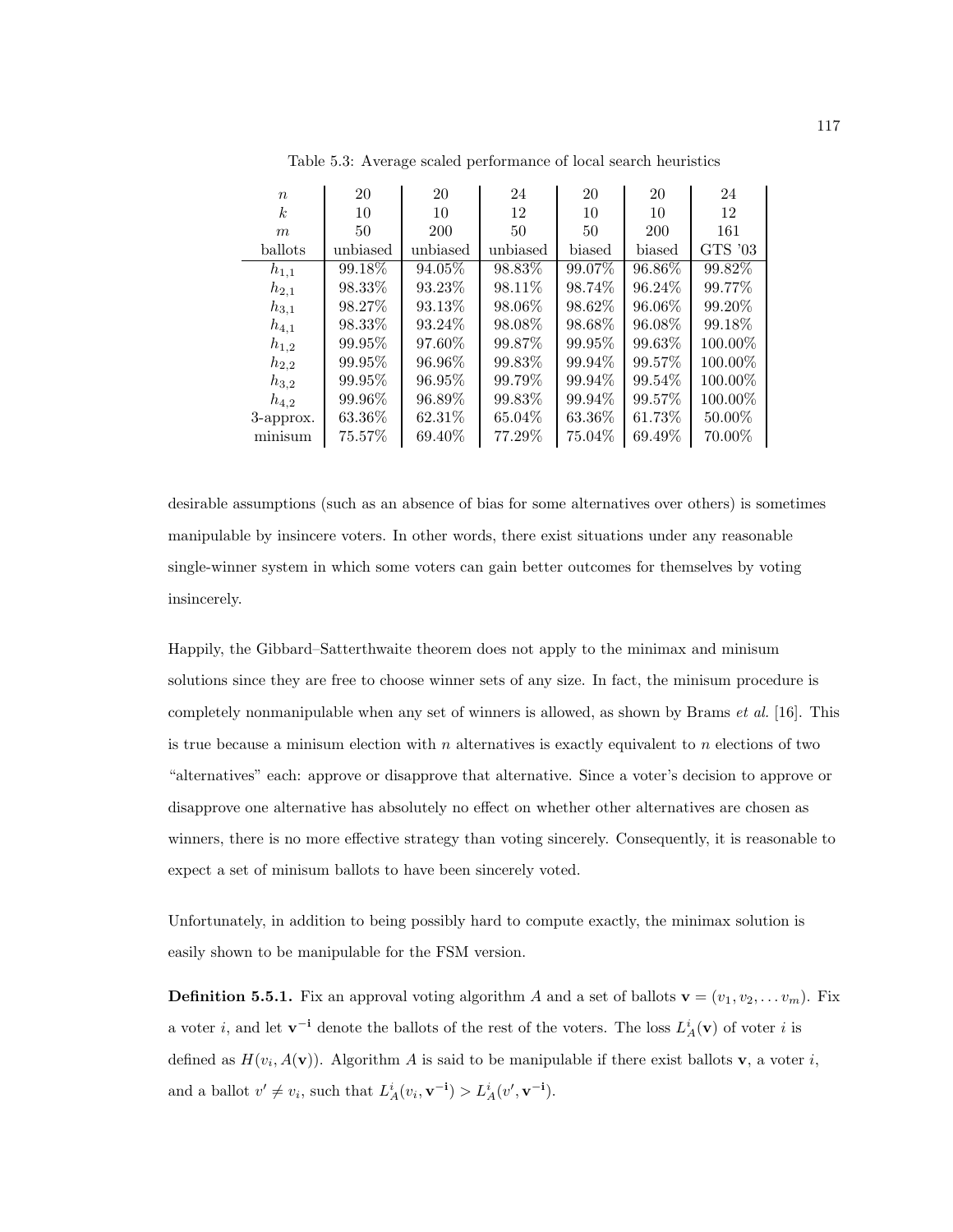Table 5.3: Average scaled performance of local search heuristics

| $n$ | 20 | 20 | 24 | 20 | 20 | 24 |
|---|---|---|---|---|---|---|
| $k$ | 10 | 10 | 12 | 10 | 10 | 12 |
| $m$ | 50 | 200 | 50 | 50 | 200 | 161 |
| ballots | unbiased | unbiased | unbiased | biased | biased | GTS '03 |
| $h_{1,1}$ | 99.18% | 94.05% | 98.83% | 99.07% | 96.86% | 99.82% |
| $h_{2,1}$ | 98.33% | 93.23% | 98.11% | 98.74% | 96.24% | 99.77% |
| $h_{3,1}$ | 98.27% | 93.13% | 98.06% | 98.62% | 96.06% | 99.20% |
| $h_{4,1}$ | 98.33% | 93.24% | 98.08% | 98.68% | 96.08% | 99.18% |
| $h_{1,2}$ | 99.95% | 97.60% | 99.87% | 99.95% | 99.63% | 100.00% |
| $h_{2,2}$ | 99.95% | 96.96% | 99.83% | 99.94% | 99.57% | 100.00% |
| $h_{3,2}$ | 99.95% | 96.95% | 99.79% | 99.94% | 99.54% | 100.00% |
| $h_{4,2}$ | 99.96% | 96.89% | 99.83% | 99.94% | 99.57% | 100.00% |
| 3-approx. | 63.36% | 62.31% | 65.04% | 63.36% | 61.73% | 50.00% |
| minisum | 75.57% | 69.40% | 77.29% | 75.04% | 69.49% | 70.00% |

desirable assumptions (such as an absence of bias for some alternatives over others) is sometimes manipulable by insincere voters. In other words, there exist situations under any reasonable single-winner system in which some voters can gain better outcomes for themselves by voting insincerely.

Happily, the Gibbard–Satterthwaite theorem does not apply to the minimax and minisum solutions since they are free to choose winner sets of any size. In fact, the minisum procedure is completely nonmanipulable when any set of winners is allowed, as shown by Brams *et al.* [16]. This is true because a minisum election with $n$ alternatives is exactly equivalent to $n$ elections of two "alternatives" each: approve or disapprove that alternative. Since a voter's decision to approve or disapprove one alternative has absolutely no effect on whether other alternatives are chosen as winners, there is no more effective strategy than voting sincerely. Consequently, it is reasonable to expect a set of minisum ballots to have been sincerely voted.

Unfortunately, in addition to being possibly hard to compute exactly, the minimax solution is easily shown to be manipulable for the FSM version.

**Definition 5.5.1.** Fix an approval voting algorithm $A$ and a set of ballots $\mathbf{v} = (v_1, v_2, \ldots v_m)$. Fix a voter $i$, and let $\mathbf{v^{-i}}$ denote the ballots of the rest of the voters. The loss $L^i_A(\mathbf{v})$ of voter $i$ is defined as $H(v_i, A(\mathbf{v}))$. Algorithm $A$ is said to be manipulable if there exist ballots $\mathbf{v}$, a voter $i$, and a ballot $v' \neq v_i$, such that $L^i_A(v_i, \mathbf{v^{-i}}) > L^i_A(v', \mathbf{v^{-i}})$.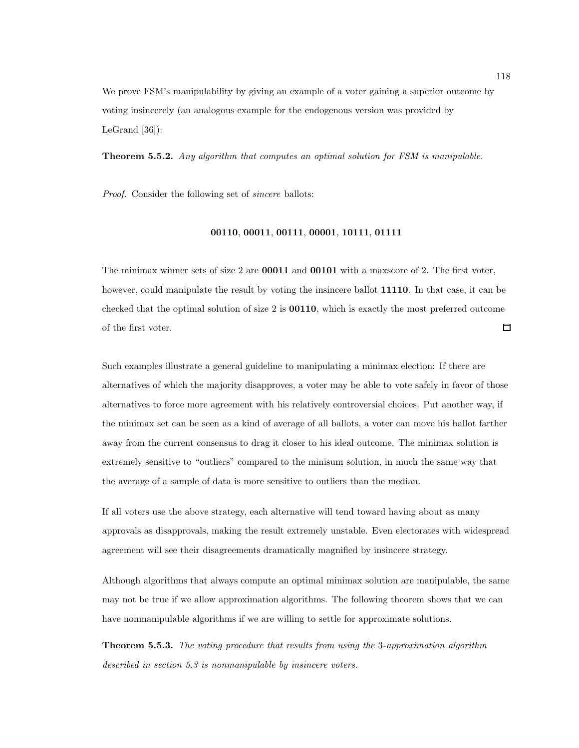We prove FSM's manipulability by giving an example of a voter gaining a superior outcome by voting insincerely (an analogous example for the endogenous version was provided by LeGrand [36]):

**Theorem 5.5.2.** *Any algorithm that computes an optimal solution for FSM is manipulable.*

*Proof.* Consider the following set of *sincere* ballots:

**00110**, **00011**, **00111**, **00001**, **10111**, **01111**

The minimax winner sets of size 2 are **00011** and **00101** with a maxscore of 2. The first voter, however, could manipulate the result by voting the insincere ballot **11110**. In that case, it can be checked that the optimal solution of size 2 is **00110**, which is exactly the most preferred outcome of the first voter. □

Such examples illustrate a general guideline to manipulating a minimax election: If there are alternatives of which the majority disapproves, a voter may be able to vote safely in favor of those alternatives to force more agreement with his relatively controversial choices. Put another way, if the minimax set can be seen as a kind of average of all ballots, a voter can move his ballot farther away from the current consensus to drag it closer to his ideal outcome. The minimax solution is extremely sensitive to "outliers" compared to the minisum solution, in much the same way that the average of a sample of data is more sensitive to outliers than the median.

If all voters use the above strategy, each alternative will tend toward having about as many approvals as disapprovals, making the result extremely unstable. Even electorates with widespread agreement will see their disagreements dramatically magnified by insincere strategy.

Although algorithms that always compute an optimal minimax solution are manipulable, the same may not be true if we allow approximation algorithms. The following theorem shows that we can have nonmanipulable algorithms if we are willing to settle for approximate solutions.

**Theorem 5.5.3.** *The voting procedure that results from using the* 3*-approximation algorithm described in section 5.3 is nonmanipulable by insincere voters.*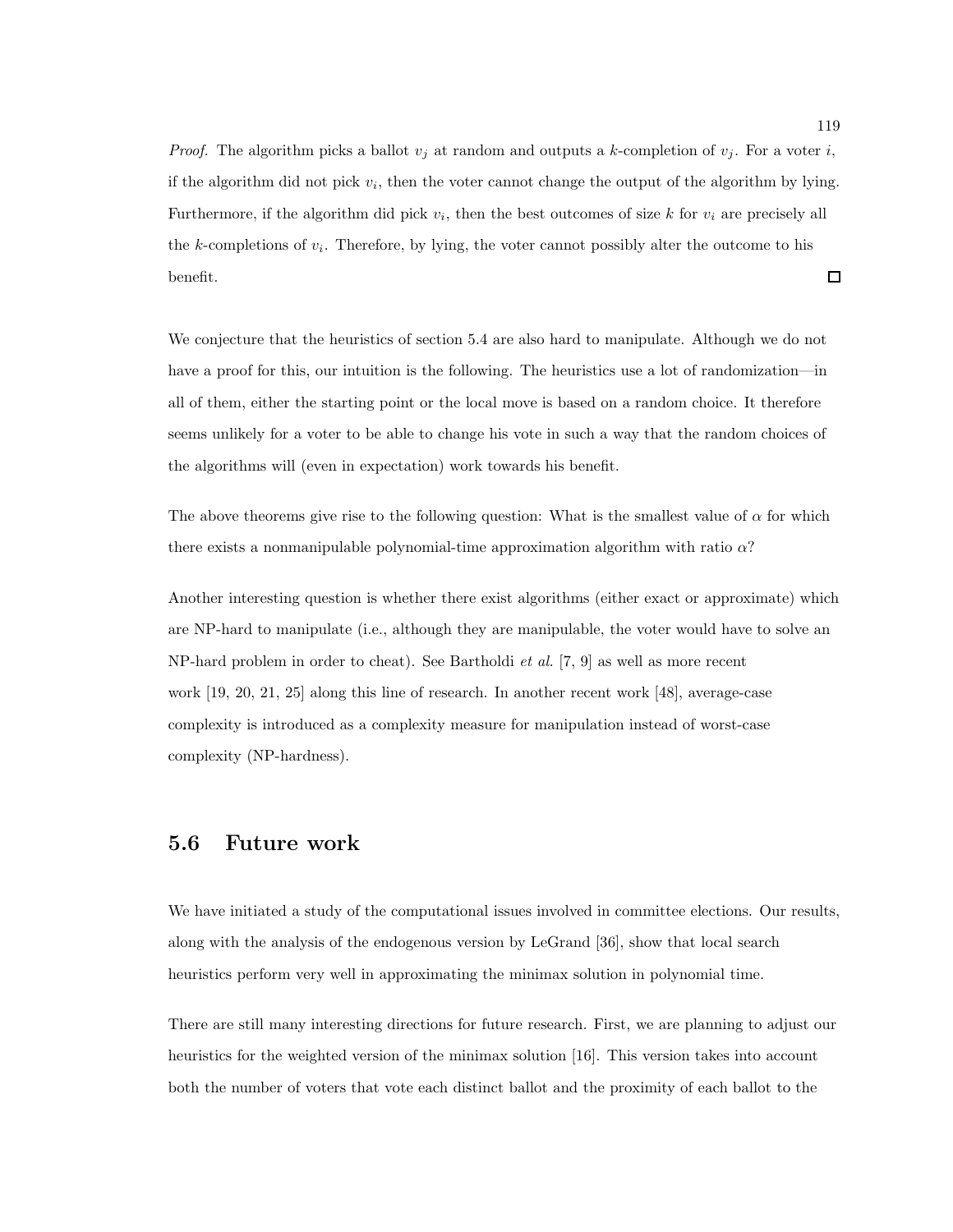*Proof.* The algorithm picks a ballot $v_j$ at random and outputs a $k$-completion of $v_j$. For a voter $i$, if the algorithm did not pick $v_i$, then the voter cannot change the output of the algorithm by lying. Furthermore, if the algorithm did pick $v_i$, then the best outcomes of size $k$ for $v_i$ are precisely all the $k$-completions of $v_i$. Therefore, by lying, the voter cannot possibly alter the outcome to his benefit. □

We conjecture that the heuristics of section 5.4 are also hard to manipulate. Although we do not have a proof for this, our intuition is the following. The heuristics use a lot of randomization—in all of them, either the starting point or the local move is based on a random choice. It therefore seems unlikely for a voter to be able to change his vote in such a way that the random choices of the algorithms will (even in expectation) work towards his benefit.

The above theorems give rise to the following question: What is the smallest value of $\alpha$ for which there exists a nonmanipulable polynomial-time approximation algorithm with ratio $\alpha$?

Another interesting question is whether there exist algorithms (either exact or approximate) which are NP-hard to manipulate (i.e., although they are manipulable, the voter would have to solve an NP-hard problem in order to cheat). See Bartholdi *et al.* [7, 9] as well as more recent work [19, 20, 21, 25] along this line of research. In another recent work [48], average-case complexity is introduced as a complexity measure for manipulation instead of worst-case complexity (NP-hardness).

## 5.6 Future work

We have initiated a study of the computational issues involved in committee elections. Our results, along with the analysis of the endogenous version by LeGrand [36], show that local search heuristics perform very well in approximating the minimax solution in polynomial time.

There are still many interesting directions for future research. First, we are planning to adjust our heuristics for the weighted version of the minimax solution [16]. This version takes into account both the number of voters that vote each distinct ballot and the proximity of each ballot to the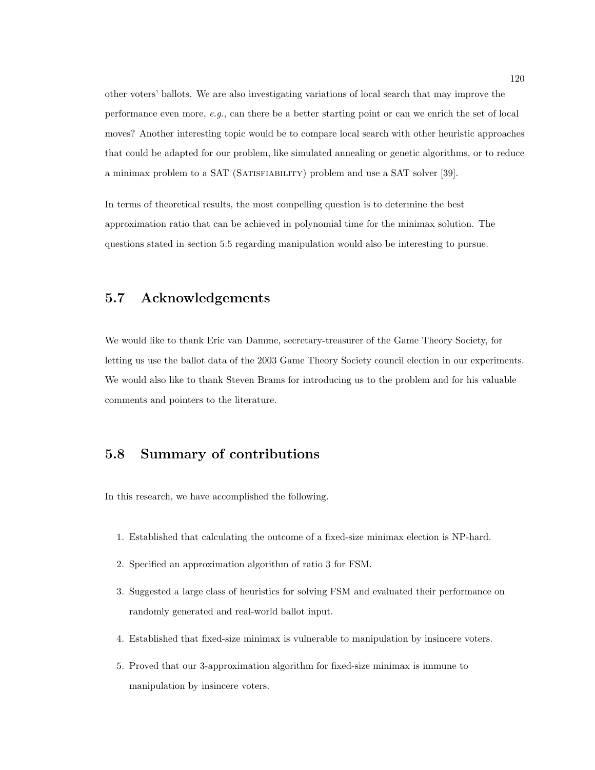other voters' ballots. We are also investigating variations of local search that may improve the performance even more, *e.g.*, can there be a better starting point or can we enrich the set of local moves? Another interesting topic would be to compare local search with other heuristic approaches that could be adapted for our problem, like simulated annealing or genetic algorithms, or to reduce a minimax problem to a SAT (SATISFIABILITY) problem and use a SAT solver [39].

In terms of theoretical results, the most compelling question is to determine the best approximation ratio that can be achieved in polynomial time for the minimax solution. The questions stated in section 5.5 regarding manipulation would also be interesting to pursue.

## 5.7 Acknowledgements

We would like to thank Eric van Damme, secretary-treasurer of the Game Theory Society, for letting us use the ballot data of the 2003 Game Theory Society council election in our experiments. We would also like to thank Steven Brams for introducing us to the problem and for his valuable comments and pointers to the literature.

## 5.8 Summary of contributions

In this research, we have accomplished the following.

1. Established that calculating the outcome of a fixed-size minimax election is NP-hard.
2. Specified an approximation algorithm of ratio 3 for FSM.
3. Suggested a large class of heuristics for solving FSM and evaluated their performance on randomly generated and real-world ballot input.
4. Established that fixed-size minimax is vulnerable to manipulation by insincere voters.
5. Proved that our 3-approximation algorithm for fixed-size minimax is immune to manipulation by insincere voters.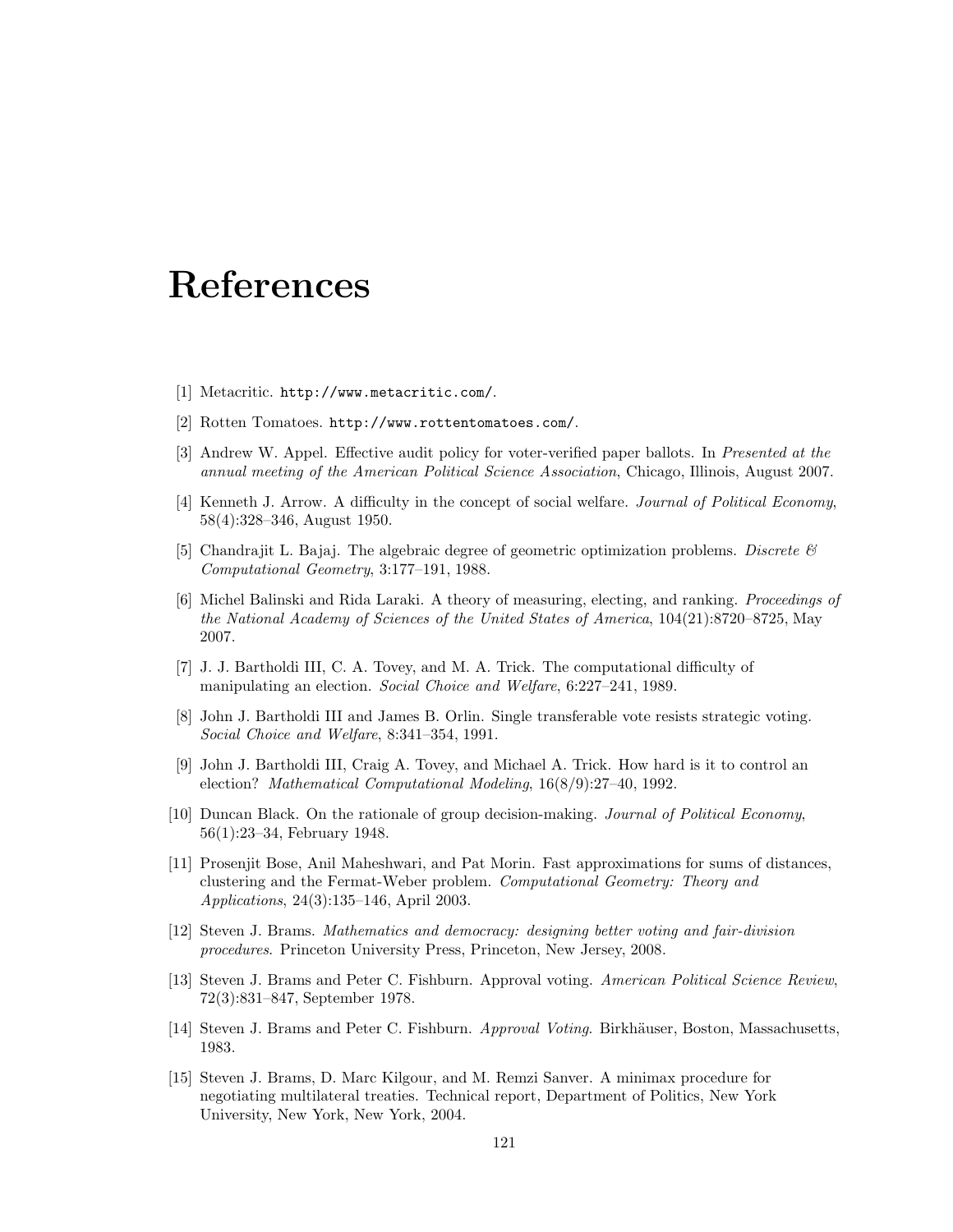# References

[1] Metacritic. http://www.metacritic.com/.

[2] Rotten Tomatoes. http://www.rottentomatoes.com/.

[3] Andrew W. Appel. Effective audit policy for voter-verified paper ballots. In *Presented at the annual meeting of the American Political Science Association*, Chicago, Illinois, August 2007.

[4] Kenneth J. Arrow. A difficulty in the concept of social welfare. *Journal of Political Economy*, 58(4):328–346, August 1950.

[5] Chandrajit L. Bajaj. The algebraic degree of geometric optimization problems. *Discrete & Computational Geometry*, 3:177–191, 1988.

[6] Michel Balinski and Rida Laraki. A theory of measuring, electing, and ranking. *Proceedings of the National Academy of Sciences of the United States of America*, 104(21):8720–8725, May 2007.

[7] J. J. Bartholdi III, C. A. Tovey, and M. A. Trick. The computational difficulty of manipulating an election. *Social Choice and Welfare*, 6:227–241, 1989.

[8] John J. Bartholdi III and James B. Orlin. Single transferable vote resists strategic voting. *Social Choice and Welfare*, 8:341–354, 1991.

[9] John J. Bartholdi III, Craig A. Tovey, and Michael A. Trick. How hard is it to control an election? *Mathematical Computational Modeling*, 16(8/9):27–40, 1992.

[10] Duncan Black. On the rationale of group decision-making. *Journal of Political Economy*, 56(1):23–34, February 1948.

[11] Prosenjit Bose, Anil Maheshwari, and Pat Morin. Fast approximations for sums of distances, clustering and the Fermat-Weber problem. *Computational Geometry: Theory and Applications*, 24(3):135–146, April 2003.

[12] Steven J. Brams. *Mathematics and democracy: designing better voting and fair-division procedures*. Princeton University Press, Princeton, New Jersey, 2008.

[13] Steven J. Brams and Peter C. Fishburn. Approval voting. *American Political Science Review*, 72(3):831–847, September 1978.

[14] Steven J. Brams and Peter C. Fishburn. *Approval Voting*. Birkhäuser, Boston, Massachusetts, 1983.

[15] Steven J. Brams, D. Marc Kilgour, and M. Remzi Sanver. A minimax procedure for negotiating multilateral treaties. Technical report, Department of Politics, New York University, New York, New York, 2004.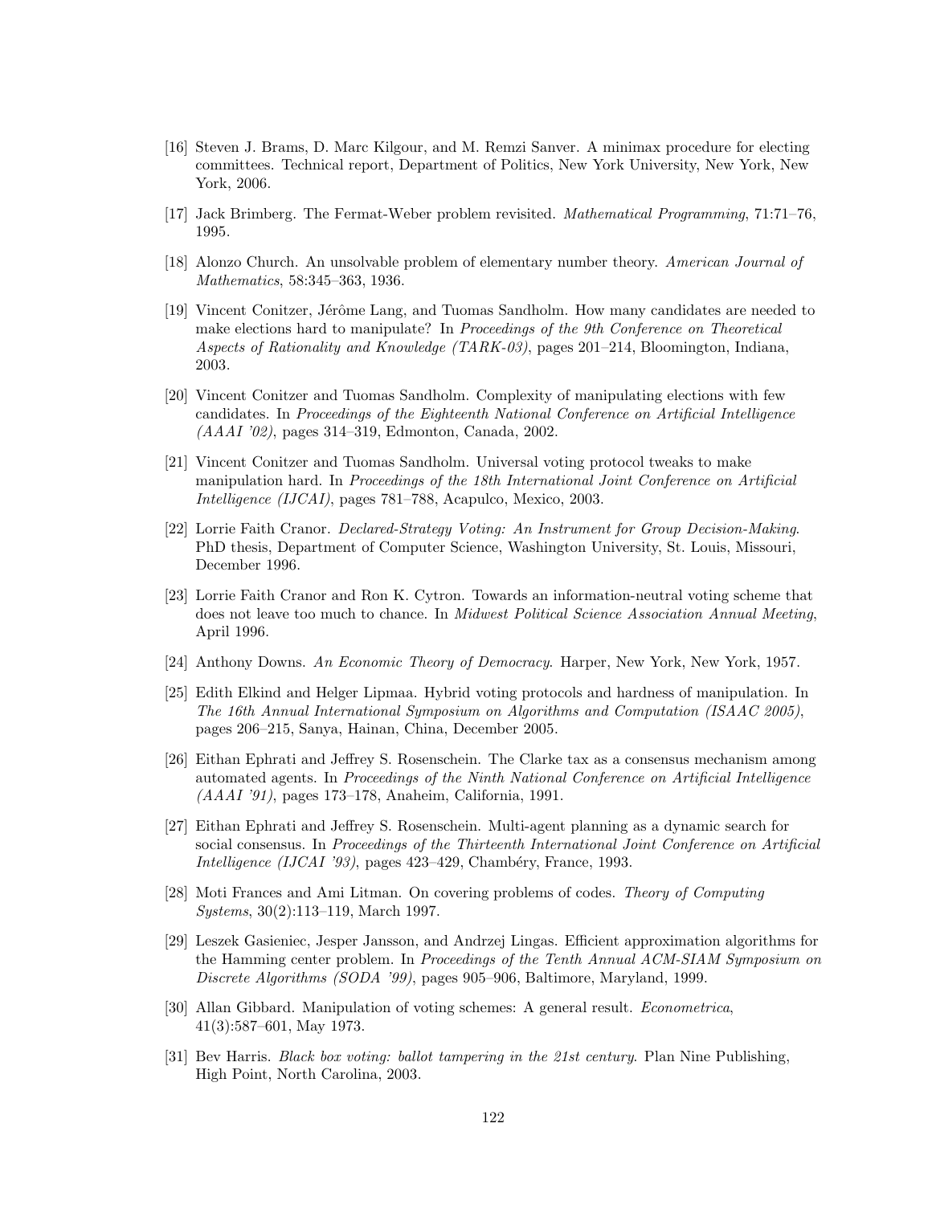[16] Steven J. Brams, D. Marc Kilgour, and M. Remzi Sanver. A minimax procedure for electing committees. Technical report, Department of Politics, New York University, New York, New York, 2006.

[17] Jack Brimberg. The Fermat-Weber problem revisited. *Mathematical Programming*, 71:71–76, 1995.

[18] Alonzo Church. An unsolvable problem of elementary number theory. *American Journal of Mathematics*, 58:345–363, 1936.

[19] Vincent Conitzer, Jérôme Lang, and Tuomas Sandholm. How many candidates are needed to make elections hard to manipulate? In *Proceedings of the 9th Conference on Theoretical Aspects of Rationality and Knowledge (TARK-03)*, pages 201–214, Bloomington, Indiana, 2003.

[20] Vincent Conitzer and Tuomas Sandholm. Complexity of manipulating elections with few candidates. In *Proceedings of the Eighteenth National Conference on Artificial Intelligence (AAAI '02)*, pages 314–319, Edmonton, Canada, 2002.

[21] Vincent Conitzer and Tuomas Sandholm. Universal voting protocol tweaks to make manipulation hard. In *Proceedings of the 18th International Joint Conference on Artificial Intelligence (IJCAI)*, pages 781–788, Acapulco, Mexico, 2003.

[22] Lorrie Faith Cranor. *Declared-Strategy Voting: An Instrument for Group Decision-Making*. PhD thesis, Department of Computer Science, Washington University, St. Louis, Missouri, December 1996.

[23] Lorrie Faith Cranor and Ron K. Cytron. Towards an information-neutral voting scheme that does not leave too much to chance. In *Midwest Political Science Association Annual Meeting*, April 1996.

[24] Anthony Downs. *An Economic Theory of Democracy*. Harper, New York, New York, 1957.

[25] Edith Elkind and Helger Lipmaa. Hybrid voting protocols and hardness of manipulation. In *The 16th Annual International Symposium on Algorithms and Computation (ISAAC 2005)*, pages 206–215, Sanya, Hainan, China, December 2005.

[26] Eithan Ephrati and Jeffrey S. Rosenschein. The Clarke tax as a consensus mechanism among automated agents. In *Proceedings of the Ninth National Conference on Artificial Intelligence (AAAI '91)*, pages 173–178, Anaheim, California, 1991.

[27] Eithan Ephrati and Jeffrey S. Rosenschein. Multi-agent planning as a dynamic search for social consensus. In *Proceedings of the Thirteenth International Joint Conference on Artificial Intelligence (IJCAI '93)*, pages 423–429, Chambéry, France, 1993.

[28] Moti Frances and Ami Litman. On covering problems of codes. *Theory of Computing Systems*, 30(2):113–119, March 1997.

[29] Leszek Gasieniec, Jesper Jansson, and Andrzej Lingas. Efficient approximation algorithms for the Hamming center problem. In *Proceedings of the Tenth Annual ACM-SIAM Symposium on Discrete Algorithms (SODA '99)*, pages 905–906, Baltimore, Maryland, 1999.

[30] Allan Gibbard. Manipulation of voting schemes: A general result. *Econometrica*, 41(3):587–601, May 1973.

[31] Bev Harris. *Black box voting: ballot tampering in the 21st century*. Plan Nine Publishing, High Point, North Carolina, 2003.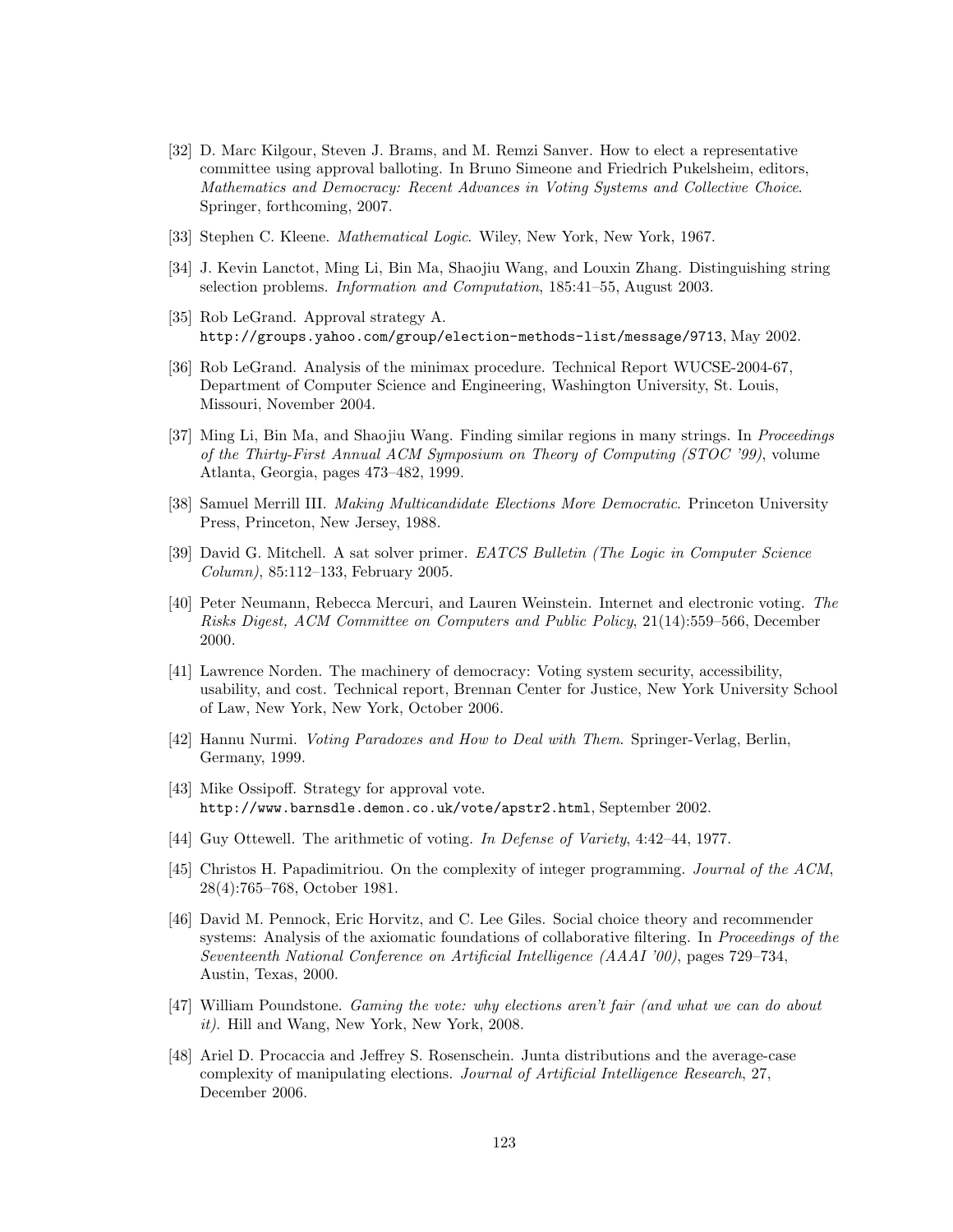[32] D. Marc Kilgour, Steven J. Brams, and M. Remzi Sanver. How to elect a representative committee using approval balloting. In Bruno Simeone and Friedrich Pukelsheim, editors, *Mathematics and Democracy: Recent Advances in Voting Systems and Collective Choice*. Springer, forthcoming, 2007.

[33] Stephen C. Kleene. *Mathematical Logic*. Wiley, New York, New York, 1967.

[34] J. Kevin Lanctot, Ming Li, Bin Ma, Shaojiu Wang, and Louxin Zhang. Distinguishing string selection problems. *Information and Computation*, 185:41–55, August 2003.

[35] Rob LeGrand. Approval strategy A. `http://groups.yahoo.com/group/election-methods-list/message/9713`, May 2002.

[36] Rob LeGrand. Analysis of the minimax procedure. Technical Report WUCSE-2004-67, Department of Computer Science and Engineering, Washington University, St. Louis, Missouri, November 2004.

[37] Ming Li, Bin Ma, and Shaojiu Wang. Finding similar regions in many strings. In *Proceedings of the Thirty-First Annual ACM Symposium on Theory of Computing (STOC '99)*, volume Atlanta, Georgia, pages 473–482, 1999.

[38] Samuel Merrill III. *Making Multicandidate Elections More Democratic*. Princeton University Press, Princeton, New Jersey, 1988.

[39] David G. Mitchell. A sat solver primer. *EATCS Bulletin (The Logic in Computer Science Column)*, 85:112–133, February 2005.

[40] Peter Neumann, Rebecca Mercuri, and Lauren Weinstein. Internet and electronic voting. *The Risks Digest, ACM Committee on Computers and Public Policy*, 21(14):559–566, December 2000.

[41] Lawrence Norden. The machinery of democracy: Voting system security, accessibility, usability, and cost. Technical report, Brennan Center for Justice, New York University School of Law, New York, New York, October 2006.

[42] Hannu Nurmi. *Voting Paradoxes and How to Deal with Them*. Springer-Verlag, Berlin, Germany, 1999.

[43] Mike Ossipoff. Strategy for approval vote. `http://www.barnsdle.demon.co.uk/vote/apstr2.html`, September 2002.

[44] Guy Ottewell. The arithmetic of voting. *In Defense of Variety*, 4:42–44, 1977.

[45] Christos H. Papadimitriou. On the complexity of integer programming. *Journal of the ACM*, 28(4):765–768, October 1981.

[46] David M. Pennock, Eric Horvitz, and C. Lee Giles. Social choice theory and recommender systems: Analysis of the axiomatic foundations of collaborative filtering. In *Proceedings of the Seventeenth National Conference on Artificial Intelligence (AAAI '00)*, pages 729–734, Austin, Texas, 2000.

[47] William Poundstone. *Gaming the vote: why elections aren't fair (and what we can do about it)*. Hill and Wang, New York, New York, 2008.

[48] Ariel D. Procaccia and Jeffrey S. Rosenschein. Junta distributions and the average-case complexity of manipulating elections. *Journal of Artificial Intelligence Research*, 27, December 2006.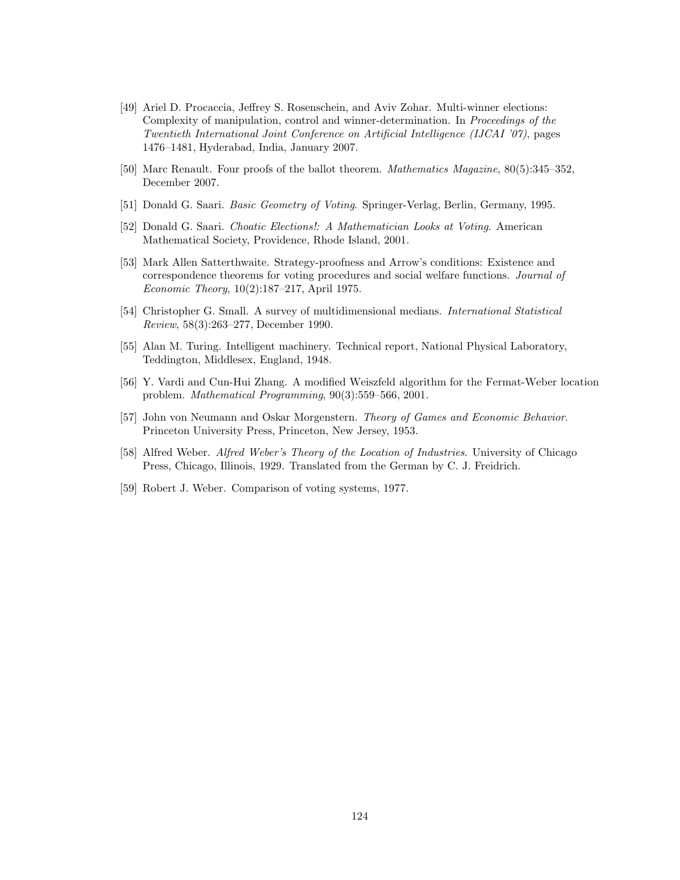[49] Ariel D. Procaccia, Jeffrey S. Rosenschein, and Aviv Zohar. Multi-winner elections: Complexity of manipulation, control and winner-determination. In *Proceedings of the Twentieth International Joint Conference on Artificial Intelligence (IJCAI '07)*, pages 1476–1481, Hyderabad, India, January 2007.

[50] Marc Renault. Four proofs of the ballot theorem. *Mathematics Magazine*, 80(5):345–352, December 2007.

[51] Donald G. Saari. *Basic Geometry of Voting*. Springer-Verlag, Berlin, Germany, 1995.

[52] Donald G. Saari. *Choatic Elections!: A Mathematician Looks at Voting*. American Mathematical Society, Providence, Rhode Island, 2001.

[53] Mark Allen Satterthwaite. Strategy-proofness and Arrow's conditions: Existence and correspondence theorems for voting procedures and social welfare functions. *Journal of Economic Theory*, 10(2):187–217, April 1975.

[54] Christopher G. Small. A survey of multidimensional medians. *International Statistical Review*, 58(3):263–277, December 1990.

[55] Alan M. Turing. Intelligent machinery. Technical report, National Physical Laboratory, Teddington, Middlesex, England, 1948.

[56] Y. Vardi and Cun-Hui Zhang. A modified Weiszfeld algorithm for the Fermat-Weber location problem. *Mathematical Programming*, 90(3):559–566, 2001.

[57] John von Neumann and Oskar Morgenstern. *Theory of Games and Economic Behavior*. Princeton University Press, Princeton, New Jersey, 1953.

[58] Alfred Weber. *Alfred Weber's Theory of the Location of Industries*. University of Chicago Press, Chicago, Illinois, 1929. Translated from the German by C. J. Freidrich.

[59] Robert J. Weber. Comparison of voting systems, 1977.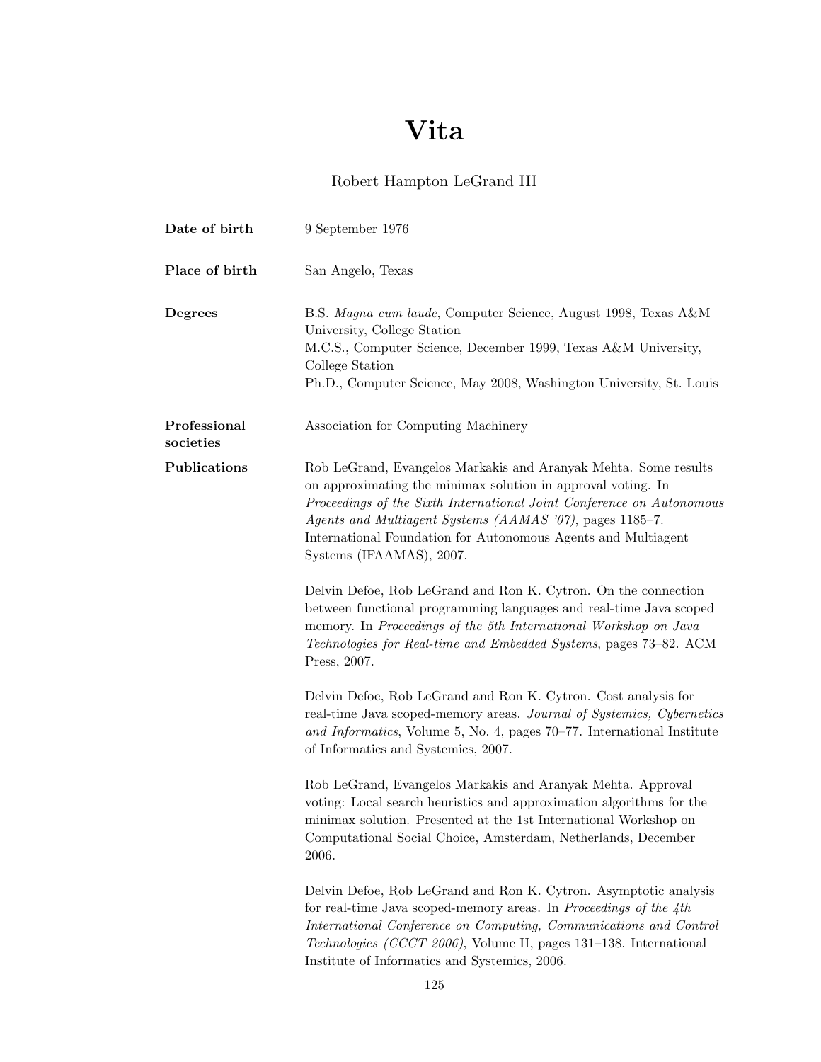# Vita

Robert Hampton LeGrand III

**Date of birth** 9 September 1976

**Place of birth** San Angelo, Texas

**Degrees** B.S. *Magna cum laude*, Computer Science, August 1998, Texas A&M University, College Station
M.C.S., Computer Science, December 1999, Texas A&M University, College Station
Ph.D., Computer Science, May 2008, Washington University, St. Louis

**Professional societies** Association for Computing Machinery

**Publications**

Rob LeGrand, Evangelos Markakis and Aranyak Mehta. Some results on approximating the minimax solution in approval voting. In *Proceedings of the Sixth International Joint Conference on Autonomous Agents and Multiagent Systems (AAMAS '07)*, pages 1185–7. International Foundation for Autonomous Agents and Multiagent Systems (IFAAMAS), 2007.

Delvin Defoe, Rob LeGrand and Ron K. Cytron. On the connection between functional programming languages and real-time Java scoped memory. In *Proceedings of the 5th International Workshop on Java Technologies for Real-time and Embedded Systems*, pages 73–82. ACM Press, 2007.

Delvin Defoe, Rob LeGrand and Ron K. Cytron. Cost analysis for real-time Java scoped-memory areas. *Journal of Systemics, Cybernetics and Informatics*, Volume 5, No. 4, pages 70–77. International Institute of Informatics and Systemics, 2007.

Rob LeGrand, Evangelos Markakis and Aranyak Mehta. Approval voting: Local search heuristics and approximation algorithms for the minimax solution. Presented at the 1st International Workshop on Computational Social Choice, Amsterdam, Netherlands, December 2006.

Delvin Defoe, Rob LeGrand and Ron K. Cytron. Asymptotic analysis for real-time Java scoped-memory areas. In *Proceedings of the 4th International Conference on Computing, Communications and Control Technologies (CCCT 2006)*, Volume II, pages 131–138. International Institute of Informatics and Systemics, 2006.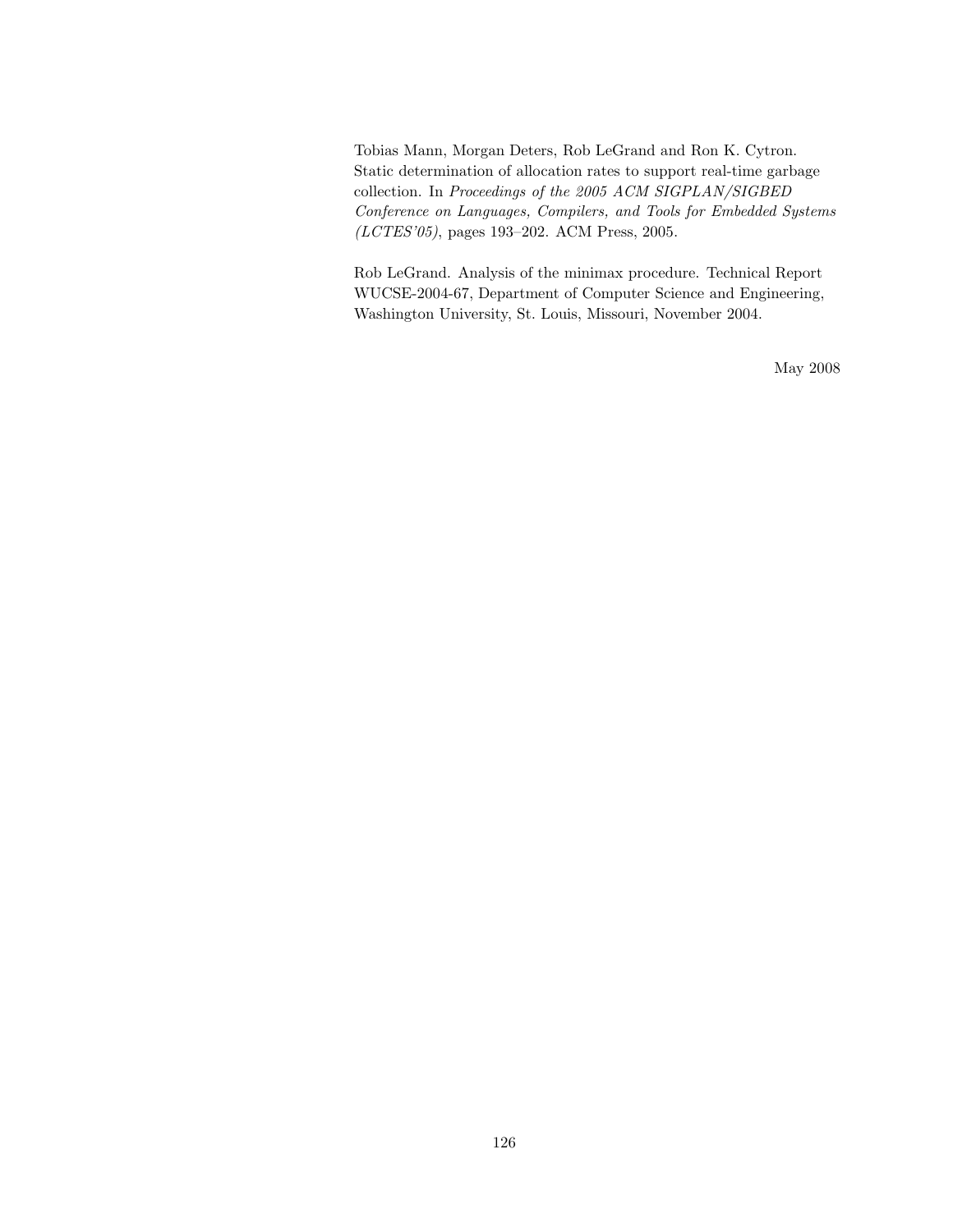Tobias Mann, Morgan Deters, Rob LeGrand and Ron K. Cytron. Static determination of allocation rates to support real-time garbage collection. In *Proceedings of the 2005 ACM SIGPLAN/SIGBED Conference on Languages, Compilers, and Tools for Embedded Systems (LCTES'05)*, pages 193–202. ACM Press, 2005.

Rob LeGrand. Analysis of the minimax procedure. Technical Report WUCSE-2004-67, Department of Computer Science and Engineering, Washington University, St. Louis, Missouri, November 2004.

May 2008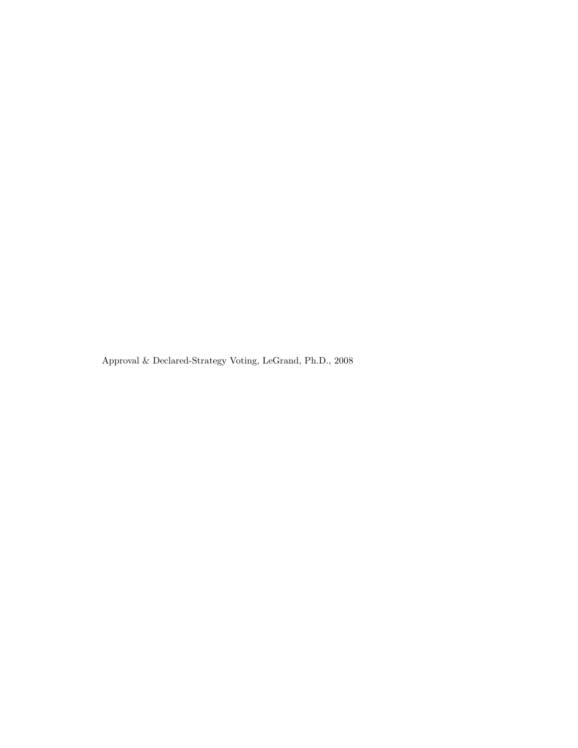Approval & Declared-Strategy Voting, LeGrand, Ph.D., 2008